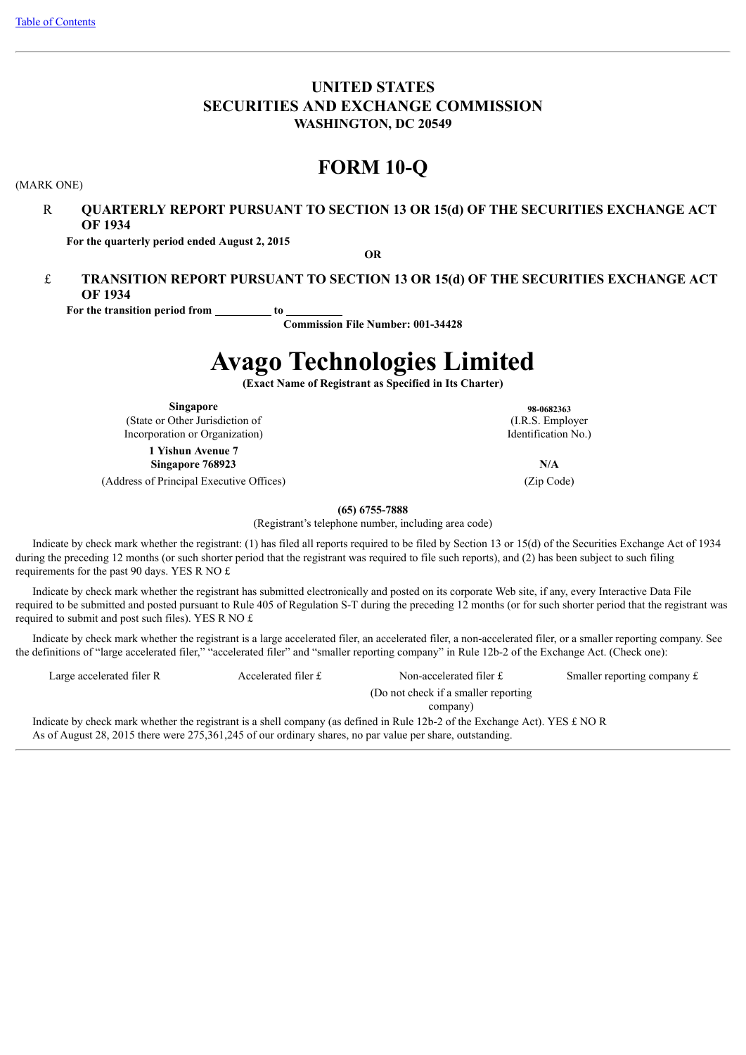[Table of Contents](#)

---

# UNITED STATES
# SECURITIES AND EXCHANGE COMMISSION
## WASHINGTON, DC 20549

# FORM 10-Q

(MARK ONE)

R **QUARTERLY REPORT PURSUANT TO SECTION 13 OR 15(d) OF THE SECURITIES EXCHANGE ACT OF 1934**

**For the quarterly period ended August 2, 2015**

**OR**

£ **TRANSITION REPORT PURSUANT TO SECTION 13 OR 15(d) OF THE SECURITIES EXCHANGE ACT OF 1934**

**For the transition period from __________ to __________**

**Commission File Number: 001-34428**

# Avago Technologies Limited

**(Exact Name of Registrant as Specified in Its Charter)**

| | |
|---|---|
| **Singapore** | **98-0682363** |
| (State or Other Jurisdiction of Incorporation or Organization) | (I.R.S. Employer Identification No.) |
| **1 Yishun Avenue 7** **Singapore 768923** | **N/A** |
| (Address of Principal Executive Offices) | (Zip Code) |

**(65) 6755-7888**

(Registrant's telephone number, including area code)

Indicate by check mark whether the registrant: (1) has filed all reports required to be filed by Section 13 or 15(d) of the Securities Exchange Act of 1934 during the preceding 12 months (or such shorter period that the registrant was required to file such reports), and (2) has been subject to such filing requirements for the past 90 days. YES R NO £

Indicate by check mark whether the registrant has submitted electronically and posted on its corporate Web site, if any, every Interactive Data File required to be submitted and posted pursuant to Rule 405 of Regulation S-T during the preceding 12 months (or for such shorter period that the registrant was required to submit and post such files). YES R NO £

Indicate by check mark whether the registrant is a large accelerated filer, an accelerated filer, a non-accelerated filer, or a smaller reporting company. See the definitions of "large accelerated filer," "accelerated filer" and "smaller reporting company" in Rule 12b-2 of the Exchange Act. (Check one):

| | | | |
|---|---|---|---|
| Large accelerated filer R | Accelerated filer £ | Non-accelerated filer £ (Do not check if a smaller reporting company) | Smaller reporting company £ |

Indicate by check mark whether the registrant is a shell company (as defined in Rule 12b-2 of the Exchange Act). YES £ NO R

As of August 28, 2015 there were 275,361,245 of our ordinary shares, no par value per share, outstanding.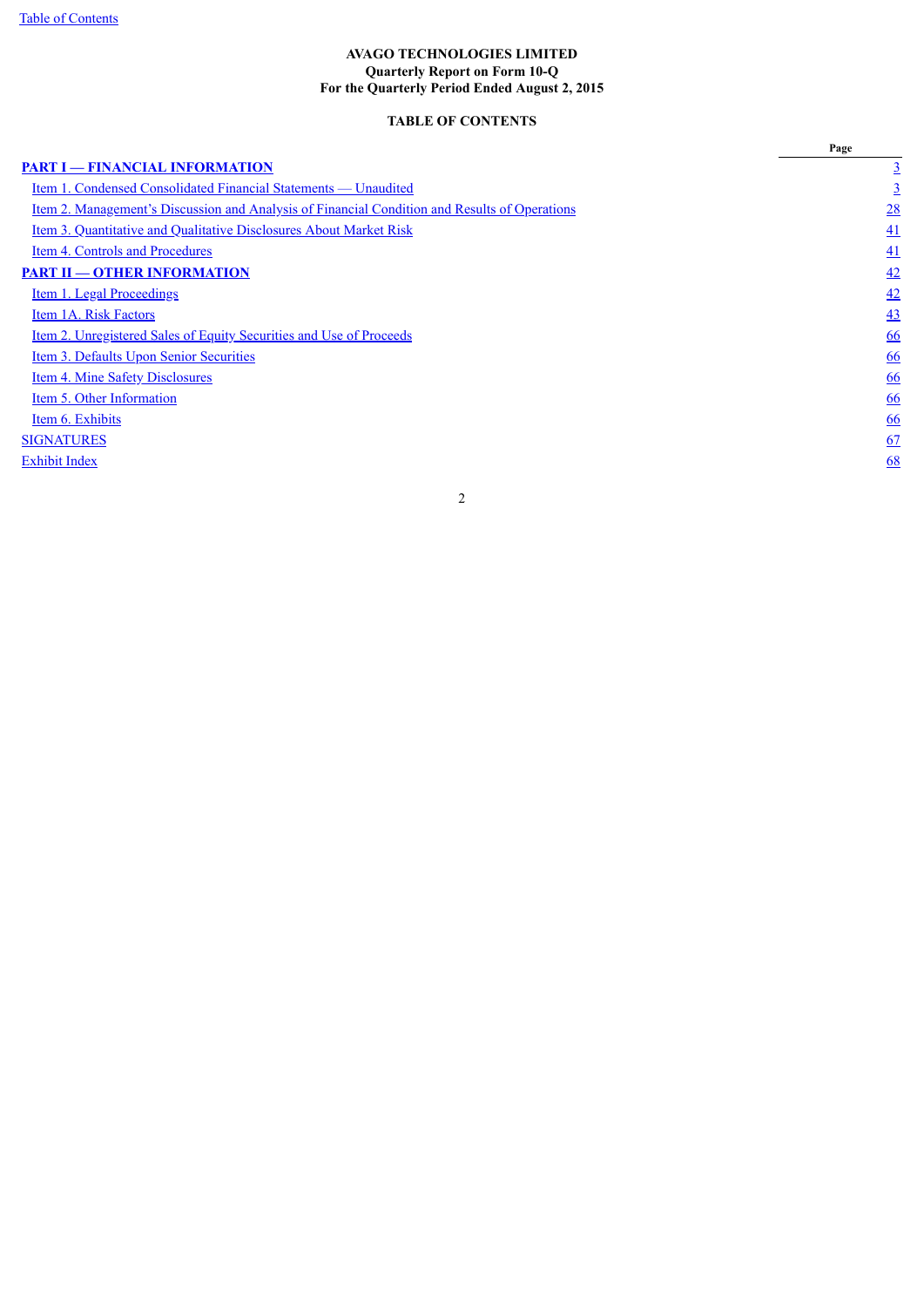**AVAGO TECHNOLOGIES LIMITED**
**Quarterly Report on Form 10-Q**
**For the Quarterly Period Ended August 2, 2015**

**TABLE OF CONTENTS**

| | Page |
|---|---|
| **PART I — FINANCIAL INFORMATION** | 3 |
| Item 1. Condensed Consolidated Financial Statements — Unaudited | 3 |
| Item 2. Management's Discussion and Analysis of Financial Condition and Results of Operations | 28 |
| Item 3. Quantitative and Qualitative Disclosures About Market Risk | 41 |
| Item 4. Controls and Procedures | 41 |
| **PART II — OTHER INFORMATION** | 42 |
| Item 1. Legal Proceedings | 42 |
| Item 1A. Risk Factors | 43 |
| Item 2. Unregistered Sales of Equity Securities and Use of Proceeds | 66 |
| Item 3. Defaults Upon Senior Securities | 66 |
| Item 4. Mine Safety Disclosures | 66 |
| Item 5. Other Information | 66 |
| Item 6. Exhibits | 66 |
| SIGNATURES | 67 |
| Exhibit Index | 68 |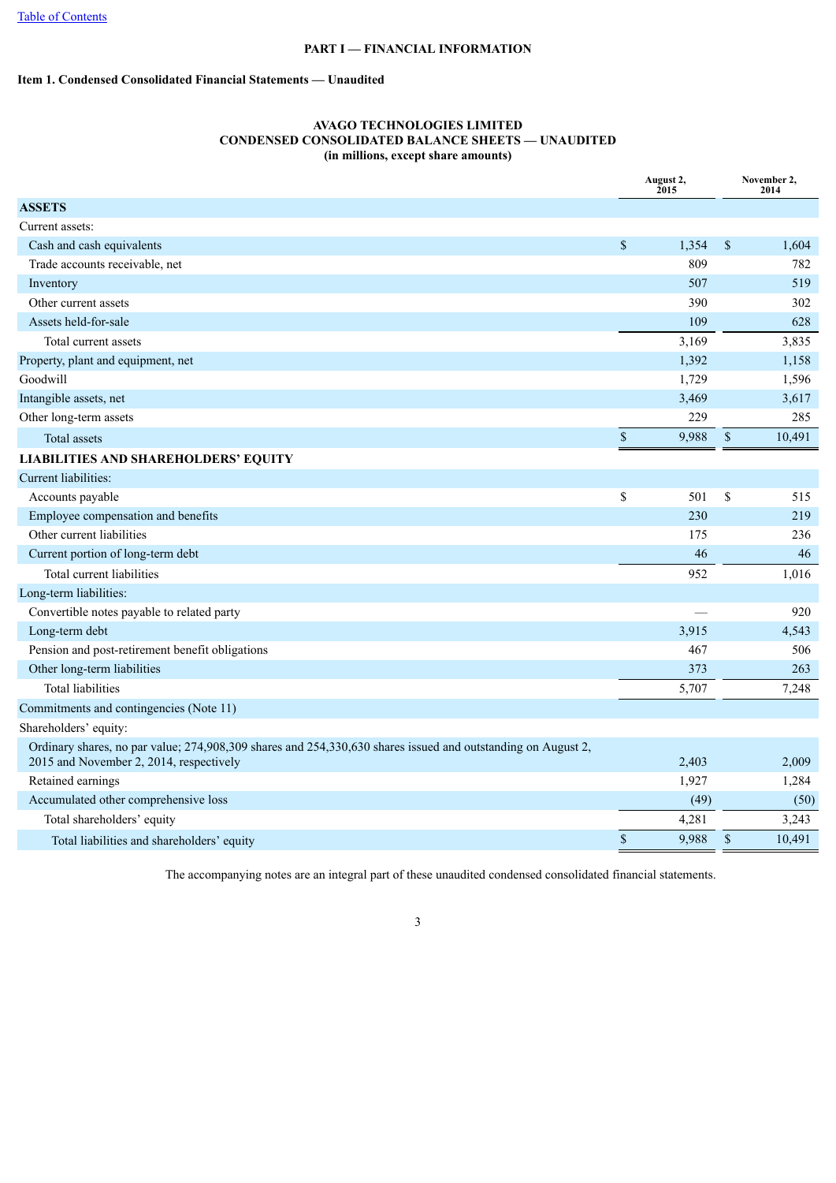[Table of Contents](#)

**PART I — FINANCIAL INFORMATION**

**Item 1. Condensed Consolidated Financial Statements — Unaudited**

**AVAGO TECHNOLOGIES LIMITED**
**CONDENSED CONSOLIDATED BALANCE SHEETS — UNAUDITED**
**(in millions, except share amounts)**

| | August 2, 2015 | November 2, 2014 |
|---|---|---|
| **ASSETS** | | |
| Current assets: | | |
| Cash and cash equivalents | $ 1,354 | $ 1,604 |
| Trade accounts receivable, net | 809 | 782 |
| Inventory | 507 | 519 |
| Other current assets | 390 | 302 |
| Assets held-for-sale | 109 | 628 |
| Total current assets | 3,169 | 3,835 |
| Property, plant and equipment, net | 1,392 | 1,158 |
| Goodwill | 1,729 | 1,596 |
| Intangible assets, net | 3,469 | 3,617 |
| Other long-term assets | 229 | 285 |
| Total assets | $ 9,988 | $ 10,491 |
| **LIABILITIES AND SHAREHOLDERS' EQUITY** | | |
| Current liabilities: | | |
| Accounts payable | $ 501 | $ 515 |
| Employee compensation and benefits | 230 | 219 |
| Other current liabilities | 175 | 236 |
| Current portion of long-term debt | 46 | 46 |
| Total current liabilities | 952 | 1,016 |
| Long-term liabilities: | | |
| Convertible notes payable to related party | — | 920 |
| Long-term debt | 3,915 | 4,543 |
| Pension and post-retirement benefit obligations | 467 | 506 |
| Other long-term liabilities | 373 | 263 |
| Total liabilities | 5,707 | 7,248 |
| Commitments and contingencies (Note 11) | | |
| Shareholders' equity: | | |
| Ordinary shares, no par value; 274,908,309 shares and 254,330,630 shares issued and outstanding on August 2, 2015 and November 2, 2014, respectively | 2,403 | 2,009 |
| Retained earnings | 1,927 | 1,284 |
| Accumulated other comprehensive loss | (49) | (50) |
| Total shareholders' equity | 4,281 | 3,243 |
| Total liabilities and shareholders' equity | $ 9,988 | $ 10,491 |

The accompanying notes are an integral part of these unaudited condensed consolidated financial statements.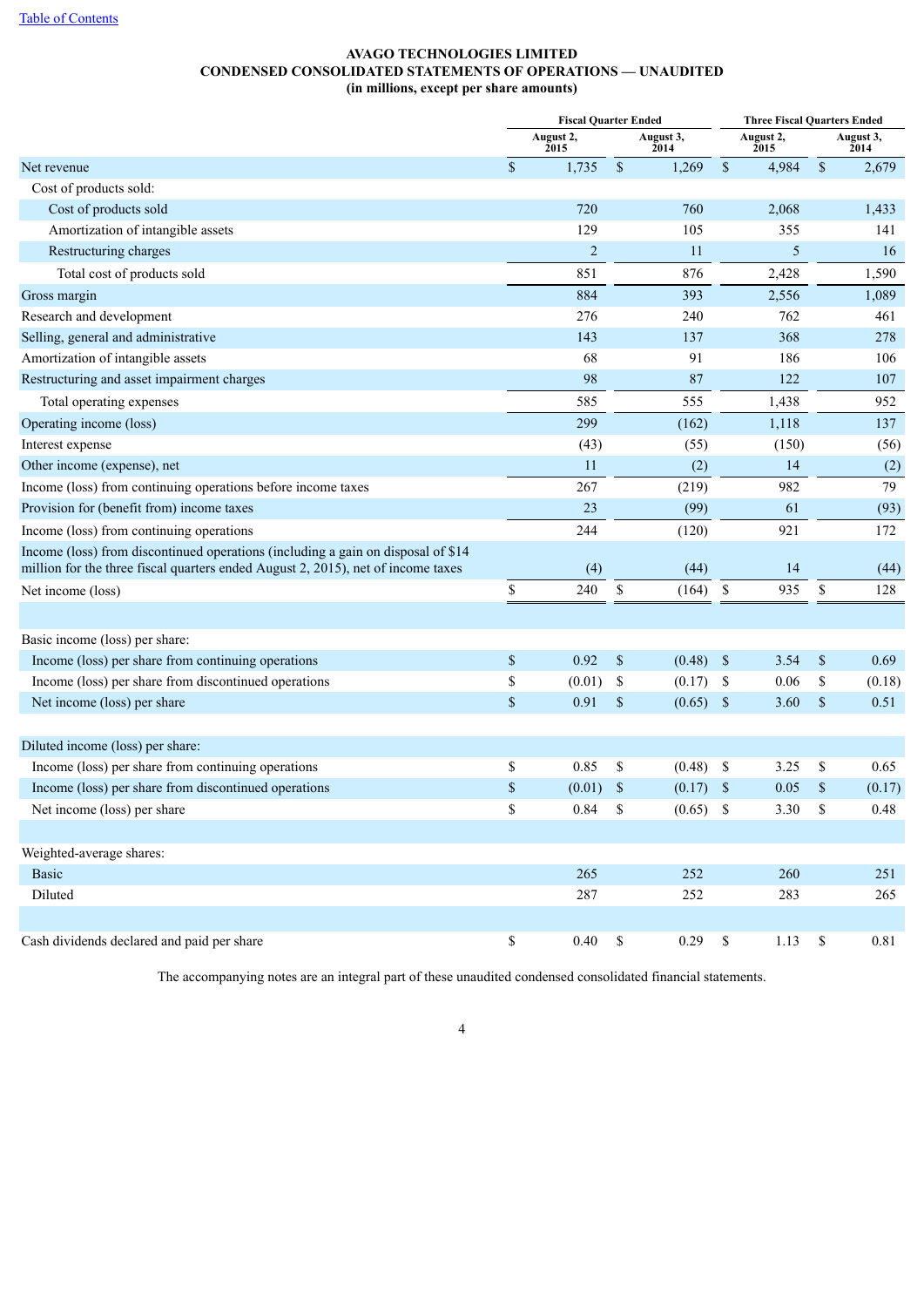Table of Contents

**AVAGO TECHNOLOGIES LIMITED**
**CONDENSED CONSOLIDATED STATEMENTS OF OPERATIONS — UNAUDITED**
**(in millions, except per share amounts)**

| | Fiscal Quarter Ended | | Three Fiscal Quarters Ended | |
|---|---|---|---|---|
| | August 2, 2015 | August 3, 2014 | August 2, 2015 | August 3, 2014 |
| Net revenue | $ 1,735 | $ 1,269 | $ 4,984 | $ 2,679 |
| Cost of products sold: | | | | |
| Cost of products sold | 720 | 760 | 2,068 | 1,433 |
| Amortization of intangible assets | 129 | 105 | 355 | 141 |
| Restructuring charges | 2 | 11 | 5 | 16 |
| Total cost of products sold | 851 | 876 | 2,428 | 1,590 |
| Gross margin | 884 | 393 | 2,556 | 1,089 |
| Research and development | 276 | 240 | 762 | 461 |
| Selling, general and administrative | 143 | 137 | 368 | 278 |
| Amortization of intangible assets | 68 | 91 | 186 | 106 |
| Restructuring and asset impairment charges | 98 | 87 | 122 | 107 |
| Total operating expenses | 585 | 555 | 1,438 | 952 |
| Operating income (loss) | 299 | (162) | 1,118 | 137 |
| Interest expense | (43) | (55) | (150) | (56) |
| Other income (expense), net | 11 | (2) | 14 | (2) |
| Income (loss) from continuing operations before income taxes | 267 | (219) | 982 | 79 |
| Provision for (benefit from) income taxes | 23 | (99) | 61 | (93) |
| Income (loss) from continuing operations | 244 | (120) | 921 | 172 |
| Income (loss) from discontinued operations (including a gain on disposal of $14 million for the three fiscal quarters ended August 2, 2015), net of income taxes | (4) | (44) | 14 | (44) |
| Net income (loss) | $ 240 | $ (164) | $ 935 | $ 128 |
| | | | | |
| Basic income (loss) per share: | | | | |
| Income (loss) per share from continuing operations | $ 0.92 | $ (0.48) | $ 3.54 | $ 0.69 |
| Income (loss) per share from discontinued operations | $ (0.01) | $ (0.17) | $ 0.06 | $ (0.18) |
| Net income (loss) per share | $ 0.91 | $ (0.65) | $ 3.60 | $ 0.51 |
| | | | | |
| Diluted income (loss) per share: | | | | |
| Income (loss) per share from continuing operations | $ 0.85 | $ (0.48) | $ 3.25 | $ 0.65 |
| Income (loss) per share from discontinued operations | $ (0.01) | $ (0.17) | $ 0.05 | $ (0.17) |
| Net income (loss) per share | $ 0.84 | $ (0.65) | $ 3.30 | $ 0.48 |
| | | | | |
| Weighted-average shares: | | | | |
| Basic | 265 | 252 | 260 | 251 |
| Diluted | 287 | 252 | 283 | 265 |
| | | | | |
| Cash dividends declared and paid per share | $ 0.40 | $ 0.29 | $ 1.13 | $ 0.81 |

The accompanying notes are an integral part of these unaudited condensed consolidated financial statements.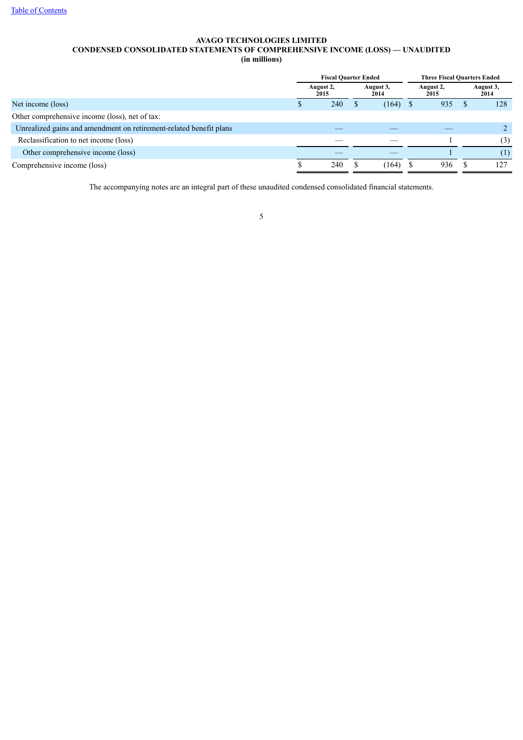# AVAGO TECHNOLOGIES LIMITED
## CONDENSED CONSOLIDATED STATEMENTS OF COMPREHENSIVE INCOME (LOSS) — UNAUDITED
### (in millions)

| | Fiscal Quarter Ended | | Three Fiscal Quarters Ended | |
|---|---|---|---|---|
| | August 2, 2015 | August 3, 2014 | August 2, 2015 | August 3, 2014 |
| Net income (loss) | $ 240 | $ (164) | $ 935 | $ 128 |
| Other comprehensive income (loss), net of tax: | | | | |
| Unrealized gains and amendment on retirement-related benefit plans | — | — | — | 2 |
| Reclassification to net income (loss) | — | — | 1 | (3) |
| Other comprehensive income (loss) | — | — | 1 | (1) |
| Comprehensive income (loss) | $ 240 | $ (164) | $ 936 | $ 127 |

The accompanying notes are an integral part of these unaudited condensed consolidated financial statements.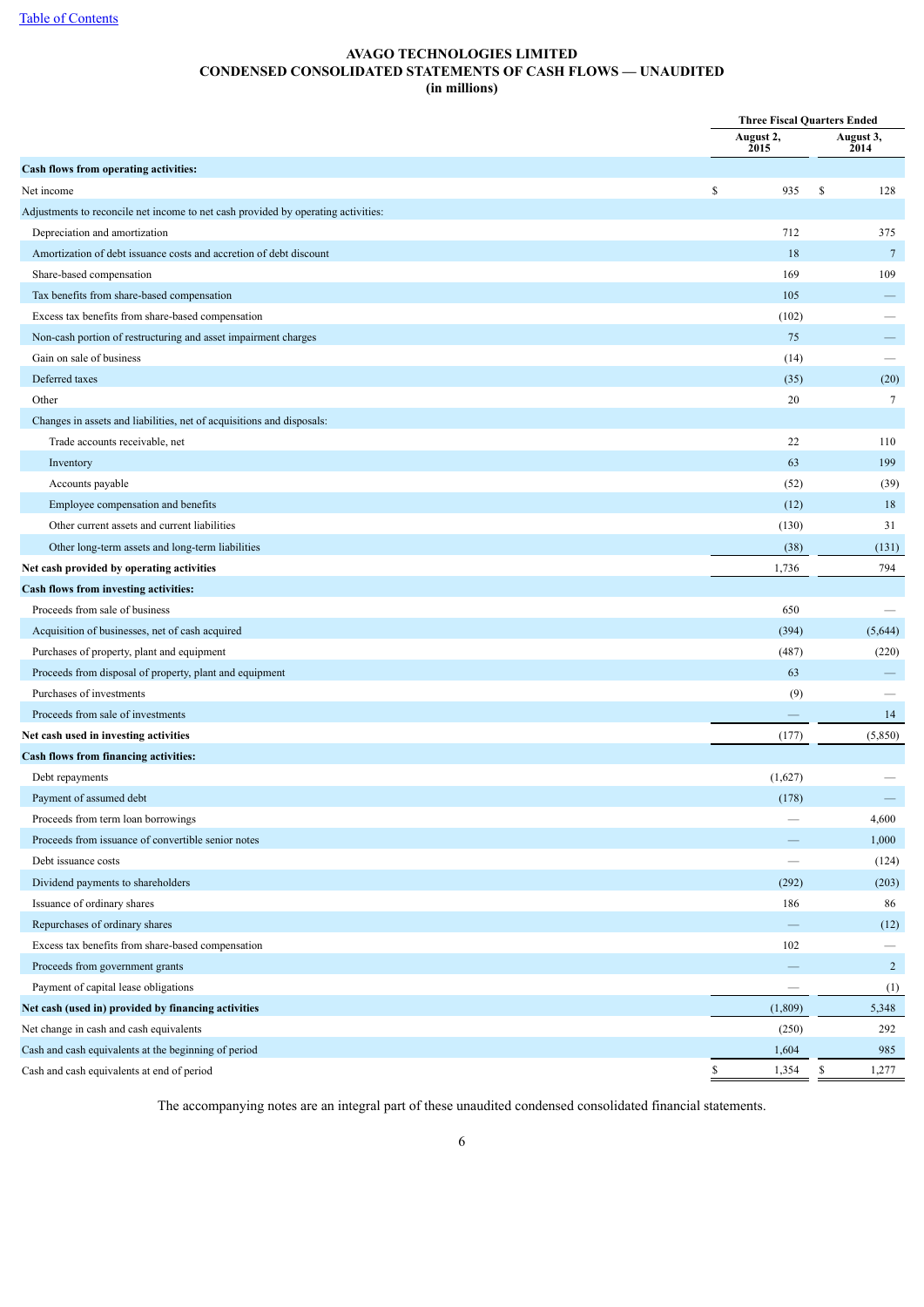Table of Contents

# AVAGO TECHNOLOGIES LIMITED
## CONDENSED CONSOLIDATED STATEMENTS OF CASH FLOWS — UNAUDITED
### (in millions)

| | Three Fiscal Quarters Ended | |
|---|---|---|
| | August 2, 2015 | August 3, 2014 |
| **Cash flows from operating activities:** | | |
| Net income | $ 935 | $ 128 |
| Adjustments to reconcile net income to net cash provided by operating activities: | | |
| Depreciation and amortization | 712 | 375 |
| Amortization of debt issuance costs and accretion of debt discount | 18 | 7 |
| Share-based compensation | 169 | 109 |
| Tax benefits from share-based compensation | 105 | — |
| Excess tax benefits from share-based compensation | (102) | — |
| Non-cash portion of restructuring and asset impairment charges | 75 | — |
| Gain on sale of business | (14) | — |
| Deferred taxes | (35) | (20) |
| Other | 20 | 7 |
| Changes in assets and liabilities, net of acquisitions and disposals: | | |
| Trade accounts receivable, net | 22 | 110 |
| Inventory | 63 | 199 |
| Accounts payable | (52) | (39) |
| Employee compensation and benefits | (12) | 18 |
| Other current assets and current liabilities | (130) | 31 |
| Other long-term assets and long-term liabilities | (38) | (131) |
| **Net cash provided by operating activities** | 1,736 | 794 |
| **Cash flows from investing activities:** | | |
| Proceeds from sale of business | 650 | — |
| Acquisition of businesses, net of cash acquired | (394) | (5,644) |
| Purchases of property, plant and equipment | (487) | (220) |
| Proceeds from disposal of property, plant and equipment | 63 | — |
| Purchases of investments | (9) | — |
| Proceeds from sale of investments | — | 14 |
| **Net cash used in investing activities** | (177) | (5,850) |
| **Cash flows from financing activities:** | | |
| Debt repayments | (1,627) | — |
| Payment of assumed debt | (178) | — |
| Proceeds from term loan borrowings | — | 4,600 |
| Proceeds from issuance of convertible senior notes | — | 1,000 |
| Debt issuance costs | — | (124) |
| Dividend payments to shareholders | (292) | (203) |
| Issuance of ordinary shares | 186 | 86 |
| Repurchases of ordinary shares | — | (12) |
| Excess tax benefits from share-based compensation | 102 | — |
| Proceeds from government grants | — | 2 |
| Payment of capital lease obligations | — | (1) |
| **Net cash (used in) provided by financing activities** | (1,809) | 5,348 |
| Net change in cash and cash equivalents | (250) | 292 |
| Cash and cash equivalents at the beginning of period | 1,604 | 985 |
| Cash and cash equivalents at end of period | $ 1,354 | $ 1,277 |

The accompanying notes are an integral part of these unaudited condensed consolidated financial statements.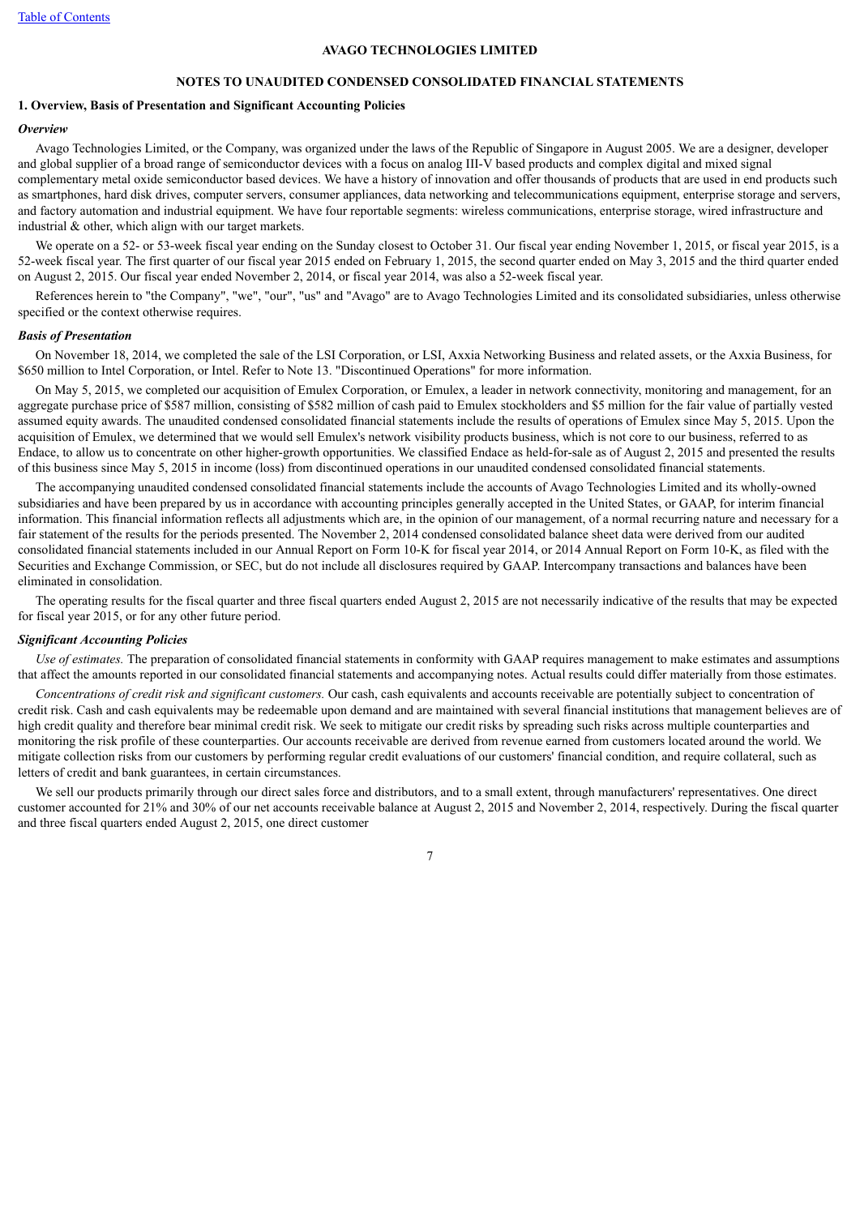**AVAGO TECHNOLOGIES LIMITED**

**NOTES TO UNAUDITED CONDENSED CONSOLIDATED FINANCIAL STATEMENTS**

**1. Overview, Basis of Presentation and Significant Accounting Policies**

***Overview***

Avago Technologies Limited, or the Company, was organized under the laws of the Republic of Singapore in August 2005. We are a designer, developer and global supplier of a broad range of semiconductor devices with a focus on analog III-V based products and complex digital and mixed signal complementary metal oxide semiconductor based devices. We have a history of innovation and offer thousands of products that are used in end products such as smartphones, hard disk drives, computer servers, consumer appliances, data networking and telecommunications equipment, enterprise storage and servers, and factory automation and industrial equipment. We have four reportable segments: wireless communications, enterprise storage, wired infrastructure and industrial & other, which align with our target markets.

We operate on a 52- or 53-week fiscal year ending on the Sunday closest to October 31. Our fiscal year ending November 1, 2015, or fiscal year 2015, is a 52-week fiscal year. The first quarter of our fiscal year 2015 ended on February 1, 2015, the second quarter ended on May 3, 2015 and the third quarter ended on August 2, 2015. Our fiscal year ended November 2, 2014, or fiscal year 2014, was also a 52-week fiscal year.

References herein to "the Company", "we", "our", "us" and "Avago" are to Avago Technologies Limited and its consolidated subsidiaries, unless otherwise specified or the context otherwise requires.

***Basis of Presentation***

On November 18, 2014, we completed the sale of the LSI Corporation, or LSI, Axxia Networking Business and related assets, or the Axxia Business, for $650 million to Intel Corporation, or Intel. Refer to Note 13. "Discontinued Operations" for more information.

On May 5, 2015, we completed our acquisition of Emulex Corporation, or Emulex, a leader in network connectivity, monitoring and management, for an aggregate purchase price of $587 million, consisting of $582 million of cash paid to Emulex stockholders and $5 million for the fair value of partially vested assumed equity awards. The unaudited condensed consolidated financial statements include the results of operations of Emulex since May 5, 2015. Upon the acquisition of Emulex, we determined that we would sell Emulex's network visibility products business, which is not core to our business, referred to as Endace, to allow us to concentrate on other higher-growth opportunities. We classified Endace as held-for-sale as of August 2, 2015 and presented the results of this business since May 5, 2015 in income (loss) from discontinued operations in our unaudited condensed consolidated financial statements.

The accompanying unaudited condensed consolidated financial statements include the accounts of Avago Technologies Limited and its wholly-owned subsidiaries and have been prepared by us in accordance with accounting principles generally accepted in the United States, or GAAP, for interim financial information. This financial information reflects all adjustments which are, in the opinion of our management, of a normal recurring nature and necessary for a fair statement of the results for the periods presented. The November 2, 2014 condensed consolidated balance sheet data were derived from our audited consolidated financial statements included in our Annual Report on Form 10-K for fiscal year 2014, or 2014 Annual Report on Form 10-K, as filed with the Securities and Exchange Commission, or SEC, but do not include all disclosures required by GAAP. Intercompany transactions and balances have been eliminated in consolidation.

The operating results for the fiscal quarter and three fiscal quarters ended August 2, 2015 are not necessarily indicative of the results that may be expected for fiscal year 2015, or for any other future period.

***Significant Accounting Policies***

*Use of estimates.* The preparation of consolidated financial statements in conformity with GAAP requires management to make estimates and assumptions that affect the amounts reported in our consolidated financial statements and accompanying notes. Actual results could differ materially from those estimates.

*Concentrations of credit risk and significant customers.* Our cash, cash equivalents and accounts receivable are potentially subject to concentration of credit risk. Cash and cash equivalents may be redeemable upon demand and are maintained with several financial institutions that management believes are of high credit quality and therefore bear minimal credit risk. We seek to mitigate our credit risks by spreading such risks across multiple counterparties and monitoring the risk profile of these counterparties. Our accounts receivable are derived from revenue earned from customers located around the world. We mitigate collection risks from our customers by performing regular credit evaluations of our customers' financial condition, and require collateral, such as letters of credit and bank guarantees, in certain circumstances.

We sell our products primarily through our direct sales force and distributors, and to a small extent, through manufacturers' representatives. One direct customer accounted for 21% and 30% of our net accounts receivable balance at August 2, 2015 and November 2, 2014, respectively. During the fiscal quarter and three fiscal quarters ended August 2, 2015, one direct customer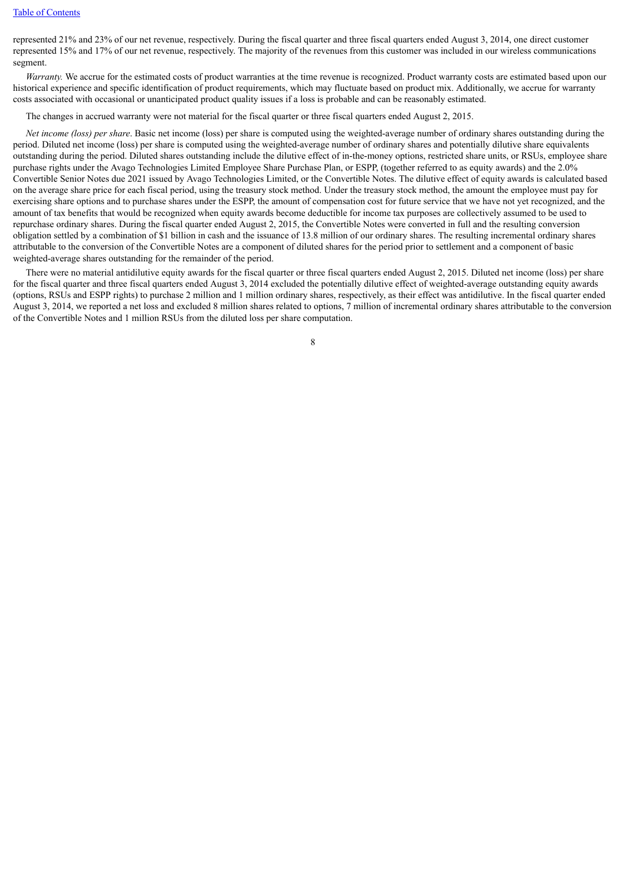represented 21% and 23% of our net revenue, respectively. During the fiscal quarter and three fiscal quarters ended August 3, 2014, one direct customer represented 15% and 17% of our net revenue, respectively. The majority of the revenues from this customer was included in our wireless communications segment.

*Warranty.* We accrue for the estimated costs of product warranties at the time revenue is recognized. Product warranty costs are estimated based upon our historical experience and specific identification of product requirements, which may fluctuate based on product mix. Additionally, we accrue for warranty costs associated with occasional or unanticipated product quality issues if a loss is probable and can be reasonably estimated.

The changes in accrued warranty were not material for the fiscal quarter or three fiscal quarters ended August 2, 2015.

*Net income (loss) per share*. Basic net income (loss) per share is computed using the weighted-average number of ordinary shares outstanding during the period. Diluted net income (loss) per share is computed using the weighted-average number of ordinary shares and potentially dilutive share equivalents outstanding during the period. Diluted shares outstanding include the dilutive effect of in-the-money options, restricted share units, or RSUs, employee share purchase rights under the Avago Technologies Limited Employee Share Purchase Plan, or ESPP, (together referred to as equity awards) and the 2.0% Convertible Senior Notes due 2021 issued by Avago Technologies Limited, or the Convertible Notes. The dilutive effect of equity awards is calculated based on the average share price for each fiscal period, using the treasury stock method. Under the treasury stock method, the amount the employee must pay for exercising share options and to purchase shares under the ESPP, the amount of compensation cost for future service that we have not yet recognized, and the amount of tax benefits that would be recognized when equity awards become deductible for income tax purposes are collectively assumed to be used to repurchase ordinary shares. During the fiscal quarter ended August 2, 2015, the Convertible Notes were converted in full and the resulting conversion obligation settled by a combination of $1 billion in cash and the issuance of 13.8 million of our ordinary shares. The resulting incremental ordinary shares attributable to the conversion of the Convertible Notes are a component of diluted shares for the period prior to settlement and a component of basic weighted-average shares outstanding for the remainder of the period.

There were no material antidilutive equity awards for the fiscal quarter or three fiscal quarters ended August 2, 2015. Diluted net income (loss) per share for the fiscal quarter and three fiscal quarters ended August 3, 2014 excluded the potentially dilutive effect of weighted-average outstanding equity awards (options, RSUs and ESPP rights) to purchase 2 million and 1 million ordinary shares, respectively, as their effect was antidilutive. In the fiscal quarter ended August 3, 2014, we reported a net loss and excluded 8 million shares related to options, 7 million of incremental ordinary shares attributable to the conversion of the Convertible Notes and 1 million RSUs from the diluted loss per share computation.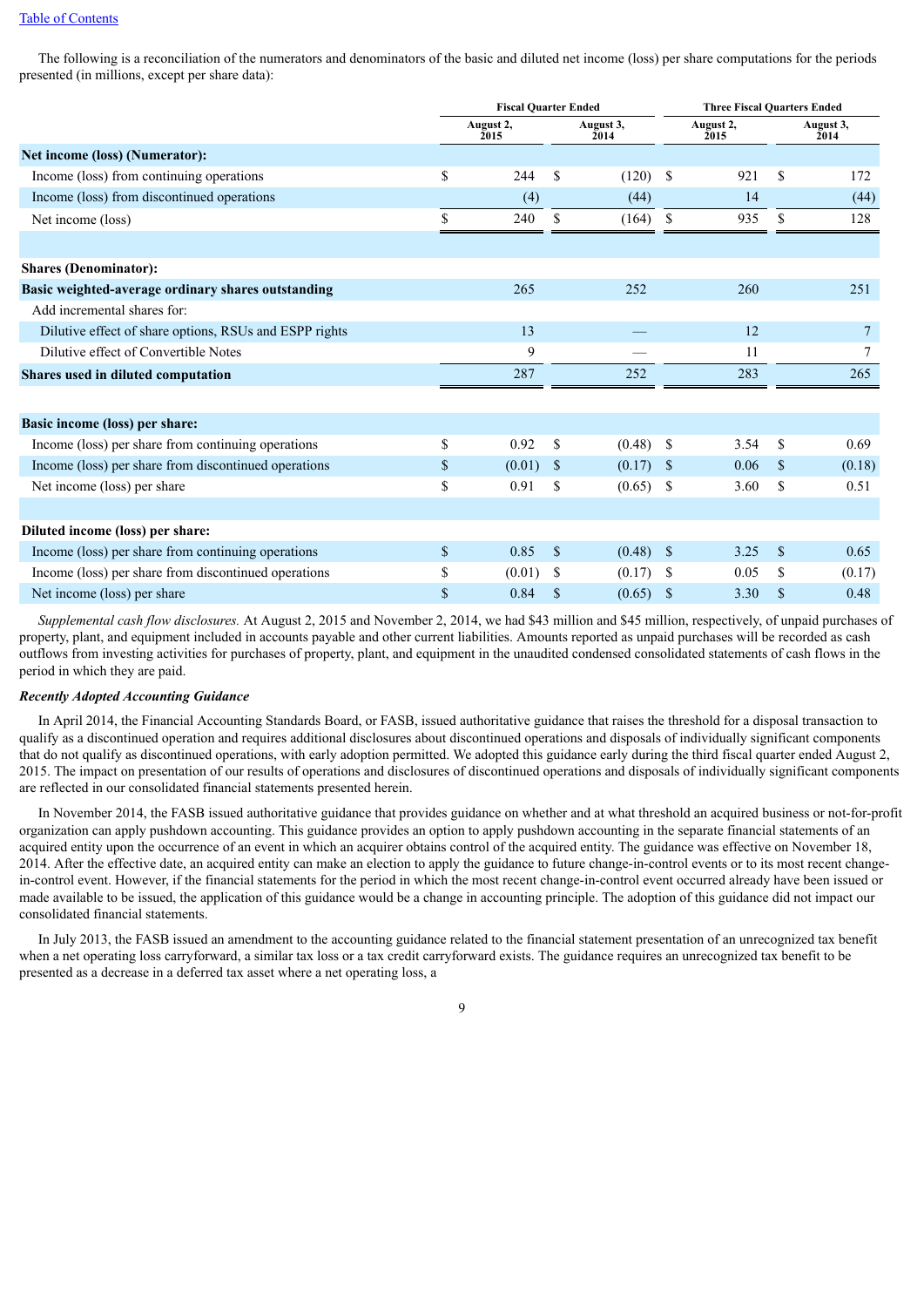Table of Contents

The following is a reconciliation of the numerators and denominators of the basic and diluted net income (loss) per share computations for the periods presented (in millions, except per share data):

| | Fiscal Quarter Ended | | Three Fiscal Quarters Ended | |
|---|---|---|---|---|
| | August 2, 2015 | August 3, 2014 | August 2, 2015 | August 3, 2014 |
| **Net income (loss) (Numerator):** | | | | |
| Income (loss) from continuing operations | $ 244 | $ (120) | $ 921 | $ 172 |
| Income (loss) from discontinued operations | (4) | (44) | 14 | (44) |
| Net income (loss) | $ 240 | $ (164) | $ 935 | $ 128 |
| | | | | |
| **Shares (Denominator):** | | | | |
| **Basic weighted-average ordinary shares outstanding** | 265 | 252 | 260 | 251 |
| Add incremental shares for: | | | | |
| Dilutive effect of share options, RSUs and ESPP rights | 13 | — | 12 | 7 |
| Dilutive effect of Convertible Notes | 9 | — | 11 | 7 |
| **Shares used in diluted computation** | 287 | 252 | 283 | 265 |
| | | | | |
| **Basic income (loss) per share:** | | | | |
| Income (loss) per share from continuing operations | $ 0.92 | $ (0.48) | $ 3.54 | $ 0.69 |
| Income (loss) per share from discontinued operations | $ (0.01) | $ (0.17) | $ 0.06 | $ (0.18) |
| Net income (loss) per share | $ 0.91 | $ (0.65) | $ 3.60 | $ 0.51 |
| | | | | |
| **Diluted income (loss) per share:** | | | | |
| Income (loss) per share from continuing operations | $ 0.85 | $ (0.48) | $ 3.25 | $ 0.65 |
| Income (loss) per share from discontinued operations | $ (0.01) | $ (0.17) | $ 0.05 | $ (0.17) |
| Net income (loss) per share | $ 0.84 | $ (0.65) | $ 3.30 | $ 0.48 |

*Supplemental cash flow disclosures.* At August 2, 2015 and November 2, 2014, we had $43 million and $45 million, respectively, of unpaid purchases of property, plant, and equipment included in accounts payable and other current liabilities. Amounts reported as unpaid purchases will be recorded as cash outflows from investing activities for purchases of property, plant, and equipment in the unaudited condensed consolidated statements of cash flows in the period in which they are paid.

***Recently Adopted Accounting Guidance***

In April 2014, the Financial Accounting Standards Board, or FASB, issued authoritative guidance that raises the threshold for a disposal transaction to qualify as a discontinued operation and requires additional disclosures about discontinued operations and disposals of individually significant components that do not qualify as discontinued operations, with early adoption permitted. We adopted this guidance early during the third fiscal quarter ended August 2, 2015. The impact on presentation of our results of operations and disclosures of discontinued operations and disposals of individually significant components are reflected in our consolidated financial statements presented herein.

In November 2014, the FASB issued authoritative guidance that provides guidance on whether and at what threshold an acquired business or not-for-profit organization can apply pushdown accounting. This guidance provides an option to apply pushdown accounting in the separate financial statements of an acquired entity upon the occurrence of an event in which an acquirer obtains control of the acquired entity. The guidance was effective on November 18, 2014. After the effective date, an acquired entity can make an election to apply the guidance to future change-in-control events or to its most recent change-in-control event. However, if the financial statements for the period in which the most recent change-in-control event occurred already have been issued or made available to be issued, the application of this guidance would be a change in accounting principle. The adoption of this guidance did not impact our consolidated financial statements.

In July 2013, the FASB issued an amendment to the accounting guidance related to the financial statement presentation of an unrecognized tax benefit when a net operating loss carryforward, a similar tax loss or a tax credit carryforward exists. The guidance requires an unrecognized tax benefit to be presented as a decrease in a deferred tax asset where a net operating loss, a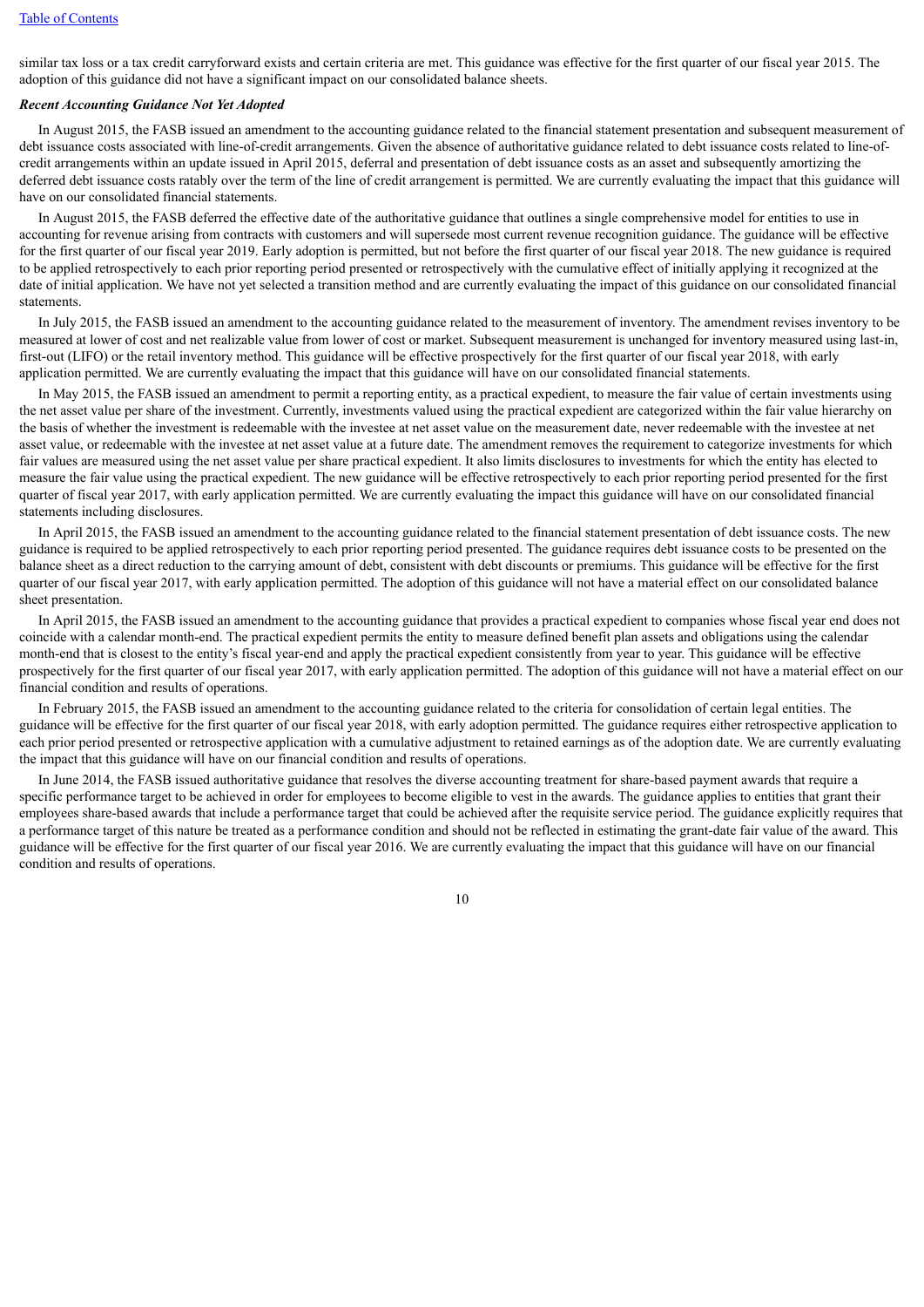similar tax loss or a tax credit carryforward exists and certain criteria are met. This guidance was effective for the first quarter of our fiscal year 2015. The adoption of this guidance did not have a significant impact on our consolidated balance sheets.

***Recent Accounting Guidance Not Yet Adopted***

In August 2015, the FASB issued an amendment to the accounting guidance related to the financial statement presentation and subsequent measurement of debt issuance costs associated with line-of-credit arrangements. Given the absence of authoritative guidance related to debt issuance costs related to line-of-credit arrangements within an update issued in April 2015, deferral and presentation of debt issuance costs as an asset and subsequently amortizing the deferred debt issuance costs ratably over the term of the line of credit arrangement is permitted. We are currently evaluating the impact that this guidance will have on our consolidated financial statements.

In August 2015, the FASB deferred the effective date of the authoritative guidance that outlines a single comprehensive model for entities to use in accounting for revenue arising from contracts with customers and will supersede most current revenue recognition guidance. The guidance will be effective for the first quarter of our fiscal year 2019. Early adoption is permitted, but not before the first quarter of our fiscal year 2018. The new guidance is required to be applied retrospectively to each prior reporting period presented or retrospectively with the cumulative effect of initially applying it recognized at the date of initial application. We have not yet selected a transition method and are currently evaluating the impact of this guidance on our consolidated financial statements.

In July 2015, the FASB issued an amendment to the accounting guidance related to the measurement of inventory. The amendment revises inventory to be measured at lower of cost and net realizable value from lower of cost or market. Subsequent measurement is unchanged for inventory measured using last-in, first-out (LIFO) or the retail inventory method. This guidance will be effective prospectively for the first quarter of our fiscal year 2018, with early application permitted. We are currently evaluating the impact that this guidance will have on our consolidated financial statements.

In May 2015, the FASB issued an amendment to permit a reporting entity, as a practical expedient, to measure the fair value of certain investments using the net asset value per share of the investment. Currently, investments valued using the practical expedient are categorized within the fair value hierarchy on the basis of whether the investment is redeemable with the investee at net asset value on the measurement date, never redeemable with the investee at net asset value, or redeemable with the investee at net asset value at a future date. The amendment removes the requirement to categorize investments for which fair values are measured using the net asset value per share practical expedient. It also limits disclosures to investments for which the entity has elected to measure the fair value using the practical expedient. The new guidance will be effective retrospectively to each prior reporting period presented for the first quarter of fiscal year 2017, with early application permitted. We are currently evaluating the impact this guidance will have on our consolidated financial statements including disclosures.

In April 2015, the FASB issued an amendment to the accounting guidance related to the financial statement presentation of debt issuance costs. The new guidance is required to be applied retrospectively to each prior reporting period presented. The guidance requires debt issuance costs to be presented on the balance sheet as a direct reduction to the carrying amount of debt, consistent with debt discounts or premiums. This guidance will be effective for the first quarter of our fiscal year 2017, with early application permitted. The adoption of this guidance will not have a material effect on our consolidated balance sheet presentation.

In April 2015, the FASB issued an amendment to the accounting guidance that provides a practical expedient to companies whose fiscal year end does not coincide with a calendar month-end. The practical expedient permits the entity to measure defined benefit plan assets and obligations using the calendar month-end that is closest to the entity's fiscal year-end and apply the practical expedient consistently from year to year. This guidance will be effective prospectively for the first quarter of our fiscal year 2017, with early application permitted. The adoption of this guidance will not have a material effect on our financial condition and results of operations.

In February 2015, the FASB issued an amendment to the accounting guidance related to the criteria for consolidation of certain legal entities. The guidance will be effective for the first quarter of our fiscal year 2018, with early adoption permitted. The guidance requires either retrospective application to each prior period presented or retrospective application with a cumulative adjustment to retained earnings as of the adoption date. We are currently evaluating the impact that this guidance will have on our financial condition and results of operations.

In June 2014, the FASB issued authoritative guidance that resolves the diverse accounting treatment for share-based payment awards that require a specific performance target to be achieved in order for employees to become eligible to vest in the awards. The guidance applies to entities that grant their employees share-based awards that include a performance target that could be achieved after the requisite service period. The guidance explicitly requires that a performance target of this nature be treated as a performance condition and should not be reflected in estimating the grant-date fair value of the award. This guidance will be effective for the first quarter of our fiscal year 2016. We are currently evaluating the impact that this guidance will have on our financial condition and results of operations.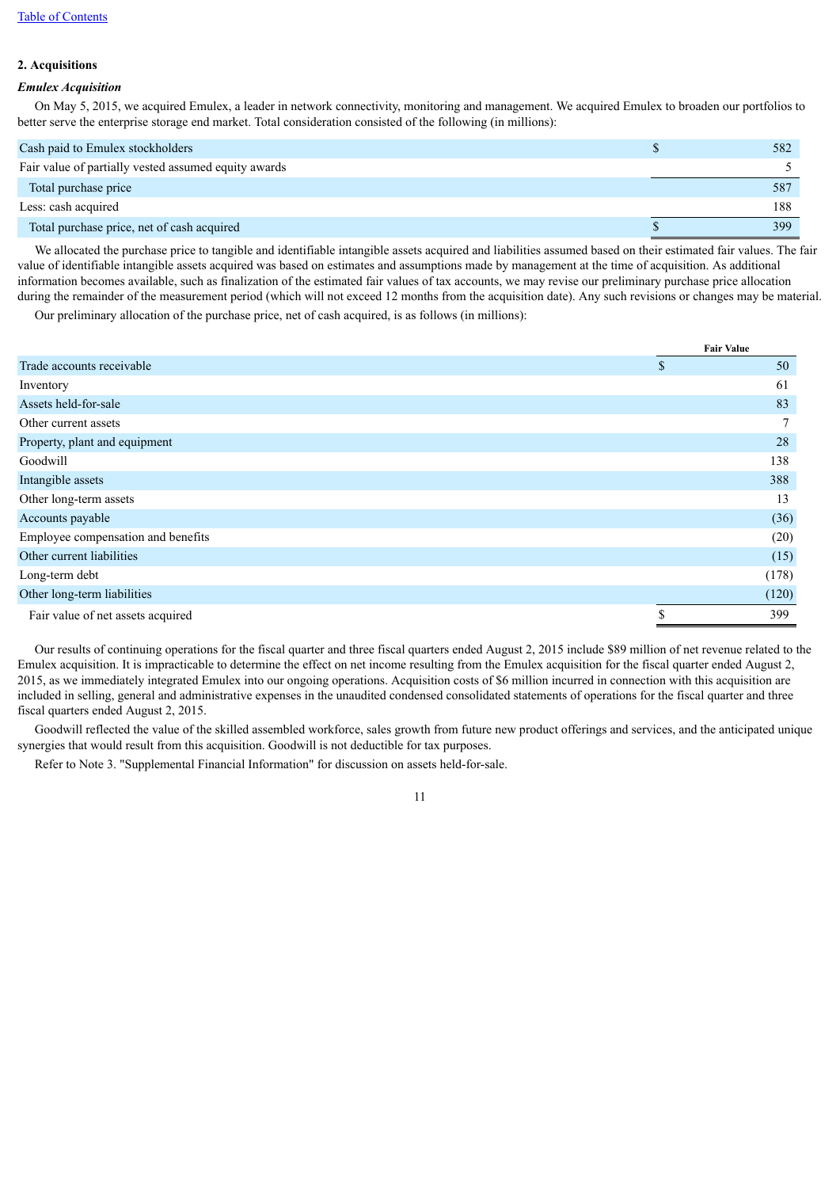## 2. Acquisitions

### *Emulex Acquisition*

On May 5, 2015, we acquired Emulex, a leader in network connectivity, monitoring and management. We acquired Emulex to broaden our portfolios to better serve the enterprise storage end market. Total consideration consisted of the following (in millions):

| | |
|---|---|
| Cash paid to Emulex stockholders | $ 582 |
| Fair value of partially vested assumed equity awards | 5 |
| Total purchase price | 587 |
| Less: cash acquired | 188 |
| Total purchase price, net of cash acquired | $ 399 |

We allocated the purchase price to tangible and identifiable intangible assets acquired and liabilities assumed based on their estimated fair values. The fair value of identifiable intangible assets acquired was based on estimates and assumptions made by management at the time of acquisition. As additional information becomes available, such as finalization of the estimated fair values of tax accounts, we may revise our preliminary purchase price allocation during the remainder of the measurement period (which will not exceed 12 months from the acquisition date). Any such revisions or changes may be material.

Our preliminary allocation of the purchase price, net of cash acquired, is as follows (in millions):

| | Fair Value |
|---|---|
| Trade accounts receivable | $ 50 |
| Inventory | 61 |
| Assets held-for-sale | 83 |
| Other current assets | 7 |
| Property, plant and equipment | 28 |
| Goodwill | 138 |
| Intangible assets | 388 |
| Other long-term assets | 13 |
| Accounts payable | (36) |
| Employee compensation and benefits | (20) |
| Other current liabilities | (15) |
| Long-term debt | (178) |
| Other long-term liabilities | (120) |
| Fair value of net assets acquired | $ 399 |

Our results of continuing operations for the fiscal quarter and three fiscal quarters ended August 2, 2015 include $89 million of net revenue related to the Emulex acquisition. It is impracticable to determine the effect on net income resulting from the Emulex acquisition for the fiscal quarter ended August 2, 2015, as we immediately integrated Emulex into our ongoing operations. Acquisition costs of $6 million incurred in connection with this acquisition are included in selling, general and administrative expenses in the unaudited condensed consolidated statements of operations for the fiscal quarter and three fiscal quarters ended August 2, 2015.

Goodwill reflected the value of the skilled assembled workforce, sales growth from future new product offerings and services, and the anticipated unique synergies that would result from this acquisition. Goodwill is not deductible for tax purposes.

Refer to Note 3. "Supplemental Financial Information" for discussion on assets held-for-sale.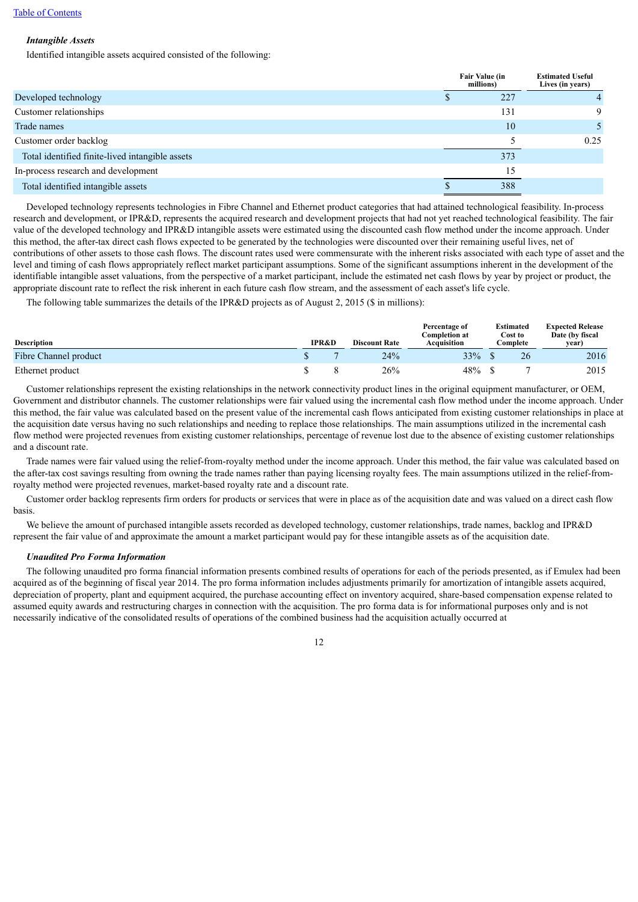***Intangible Assets***

Identified intangible assets acquired consisted of the following:

| | Fair Value (in millions) | Estimated Useful Lives (in years) |
|---|---|---|
| Developed technology | $ 227 | 4 |
| Customer relationships | 131 | 9 |
| Trade names | 10 | 5 |
| Customer order backlog | 5 | 0.25 |
| Total identified finite-lived intangible assets | 373 | |
| In-process research and development | 15 | |
| Total identified intangible assets | $ 388 | |

Developed technology represents technologies in Fibre Channel and Ethernet product categories that had attained technological feasibility. In-process research and development, or IPR&D, represents the acquired research and development projects that had not yet reached technological feasibility. The fair value of the developed technology and IPR&D intangible assets were estimated using the discounted cash flow method under the income approach. Under this method, the after-tax direct cash flows expected to be generated by the technologies were discounted over their remaining useful lives, net of contributions of other assets to those cash flows. The discount rates used were commensurate with the inherent risks associated with each type of asset and the level and timing of cash flows appropriately reflect market participant assumptions. Some of the significant assumptions inherent in the development of the identifiable intangible asset valuations, from the perspective of a market participant, include the estimated net cash flows by year by project or product, the appropriate discount rate to reflect the risk inherent in each future cash flow stream, and the assessment of each asset's life cycle.

The following table summarizes the details of the IPR&D projects as of August 2, 2015 ($ in millions):

| Description | IPR&D | Discount Rate | Percentage of Completion at Acquisition | Estimated Cost to Complete | Expected Release Date (by fiscal year) |
|---|---|---|---|---|---|
| Fibre Channel product | $ 7 | 24% | 33% | $ 26 | 2016 |
| Ethernet product | $ 8 | 26% | 48% | $ 7 | 2015 |

Customer relationships represent the existing relationships in the network connectivity product lines in the original equipment manufacturer, or OEM, Government and distributor channels. The customer relationships were fair valued using the incremental cash flow method under the income approach. Under this method, the fair value was calculated based on the present value of the incremental cash flows anticipated from existing customer relationships in place at the acquisition date versus having no such relationships and needing to replace those relationships. The main assumptions utilized in the incremental cash flow method were projected revenues from existing customer relationships, percentage of revenue lost due to the absence of existing customer relationships and a discount rate.

Trade names were fair valued using the relief-from-royalty method under the income approach. Under this method, the fair value was calculated based on the after-tax cost savings resulting from owning the trade names rather than paying licensing royalty fees. The main assumptions utilized in the relief-from-royalty method were projected revenues, market-based royalty rate and a discount rate.

Customer order backlog represents firm orders for products or services that were in place as of the acquisition date and was valued on a direct cash flow basis.

We believe the amount of purchased intangible assets recorded as developed technology, customer relationships, trade names, backlog and IPR&D represent the fair value of and approximate the amount a market participant would pay for these intangible assets as of the acquisition date.

***Unaudited Pro Forma Information***

The following unaudited pro forma financial information presents combined results of operations for each of the periods presented, as if Emulex had been acquired as of the beginning of fiscal year 2014. The pro forma information includes adjustments primarily for amortization of intangible assets acquired, depreciation of property, plant and equipment acquired, the purchase accounting effect on inventory acquired, share-based compensation expense related to assumed equity awards and restructuring charges in connection with the acquisition. The pro forma data is for informational purposes only and is not necessarily indicative of the consolidated results of operations of the combined business had the acquisition actually occurred at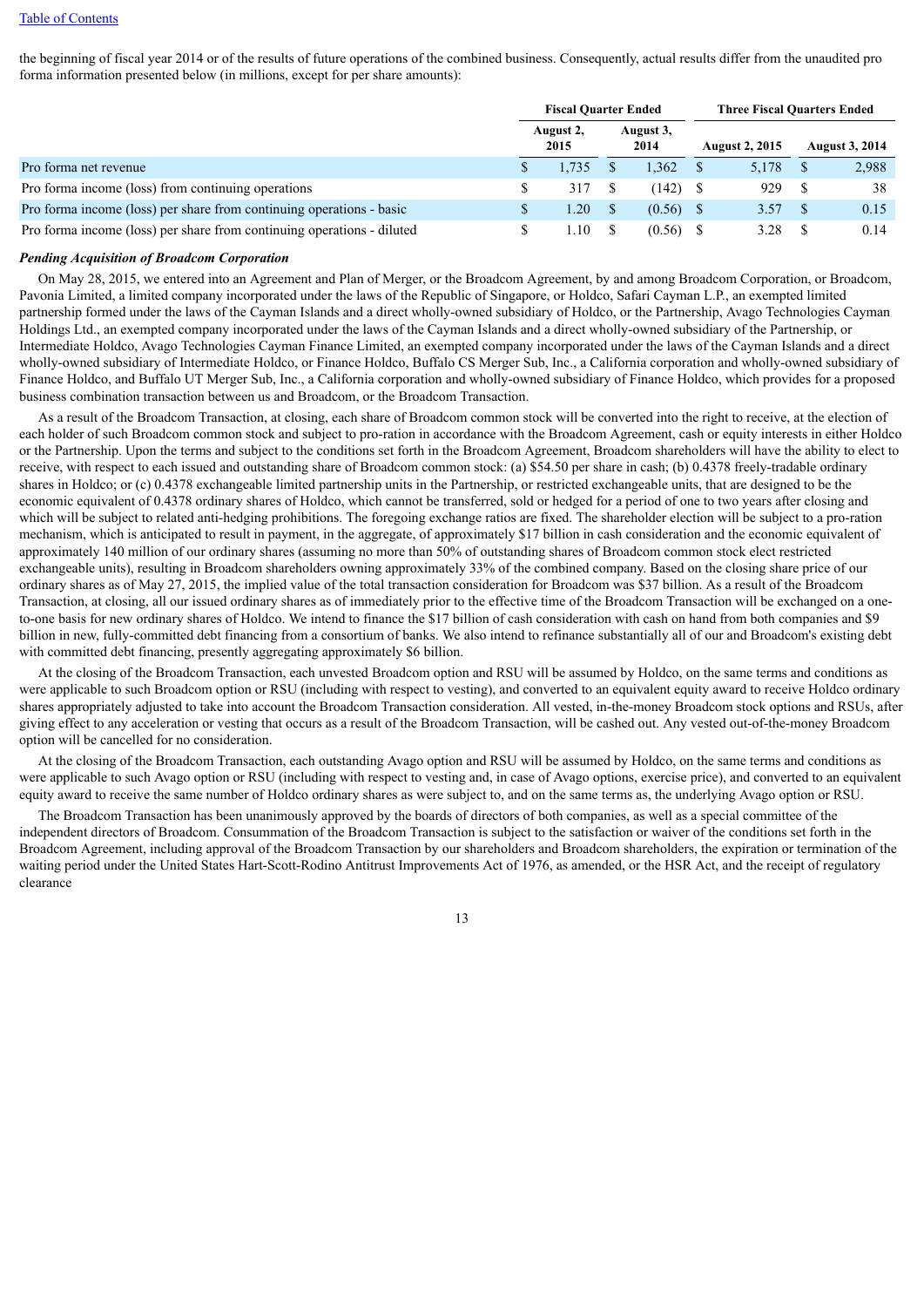the beginning of fiscal year 2014 or of the results of future operations of the combined business. Consequently, actual results differ from the unaudited pro forma information presented below (in millions, except for per share amounts):

| | Fiscal Quarter Ended | | Three Fiscal Quarters Ended | |
|---|---|---|---|---|
| | August 2, 2015 | August 3, 2014 | August 2, 2015 | August 3, 2014 |
| Pro forma net revenue | $ 1,735 | $ 1,362 | $ 5,178 | $ 2,988 |
| Pro forma income (loss) from continuing operations | $ 317 | $ (142) | $ 929 | $ 38 |
| Pro forma income (loss) per share from continuing operations - basic | $ 1.20 | $ (0.56) | $ 3.57 | $ 0.15 |
| Pro forma income (loss) per share from continuing operations - diluted | $ 1.10 | $ (0.56) | $ 3.28 | $ 0.14 |

***Pending Acquisition of Broadcom Corporation***

On May 28, 2015, we entered into an Agreement and Plan of Merger, or the Broadcom Agreement, by and among Broadcom Corporation, or Broadcom, Pavonia Limited, a limited company incorporated under the laws of the Republic of Singapore, or Holdco, Safari Cayman L.P., an exempted limited partnership formed under the laws of the Cayman Islands and a direct wholly-owned subsidiary of Holdco, or the Partnership, Avago Technologies Cayman Holdings Ltd., an exempted company incorporated under the laws of the Cayman Islands and a direct wholly-owned subsidiary of the Partnership, or Intermediate Holdco, Avago Technologies Cayman Finance Limited, an exempted company incorporated under the laws of the Cayman Islands and a direct wholly-owned subsidiary of Intermediate Holdco, or Finance Holdco, Buffalo CS Merger Sub, Inc., a California corporation and wholly-owned subsidiary of Finance Holdco, and Buffalo UT Merger Sub, Inc., a California corporation and wholly-owned subsidiary of Finance Holdco, which provides for a proposed business combination transaction between us and Broadcom, or the Broadcom Transaction.

As a result of the Broadcom Transaction, at closing, each share of Broadcom common stock will be converted into the right to receive, at the election of each holder of such Broadcom common stock and subject to pro-ration in accordance with the Broadcom Agreement, cash or equity interests in either Holdco or the Partnership. Upon the terms and subject to the conditions set forth in the Broadcom Agreement, Broadcom shareholders will have the ability to elect to receive, with respect to each issued and outstanding share of Broadcom common stock: (a) $54.50 per share in cash; (b) 0.4378 freely-tradable ordinary shares in Holdco; or (c) 0.4378 exchangeable limited partnership units in the Partnership, or restricted exchangeable units, that are designed to be the economic equivalent of 0.4378 ordinary shares of Holdco, which cannot be transferred, sold or hedged for a period of one to two years after closing and which will be subject to related anti-hedging prohibitions. The foregoing exchange ratios are fixed. The shareholder election will be subject to a pro-ration mechanism, which is anticipated to result in payment, in the aggregate, of approximately $17 billion in cash consideration and the economic equivalent of approximately 140 million of our ordinary shares (assuming no more than 50% of outstanding shares of Broadcom common stock elect restricted exchangeable units), resulting in Broadcom shareholders owning approximately 33% of the combined company. Based on the closing share price of our ordinary shares as of May 27, 2015, the implied value of the total transaction consideration for Broadcom was $37 billion. As a result of the Broadcom Transaction, at closing, all our issued ordinary shares as of immediately prior to the effective time of the Broadcom Transaction will be exchanged on a one-to-one basis for new ordinary shares of Holdco. We intend to finance the $17 billion of cash consideration with cash on hand from both companies and $9 billion in new, fully-committed debt financing from a consortium of banks. We also intend to refinance substantially all of our and Broadcom's existing debt with committed debt financing, presently aggregating approximately $6 billion.

At the closing of the Broadcom Transaction, each unvested Broadcom option and RSU will be assumed by Holdco, on the same terms and conditions as were applicable to such Broadcom option or RSU (including with respect to vesting), and converted to an equivalent equity award to receive Holdco ordinary shares appropriately adjusted to take into account the Broadcom Transaction consideration. All vested, in-the-money Broadcom stock options and RSUs, after giving effect to any acceleration or vesting that occurs as a result of the Broadcom Transaction, will be cashed out. Any vested out-of-the-money Broadcom option will be cancelled for no consideration.

At the closing of the Broadcom Transaction, each outstanding Avago option and RSU will be assumed by Holdco, on the same terms and conditions as were applicable to such Avago option or RSU (including with respect to vesting and, in case of Avago options, exercise price), and converted to an equivalent equity award to receive the same number of Holdco ordinary shares as were subject to, and on the same terms as, the underlying Avago option or RSU.

The Broadcom Transaction has been unanimously approved by the boards of directors of both companies, as well as a special committee of the independent directors of Broadcom. Consummation of the Broadcom Transaction is subject to the satisfaction or waiver of the conditions set forth in the Broadcom Agreement, including approval of the Broadcom Transaction by our shareholders and Broadcom shareholders, the expiration or termination of the waiting period under the United States Hart-Scott-Rodino Antitrust Improvements Act of 1976, as amended, or the HSR Act, and the receipt of regulatory clearance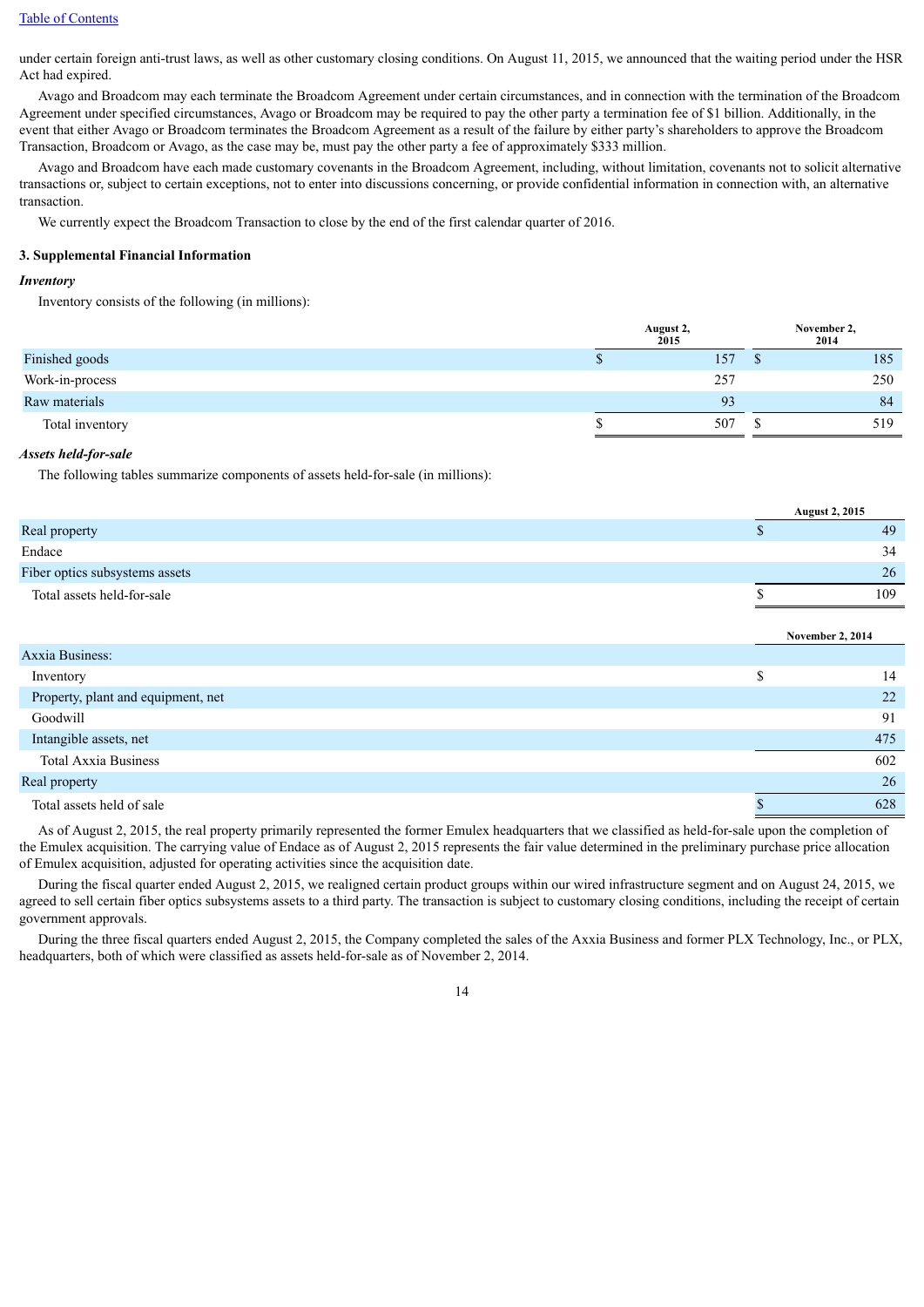under certain foreign anti-trust laws, as well as other customary closing conditions. On August 11, 2015, we announced that the waiting period under the HSR Act had expired.

Avago and Broadcom may each terminate the Broadcom Agreement under certain circumstances, and in connection with the termination of the Broadcom Agreement under specified circumstances, Avago or Broadcom may be required to pay the other party a termination fee of $1 billion. Additionally, in the event that either Avago or Broadcom terminates the Broadcom Agreement as a result of the failure by either party's shareholders to approve the Broadcom Transaction, Broadcom or Avago, as the case may be, must pay the other party a fee of approximately $333 million.

Avago and Broadcom have each made customary covenants in the Broadcom Agreement, including, without limitation, covenants not to solicit alternative transactions or, subject to certain exceptions, not to enter into discussions concerning, or provide confidential information in connection with, an alternative transaction.

We currently expect the Broadcom Transaction to close by the end of the first calendar quarter of 2016.

### 3. Supplemental Financial Information

***Inventory***

Inventory consists of the following (in millions):

| | August 2, 2015 | November 2, 2014 |
|---|---|---|
| Finished goods | $ 157 | $ 185 |
| Work-in-process | 257 | 250 |
| Raw materials | 93 | 84 |
| Total inventory | $ 507 | $ 519 |

***Assets held-for-sale***

The following tables summarize components of assets held-for-sale (in millions):

| | August 2, 2015 |
|---|---|
| Real property | $ 49 |
| Endace | 34 |
| Fiber optics subsystems assets | 26 |
| Total assets held-for-sale | $ 109 |

| | November 2, 2014 |
|---|---|
| Axxia Business: | |
| Inventory | $ 14 |
| Property, plant and equipment, net | 22 |
| Goodwill | 91 |
| Intangible assets, net | 475 |
| Total Axxia Business | 602 |
| Real property | 26 |
| Total assets held of sale | $ 628 |

As of August 2, 2015, the real property primarily represented the former Emulex headquarters that we classified as held-for-sale upon the completion of the Emulex acquisition. The carrying value of Endace as of August 2, 2015 represents the fair value determined in the preliminary purchase price allocation of Emulex acquisition, adjusted for operating activities since the acquisition date.

During the fiscal quarter ended August 2, 2015, we realigned certain product groups within our wired infrastructure segment and on August 24, 2015, we agreed to sell certain fiber optics subsystems assets to a third party. The transaction is subject to customary closing conditions, including the receipt of certain government approvals.

During the three fiscal quarters ended August 2, 2015, the Company completed the sales of the Axxia Business and former PLX Technology, Inc., or PLX, headquarters, both of which were classified as assets held-for-sale as of November 2, 2014.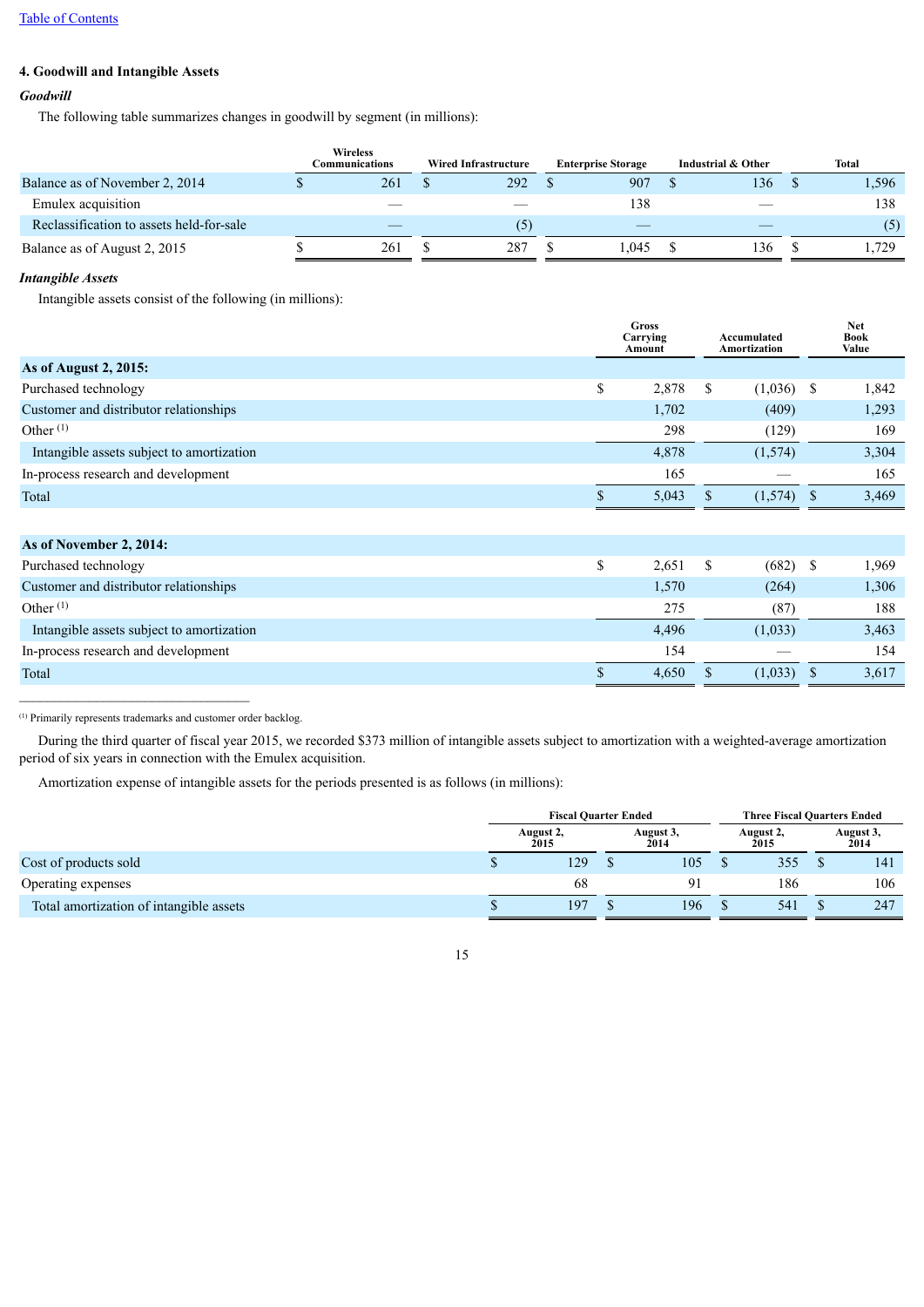## 4. Goodwill and Intangible Assets

### *Goodwill*

The following table summarizes changes in goodwill by segment (in millions):

| | Wireless Communications | Wired Infrastructure | Enterprise Storage | Industrial & Other | Total |
|---|---|---|---|---|---|
| Balance as of November 2, 2014 | $ 261 | $ 292 | $ 907 | $ 136 | $ 1,596 |
| Emulex acquisition | — | — | 138 | — | 138 |
| Reclassification to assets held-for-sale | — | (5) | — | — | (5) |
| Balance as of August 2, 2015 | $ 261 | $ 287 | $ 1,045 | $ 136 | $ 1,729 |

### *Intangible Assets*

Intangible assets consist of the following (in millions):

| | Gross Carrying Amount | Accumulated Amortization | Net Book Value |
|---|---|---|---|
| **As of August 2, 2015:** | | | |
| Purchased technology | $ 2,878 | $ (1,036) | $ 1,842 |
| Customer and distributor relationships | 1,702 | (409) | 1,293 |
| Other [(1)] | 298 | (129) | 169 |
| Intangible assets subject to amortization | 4,878 | (1,574) | 3,304 |
| In-process research and development | 165 | — | 165 |
| Total | $ 5,043 | $ (1,574) | $ 3,469 |
| | | | |
| **As of November 2, 2014:** | | | |
| Purchased technology | $ 2,651 | $ (682) | $ 1,969 |
| Customer and distributor relationships | 1,570 | (264) | 1,306 |
| Other [(1)] | 275 | (87) | 188 |
| Intangible assets subject to amortization | 4,496 | (1,033) | 3,463 |
| In-process research and development | 154 | — | 154 |
| Total | $ 4,650 | $ (1,033) | $ 3,617 |

(1) Primarily represents trademarks and customer order backlog.

During the third quarter of fiscal year 2015, we recorded $373 million of intangible assets subject to amortization with a weighted-average amortization period of six years in connection with the Emulex acquisition.

Amortization expense of intangible assets for the periods presented is as follows (in millions):

| | Fiscal Quarter Ended | | Three Fiscal Quarters Ended | |
|---|---|---|---|---|
| | August 2, 2015 | August 3, 2014 | August 2, 2015 | August 3, 2014 |
| Cost of products sold | $ 129 | $ 105 | $ 355 | $ 141 |
| Operating expenses | 68 | 91 | 186 | 106 |
| Total amortization of intangible assets | $ 197 | $ 196 | $ 541 | $ 247 |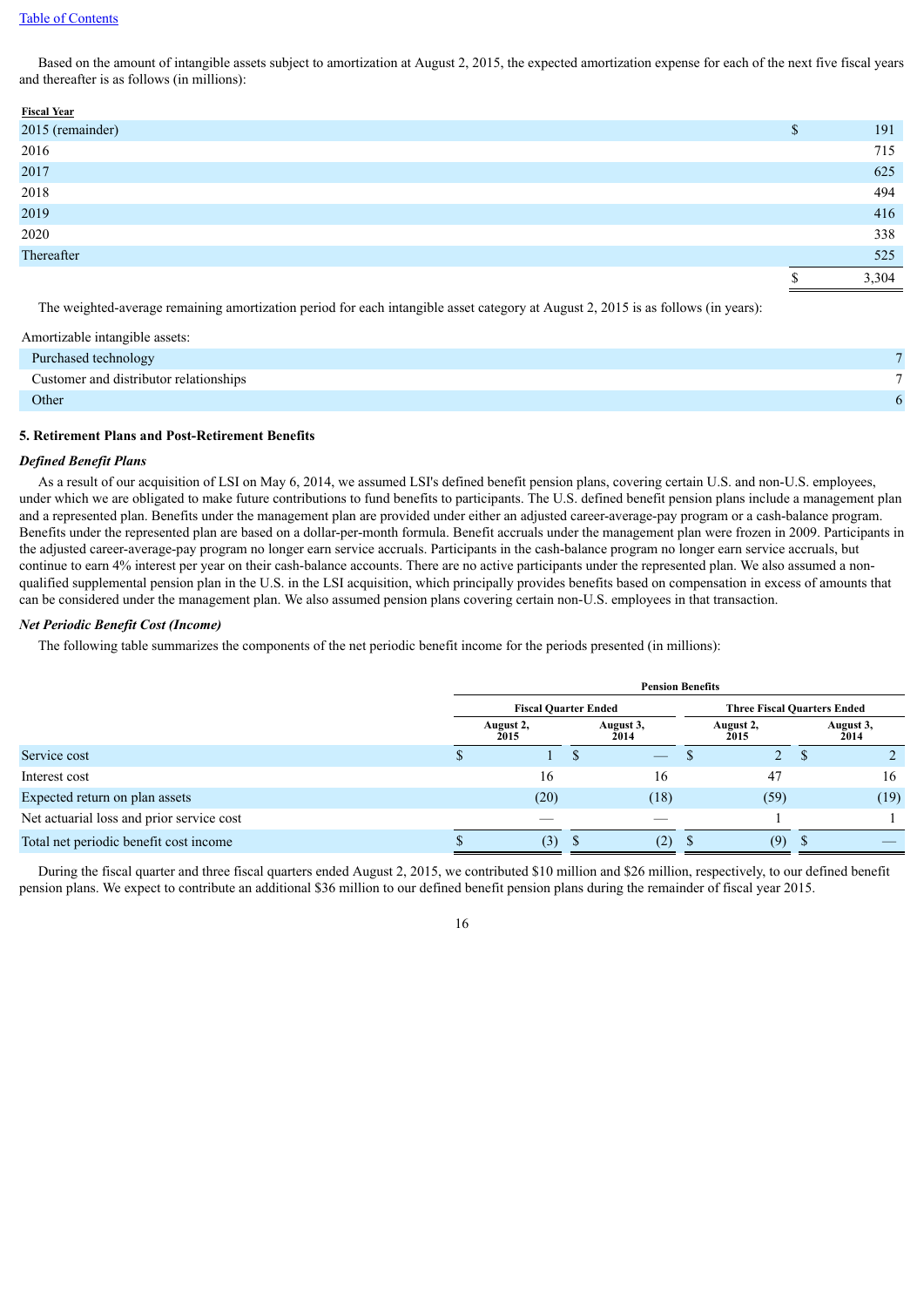Based on the amount of intangible assets subject to amortization at August 2, 2015, the expected amortization expense for each of the next five fiscal years and thereafter is as follows (in millions):

| Fiscal Year | |
|---|---|
| 2015 (remainder) | $ 191 |
| 2016 | 715 |
| 2017 | 625 |
| 2018 | 494 |
| 2019 | 416 |
| 2020 | 338 |
| Thereafter | 525 |
| | $ 3,304 |

The weighted-average remaining amortization period for each intangible asset category at August 2, 2015 is as follows (in years):

| Amortizable intangible assets: | |
|---|---|
| Purchased technology | 7 |
| Customer and distributor relationships | 7 |
| Other | 6 |

**5. Retirement Plans and Post-Retirement Benefits**

***Defined Benefit Plans***

As a result of our acquisition of LSI on May 6, 2014, we assumed LSI's defined benefit pension plans, covering certain U.S. and non-U.S. employees, under which we are obligated to make future contributions to fund benefits to participants. The U.S. defined benefit pension plans include a management plan and a represented plan. Benefits under the management plan are provided under either an adjusted career-average-pay program or a cash-balance program. Benefits under the represented plan are based on a dollar-per-month formula. Benefit accruals under the management plan were frozen in 2009. Participants in the adjusted career-average-pay program no longer earn service accruals. Participants in the cash-balance program no longer earn service accruals, but continue to earn 4% interest per year on their cash-balance accounts. There are no active participants under the represented plan. We also assumed a non-qualified supplemental pension plan in the U.S. in the LSI acquisition, which principally provides benefits based on compensation in excess of amounts that can be considered under the management plan. We also assumed pension plans covering certain non-U.S. employees in that transaction.

***Net Periodic Benefit Cost (Income)***

The following table summarizes the components of the net periodic benefit income for the periods presented (in millions):

| | Pension Benefits | | | |
|---|---|---|---|---|
| | Fiscal Quarter Ended | | Three Fiscal Quarters Ended | |
| | August 2, 2015 | August 3, 2014 | August 2, 2015 | August 3, 2014 |
| Service cost | $ 1 | $ — | $ 2 | $ 2 |
| Interest cost | 16 | 16 | 47 | 16 |
| Expected return on plan assets | (20) | (18) | (59) | (19) |
| Net actuarial loss and prior service cost | — | — | 1 | 1 |
| Total net periodic benefit cost income | $ (3) | $ (2) | $ (9) | $ — |

During the fiscal quarter and three fiscal quarters ended August 2, 2015, we contributed $10 million and $26 million, respectively, to our defined benefit pension plans. We expect to contribute an additional $36 million to our defined benefit pension plans during the remainder of fiscal year 2015.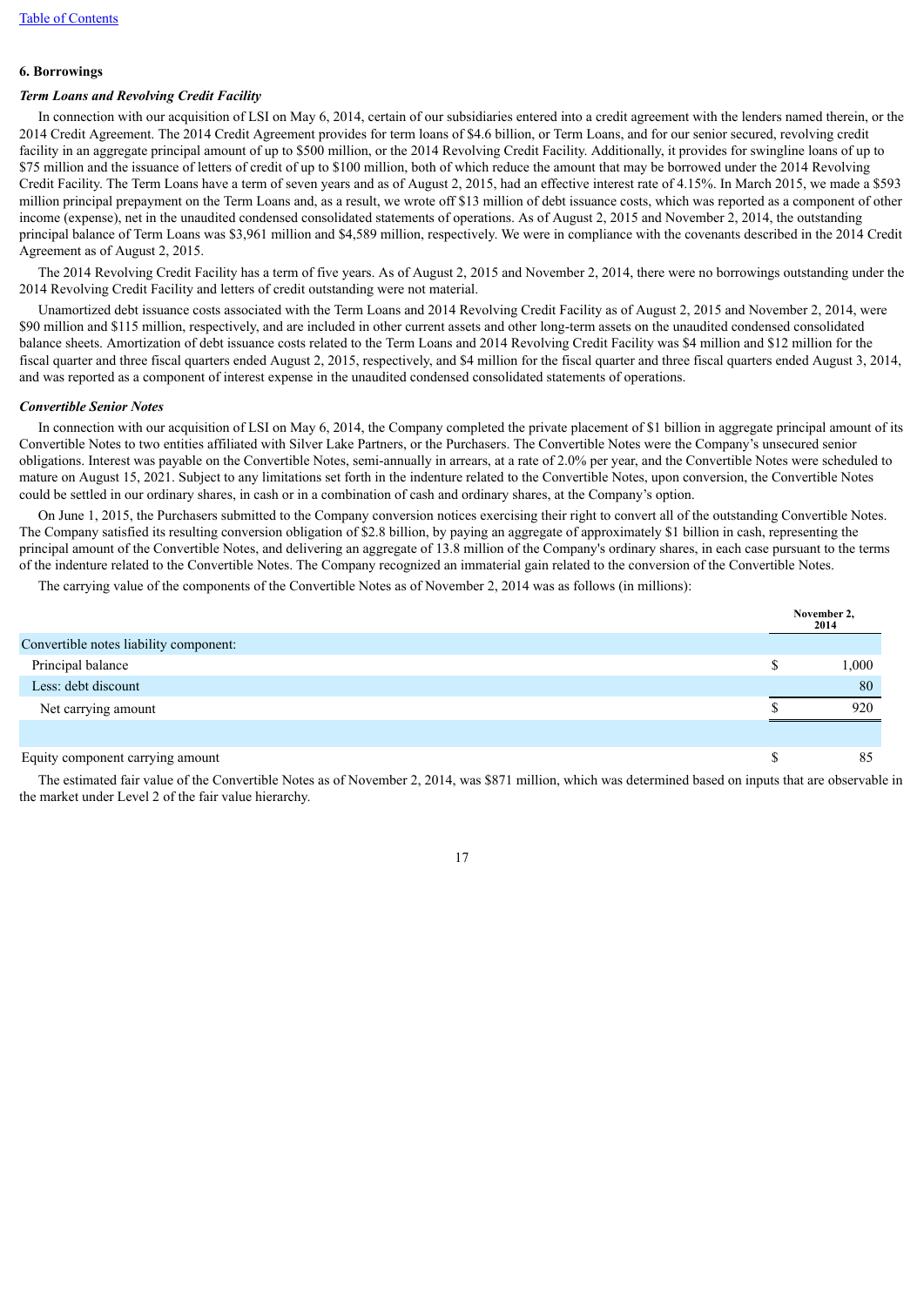"Table of Contents" link at top — that's a running header; omit.

## 6. Borrowings

### *Term Loans and Revolving Credit Facility*

In connection with our acquisition of LSI on May 6, 2014, certain of our subsidiaries entered into a credit agreement with the lenders named therein, or the 2014 Credit Agreement. The 2014 Credit Agreement provides for term loans of $4.6 billion, or Term Loans, and for our senior secured, revolving credit facility in an aggregate principal amount of up to $500 million, or the 2014 Revolving Credit Facility. Additionally, it provides for swingline loans of up to $75 million and the issuance of letters of credit of up to $100 million, both of which reduce the amount that may be borrowed under the 2014 Revolving Credit Facility. The Term Loans have a term of seven years and as of August 2, 2015, had an effective interest rate of 4.15%. In March 2015, we made a $593 million principal prepayment on the Term Loans and, as a result, we wrote off $13 million of debt issuance costs, which was reported as a component of other income (expense), net in the unaudited condensed consolidated statements of operations. As of August 2, 2015 and November 2, 2014, the outstanding principal balance of Term Loans was $3,961 million and $4,589 million, respectively. We were in compliance with the covenants described in the 2014 Credit Agreement as of August 2, 2015.

The 2014 Revolving Credit Facility has a term of five years. As of August 2, 2015 and November 2, 2014, there were no borrowings outstanding under the 2014 Revolving Credit Facility and letters of credit outstanding were not material.

Unamortized debt issuance costs associated with the Term Loans and 2014 Revolving Credit Facility as of August 2, 2015 and November 2, 2014, were $90 million and $115 million, respectively, and are included in other current assets and other long-term assets on the unaudited condensed consolidated balance sheets. Amortization of debt issuance costs related to the Term Loans and 2014 Revolving Credit Facility was $4 million and $12 million for the fiscal quarter and three fiscal quarters ended August 2, 2015, respectively, and $4 million for the fiscal quarter and three fiscal quarters ended August 3, 2014, and was reported as a component of interest expense in the unaudited condensed consolidated statements of operations.

### *Convertible Senior Notes*

In connection with our acquisition of LSI on May 6, 2014, the Company completed the private placement of $1 billion in aggregate principal amount of its Convertible Notes to two entities affiliated with Silver Lake Partners, or the Purchasers. The Convertible Notes were the Company's unsecured senior obligations. Interest was payable on the Convertible Notes, semi-annually in arrears, at a rate of 2.0% per year, and the Convertible Notes were scheduled to mature on August 15, 2021. Subject to any limitations set forth in the indenture related to the Convertible Notes, upon conversion, the Convertible Notes could be settled in our ordinary shares, in cash or in a combination of cash and ordinary shares, at the Company's option.

On June 1, 2015, the Purchasers submitted to the Company conversion notices exercising their right to convert all of the outstanding Convertible Notes. The Company satisfied its resulting conversion obligation of $2.8 billion, by paying an aggregate of approximately $1 billion in cash, representing the principal amount of the Convertible Notes, and delivering an aggregate of 13.8 million of the Company's ordinary shares, in each case pursuant to the terms of the indenture related to the Convertible Notes. The Company recognized an immaterial gain related to the conversion of the Convertible Notes.

The carrying value of the components of the Convertible Notes as of November 2, 2014 was as follows (in millions):

| | November 2, 2014 |
|---|---|
| Convertible notes liability component: | |
| Principal balance | $ 1,000 |
| Less: debt discount | 80 |
| Net carrying amount | $ 920 |
| | |
| Equity component carrying amount | $ 85 |

The estimated fair value of the Convertible Notes as of November 2, 2014, was $871 million, which was determined based on inputs that are observable in the market under Level 2 of the fair value hierarchy.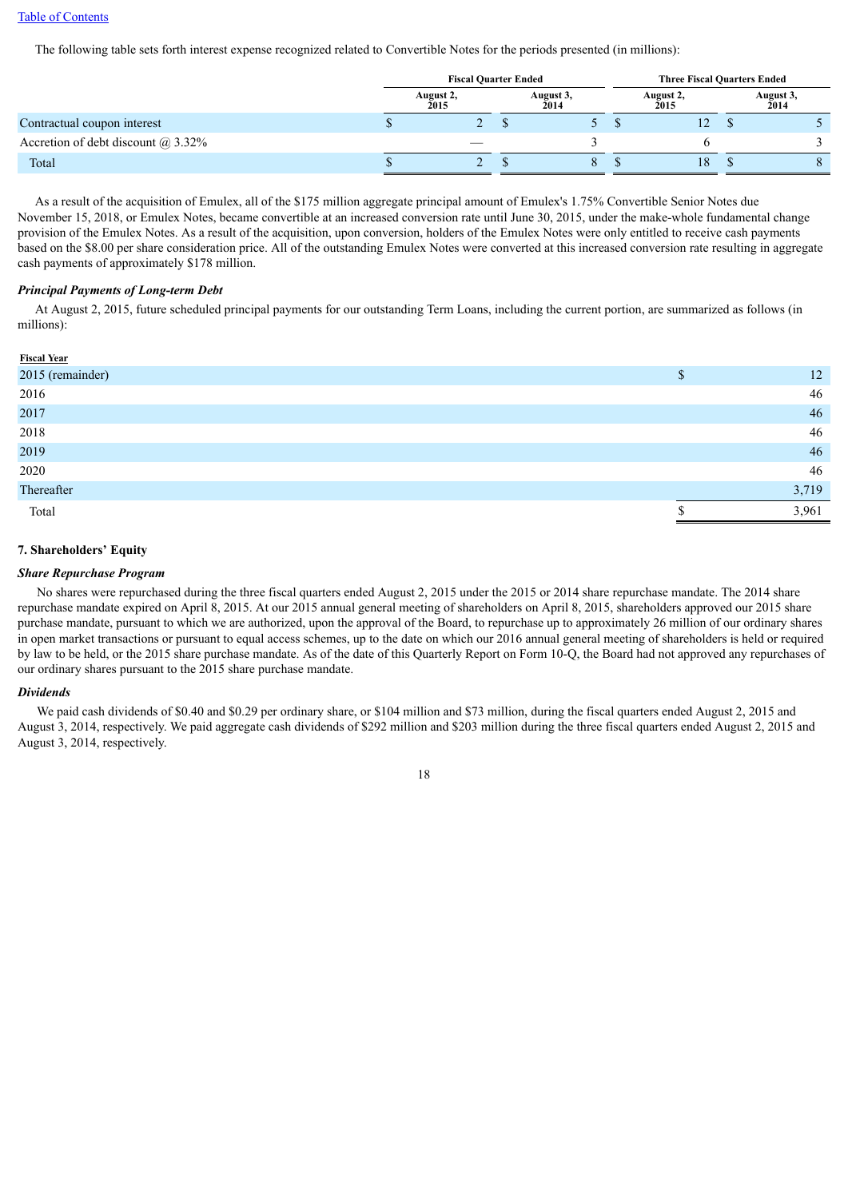The following table sets forth interest expense recognized related to Convertible Notes for the periods presented (in millions):

| | Fiscal Quarter Ended | | Three Fiscal Quarters Ended | |
|---|---|---|---|---|
| | August 2, 2015 | August 3, 2014 | August 2, 2015 | August 3, 2014 |
| Contractual coupon interest | $ 2 | $ 5 | $ 12 | $ 5 |
| Accretion of debt discount @ 3.32% | — | 3 | 6 | 3 |
| Total | $ 2 | $ 8 | $ 18 | $ 8 |

As a result of the acquisition of Emulex, all of the $175 million aggregate principal amount of Emulex's 1.75% Convertible Senior Notes due November 15, 2018, or Emulex Notes, became convertible at an increased conversion rate until June 30, 2015, under the make-whole fundamental change provision of the Emulex Notes. As a result of the acquisition, upon conversion, holders of the Emulex Notes were only entitled to receive cash payments based on the $8.00 per share consideration price. All of the outstanding Emulex Notes were converted at this increased conversion rate resulting in aggregate cash payments of approximately $178 million.

***Principal Payments of Long-term Debt***

At August 2, 2015, future scheduled principal payments for our outstanding Term Loans, including the current portion, are summarized as follows (in millions):

| Fiscal Year | |
|---|---|
| 2015 (remainder) | $ 12 |
| 2016 | 46 |
| 2017 | 46 |
| 2018 | 46 |
| 2019 | 46 |
| 2020 | 46 |
| Thereafter | 3,719 |
| Total | $ 3,961 |

**7. Shareholders' Equity**

***Share Repurchase Program***

No shares were repurchased during the three fiscal quarters ended August 2, 2015 under the 2015 or 2014 share repurchase mandate. The 2014 share repurchase mandate expired on April 8, 2015. At our 2015 annual general meeting of shareholders on April 8, 2015, shareholders approved our 2015 share purchase mandate, pursuant to which we are authorized, upon the approval of the Board, to repurchase up to approximately 26 million of our ordinary shares in open market transactions or pursuant to equal access schemes, up to the date on which our 2016 annual general meeting of shareholders is held or required by law to be held, or the 2015 share purchase mandate. As of the date of this Quarterly Report on Form 10-Q, the Board had not approved any repurchases of our ordinary shares pursuant to the 2015 share purchase mandate.

***Dividends***

We paid cash dividends of $0.40 and $0.29 per ordinary share, or $104 million and $73 million, during the fiscal quarters ended August 2, 2015 and August 3, 2014, respectively. We paid aggregate cash dividends of $292 million and $203 million during the three fiscal quarters ended August 2, 2015 and August 3, 2014, respectively.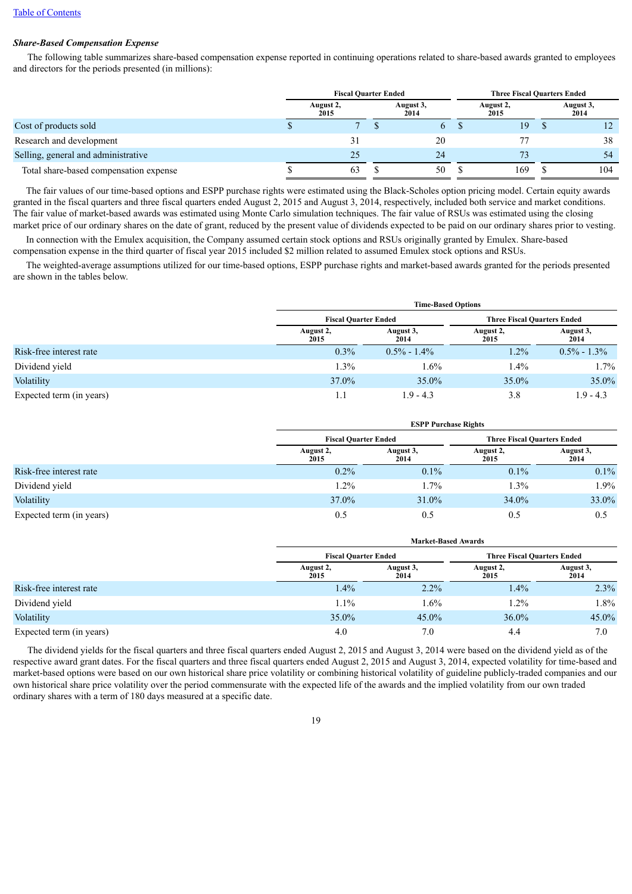### *Share-Based Compensation Expense*

The following table summarizes share-based compensation expense reported in continuing operations related to share-based awards granted to employees and directors for the periods presented (in millions):

| | Fiscal Quarter Ended | | Three Fiscal Quarters Ended | |
|---|---|---|---|---|
| | August 2, 2015 | August 3, 2014 | August 2, 2015 | August 3, 2014 |
| Cost of products sold | $ 7 | $ 6 | $ 19 | $ 12 |
| Research and development | 31 | 20 | 77 | 38 |
| Selling, general and administrative | 25 | 24 | 73 | 54 |
| Total share-based compensation expense | $ 63 | $ 50 | $ 169 | $ 104 |

The fair values of our time-based options and ESPP purchase rights were estimated using the Black-Scholes option pricing model. Certain equity awards granted in the fiscal quarters and three fiscal quarters ended August 2, 2015 and August 3, 2014, respectively, included both service and market conditions. The fair value of market-based awards was estimated using Monte Carlo simulation techniques. The fair value of RSUs was estimated using the closing market price of our ordinary shares on the date of grant, reduced by the present value of dividends expected to be paid on our ordinary shares prior to vesting.

In connection with the Emulex acquisition, the Company assumed certain stock options and RSUs originally granted by Emulex. Share-based compensation expense in the third quarter of fiscal year 2015 included $2 million related to assumed Emulex stock options and RSUs.

The weighted-average assumptions utilized for our time-based options, ESPP purchase rights and market-based awards granted for the periods presented are shown in the tables below.

| | Time-Based Options | | | |
|---|---|---|---|---|
| | Fiscal Quarter Ended | | Three Fiscal Quarters Ended | |
| | August 2, 2015 | August 3, 2014 | August 2, 2015 | August 3, 2014 |
| Risk-free interest rate | 0.3% | 0.5% - 1.4% | 1.2% | 0.5% - 1.3% |
| Dividend yield | 1.3% | 1.6% | 1.4% | 1.7% |
| Volatility | 37.0% | 35.0% | 35.0% | 35.0% |
| Expected term (in years) | 1.1 | 1.9 - 4.3 | 3.8 | 1.9 - 4.3 |

| | ESPP Purchase Rights | | | |
|---|---|---|---|---|
| | Fiscal Quarter Ended | | Three Fiscal Quarters Ended | |
| | August 2, 2015 | August 3, 2014 | August 2, 2015 | August 3, 2014 |
| Risk-free interest rate | 0.2% | 0.1% | 0.1% | 0.1% |
| Dividend yield | 1.2% | 1.7% | 1.3% | 1.9% |
| Volatility | 37.0% | 31.0% | 34.0% | 33.0% |
| Expected term (in years) | 0.5 | 0.5 | 0.5 | 0.5 |

| | Market-Based Awards | | | |
|---|---|---|---|---|
| | Fiscal Quarter Ended | | Three Fiscal Quarters Ended | |
| | August 2, 2015 | August 3, 2014 | August 2, 2015 | August 3, 2014 |
| Risk-free interest rate | 1.4% | 2.2% | 1.4% | 2.3% |
| Dividend yield | 1.1% | 1.6% | 1.2% | 1.8% |
| Volatility | 35.0% | 45.0% | 36.0% | 45.0% |
| Expected term (in years) | 4.0 | 7.0 | 4.4 | 7.0 |

The dividend yields for the fiscal quarters and three fiscal quarters ended August 2, 2015 and August 3, 2014 were based on the dividend yield as of the respective award grant dates. For the fiscal quarters and three fiscal quarters ended August 2, 2015 and August 3, 2014, expected volatility for time-based and market-based options were based on our own historical share price volatility or combining historical volatility of guideline publicly-traded companies and our own historical share price volatility over the period commensurate with the expected life of the awards and the implied volatility from our own traded ordinary shares with a term of 180 days measured at a specific date.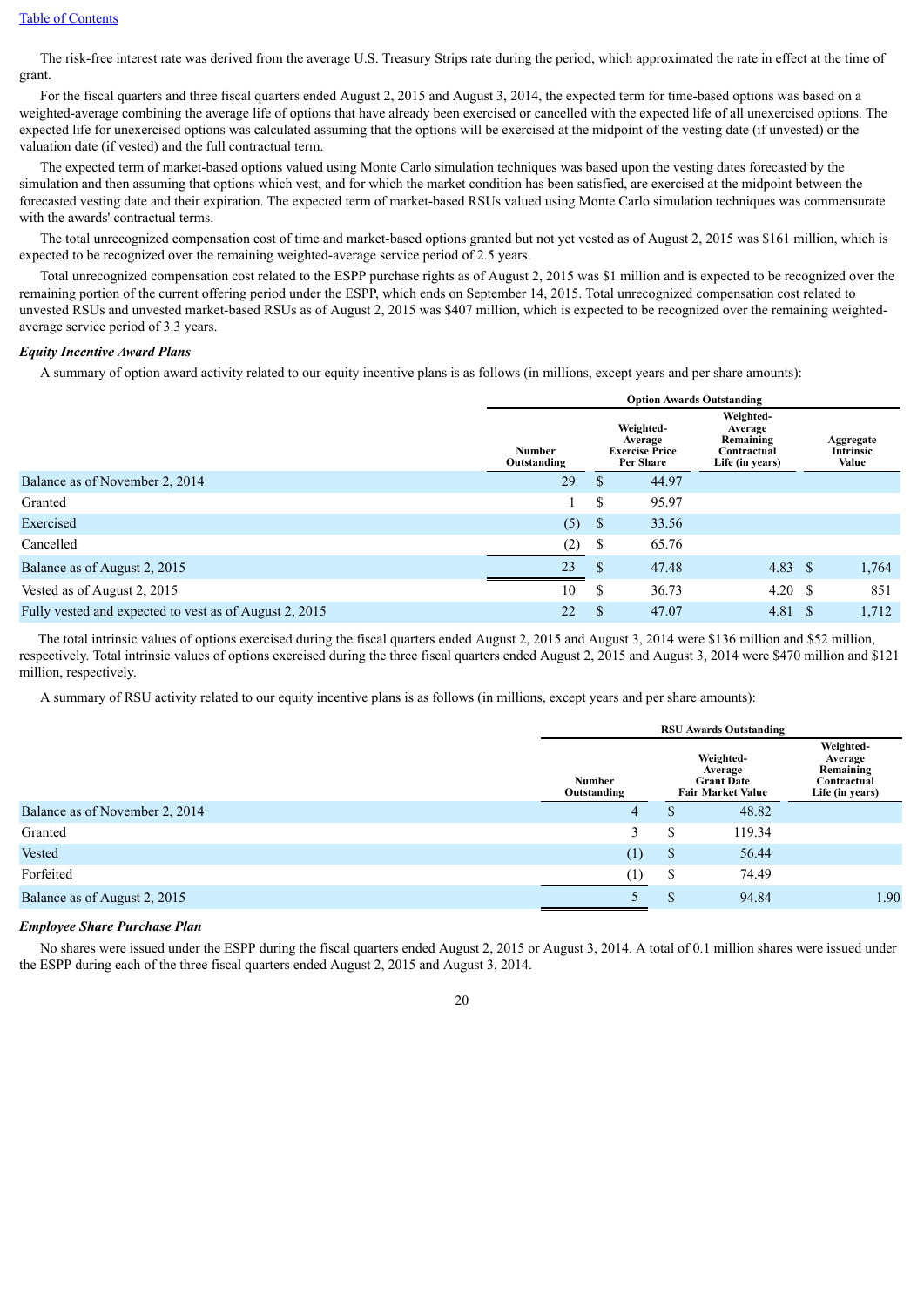The risk-free interest rate was derived from the average U.S. Treasury Strips rate during the period, which approximated the rate in effect at the time of grant.

For the fiscal quarters and three fiscal quarters ended August 2, 2015 and August 3, 2014, the expected term for time-based options was based on a weighted-average combining the average life of options that have already been exercised or cancelled with the expected life of all unexercised options. The expected life for unexercised options was calculated assuming that the options will be exercised at the midpoint of the vesting date (if unvested) or the valuation date (if vested) and the full contractual term.

The expected term of market-based options valued using Monte Carlo simulation techniques was based upon the vesting dates forecasted by the simulation and then assuming that options which vest, and for which the market condition has been satisfied, are exercised at the midpoint between the forecasted vesting date and their expiration. The expected term of market-based RSUs valued using Monte Carlo simulation techniques was commensurate with the awards' contractual terms.

The total unrecognized compensation cost of time and market-based options granted but not yet vested as of August 2, 2015 was $161 million, which is expected to be recognized over the remaining weighted-average service period of 2.5 years.

Total unrecognized compensation cost related to the ESPP purchase rights as of August 2, 2015 was $1 million and is expected to be recognized over the remaining portion of the current offering period under the ESPP, which ends on September 14, 2015. Total unrecognized compensation cost related to unvested RSUs and unvested market-based RSUs as of August 2, 2015 was $407 million, which is expected to be recognized over the remaining weighted-average service period of 3.3 years.

***Equity Incentive Award Plans***

A summary of option award activity related to our equity incentive plans is as follows (in millions, except years and per share amounts):

| | Option Awards Outstanding | | | |
|---|---|---|---|---|
| | Number Outstanding | Weighted-Average Exercise Price Per Share | Weighted-Average Remaining Contractual Life (in years) | Aggregate Intrinsic Value |
| Balance as of November 2, 2014 | 29 | $ 44.97 | | |
| Granted | 1 | $ 95.97 | | |
| Exercised | (5) | $ 33.56 | | |
| Cancelled | (2) | $ 65.76 | | |
| Balance as of August 2, 2015 | 23 | $ 47.48 | 4.83 | $ 1,764 |
| Vested as of August 2, 2015 | 10 | $ 36.73 | 4.20 | $ 851 |
| Fully vested and expected to vest as of August 2, 2015 | 22 | $ 47.07 | 4.81 | $ 1,712 |

The total intrinsic values of options exercised during the fiscal quarters ended August 2, 2015 and August 3, 2014 were $136 million and $52 million, respectively. Total intrinsic values of options exercised during the three fiscal quarters ended August 2, 2015 and August 3, 2014 were $470 million and $121 million, respectively.

A summary of RSU activity related to our equity incentive plans is as follows (in millions, except years and per share amounts):

| | RSU Awards Outstanding | | |
|---|---|---|---|
| | Number Outstanding | Weighted-Average Grant Date Fair Market Value | Weighted-Average Remaining Contractual Life (in years) |
| Balance as of November 2, 2014 | 4 | $ 48.82 | |
| Granted | 3 | $ 119.34 | |
| Vested | (1) | $ 56.44 | |
| Forfeited | (1) | $ 74.49 | |
| Balance as of August 2, 2015 | 5 | $ 94.84 | 1.90 |

***Employee Share Purchase Plan***

No shares were issued under the ESPP during the fiscal quarters ended August 2, 2015 or August 3, 2014. A total of 0.1 million shares were issued under the ESPP during each of the three fiscal quarters ended August 2, 2015 and August 3, 2014.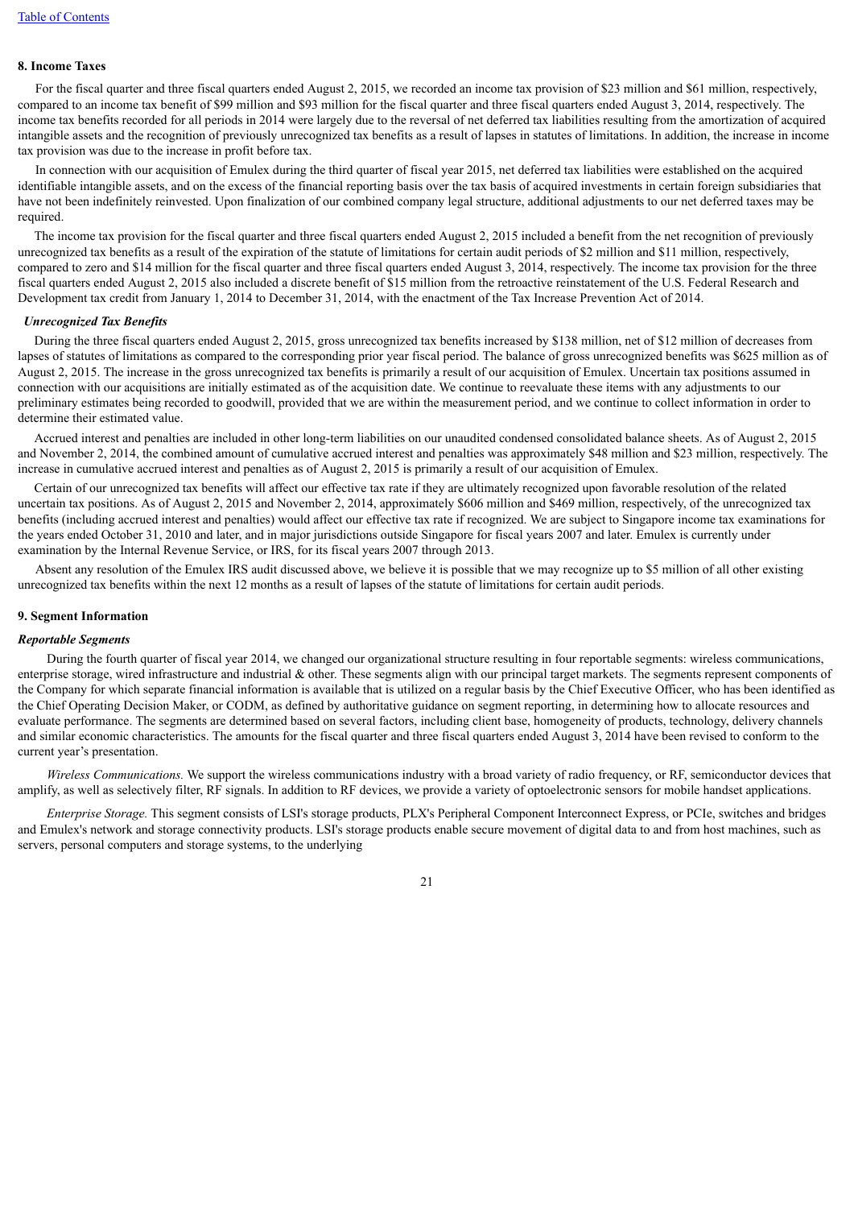## 8. Income Taxes

For the fiscal quarter and three fiscal quarters ended August 2, 2015, we recorded an income tax provision of $23 million and $61 million, respectively, compared to an income tax benefit of $99 million and $93 million for the fiscal quarter and three fiscal quarters ended August 3, 2014, respectively. The income tax benefits recorded for all periods in 2014 were largely due to the reversal of net deferred tax liabilities resulting from the amortization of acquired intangible assets and the recognition of previously unrecognized tax benefits as a result of lapses in statutes of limitations. In addition, the increase in income tax provision was due to the increase in profit before tax.

In connection with our acquisition of Emulex during the third quarter of fiscal year 2015, net deferred tax liabilities were established on the acquired identifiable intangible assets, and on the excess of the financial reporting basis over the tax basis of acquired investments in certain foreign subsidiaries that have not been indefinitely reinvested. Upon finalization of our combined company legal structure, additional adjustments to our net deferred taxes may be required.

The income tax provision for the fiscal quarter and three fiscal quarters ended August 2, 2015 included a benefit from the net recognition of previously unrecognized tax benefits as a result of the expiration of the statute of limitations for certain audit periods of $2 million and $11 million, respectively, compared to zero and $14 million for the fiscal quarter and three fiscal quarters ended August 3, 2014, respectively. The income tax provision for the three fiscal quarters ended August 2, 2015 also included a discrete benefit of $15 million from the retroactive reinstatement of the U.S. Federal Research and Development tax credit from January 1, 2014 to December 31, 2014, with the enactment of the Tax Increase Prevention Act of 2014.

### *Unrecognized Tax Benefits*

During the three fiscal quarters ended August 2, 2015, gross unrecognized tax benefits increased by $138 million, net of $12 million of decreases from lapses of statutes of limitations as compared to the corresponding prior year fiscal period. The balance of gross unrecognized benefits was $625 million as of August 2, 2015. The increase in the gross unrecognized tax benefits is primarily a result of our acquisition of Emulex. Uncertain tax positions assumed in connection with our acquisitions are initially estimated as of the acquisition date. We continue to reevaluate these items with any adjustments to our preliminary estimates being recorded to goodwill, provided that we are within the measurement period, and we continue to collect information in order to determine their estimated value.

Accrued interest and penalties are included in other long-term liabilities on our unaudited condensed consolidated balance sheets. As of August 2, 2015 and November 2, 2014, the combined amount of cumulative accrued interest and penalties was approximately $48 million and $23 million, respectively. The increase in cumulative accrued interest and penalties as of August 2, 2015 is primarily a result of our acquisition of Emulex.

Certain of our unrecognized tax benefits will affect our effective tax rate if they are ultimately recognized upon favorable resolution of the related uncertain tax positions. As of August 2, 2015 and November 2, 2014, approximately $606 million and $469 million, respectively, of the unrecognized tax benefits (including accrued interest and penalties) would affect our effective tax rate if recognized. We are subject to Singapore income tax examinations for the years ended October 31, 2010 and later, and in major jurisdictions outside Singapore for fiscal years 2007 and later. Emulex is currently under examination by the Internal Revenue Service, or IRS, for its fiscal years 2007 through 2013.

Absent any resolution of the Emulex IRS audit discussed above, we believe it is possible that we may recognize up to $5 million of all other existing unrecognized tax benefits within the next 12 months as a result of lapses of the statute of limitations for certain audit periods.

## 9. Segment Information

### *Reportable Segments*

During the fourth quarter of fiscal year 2014, we changed our organizational structure resulting in four reportable segments: wireless communications, enterprise storage, wired infrastructure and industrial & other. These segments align with our principal target markets. The segments represent components of the Company for which separate financial information is available that is utilized on a regular basis by the Chief Executive Officer, who has been identified as the Chief Operating Decision Maker, or CODM, as defined by authoritative guidance on segment reporting, in determining how to allocate resources and evaluate performance. The segments are determined based on several factors, including client base, homogeneity of products, technology, delivery channels and similar economic characteristics. The amounts for the fiscal quarter and three fiscal quarters ended August 3, 2014 have been revised to conform to the current year's presentation.

*Wireless Communications.* We support the wireless communications industry with a broad variety of radio frequency, or RF, semiconductor devices that amplify, as well as selectively filter, RF signals. In addition to RF devices, we provide a variety of optoelectronic sensors for mobile handset applications.

*Enterprise Storage.* This segment consists of LSI's storage products, PLX's Peripheral Component Interconnect Express, or PCIe, switches and bridges and Emulex's network and storage connectivity products. LSI's storage products enable secure movement of digital data to and from host machines, such as servers, personal computers and storage systems, to the underlying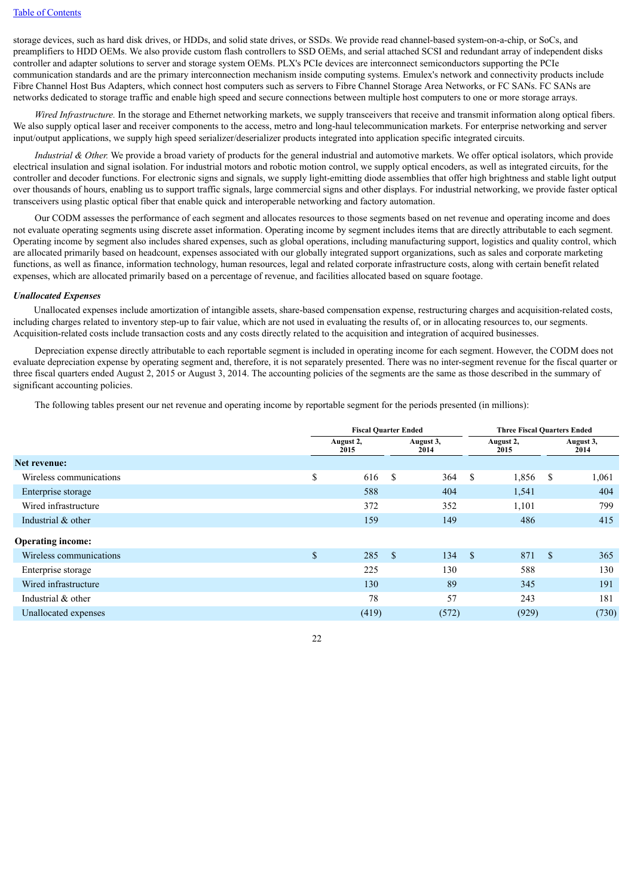storage devices, such as hard disk drives, or HDDs, and solid state drives, or SSDs. We provide read channel-based system-on-a-chip, or SoCs, and preamplifiers to HDD OEMs. We also provide custom flash controllers to SSD OEMs, and serial attached SCSI and redundant array of independent disks controller and adapter solutions to server and storage system OEMs. PLX's PCIe devices are interconnect semiconductors supporting the PCIe communication standards and are the primary interconnection mechanism inside computing systems. Emulex's network and connectivity products include Fibre Channel Host Bus Adapters, which connect host computers such as servers to Fibre Channel Storage Area Networks, or FC SANs. FC SANs are networks dedicated to storage traffic and enable high speed and secure connections between multiple host computers to one or more storage arrays.

*Wired Infrastructure.* In the storage and Ethernet networking markets, we supply transceivers that receive and transmit information along optical fibers. We also supply optical laser and receiver components to the access, metro and long-haul telecommunication markets. For enterprise networking and server input/output applications, we supply high speed serializer/deserializer products integrated into application specific integrated circuits.

*Industrial & Other.* We provide a broad variety of products for the general industrial and automotive markets. We offer optical isolators, which provide electrical insulation and signal isolation. For industrial motors and robotic motion control, we supply optical encoders, as well as integrated circuits, for the controller and decoder functions. For electronic signs and signals, we supply light-emitting diode assemblies that offer high brightness and stable light output over thousands of hours, enabling us to support traffic signals, large commercial signs and other displays. For industrial networking, we provide faster optical transceivers using plastic optical fiber that enable quick and interoperable networking and factory automation.

Our CODM assesses the performance of each segment and allocates resources to those segments based on net revenue and operating income and does not evaluate operating segments using discrete asset information. Operating income by segment includes items that are directly attributable to each segment. Operating income by segment also includes shared expenses, such as global operations, including manufacturing support, logistics and quality control, which are allocated primarily based on headcount, expenses associated with our globally integrated support organizations, such as sales and corporate marketing functions, as well as finance, information technology, human resources, legal and related corporate infrastructure costs, along with certain benefit related expenses, which are allocated primarily based on a percentage of revenue, and facilities allocated based on square footage.

***Unallocated Expenses***

Unallocated expenses include amortization of intangible assets, share-based compensation expense, restructuring charges and acquisition-related costs, including charges related to inventory step-up to fair value, which are not used in evaluating the results of, or in allocating resources to, our segments. Acquisition-related costs include transaction costs and any costs directly related to the acquisition and integration of acquired businesses.

Depreciation expense directly attributable to each reportable segment is included in operating income for each segment. However, the CODM does not evaluate depreciation expense by operating segment and, therefore, it is not separately presented. There was no inter-segment revenue for the fiscal quarter or three fiscal quarters ended August 2, 2015 or August 3, 2014. The accounting policies of the segments are the same as those described in the summary of significant accounting policies.

The following tables present our net revenue and operating income by reportable segment for the periods presented (in millions):

| | Fiscal Quarter Ended | | Three Fiscal Quarters Ended | |
|---|---|---|---|---|
| | August 2, 2015 | August 3, 2014 | August 2, 2015 | August 3, 2014 |
| **Net revenue:** | | | | |
| Wireless communications | $ 616 | $ 364 | $ 1,856 | $ 1,061 |
| Enterprise storage | 588 | 404 | 1,541 | 404 |
| Wired infrastructure | 372 | 352 | 1,101 | 799 |
| Industrial & other | 159 | 149 | 486 | 415 |
| **Operating income:** | | | | |
| Wireless communications | $ 285 | $ 134 | $ 871 | $ 365 |
| Enterprise storage | 225 | 130 | 588 | 130 |
| Wired infrastructure | 130 | 89 | 345 | 191 |
| Industrial & other | 78 | 57 | 243 | 181 |
| Unallocated expenses | (419) | (572) | (929) | (730) |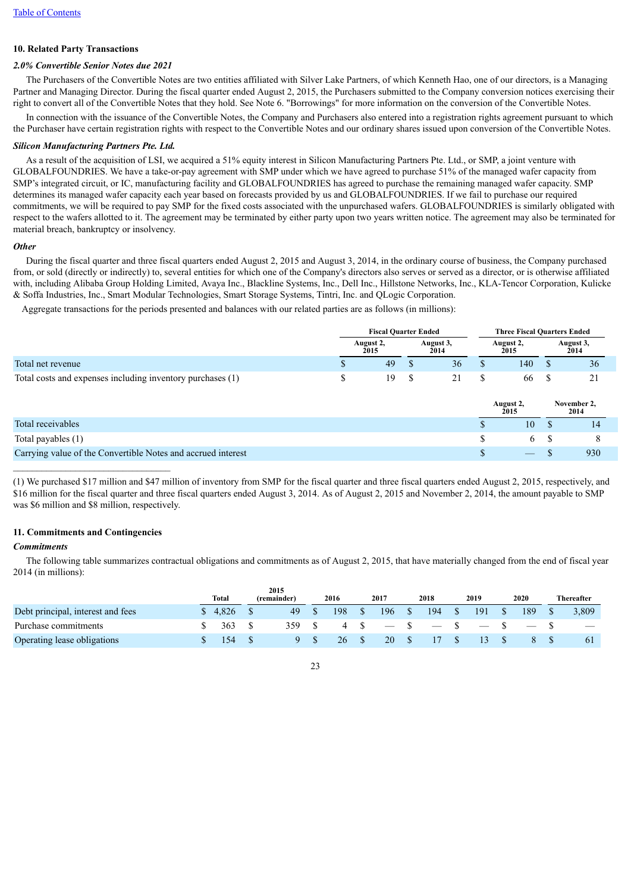[Table of Contents](#)

## 10. Related Party Transactions

### *2.0% Convertible Senior Notes due 2021*

The Purchasers of the Convertible Notes are two entities affiliated with Silver Lake Partners, of which Kenneth Hao, one of our directors, is a Managing Partner and Managing Director. During the fiscal quarter ended August 2, 2015, the Purchasers submitted to the Company conversion notices exercising their right to convert all of the Convertible Notes that they hold. See Note 6. "Borrowings" for more information on the conversion of the Convertible Notes.

In connection with the issuance of the Convertible Notes, the Company and Purchasers also entered into a registration rights agreement pursuant to which the Purchaser have certain registration rights with respect to the Convertible Notes and our ordinary shares issued upon conversion of the Convertible Notes.

### *Silicon Manufacturing Partners Pte. Ltd.*

As a result of the acquisition of LSI, we acquired a 51% equity interest in Silicon Manufacturing Partners Pte. Ltd., or SMP, a joint venture with GLOBALFOUNDRIES. We have a take-or-pay agreement with SMP under which we have agreed to purchase 51% of the managed wafer capacity from SMP's integrated circuit, or IC, manufacturing facility and GLOBALFOUNDRIES has agreed to purchase the remaining managed wafer capacity. SMP determines its managed wafer capacity each year based on forecasts provided by us and GLOBALFOUNDRIES. If we fail to purchase our required commitments, we will be required to pay SMP for the fixed costs associated with the unpurchased wafers. GLOBALFOUNDRIES is similarly obligated with respect to the wafers allotted to it. The agreement may be terminated by either party upon two years written notice. The agreement may also be terminated for material breach, bankruptcy or insolvency.

### *Other*

During the fiscal quarter and three fiscal quarters ended August 2, 2015 and August 3, 2014, in the ordinary course of business, the Company purchased from, or sold (directly or indirectly) to, several entities for which one of the Company's directors also serves or served as a director, or is otherwise affiliated with, including Alibaba Group Holding Limited, Avaya Inc., Blackline Systems, Inc., Dell Inc., Hillstone Networks, Inc., KLA-Tencor Corporation, Kulicke & Soffa Industries, Inc., Smart Modular Technologies, Smart Storage Systems, Tintri, Inc. and QLogic Corporation.

Aggregate transactions for the periods presented and balances with our related parties are as follows (in millions):

| | Fiscal Quarter Ended | | Three Fiscal Quarters Ended | |
|---|---|---|---|---|
| | August 2, 2015 | August 3, 2014 | August 2, 2015 | August 3, 2014 |
| Total net revenue | $ 49 | $ 36 | $ 140 | $ 36 |
| Total costs and expenses including inventory purchases (1) | $ 19 | $ 21 | $ 66 | $ 21 |

| | August 2, 2015 | November 2, 2014 |
|---|---|---|
| Total receivables | $ 10 | $ 14 |
| Total payables (1) | $ 6 | $ 8 |
| Carrying value of the Convertible Notes and accrued interest | $ — | $ 930 |

(1) We purchased $17 million and $47 million of inventory from SMP for the fiscal quarter and three fiscal quarters ended August 2, 2015, respectively, and $16 million for the fiscal quarter and three fiscal quarters ended August 3, 2014. As of August 2, 2015 and November 2, 2014, the amount payable to SMP was $6 million and $8 million, respectively.

## 11. Commitments and Contingencies

### *Commitments*

The following table summarizes contractual obligations and commitments as of August 2, 2015, that have materially changed from the end of fiscal year 2014 (in millions):

| | Total | 2015 (remainder) | 2016 | 2017 | 2018 | 2019 | 2020 | Thereafter |
|---|---|---|---|---|---|---|---|---|
| Debt principal, interest and fees | $ 4,826 | $ 49 | $ 198 | $ 196 | $ 194 | $ 191 | $ 189 | $ 3,809 |
| Purchase commitments | $ 363 | $ 359 | $ 4 | $ — | $ — | $ — | $ — | $ — |
| Operating lease obligations | $ 154 | $ 9 | $ 26 | $ 20 | $ 17 | $ 13 | $ 8 | $ 61 |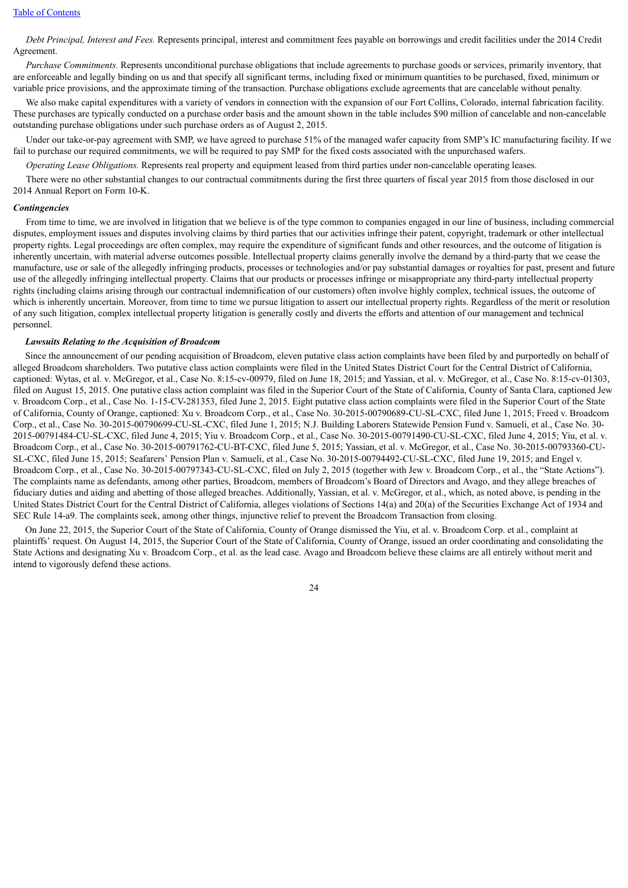*Debt Principal, Interest and Fees.* Represents principal, interest and commitment fees payable on borrowings and credit facilities under the 2014 Credit Agreement.

*Purchase Commitments.* Represents unconditional purchase obligations that include agreements to purchase goods or services, primarily inventory, that are enforceable and legally binding on us and that specify all significant terms, including fixed or minimum quantities to be purchased, fixed, minimum or variable price provisions, and the approximate timing of the transaction. Purchase obligations exclude agreements that are cancelable without penalty.

We also make capital expenditures with a variety of vendors in connection with the expansion of our Fort Collins, Colorado, internal fabrication facility. These purchases are typically conducted on a purchase order basis and the amount shown in the table includes $90 million of cancelable and non-cancelable outstanding purchase obligations under such purchase orders as of August 2, 2015.

Under our take-or-pay agreement with SMP, we have agreed to purchase 51% of the managed wafer capacity from SMP's IC manufacturing facility. If we fail to purchase our required commitments, we will be required to pay SMP for the fixed costs associated with the unpurchased wafers.

*Operating Lease Obligations.* Represents real property and equipment leased from third parties under non-cancelable operating leases.

There were no other substantial changes to our contractual commitments during the first three quarters of fiscal year 2015 from those disclosed in our 2014 Annual Report on Form 10-K.

### *Contingencies*

From time to time, we are involved in litigation that we believe is of the type common to companies engaged in our line of business, including commercial disputes, employment issues and disputes involving claims by third parties that our activities infringe their patent, copyright, trademark or other intellectual property rights. Legal proceedings are often complex, may require the expenditure of significant funds and other resources, and the outcome of litigation is inherently uncertain, with material adverse outcomes possible. Intellectual property claims generally involve the demand by a third-party that we cease the manufacture, use or sale of the allegedly infringing products, processes or technologies and/or pay substantial damages or royalties for past, present and future use of the allegedly infringing intellectual property. Claims that our products or processes infringe or misappropriate any third-party intellectual property rights (including claims arising through our contractual indemnification of our customers) often involve highly complex, technical issues, the outcome of which is inherently uncertain. Moreover, from time to time we pursue litigation to assert our intellectual property rights. Regardless of the merit or resolution of any such litigation, complex intellectual property litigation is generally costly and diverts the efforts and attention of our management and technical personnel.

#### *Lawsuits Relating to the Acquisition of Broadcom*

Since the announcement of our pending acquisition of Broadcom, eleven putative class action complaints have been filed by and purportedly on behalf of alleged Broadcom shareholders. Two putative class action complaints were filed in the United States District Court for the Central District of California, captioned: Wytas, et al. v. McGregor, et al., Case No. 8:15-cv-00979, filed on June 18, 2015; and Yassian, et al. v. McGregor, et al., Case No. 8:15-cv-01303, filed on August 15, 2015. One putative class action complaint was filed in the Superior Court of the State of California, County of Santa Clara, captioned Jew v. Broadcom Corp., et al., Case No. 1-15-CV-281353, filed June 2, 2015. Eight putative class action complaints were filed in the Superior Court of the State of California, County of Orange, captioned: Xu v. Broadcom Corp., et al., Case No. 30-2015-00790689-CU-SL-CXC, filed June 1, 2015; Freed v. Broadcom Corp., et al., Case No. 30-2015-00790699-CU-SL-CXC, filed June 1, 2015; N.J. Building Laborers Statewide Pension Fund v. Samueli, et al., Case No. 30-2015-00791484-CU-SL-CXC, filed June 4, 2015; Yiu v. Broadcom Corp., et al., Case No. 30-2015-00791490-CU-SL-CXC, filed June 4, 2015; Yiu, et al. v. Broadcom Corp., et al., Case No. 30-2015-00791762-CU-BT-CXC, filed June 5, 2015; Yassian, et al. v. McGregor, et al., Case No. 30-2015-00793360-CU-SL-CXC, filed June 15, 2015; Seafarers' Pension Plan v. Samueli, et al., Case No. 30-2015-00794492-CU-SL-CXC, filed June 19, 2015; and Engel v. Broadcom Corp., et al., Case No. 30-2015-00797343-CU-SL-CXC, filed on July 2, 2015 (together with Jew v. Broadcom Corp., et al., the "State Actions"). The complaints name as defendants, among other parties, Broadcom, members of Broadcom's Board of Directors and Avago, and they allege breaches of fiduciary duties and aiding and abetting of those alleged breaches. Additionally, Yassian, et al. v. McGregor, et al., which, as noted above, is pending in the United States District Court for the Central District of California, alleges violations of Sections 14(a) and 20(a) of the Securities Exchange Act of 1934 and SEC Rule 14-a9. The complaints seek, among other things, injunctive relief to prevent the Broadcom Transaction from closing.

On June 22, 2015, the Superior Court of the State of California, County of Orange dismissed the Yiu, et al. v. Broadcom Corp. et al., complaint at plaintiffs' request. On August 14, 2015, the Superior Court of the State of California, County of Orange, issued an order coordinating and consolidating the State Actions and designating Xu v. Broadcom Corp., et al. as the lead case. Avago and Broadcom believe these claims are all entirely without merit and intend to vigorously defend these actions.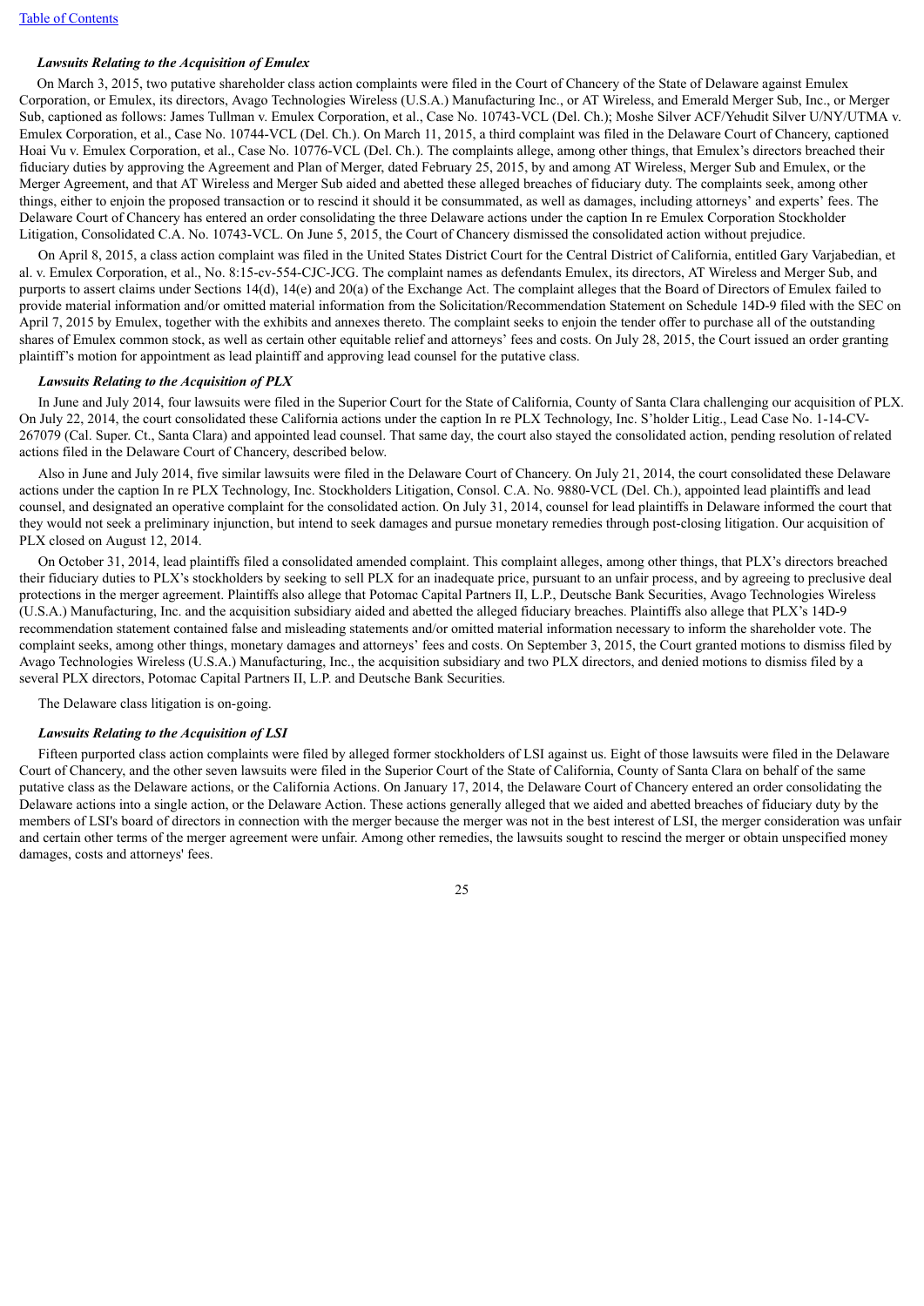***Lawsuits Relating to the Acquisition of Emulex***

On March 3, 2015, two putative shareholder class action complaints were filed in the Court of Chancery of the State of Delaware against Emulex Corporation, or Emulex, its directors, Avago Technologies Wireless (U.S.A.) Manufacturing Inc., or AT Wireless, and Emerald Merger Sub, Inc., or Merger Sub, captioned as follows: James Tullman v. Emulex Corporation, et al., Case No. 10743-VCL (Del. Ch.); Moshe Silver ACF/Yehudit Silver U/NY/UTMA v. Emulex Corporation, et al., Case No. 10744-VCL (Del. Ch.). On March 11, 2015, a third complaint was filed in the Delaware Court of Chancery, captioned Hoai Vu v. Emulex Corporation, et al., Case No. 10776-VCL (Del. Ch.). The complaints allege, among other things, that Emulex's directors breached their fiduciary duties by approving the Agreement and Plan of Merger, dated February 25, 2015, by and among AT Wireless, Merger Sub and Emulex, or the Merger Agreement, and that AT Wireless and Merger Sub aided and abetted these alleged breaches of fiduciary duty. The complaints seek, among other things, either to enjoin the proposed transaction or to rescind it should it be consummated, as well as damages, including attorneys' and experts' fees. The Delaware Court of Chancery has entered an order consolidating the three Delaware actions under the caption In re Emulex Corporation Stockholder Litigation, Consolidated C.A. No. 10743-VCL. On June 5, 2015, the Court of Chancery dismissed the consolidated action without prejudice.

On April 8, 2015, a class action complaint was filed in the United States District Court for the Central District of California, entitled Gary Varjabedian, et al. v. Emulex Corporation, et al., No. 8:15-cv-554-CJC-JCG. The complaint names as defendants Emulex, its directors, AT Wireless and Merger Sub, and purports to assert claims under Sections 14(d), 14(e) and 20(a) of the Exchange Act. The complaint alleges that the Board of Directors of Emulex failed to provide material information and/or omitted material information from the Solicitation/Recommendation Statement on Schedule 14D-9 filed with the SEC on April 7, 2015 by Emulex, together with the exhibits and annexes thereto. The complaint seeks to enjoin the tender offer to purchase all of the outstanding shares of Emulex common stock, as well as certain other equitable relief and attorneys' fees and costs. On July 28, 2015, the Court issued an order granting plaintiff's motion for appointment as lead plaintiff and approving lead counsel for the putative class.

***Lawsuits Relating to the Acquisition of PLX***

In June and July 2014, four lawsuits were filed in the Superior Court for the State of California, County of Santa Clara challenging our acquisition of PLX. On July 22, 2014, the court consolidated these California actions under the caption In re PLX Technology, Inc. S'holder Litig., Lead Case No. 1-14-CV-267079 (Cal. Super. Ct., Santa Clara) and appointed lead counsel. That same day, the court also stayed the consolidated action, pending resolution of related actions filed in the Delaware Court of Chancery, described below.

Also in June and July 2014, five similar lawsuits were filed in the Delaware Court of Chancery. On July 21, 2014, the court consolidated these Delaware actions under the caption In re PLX Technology, Inc. Stockholders Litigation, Consol. C.A. No. 9880-VCL (Del. Ch.), appointed lead plaintiffs and lead counsel, and designated an operative complaint for the consolidated action. On July 31, 2014, counsel for lead plaintiffs in Delaware informed the court that they would not seek a preliminary injunction, but intend to seek damages and pursue monetary remedies through post-closing litigation. Our acquisition of PLX closed on August 12, 2014.

On October 31, 2014, lead plaintiffs filed a consolidated amended complaint. This complaint alleges, among other things, that PLX's directors breached their fiduciary duties to PLX's stockholders by seeking to sell PLX for an inadequate price, pursuant to an unfair process, and by agreeing to preclusive deal protections in the merger agreement. Plaintiffs also allege that Potomac Capital Partners II, L.P., Deutsche Bank Securities, Avago Technologies Wireless (U.S.A.) Manufacturing, Inc. and the acquisition subsidiary aided and abetted the alleged fiduciary breaches. Plaintiffs also allege that PLX's 14D-9 recommendation statement contained false and misleading statements and/or omitted material information necessary to inform the shareholder vote. The complaint seeks, among other things, monetary damages and attorneys' fees and costs. On September 3, 2015, the Court granted motions to dismiss filed by Avago Technologies Wireless (U.S.A.) Manufacturing, Inc., the acquisition subsidiary and two PLX directors, and denied motions to dismiss filed by a several PLX directors, Potomac Capital Partners II, L.P. and Deutsche Bank Securities.

The Delaware class litigation is on-going.

***Lawsuits Relating to the Acquisition of LSI***

Fifteen purported class action complaints were filed by alleged former stockholders of LSI against us. Eight of those lawsuits were filed in the Delaware Court of Chancery, and the other seven lawsuits were filed in the Superior Court of the State of California, County of Santa Clara on behalf of the same putative class as the Delaware actions, or the California Actions. On January 17, 2014, the Delaware Court of Chancery entered an order consolidating the Delaware actions into a single action, or the Delaware Action. These actions generally alleged that we aided and abetted breaches of fiduciary duty by the members of LSI's board of directors in connection with the merger because the merger was not in the best interest of LSI, the merger consideration was unfair and certain other terms of the merger agreement were unfair. Among other remedies, the lawsuits sought to rescind the merger or obtain unspecified money damages, costs and attorneys' fees.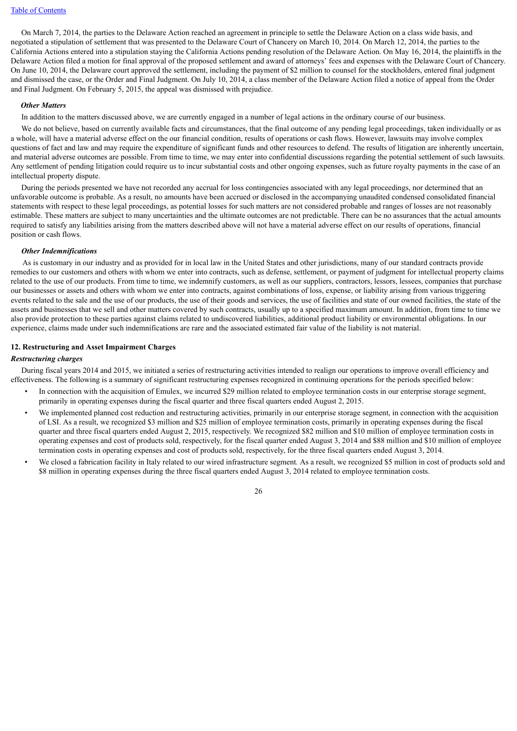On March 7, 2014, the parties to the Delaware Action reached an agreement in principle to settle the Delaware Action on a class wide basis, and negotiated a stipulation of settlement that was presented to the Delaware Court of Chancery on March 10, 2014. On March 12, 2014, the parties to the California Actions entered into a stipulation staying the California Actions pending resolution of the Delaware Action. On May 16, 2014, the plaintiffs in the Delaware Action filed a motion for final approval of the proposed settlement and award of attorneys' fees and expenses with the Delaware Court of Chancery. On June 10, 2014, the Delaware court approved the settlement, including the payment of $2 million to counsel for the stockholders, entered final judgment and dismissed the case, or the Order and Final Judgment. On July 10, 2014, a class member of the Delaware Action filed a notice of appeal from the Order and Final Judgment. On February 5, 2015, the appeal was dismissed with prejudice.

***Other Matters***

In addition to the matters discussed above, we are currently engaged in a number of legal actions in the ordinary course of our business.

We do not believe, based on currently available facts and circumstances, that the final outcome of any pending legal proceedings, taken individually or as a whole, will have a material adverse effect on the our financial condition, results of operations or cash flows. However, lawsuits may involve complex questions of fact and law and may require the expenditure of significant funds and other resources to defend. The results of litigation are inherently uncertain, and material adverse outcomes are possible. From time to time, we may enter into confidential discussions regarding the potential settlement of such lawsuits. Any settlement of pending litigation could require us to incur substantial costs and other ongoing expenses, such as future royalty payments in the case of an intellectual property dispute.

During the periods presented we have not recorded any accrual for loss contingencies associated with any legal proceedings, nor determined that an unfavorable outcome is probable. As a result, no amounts have been accrued or disclosed in the accompanying unaudited condensed consolidated financial statements with respect to these legal proceedings, as potential losses for such matters are not considered probable and ranges of losses are not reasonably estimable. These matters are subject to many uncertainties and the ultimate outcomes are not predictable. There can be no assurances that the actual amounts required to satisfy any liabilities arising from the matters described above will not have a material adverse effect on our results of operations, financial position or cash flows.

***Other Indemnifications***

As is customary in our industry and as provided for in local law in the United States and other jurisdictions, many of our standard contracts provide remedies to our customers and others with whom we enter into contracts, such as defense, settlement, or payment of judgment for intellectual property claims related to the use of our products. From time to time, we indemnify customers, as well as our suppliers, contractors, lessors, lessees, companies that purchase our businesses or assets and others with whom we enter into contracts, against combinations of loss, expense, or liability arising from various triggering events related to the sale and the use of our products, the use of their goods and services, the use of facilities and state of our owned facilities, the state of the assets and businesses that we sell and other matters covered by such contracts, usually up to a specified maximum amount. In addition, from time to time we also provide protection to these parties against claims related to undiscovered liabilities, additional product liability or environmental obligations. In our experience, claims made under such indemnifications are rare and the associated estimated fair value of the liability is not material.

### 12. Restructuring and Asset Impairment Charges

***Restructuring charges***

During fiscal years 2014 and 2015, we initiated a series of restructuring activities intended to realign our operations to improve overall efficiency and effectiveness. The following is a summary of significant restructuring expenses recognized in continuing operations for the periods specified below:

- In connection with the acquisition of Emulex, we incurred $29 million related to employee termination costs in our enterprise storage segment, primarily in operating expenses during the fiscal quarter and three fiscal quarters ended August 2, 2015.
- We implemented planned cost reduction and restructuring activities, primarily in our enterprise storage segment, in connection with the acquisition of LSI. As a result, we recognized $3 million and $25 million of employee termination costs, primarily in operating expenses during the fiscal quarter and three fiscal quarters ended August 2, 2015, respectively. We recognized $82 million and $10 million of employee termination costs in operating expenses and cost of products sold, respectively, for the fiscal quarter ended August 3, 2014 and $88 million and $10 million of employee termination costs in operating expenses and cost of products sold, respectively, for the three fiscal quarters ended August 3, 2014.
- We closed a fabrication facility in Italy related to our wired infrastructure segment. As a result, we recognized $5 million in cost of products sold and $8 million in operating expenses during the three fiscal quarters ended August 3, 2014 related to employee termination costs.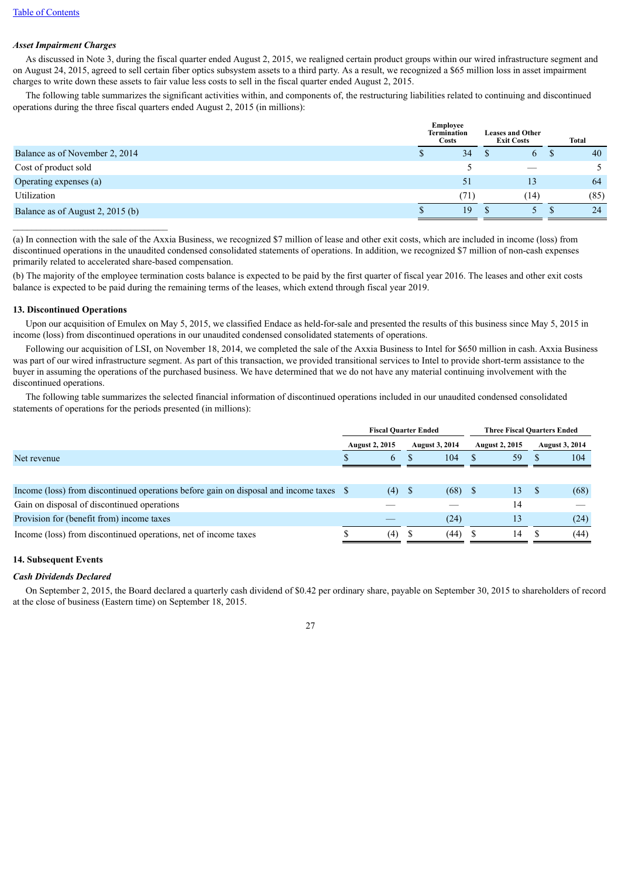*Asset Impairment Charges*

As discussed in Note 3, during the fiscal quarter ended August 2, 2015, we realigned certain product groups within our wired infrastructure segment and on August 24, 2015, agreed to sell certain fiber optics subsystem assets to a third party. As a result, we recognized a $65 million loss in asset impairment charges to write down these assets to fair value less costs to sell in the fiscal quarter ended August 2, 2015.

The following table summarizes the significant activities within, and components of, the restructuring liabilities related to continuing and discontinued operations during the three fiscal quarters ended August 2, 2015 (in millions):

| | Employee Termination Costs | Leases and Other Exit Costs | Total |
|---|---|---|---|
| Balance as of November 2, 2014 | $ 34 | $ 6 | $ 40 |
| Cost of product sold | 5 | — | 5 |
| Operating expenses (a) | 51 | 13 | 64 |
| Utilization | (71) | (14) | (85) |
| Balance as of August 2, 2015 (b) | $ 19 | $ 5 | $ 24 |

(a) In connection with the sale of the Axxia Business, we recognized $7 million of lease and other exit costs, which are included in income (loss) from discontinued operations in the unaudited condensed consolidated statements of operations. In addition, we recognized $7 million of non-cash expenses primarily related to accelerated share-based compensation.

(b) The majority of the employee termination costs balance is expected to be paid by the first quarter of fiscal year 2016. The leases and other exit costs balance is expected to be paid during the remaining terms of the leases, which extend through fiscal year 2019.

## 13. Discontinued Operations

Upon our acquisition of Emulex on May 5, 2015, we classified Endace as held-for-sale and presented the results of this business since May 5, 2015 in income (loss) from discontinued operations in our unaudited condensed consolidated statements of operations.

Following our acquisition of LSI, on November 18, 2014, we completed the sale of the Axxia Business to Intel for $650 million in cash. Axxia Business was part of our wired infrastructure segment. As part of this transaction, we provided transitional services to Intel to provide short-term assistance to the buyer in assuming the operations of the purchased business. We have determined that we do not have any material continuing involvement with the discontinued operations.

The following table summarizes the selected financial information of discontinued operations included in our unaudited condensed consolidated statements of operations for the periods presented (in millions):

| | Fiscal Quarter Ended | | Three Fiscal Quarters Ended | |
|---|---|---|---|---|
| | August 2, 2015 | August 3, 2014 | August 2, 2015 | August 3, 2014 |
| Net revenue | $ 6 | $ 104 | $ 59 | $ 104 |
| | | | | |
| Income (loss) from discontinued operations before gain on disposal and income taxes | $ (4) | $ (68) | $ 13 | $ (68) |
| Gain on disposal of discontinued operations | — | — | 14 | — |
| Provision for (benefit from) income taxes | — | (24) | 13 | (24) |
| Income (loss) from discontinued operations, net of income taxes | $ (4) | $ (44) | $ 14 | $ (44) |

## 14. Subsequent Events

*Cash Dividends Declared*

On September 2, 2015, the Board declared a quarterly cash dividend of $0.42 per ordinary share, payable on September 30, 2015 to shareholders of record at the close of business (Eastern time) on September 18, 2015.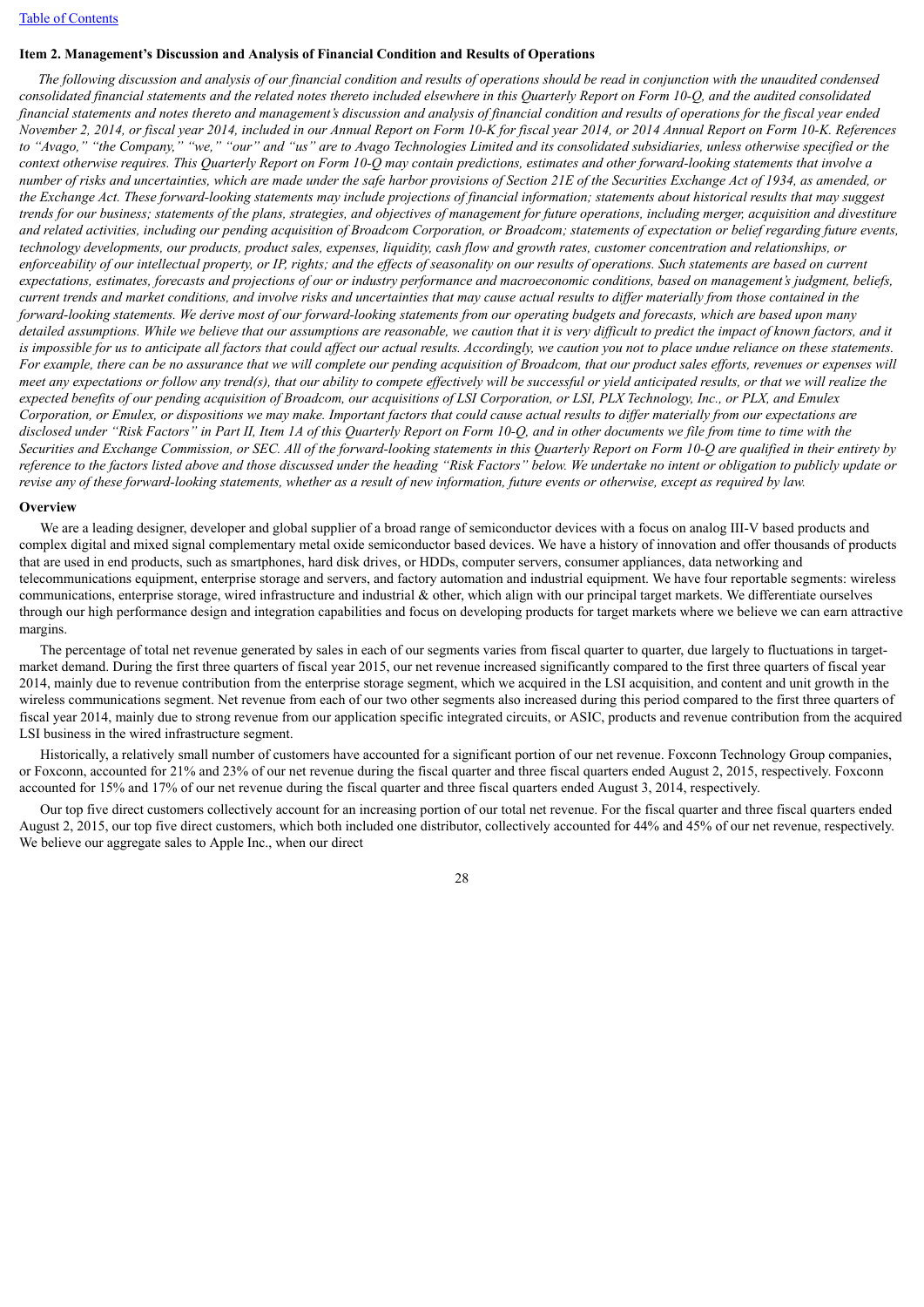### Item 2. Management's Discussion and Analysis of Financial Condition and Results of Operations

*The following discussion and analysis of our financial condition and results of operations should be read in conjunction with the unaudited condensed consolidated financial statements and the related notes thereto included elsewhere in this Quarterly Report on Form 10-Q, and the audited consolidated financial statements and notes thereto and management's discussion and analysis of financial condition and results of operations for the fiscal year ended November 2, 2014, or fiscal year 2014, included in our Annual Report on Form 10-K for fiscal year 2014, or 2014 Annual Report on Form 10-K. References to "Avago," "the Company," "we," "our" and "us" are to Avago Technologies Limited and its consolidated subsidiaries, unless otherwise specified or the context otherwise requires. This Quarterly Report on Form 10-Q may contain predictions, estimates and other forward-looking statements that involve a number of risks and uncertainties, which are made under the safe harbor provisions of Section 21E of the Securities Exchange Act of 1934, as amended, or the Exchange Act. These forward-looking statements may include projections of financial information; statements about historical results that may suggest trends for our business; statements of the plans, strategies, and objectives of management for future operations, including merger, acquisition and divestiture and related activities, including our pending acquisition of Broadcom Corporation, or Broadcom; statements of expectation or belief regarding future events, technology developments, our products, product sales, expenses, liquidity, cash flow and growth rates, customer concentration and relationships, or enforceability of our intellectual property, or IP, rights; and the effects of seasonality on our results of operations. Such statements are based on current expectations, estimates, forecasts and projections of our or industry performance and macroeconomic conditions, based on management's judgment, beliefs, current trends and market conditions, and involve risks and uncertainties that may cause actual results to differ materially from those contained in the forward-looking statements. We derive most of our forward-looking statements from our operating budgets and forecasts, which are based upon many detailed assumptions. While we believe that our assumptions are reasonable, we caution that it is very difficult to predict the impact of known factors, and it is impossible for us to anticipate all factors that could affect our actual results. Accordingly, we caution you not to place undue reliance on these statements. For example, there can be no assurance that we will complete our pending acquisition of Broadcom, that our product sales efforts, revenues or expenses will meet any expectations or follow any trend(s), that our ability to compete effectively will be successful or yield anticipated results, or that we will realize the expected benefits of our pending acquisition of Broadcom, our acquisitions of LSI Corporation, or LSI, PLX Technology, Inc., or PLX, and Emulex Corporation, or Emulex, or dispositions we may make. Important factors that could cause actual results to differ materially from our expectations are disclosed under "Risk Factors" in Part II, Item 1A of this Quarterly Report on Form 10-Q, and in other documents we file from time to time with the Securities and Exchange Commission, or SEC. All of the forward-looking statements in this Quarterly Report on Form 10-Q are qualified in their entirety by reference to the factors listed above and those discussed under the heading "Risk Factors" below. We undertake no intent or obligation to publicly update or revise any of these forward-looking statements, whether as a result of new information, future events or otherwise, except as required by law.*

#### Overview

We are a leading designer, developer and global supplier of a broad range of semiconductor devices with a focus on analog III-V based products and complex digital and mixed signal complementary metal oxide semiconductor based devices. We have a history of innovation and offer thousands of products that are used in end products, such as smartphones, hard disk drives, or HDDs, computer servers, consumer appliances, data networking and telecommunications equipment, enterprise storage and servers, and factory automation and industrial equipment. We have four reportable segments: wireless communications, enterprise storage, wired infrastructure and industrial & other, which align with our principal target markets. We differentiate ourselves through our high performance design and integration capabilities and focus on developing products for target markets where we believe we can earn attractive margins.

The percentage of total net revenue generated by sales in each of our segments varies from fiscal quarter to quarter, due largely to fluctuations in target-market demand. During the first three quarters of fiscal year 2015, our net revenue increased significantly compared to the first three quarters of fiscal year 2014, mainly due to revenue contribution from the enterprise storage segment, which we acquired in the LSI acquisition, and content and unit growth in the wireless communications segment. Net revenue from each of our two other segments also increased during this period compared to the first three quarters of fiscal year 2014, mainly due to strong revenue from our application specific integrated circuits, or ASIC, products and revenue contribution from the acquired LSI business in the wired infrastructure segment.

Historically, a relatively small number of customers have accounted for a significant portion of our net revenue. Foxconn Technology Group companies, or Foxconn, accounted for 21% and 23% of our net revenue during the fiscal quarter and three fiscal quarters ended August 2, 2015, respectively. Foxconn accounted for 15% and 17% of our net revenue during the fiscal quarter and three fiscal quarters ended August 3, 2014, respectively.

Our top five direct customers collectively account for an increasing portion of our total net revenue. For the fiscal quarter and three fiscal quarters ended August 2, 2015, our top five direct customers, which both included one distributor, collectively accounted for 44% and 45% of our net revenue, respectively. We believe our aggregate sales to Apple Inc., when our direct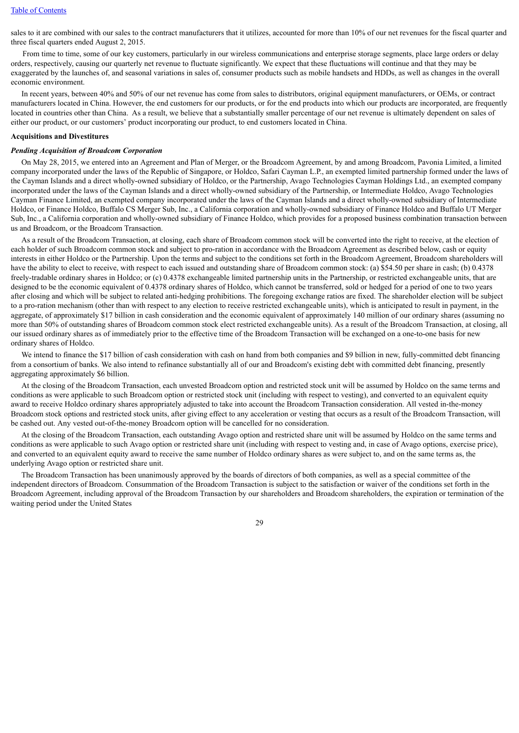sales to it are combined with our sales to the contract manufacturers that it utilizes, accounted for more than 10% of our net revenues for the fiscal quarter and three fiscal quarters ended August 2, 2015.

From time to time, some of our key customers, particularly in our wireless communications and enterprise storage segments, place large orders or delay orders, respectively, causing our quarterly net revenue to fluctuate significantly. We expect that these fluctuations will continue and that they may be exaggerated by the launches of, and seasonal variations in sales of, consumer products such as mobile handsets and HDDs, as well as changes in the overall economic environment.

In recent years, between 40% and 50% of our net revenue has come from sales to distributors, original equipment manufacturers, or OEMs, or contract manufacturers located in China. However, the end customers for our products, or for the end products into which our products are incorporated, are frequently located in countries other than China. As a result, we believe that a substantially smaller percentage of our net revenue is ultimately dependent on sales of either our product, or our customers' product incorporating our product, to end customers located in China.

**Acquisitions and Divestitures**

***Pending Acquisition of Broadcom Corporation***

On May 28, 2015, we entered into an Agreement and Plan of Merger, or the Broadcom Agreement, by and among Broadcom, Pavonia Limited, a limited company incorporated under the laws of the Republic of Singapore, or Holdco, Safari Cayman L.P., an exempted limited partnership formed under the laws of the Cayman Islands and a direct wholly-owned subsidiary of Holdco, or the Partnership, Avago Technologies Cayman Holdings Ltd., an exempted company incorporated under the laws of the Cayman Islands and a direct wholly-owned subsidiary of the Partnership, or Intermediate Holdco, Avago Technologies Cayman Finance Limited, an exempted company incorporated under the laws of the Cayman Islands and a direct wholly-owned subsidiary of Intermediate Holdco, or Finance Holdco, Buffalo CS Merger Sub, Inc., a California corporation and wholly-owned subsidiary of Finance Holdco and Buffalo UT Merger Sub, Inc., a California corporation and wholly-owned subsidiary of Finance Holdco, which provides for a proposed business combination transaction between us and Broadcom, or the Broadcom Transaction.

As a result of the Broadcom Transaction, at closing, each share of Broadcom common stock will be converted into the right to receive, at the election of each holder of such Broadcom common stock and subject to pro-ration in accordance with the Broadcom Agreement as described below, cash or equity interests in either Holdco or the Partnership. Upon the terms and subject to the conditions set forth in the Broadcom Agreement, Broadcom shareholders will have the ability to elect to receive, with respect to each issued and outstanding share of Broadcom common stock: (a) $54.50 per share in cash; (b) 0.4378 freely-tradable ordinary shares in Holdco; or (c) 0.4378 exchangeable limited partnership units in the Partnership, or restricted exchangeable units, that are designed to be the economic equivalent of 0.4378 ordinary shares of Holdco, which cannot be transferred, sold or hedged for a period of one to two years after closing and which will be subject to related anti-hedging prohibitions. The foregoing exchange ratios are fixed. The shareholder election will be subject to a pro-ration mechanism (other than with respect to any election to receive restricted exchangeable units), which is anticipated to result in payment, in the aggregate, of approximately $17 billion in cash consideration and the economic equivalent of approximately 140 million of our ordinary shares (assuming no more than 50% of outstanding shares of Broadcom common stock elect restricted exchangeable units). As a result of the Broadcom Transaction, at closing, all our issued ordinary shares as of immediately prior to the effective time of the Broadcom Transaction will be exchanged on a one-to-one basis for new ordinary shares of Holdco.

We intend to finance the $17 billion of cash consideration with cash on hand from both companies and $9 billion in new, fully-committed debt financing from a consortium of banks. We also intend to refinance substantially all of our and Broadcom's existing debt with committed debt financing, presently aggregating approximately $6 billion.

At the closing of the Broadcom Transaction, each unvested Broadcom option and restricted stock unit will be assumed by Holdco on the same terms and conditions as were applicable to such Broadcom option or restricted stock unit (including with respect to vesting), and converted to an equivalent equity award to receive Holdco ordinary shares appropriately adjusted to take into account the Broadcom Transaction consideration. All vested in-the-money Broadcom stock options and restricted stock units, after giving effect to any acceleration or vesting that occurs as a result of the Broadcom Transaction, will be cashed out. Any vested out-of-the-money Broadcom option will be cancelled for no consideration.

At the closing of the Broadcom Transaction, each outstanding Avago option and restricted share unit will be assumed by Holdco on the same terms and conditions as were applicable to such Avago option or restricted share unit (including with respect to vesting and, in case of Avago options, exercise price), and converted to an equivalent equity award to receive the same number of Holdco ordinary shares as were subject to, and on the same terms as, the underlying Avago option or restricted share unit.

The Broadcom Transaction has been unanimously approved by the boards of directors of both companies, as well as a special committee of the independent directors of Broadcom. Consummation of the Broadcom Transaction is subject to the satisfaction or waiver of the conditions set forth in the Broadcom Agreement, including approval of the Broadcom Transaction by our shareholders and Broadcom shareholders, the expiration or termination of the waiting period under the United States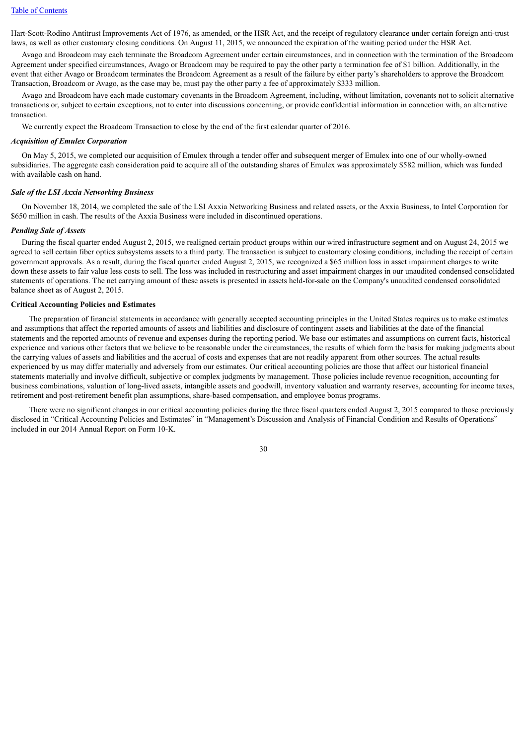Hart-Scott-Rodino Antitrust Improvements Act of 1976, as amended, or the HSR Act, and the receipt of regulatory clearance under certain foreign anti-trust laws, as well as other customary closing conditions. On August 11, 2015, we announced the expiration of the waiting period under the HSR Act.

Avago and Broadcom may each terminate the Broadcom Agreement under certain circumstances, and in connection with the termination of the Broadcom Agreement under specified circumstances, Avago or Broadcom may be required to pay the other party a termination fee of $1 billion. Additionally, in the event that either Avago or Broadcom terminates the Broadcom Agreement as a result of the failure by either party's shareholders to approve the Broadcom Transaction, Broadcom or Avago, as the case may be, must pay the other party a fee of approximately $333 million.

Avago and Broadcom have each made customary covenants in the Broadcom Agreement, including, without limitation, covenants not to solicit alternative transactions or, subject to certain exceptions, not to enter into discussions concerning, or provide confidential information in connection with, an alternative transaction.

We currently expect the Broadcom Transaction to close by the end of the first calendar quarter of 2016.

***Acquisition of Emulex Corporation***

On May 5, 2015, we completed our acquisition of Emulex through a tender offer and subsequent merger of Emulex into one of our wholly-owned subsidiaries. The aggregate cash consideration paid to acquire all of the outstanding shares of Emulex was approximately $582 million, which was funded with available cash on hand.

***Sale of the LSI Axxia Networking Business***

On November 18, 2014, we completed the sale of the LSI Axxia Networking Business and related assets, or the Axxia Business, to Intel Corporation for $650 million in cash. The results of the Axxia Business were included in discontinued operations.

***Pending Sale of Assets***

During the fiscal quarter ended August 2, 2015, we realigned certain product groups within our wired infrastructure segment and on August 24, 2015 we agreed to sell certain fiber optics subsystems assets to a third party. The transaction is subject to customary closing conditions, including the receipt of certain government approvals. As a result, during the fiscal quarter ended August 2, 2015, we recognized a $65 million loss in asset impairment charges to write down these assets to fair value less costs to sell. The loss was included in restructuring and asset impairment charges in our unaudited condensed consolidated statements of operations. The net carrying amount of these assets is presented in assets held-for-sale on the Company's unaudited condensed consolidated balance sheet as of August 2, 2015.

**Critical Accounting Policies and Estimates**

The preparation of financial statements in accordance with generally accepted accounting principles in the United States requires us to make estimates and assumptions that affect the reported amounts of assets and liabilities and disclosure of contingent assets and liabilities at the date of the financial statements and the reported amounts of revenue and expenses during the reporting period. We base our estimates and assumptions on current facts, historical experience and various other factors that we believe to be reasonable under the circumstances, the results of which form the basis for making judgments about the carrying values of assets and liabilities and the accrual of costs and expenses that are not readily apparent from other sources. The actual results experienced by us may differ materially and adversely from our estimates. Our critical accounting policies are those that affect our historical financial statements materially and involve difficult, subjective or complex judgments by management. Those policies include revenue recognition, accounting for business combinations, valuation of long-lived assets, intangible assets and goodwill, inventory valuation and warranty reserves, accounting for income taxes, retirement and post-retirement benefit plan assumptions, share-based compensation, and employee bonus programs.

There were no significant changes in our critical accounting policies during the three fiscal quarters ended August 2, 2015 compared to those previously disclosed in "Critical Accounting Policies and Estimates" in "Management's Discussion and Analysis of Financial Condition and Results of Operations" included in our 2014 Annual Report on Form 10-K.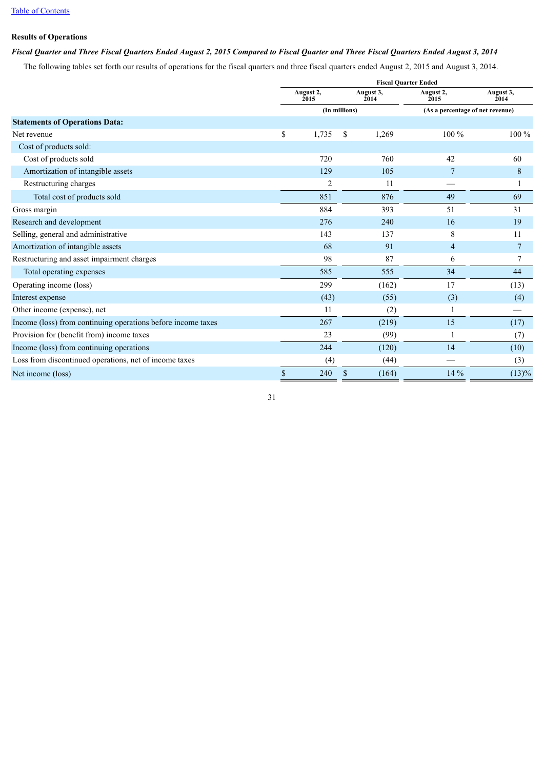[Table of Contents](#)

**Results of Operations**

***Fiscal Quarter and Three Fiscal Quarters Ended August 2, 2015 Compared to Fiscal Quarter and Three Fiscal Quarters Ended August 3, 2014***

The following tables set forth our results of operations for the fiscal quarters and three fiscal quarters ended August 2, 2015 and August 3, 2014.

| | Fiscal Quarter Ended | | | |
|---|---|---|---|---|
| | August 2, 2015 | August 3, 2014 | August 2, 2015 | August 3, 2014 |
| | (In millions) | | (As a percentage of net revenue) | |
| **Statements of Operations Data:** | | | | |
| Net revenue | $ 1,735 | $ 1,269 | 100 % | 100 % |
| Cost of products sold: | | | | |
| Cost of products sold | 720 | 760 | 42 | 60 |
| Amortization of intangible assets | 129 | 105 | 7 | 8 |
| Restructuring charges | 2 | 11 | — | 1 |
| Total cost of products sold | 851 | 876 | 49 | 69 |
| Gross margin | 884 | 393 | 51 | 31 |
| Research and development | 276 | 240 | 16 | 19 |
| Selling, general and administrative | 143 | 137 | 8 | 11 |
| Amortization of intangible assets | 68 | 91 | 4 | 7 |
| Restructuring and asset impairment charges | 98 | 87 | 6 | 7 |
| Total operating expenses | 585 | 555 | 34 | 44 |
| Operating income (loss) | 299 | (162) | 17 | (13) |
| Interest expense | (43) | (55) | (3) | (4) |
| Other income (expense), net | 11 | (2) | 1 | — |
| Income (loss) from continuing operations before income taxes | 267 | (219) | 15 | (17) |
| Provision for (benefit from) income taxes | 23 | (99) | 1 | (7) |
| Income (loss) from continuing operations | 244 | (120) | 14 | (10) |
| Loss from discontinued operations, net of income taxes | (4) | (44) | — | (3) |
| Net income (loss) | $ 240 | $ (164) | 14 % | (13)% |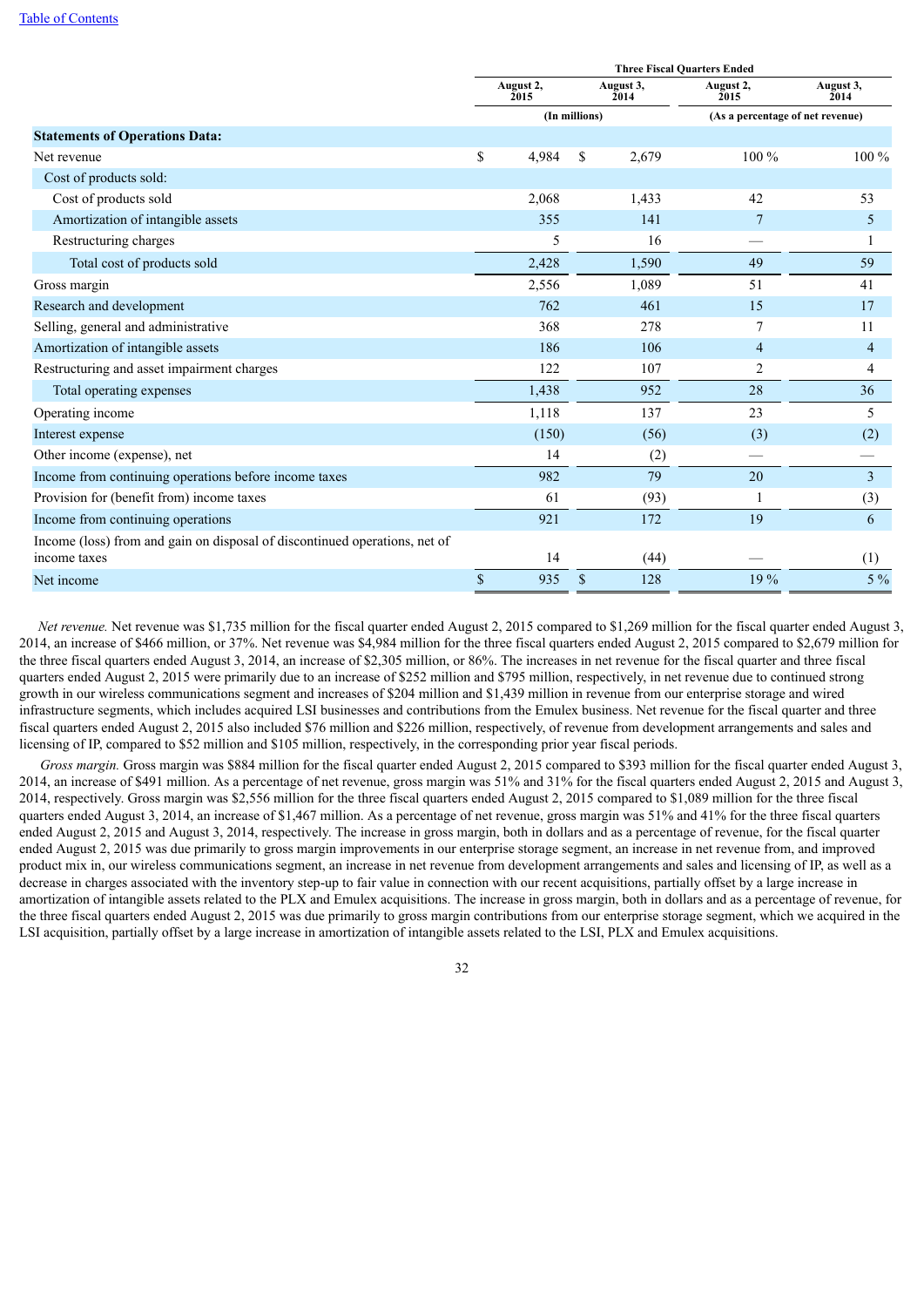[Table of Contents](#)

| | Three Fiscal Quarters Ended | | | |
|---|---|---|---|---|
| | August 2, 2015 | August 3, 2014 | August 2, 2015 | August 3, 2014 |
| | (In millions) | | (As a percentage of net revenue) | |
| **Statements of Operations Data:** | | | | |
| Net revenue | $ 4,984 | $ 2,679 | 100 % | 100 % |
| Cost of products sold: | | | | |
| Cost of products sold | 2,068 | 1,433 | 42 | 53 |
| Amortization of intangible assets | 355 | 141 | 7 | 5 |
| Restructuring charges | 5 | 16 | — | 1 |
| Total cost of products sold | 2,428 | 1,590 | 49 | 59 |
| Gross margin | 2,556 | 1,089 | 51 | 41 |
| Research and development | 762 | 461 | 15 | 17 |
| Selling, general and administrative | 368 | 278 | 7 | 11 |
| Amortization of intangible assets | 186 | 106 | 4 | 4 |
| Restructuring and asset impairment charges | 122 | 107 | 2 | 4 |
| Total operating expenses | 1,438 | 952 | 28 | 36 |
| Operating income | 1,118 | 137 | 23 | 5 |
| Interest expense | (150) | (56) | (3) | (2) |
| Other income (expense), net | 14 | (2) | — | — |
| Income from continuing operations before income taxes | 982 | 79 | 20 | 3 |
| Provision for (benefit from) income taxes | 61 | (93) | 1 | (3) |
| Income from continuing operations | 921 | 172 | 19 | 6 |
| Income (loss) from and gain on disposal of discontinued operations, net of income taxes | 14 | (44) | — | (1) |
| Net income | $ 935 | $ 128 | 19 % | 5 % |

*Net revenue.* Net revenue was $1,735 million for the fiscal quarter ended August 2, 2015 compared to $1,269 million for the fiscal quarter ended August 3, 2014, an increase of $466 million, or 37%. Net revenue was $4,984 million for the three fiscal quarters ended August 2, 2015 compared to $2,679 million for the three fiscal quarters ended August 3, 2014, an increase of $2,305 million, or 86%. The increases in net revenue for the fiscal quarter and three fiscal quarters ended August 2, 2015 were primarily due to an increase of $252 million and $795 million, respectively, in net revenue due to continued strong growth in our wireless communications segment and increases of $204 million and $1,439 million in revenue from our enterprise storage and wired infrastructure segments, which includes acquired LSI businesses and contributions from the Emulex business. Net revenue for the fiscal quarter and three fiscal quarters ended August 2, 2015 also included $76 million and $226 million, respectively, of revenue from development arrangements and sales and licensing of IP, compared to $52 million and $105 million, respectively, in the corresponding prior year fiscal periods.

*Gross margin.* Gross margin was $884 million for the fiscal quarter ended August 2, 2015 compared to $393 million for the fiscal quarter ended August 3, 2014, an increase of $491 million. As a percentage of net revenue, gross margin was 51% and 31% for the fiscal quarters ended August 2, 2015 and August 3, 2014, respectively. Gross margin was $2,556 million for the three fiscal quarters ended August 2, 2015 compared to $1,089 million for the three fiscal quarters ended August 3, 2014, an increase of $1,467 million. As a percentage of net revenue, gross margin was 51% and 41% for the three fiscal quarters ended August 2, 2015 and August 3, 2014, respectively. The increase in gross margin, both in dollars and as a percentage of revenue, for the fiscal quarter ended August 2, 2015 was due primarily to gross margin improvements in our enterprise storage segment, an increase in net revenue from, and improved product mix in, our wireless communications segment, an increase in net revenue from development arrangements and sales and licensing of IP, as well as a decrease in charges associated with the inventory step-up to fair value in connection with our recent acquisitions, partially offset by a large increase in amortization of intangible assets related to the PLX and Emulex acquisitions. The increase in gross margin, both in dollars and as a percentage of revenue, for the three fiscal quarters ended August 2, 2015 was due primarily to gross margin contributions from our enterprise storage segment, which we acquired in the LSI acquisition, partially offset by a large increase in amortization of intangible assets related to the LSI, PLX and Emulex acquisitions.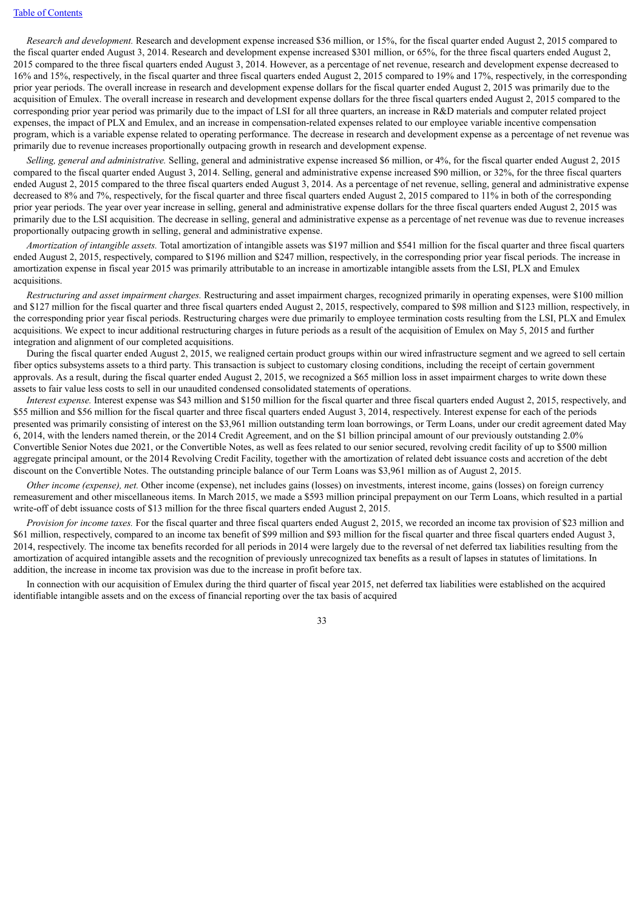*Research and development.* Research and development expense increased $36 million, or 15%, for the fiscal quarter ended August 2, 2015 compared to the fiscal quarter ended August 3, 2014. Research and development expense increased $301 million, or 65%, for the three fiscal quarters ended August 2, 2015 compared to the three fiscal quarters ended August 3, 2014. However, as a percentage of net revenue, research and development expense decreased to 16% and 15%, respectively, in the fiscal quarter and three fiscal quarters ended August 2, 2015 compared to 19% and 17%, respectively, in the corresponding prior year periods. The overall increase in research and development expense dollars for the fiscal quarter ended August 2, 2015 was primarily due to the acquisition of Emulex. The overall increase in research and development expense dollars for the three fiscal quarters ended August 2, 2015 compared to the corresponding prior year period was primarily due to the impact of LSI for all three quarters, an increase in R&D materials and computer related project expenses, the impact of PLX and Emulex, and an increase in compensation-related expenses related to our employee variable incentive compensation program, which is a variable expense related to operating performance. The decrease in research and development expense as a percentage of net revenue was primarily due to revenue increases proportionally outpacing growth in research and development expense.

*Selling, general and administrative.* Selling, general and administrative expense increased $6 million, or 4%, for the fiscal quarter ended August 2, 2015 compared to the fiscal quarter ended August 3, 2014. Selling, general and administrative expense increased $90 million, or 32%, for the three fiscal quarters ended August 2, 2015 compared to the three fiscal quarters ended August 3, 2014. As a percentage of net revenue, selling, general and administrative expense decreased to 8% and 7%, respectively, for the fiscal quarter and three fiscal quarters ended August 2, 2015 compared to 11% in both of the corresponding prior year periods. The year over year increase in selling, general and administrative expense dollars for the three fiscal quarters ended August 2, 2015 was primarily due to the LSI acquisition. The decrease in selling, general and administrative expense as a percentage of net revenue was due to revenue increases proportionally outpacing growth in selling, general and administrative expense.

*Amortization of intangible assets.* Total amortization of intangible assets was $197 million and $541 million for the fiscal quarter and three fiscal quarters ended August 2, 2015, respectively, compared to $196 million and $247 million, respectively, in the corresponding prior year fiscal periods. The increase in amortization expense in fiscal year 2015 was primarily attributable to an increase in amortizable intangible assets from the LSI, PLX and Emulex acquisitions.

*Restructuring and asset impairment charges.* Restructuring and asset impairment charges, recognized primarily in operating expenses, were $100 million and $127 million for the fiscal quarter and three fiscal quarters ended August 2, 2015, respectively, compared to $98 million and $123 million, respectively, in the corresponding prior year fiscal periods. Restructuring charges were due primarily to employee termination costs resulting from the LSI, PLX and Emulex acquisitions. We expect to incur additional restructuring charges in future periods as a result of the acquisition of Emulex on May 5, 2015 and further integration and alignment of our completed acquisitions.

During the fiscal quarter ended August 2, 2015, we realigned certain product groups within our wired infrastructure segment and we agreed to sell certain fiber optics subsystems assets to a third party. This transaction is subject to customary closing conditions, including the receipt of certain government approvals. As a result, during the fiscal quarter ended August 2, 2015, we recognized a $65 million loss in asset impairment charges to write down these assets to fair value less costs to sell in our unaudited condensed consolidated statements of operations.

*Interest expense.* Interest expense was $43 million and $150 million for the fiscal quarter and three fiscal quarters ended August 2, 2015, respectively, and $55 million and $56 million for the fiscal quarter and three fiscal quarters ended August 3, 2014, respectively. Interest expense for each of the periods presented was primarily consisting of interest on the $3,961 million outstanding term loan borrowings, or Term Loans, under our credit agreement dated May 6, 2014, with the lenders named therein, or the 2014 Credit Agreement, and on the $1 billion principal amount of our previously outstanding 2.0% Convertible Senior Notes due 2021, or the Convertible Notes, as well as fees related to our senior secured, revolving credit facility of up to $500 million aggregate principal amount, or the 2014 Revolving Credit Facility, together with the amortization of related debt issuance costs and accretion of the debt discount on the Convertible Notes. The outstanding principle balance of our Term Loans was $3,961 million as of August 2, 2015.

*Other income (expense), net.* Other income (expense), net includes gains (losses) on investments, interest income, gains (losses) on foreign currency remeasurement and other miscellaneous items. In March 2015, we made a $593 million principal prepayment on our Term Loans, which resulted in a partial write-off of debt issuance costs of $13 million for the three fiscal quarters ended August 2, 2015.

*Provision for income taxes.* For the fiscal quarter and three fiscal quarters ended August 2, 2015, we recorded an income tax provision of $23 million and $61 million, respectively, compared to an income tax benefit of $99 million and $93 million for the fiscal quarter and three fiscal quarters ended August 3, 2014, respectively. The income tax benefits recorded for all periods in 2014 were largely due to the reversal of net deferred tax liabilities resulting from the amortization of acquired intangible assets and the recognition of previously unrecognized tax benefits as a result of lapses in statutes of limitations. In addition, the increase in income tax provision was due to the increase in profit before tax.

In connection with our acquisition of Emulex during the third quarter of fiscal year 2015, net deferred tax liabilities were established on the acquired identifiable intangible assets and on the excess of financial reporting over the tax basis of acquired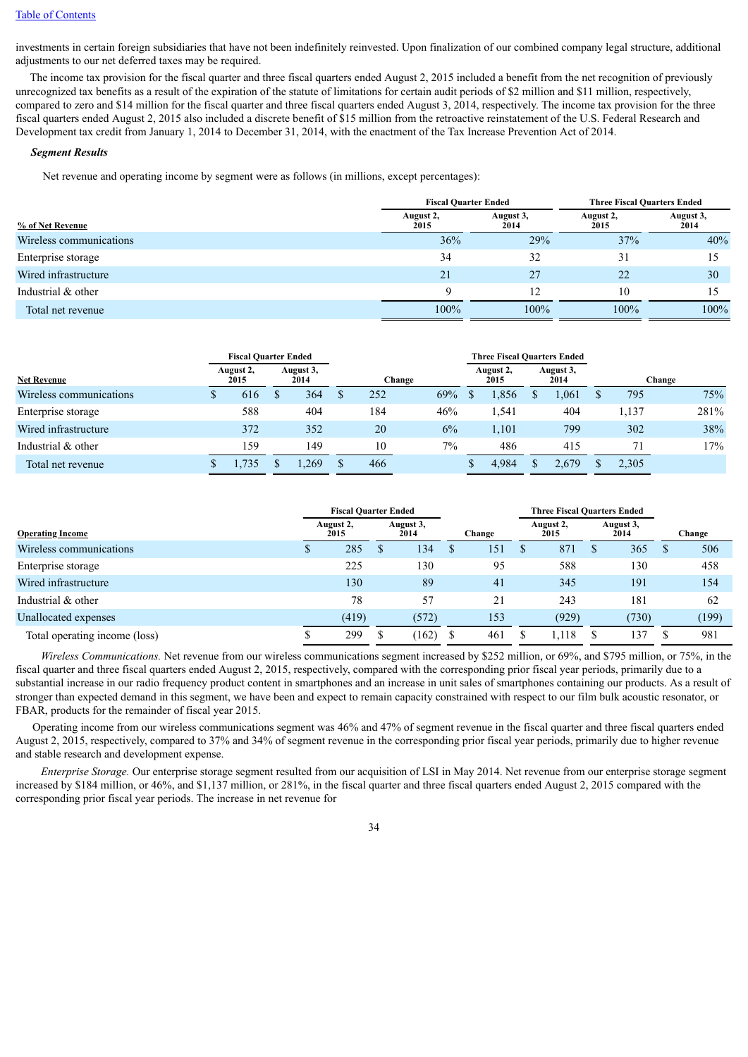investments in certain foreign subsidiaries that have not been indefinitely reinvested. Upon finalization of our combined company legal structure, additional adjustments to our net deferred taxes may be required.

The income tax provision for the fiscal quarter and three fiscal quarters ended August 2, 2015 included a benefit from the net recognition of previously unrecognized tax benefits as a result of the expiration of the statute of limitations for certain audit periods of $2 million and $11 million, respectively, compared to zero and $14 million for the fiscal quarter and three fiscal quarters ended August 3, 2014, respectively. The income tax provision for the three fiscal quarters ended August 2, 2015 also included a discrete benefit of $15 million from the retroactive reinstatement of the U.S. Federal Research and Development tax credit from January 1, 2014 to December 31, 2014, with the enactment of the Tax Increase Prevention Act of 2014.

***Segment Results***

Net revenue and operating income by segment were as follows (in millions, except percentages):

| | Fiscal Quarter Ended | | Three Fiscal Quarters Ended | |
|---|---|---|---|---|
| **% of Net Revenue** | **August 2, 2015** | **August 3, 2014** | **August 2, 2015** | **August 3, 2014** |
| Wireless communications | 36% | 29% | 37% | 40% |
| Enterprise storage | 34 | 32 | 31 | 15 |
| Wired infrastructure | 21 | 27 | 22 | 30 |
| Industrial & other | 9 | 12 | 10 | 15 |
| Total net revenue | 100% | 100% | 100% | 100% |

| | Fiscal Quarter Ended | | | | Three Fiscal Quarters Ended | | | |
|---|---|---|---|---|---|---|---|---|
| **Net Revenue** | **August 2, 2015** | **August 3, 2014** | **Change** | | **August 2, 2015** | **August 3, 2014** | **Change** | |
| Wireless communications | $ 616 | $ 364 | $ 252 | 69% | $ 1,856 | $ 1,061 | $ 795 | 75% |
| Enterprise storage | 588 | 404 | 184 | 46% | 1,541 | 404 | 1,137 | 281% |
| Wired infrastructure | 372 | 352 | 20 | 6% | 1,101 | 799 | 302 | 38% |
| Industrial & other | 159 | 149 | 10 | 7% | 486 | 415 | 71 | 17% |
| Total net revenue | $ 1,735 | $ 1,269 | $ 466 | | $ 4,984 | $ 2,679 | $ 2,305 | |

| | Fiscal Quarter Ended | | | Three Fiscal Quarters Ended | | |
|---|---|---|---|---|---|---|
| **Operating Income** | **August 2, 2015** | **August 3, 2014** | **Change** | **August 2, 2015** | **August 3, 2014** | **Change** |
| Wireless communications | $ 285 | $ 134 | $ 151 | $ 871 | $ 365 | $ 506 |
| Enterprise storage | 225 | 130 | 95 | 588 | 130 | 458 |
| Wired infrastructure | 130 | 89 | 41 | 345 | 191 | 154 |
| Industrial & other | 78 | 57 | 21 | 243 | 181 | 62 |
| Unallocated expenses | (419) | (572) | 153 | (929) | (730) | (199) |
| Total operating income (loss) | $ 299 | $ (162) | $ 461 | $ 1,118 | $ 137 | $ 981 |

*Wireless Communications.* Net revenue from our wireless communications segment increased by $252 million, or 69%, and $795 million, or 75%, in the fiscal quarter and three fiscal quarters ended August 2, 2015, respectively, compared with the corresponding prior fiscal year periods, primarily due to a substantial increase in our radio frequency product content in smartphones and an increase in unit sales of smartphones containing our products. As a result of stronger than expected demand in this segment, we have been and expect to remain capacity constrained with respect to our film bulk acoustic resonator, or FBAR, products for the remainder of fiscal year 2015.

Operating income from our wireless communications segment was 46% and 47% of segment revenue in the fiscal quarter and three fiscal quarters ended August 2, 2015, respectively, compared to 37% and 34% of segment revenue in the corresponding prior fiscal year periods, primarily due to higher revenue and stable research and development expense.

*Enterprise Storage.* Our enterprise storage segment resulted from our acquisition of LSI in May 2014. Net revenue from our enterprise storage segment increased by $184 million, or 46%, and $1,137 million, or 281%, in the fiscal quarter and three fiscal quarters ended August 2, 2015 compared with the corresponding prior fiscal year periods. The increase in net revenue for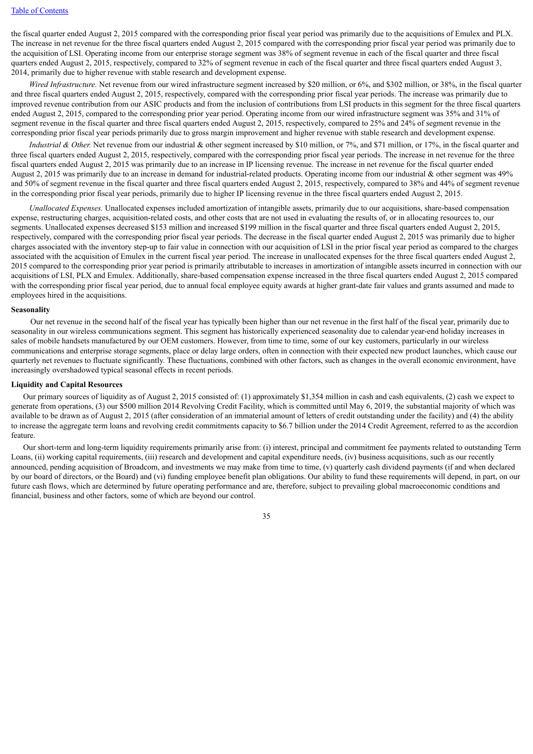the fiscal quarter ended August 2, 2015 compared with the corresponding prior fiscal year period was primarily due to the acquisitions of Emulex and PLX. The increase in net revenue for the three fiscal quarters ended August 2, 2015 compared with the corresponding prior fiscal year period was primarily due to the acquisition of LSI. Operating income from our enterprise storage segment was 38% of segment revenue in each of the fiscal quarter and three fiscal quarters ended August 2, 2015, respectively, compared to 32% of segment revenue in each of the fiscal quarter and three fiscal quarters ended August 3, 2014, primarily due to higher revenue with stable research and development expense.

*Wired Infrastructure.* Net revenue from our wired infrastructure segment increased by $20 million, or 6%, and $302 million, or 38%, in the fiscal quarter and three fiscal quarters ended August 2, 2015, respectively, compared with the corresponding prior fiscal year periods. The increase was primarily due to improved revenue contribution from our ASIC products and from the inclusion of contributions from LSI products in this segment for the three fiscal quarters ended August 2, 2015, compared to the corresponding prior year period. Operating income from our wired infrastructure segment was 35% and 31% of segment revenue in the fiscal quarter and three fiscal quarters ended August 2, 2015, respectively, compared to 25% and 24% of segment revenue in the corresponding prior fiscal year periods primarily due to gross margin improvement and higher revenue with stable research and development expense.

*Industrial & Other.* Net revenue from our industrial & other segment increased by $10 million, or 7%, and $71 million, or 17%, in the fiscal quarter and three fiscal quarters ended August 2, 2015, respectively, compared with the corresponding prior fiscal year periods. The increase in net revenue for the three fiscal quarters ended August 2, 2015 was primarily due to an increase in IP licensing revenue. The increase in net revenue for the fiscal quarter ended August 2, 2015 was primarily due to an increase in demand for industrial-related products. Operating income from our industrial & other segment was 49% and 50% of segment revenue in the fiscal quarter and three fiscal quarters ended August 2, 2015, respectively, compared to 38% and 44% of segment revenue in the corresponding prior fiscal year periods, primarily due to higher IP licensing revenue in the three fiscal quarters ended August 2, 2015.

*Unallocated Expenses.* Unallocated expenses included amortization of intangible assets, primarily due to our acquisitions, share-based compensation expense, restructuring charges, acquisition-related costs, and other costs that are not used in evaluating the results of, or in allocating resources to, our segments. Unallocated expenses decreased $153 million and increased $199 million in the fiscal quarter and three fiscal quarters ended August 2, 2015, respectively, compared with the corresponding prior fiscal year periods. The decrease in the fiscal quarter ended August 2, 2015 was primarily due to higher charges associated with the inventory step-up to fair value in connection with our acquisition of LSI in the prior fiscal year period as compared to the charges associated with the acquisition of Emulex in the current fiscal year period. The increase in unallocated expenses for the three fiscal quarters ended August 2, 2015 compared to the corresponding prior year period is primarily attributable to increases in amortization of intangible assets incurred in connection with our acquisitions of LSI, PLX and Emulex. Additionally, share-based compensation expense increased in the three fiscal quarters ended August 2, 2015 compared with the corresponding prior fiscal year period, due to annual focal employee equity awards at higher grant-date fair values and grants assumed and made to employees hired in the acquisitions.

**Seasonality**

Our net revenue in the second half of the fiscal year has typically been higher than our net revenue in the first half of the fiscal year, primarily due to seasonality in our wireless communications segment. This segment has historically experienced seasonality due to calendar year-end holiday increases in sales of mobile handsets manufactured by our OEM customers. However, from time to time, some of our key customers, particularly in our wireless communications and enterprise storage segments, place or delay large orders, often in connection with their expected new product launches, which cause our quarterly net revenues to fluctuate significantly. These fluctuations, combined with other factors, such as changes in the overall economic environment, have increasingly overshadowed typical seasonal effects in recent periods.

**Liquidity and Capital Resources**

Our primary sources of liquidity as of August 2, 2015 consisted of: (1) approximately $1,354 million in cash and cash equivalents, (2) cash we expect to generate from operations, (3) our $500 million 2014 Revolving Credit Facility, which is committed until May 6, 2019, the substantial majority of which was available to be drawn as of August 2, 2015 (after consideration of an immaterial amount of letters of credit outstanding under the facility) and (4) the ability to increase the aggregate term loans and revolving credit commitments capacity to $6.7 billion under the 2014 Credit Agreement, referred to as the accordion feature.

Our short-term and long-term liquidity requirements primarily arise from: (i) interest, principal and commitment fee payments related to outstanding Term Loans, (ii) working capital requirements, (iii) research and development and capital expenditure needs, (iv) business acquisitions, such as our recently announced, pending acquisition of Broadcom, and investments we may make from time to time, (v) quarterly cash dividend payments (if and when declared by our board of directors, or the Board) and (vi) funding employee benefit plan obligations. Our ability to fund these requirements will depend, in part, on our future cash flows, which are determined by future operating performance and are, therefore, subject to prevailing global macroeconomic conditions and financial, business and other factors, some of which are beyond our control.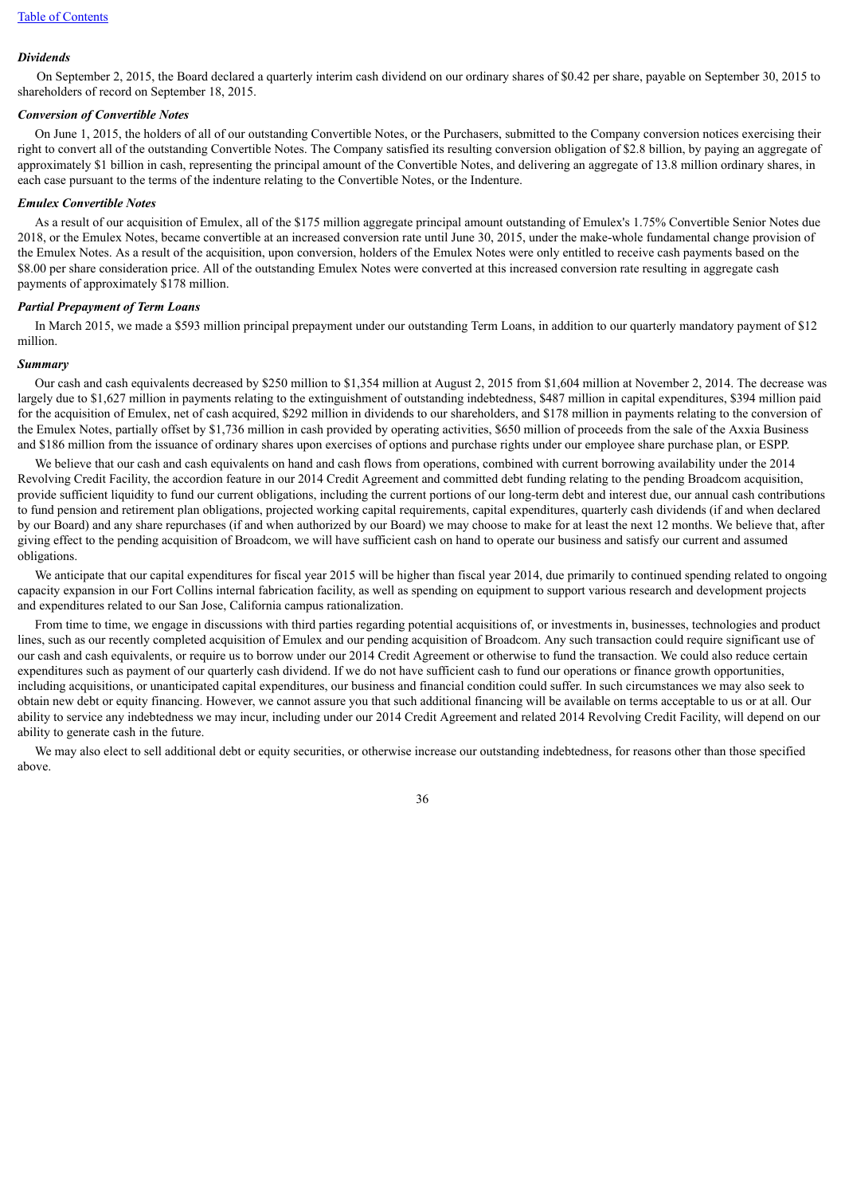*Dividends*

On September 2, 2015, the Board declared a quarterly interim cash dividend on our ordinary shares of $0.42 per share, payable on September 30, 2015 to shareholders of record on September 18, 2015.

*Conversion of Convertible Notes*

On June 1, 2015, the holders of all of our outstanding Convertible Notes, or the Purchasers, submitted to the Company conversion notices exercising their right to convert all of the outstanding Convertible Notes. The Company satisfied its resulting conversion obligation of $2.8 billion, by paying an aggregate of approximately $1 billion in cash, representing the principal amount of the Convertible Notes, and delivering an aggregate of 13.8 million ordinary shares, in each case pursuant to the terms of the indenture relating to the Convertible Notes, or the Indenture.

*Emulex Convertible Notes*

As a result of our acquisition of Emulex, all of the $175 million aggregate principal amount outstanding of Emulex's 1.75% Convertible Senior Notes due 2018, or the Emulex Notes, became convertible at an increased conversion rate until June 30, 2015, under the make-whole fundamental change provision of the Emulex Notes. As a result of the acquisition, upon conversion, holders of the Emulex Notes were only entitled to receive cash payments based on the $8.00 per share consideration price. All of the outstanding Emulex Notes were converted at this increased conversion rate resulting in aggregate cash payments of approximately $178 million.

*Partial Prepayment of Term Loans*

In March 2015, we made a $593 million principal prepayment under our outstanding Term Loans, in addition to our quarterly mandatory payment of $12 million.

*Summary*

Our cash and cash equivalents decreased by $250 million to $1,354 million at August 2, 2015 from $1,604 million at November 2, 2014. The decrease was largely due to $1,627 million in payments relating to the extinguishment of outstanding indebtedness, $487 million in capital expenditures, $394 million paid for the acquisition of Emulex, net of cash acquired, $292 million in dividends to our shareholders, and $178 million in payments relating to the conversion of the Emulex Notes, partially offset by $1,736 million in cash provided by operating activities, $650 million of proceeds from the sale of the Axxia Business and $186 million from the issuance of ordinary shares upon exercises of options and purchase rights under our employee share purchase plan, or ESPP.

We believe that our cash and cash equivalents on hand and cash flows from operations, combined with current borrowing availability under the 2014 Revolving Credit Facility, the accordion feature in our 2014 Credit Agreement and committed debt funding relating to the pending Broadcom acquisition, provide sufficient liquidity to fund our current obligations, including the current portions of our long-term debt and interest due, our annual cash contributions to fund pension and retirement plan obligations, projected working capital requirements, capital expenditures, quarterly cash dividends (if and when declared by our Board) and any share repurchases (if and when authorized by our Board) we may choose to make for at least the next 12 months. We believe that, after giving effect to the pending acquisition of Broadcom, we will have sufficient cash on hand to operate our business and satisfy our current and assumed obligations.

We anticipate that our capital expenditures for fiscal year 2015 will be higher than fiscal year 2014, due primarily to continued spending related to ongoing capacity expansion in our Fort Collins internal fabrication facility, as well as spending on equipment to support various research and development projects and expenditures related to our San Jose, California campus rationalization.

From time to time, we engage in discussions with third parties regarding potential acquisitions of, or investments in, businesses, technologies and product lines, such as our recently completed acquisition of Emulex and our pending acquisition of Broadcom. Any such transaction could require significant use of our cash and cash equivalents, or require us to borrow under our 2014 Credit Agreement or otherwise to fund the transaction. We could also reduce certain expenditures such as payment of our quarterly cash dividend. If we do not have sufficient cash to fund our operations or finance growth opportunities, including acquisitions, or unanticipated capital expenditures, our business and financial condition could suffer. In such circumstances we may also seek to obtain new debt or equity financing. However, we cannot assure you that such additional financing will be available on terms acceptable to us or at all. Our ability to service any indebtedness we may incur, including under our 2014 Credit Agreement and related 2014 Revolving Credit Facility, will depend on our ability to generate cash in the future.

We may also elect to sell additional debt or equity securities, or otherwise increase our outstanding indebtedness, for reasons other than those specified above.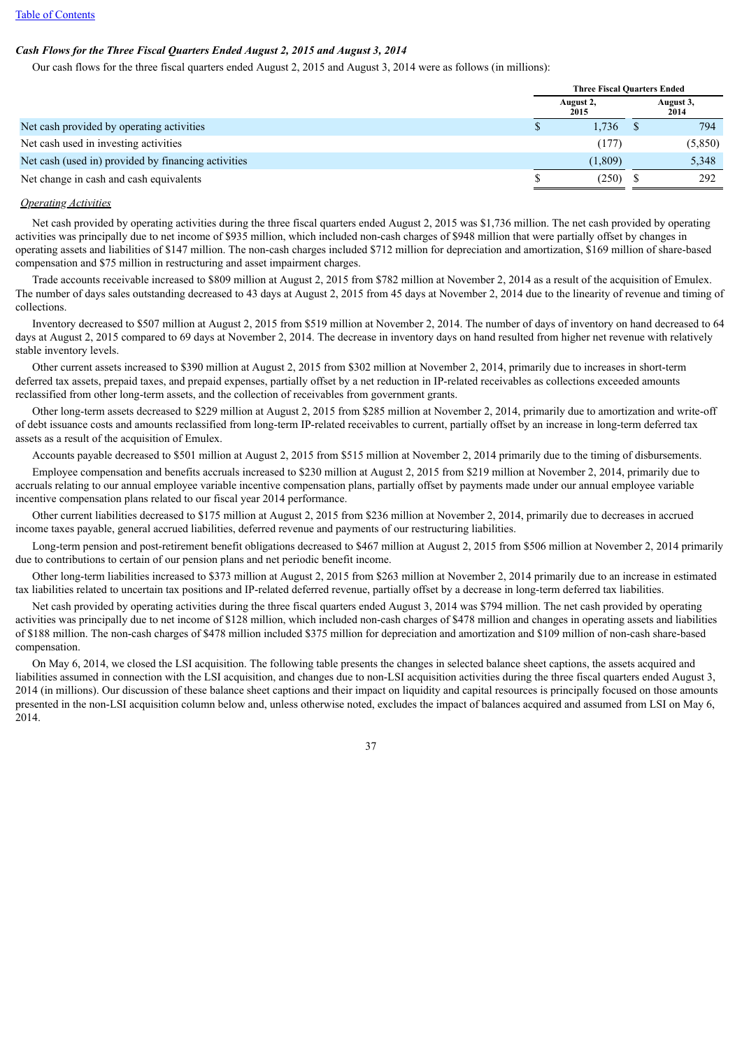*Cash Flows for the Three Fiscal Quarters Ended August 2, 2015 and August 3, 2014*

Our cash flows for the three fiscal quarters ended August 2, 2015 and August 3, 2014 were as follows (in millions):

| | Three Fiscal Quarters Ended | |
|---|---|---|
| | August 2, 2015 | August 3, 2014 |
| Net cash provided by operating activities | $ 1,736 | $ 794 |
| Net cash used in investing activities | (177) | (5,850) |
| Net cash (used in) provided by financing activities | (1,809) | 5,348 |
| Net change in cash and cash equivalents | $ (250) | $ 292 |

*Operating Activities*

Net cash provided by operating activities during the three fiscal quarters ended August 2, 2015 was $1,736 million. The net cash provided by operating activities was principally due to net income of $935 million, which included non-cash charges of $948 million that were partially offset by changes in operating assets and liabilities of $147 million. The non-cash charges included $712 million for depreciation and amortization, $169 million of share-based compensation and $75 million in restructuring and asset impairment charges.

Trade accounts receivable increased to $809 million at August 2, 2015 from $782 million at November 2, 2014 as a result of the acquisition of Emulex. The number of days sales outstanding decreased to 43 days at August 2, 2015 from 45 days at November 2, 2014 due to the linearity of revenue and timing of collections.

Inventory decreased to $507 million at August 2, 2015 from $519 million at November 2, 2014. The number of days of inventory on hand decreased to 64 days at August 2, 2015 compared to 69 days at November 2, 2014. The decrease in inventory days on hand resulted from higher net revenue with relatively stable inventory levels.

Other current assets increased to $390 million at August 2, 2015 from $302 million at November 2, 2014, primarily due to increases in short-term deferred tax assets, prepaid taxes, and prepaid expenses, partially offset by a net reduction in IP-related receivables as collections exceeded amounts reclassified from other long-term assets, and the collection of receivables from government grants.

Other long-term assets decreased to $229 million at August 2, 2015 from $285 million at November 2, 2014, primarily due to amortization and write-off of debt issuance costs and amounts reclassified from long-term IP-related receivables to current, partially offset by an increase in long-term deferred tax assets as a result of the acquisition of Emulex.

Accounts payable decreased to $501 million at August 2, 2015 from $515 million at November 2, 2014 primarily due to the timing of disbursements.

Employee compensation and benefits accruals increased to $230 million at August 2, 2015 from $219 million at November 2, 2014, primarily due to accruals relating to our annual employee variable incentive compensation plans, partially offset by payments made under our annual employee variable incentive compensation plans related to our fiscal year 2014 performance.

Other current liabilities decreased to $175 million at August 2, 2015 from $236 million at November 2, 2014, primarily due to decreases in accrued income taxes payable, general accrued liabilities, deferred revenue and payments of our restructuring liabilities.

Long-term pension and post-retirement benefit obligations decreased to $467 million at August 2, 2015 from $506 million at November 2, 2014 primarily due to contributions to certain of our pension plans and net periodic benefit income.

Other long-term liabilities increased to $373 million at August 2, 2015 from $263 million at November 2, 2014 primarily due to an increase in estimated tax liabilities related to uncertain tax positions and IP-related deferred revenue, partially offset by a decrease in long-term deferred tax liabilities.

Net cash provided by operating activities during the three fiscal quarters ended August 3, 2014 was $794 million. The net cash provided by operating activities was principally due to net income of $128 million, which included non-cash charges of $478 million and changes in operating assets and liabilities of $188 million. The non-cash charges of $478 million included $375 million for depreciation and amortization and $109 million of non-cash share-based compensation.

On May 6, 2014, we closed the LSI acquisition. The following table presents the changes in selected balance sheet captions, the assets acquired and liabilities assumed in connection with the LSI acquisition, and changes due to non-LSI acquisition activities during the three fiscal quarters ended August 3, 2014 (in millions). Our discussion of these balance sheet captions and their impact on liquidity and capital resources is principally focused on those amounts presented in the non-LSI acquisition column below and, unless otherwise noted, excludes the impact of balances acquired and assumed from LSI on May 6, 2014.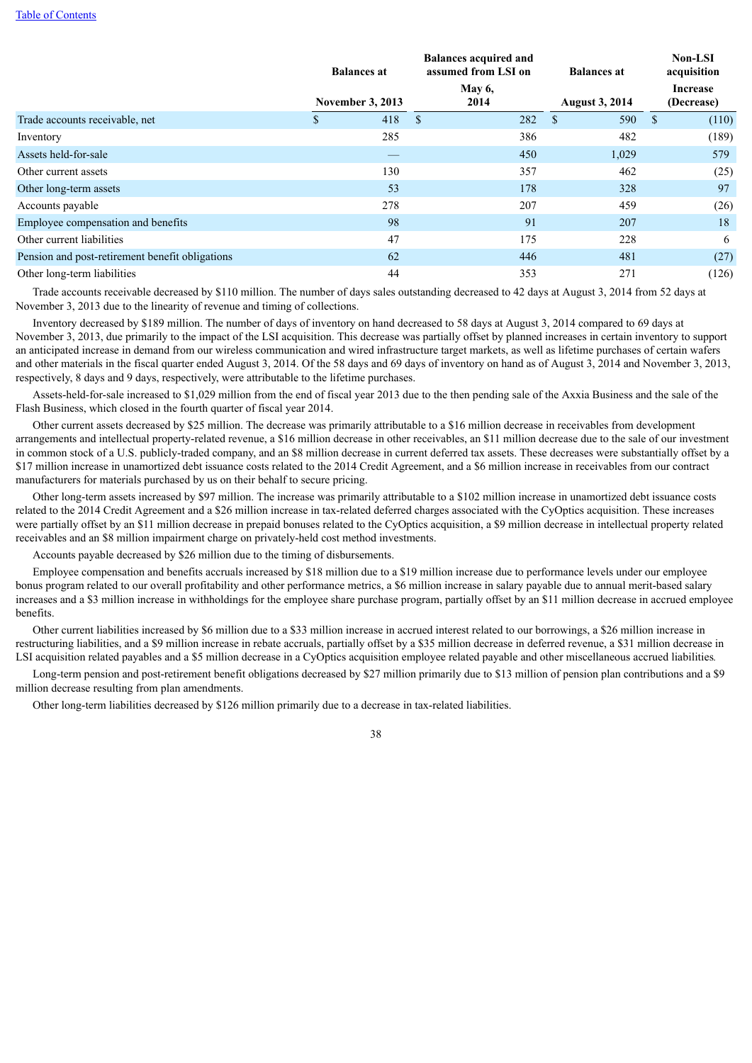| | Balances at November 3, 2013 | Balances acquired and assumed from LSI on May 6, 2014 | Balances at August 3, 2014 | Non-LSI acquisition Increase (Decrease) |
|---|---|---|---|---|
| Trade accounts receivable, net | $ 418 | $ 282 | $ 590 | $ (110) |
| Inventory | 285 | 386 | 482 | (189) |
| Assets held-for-sale | — | 450 | 1,029 | 579 |
| Other current assets | 130 | 357 | 462 | (25) |
| Other long-term assets | 53 | 178 | 328 | 97 |
| Accounts payable | 278 | 207 | 459 | (26) |
| Employee compensation and benefits | 98 | 91 | 207 | 18 |
| Other current liabilities | 47 | 175 | 228 | 6 |
| Pension and post-retirement benefit obligations | 62 | 446 | 481 | (27) |
| Other long-term liabilities | 44 | 353 | 271 | (126) |

Trade accounts receivable decreased by $110 million. The number of days sales outstanding decreased to 42 days at August 3, 2014 from 52 days at November 3, 2013 due to the linearity of revenue and timing of collections.

Inventory decreased by $189 million. The number of days of inventory on hand decreased to 58 days at August 3, 2014 compared to 69 days at November 3, 2013, due primarily to the impact of the LSI acquisition. This decrease was partially offset by planned increases in certain inventory to support an anticipated increase in demand from our wireless communication and wired infrastructure target markets, as well as lifetime purchases of certain wafers and other materials in the fiscal quarter ended August 3, 2014. Of the 58 days and 69 days of inventory on hand as of August 3, 2014 and November 3, 2013, respectively, 8 days and 9 days, respectively, were attributable to the lifetime purchases.

Assets-held-for-sale increased to $1,029 million from the end of fiscal year 2013 due to the then pending sale of the Axxia Business and the sale of the Flash Business, which closed in the fourth quarter of fiscal year 2014.

Other current assets decreased by $25 million. The decrease was primarily attributable to a $16 million decrease in receivables from development arrangements and intellectual property-related revenue, a $16 million decrease in other receivables, an $11 million decrease due to the sale of our investment in common stock of a U.S. publicly-traded company, and an $8 million decrease in current deferred tax assets. These decreases were substantially offset by a $17 million increase in unamortized debt issuance costs related to the 2014 Credit Agreement, and a $6 million increase in receivables from our contract manufacturers for materials purchased by us on their behalf to secure pricing.

Other long-term assets increased by $97 million. The increase was primarily attributable to a $102 million increase in unamortized debt issuance costs related to the 2014 Credit Agreement and a $26 million increase in tax-related deferred charges associated with the CyOptics acquisition. These increases were partially offset by an $11 million decrease in prepaid bonuses related to the CyOptics acquisition, a $9 million decrease in intellectual property related receivables and an $8 million impairment charge on privately-held cost method investments.

Accounts payable decreased by $26 million due to the timing of disbursements.

Employee compensation and benefits accruals increased by $18 million due to a $19 million increase due to performance levels under our employee bonus program related to our overall profitability and other performance metrics, a $6 million increase in salary payable due to annual merit-based salary increases and a $3 million increase in withholdings for the employee share purchase program, partially offset by an $11 million decrease in accrued employee benefits.

Other current liabilities increased by $6 million due to a $33 million increase in accrued interest related to our borrowings, a $26 million increase in restructuring liabilities, and a $9 million increase in rebate accruals, partially offset by a $35 million decrease in deferred revenue, a $31 million decrease in LSI acquisition related payables and a $5 million decrease in a CyOptics acquisition employee related payable and other miscellaneous accrued liabilities.

Long-term pension and post-retirement benefit obligations decreased by $27 million primarily due to $13 million of pension plan contributions and a $9 million decrease resulting from plan amendments.

Other long-term liabilities decreased by $126 million primarily due to a decrease in tax-related liabilities.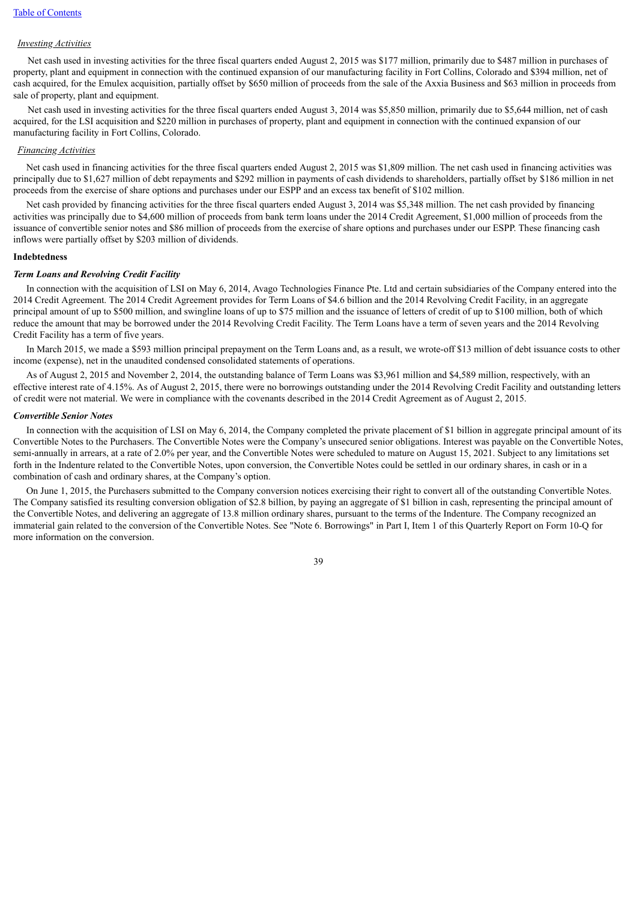*Investing Activities*

Net cash used in investing activities for the three fiscal quarters ended August 2, 2015 was $177 million, primarily due to $487 million in purchases of property, plant and equipment in connection with the continued expansion of our manufacturing facility in Fort Collins, Colorado and $394 million, net of cash acquired, for the Emulex acquisition, partially offset by $650 million of proceeds from the sale of the Axxia Business and $63 million in proceeds from sale of property, plant and equipment.

Net cash used in investing activities for the three fiscal quarters ended August 3, 2014 was $5,850 million, primarily due to $5,644 million, net of cash acquired, for the LSI acquisition and $220 million in purchases of property, plant and equipment in connection with the continued expansion of our manufacturing facility in Fort Collins, Colorado.

*Financing Activities*

Net cash used in financing activities for the three fiscal quarters ended August 2, 2015 was $1,809 million. The net cash used in financing activities was principally due to $1,627 million of debt repayments and $292 million in payments of cash dividends to shareholders, partially offset by $186 million in net proceeds from the exercise of share options and purchases under our ESPP and an excess tax benefit of $102 million.

Net cash provided by financing activities for the three fiscal quarters ended August 3, 2014 was $5,348 million. The net cash provided by financing activities was principally due to $4,600 million of proceeds from bank term loans under the 2014 Credit Agreement, $1,000 million of proceeds from the issuance of convertible senior notes and $86 million of proceeds from the exercise of share options and purchases under our ESPP. These financing cash inflows were partially offset by $203 million of dividends.

**Indebtedness**

***Term Loans and Revolving Credit Facility***

In connection with the acquisition of LSI on May 6, 2014, Avago Technologies Finance Pte. Ltd and certain subsidiaries of the Company entered into the 2014 Credit Agreement. The 2014 Credit Agreement provides for Term Loans of $4.6 billion and the 2014 Revolving Credit Facility, in an aggregate principal amount of up to $500 million, and swingline loans of up to $75 million and the issuance of letters of credit of up to $100 million, both of which reduce the amount that may be borrowed under the 2014 Revolving Credit Facility. The Term Loans have a term of seven years and the 2014 Revolving Credit Facility has a term of five years.

In March 2015, we made a $593 million principal prepayment on the Term Loans and, as a result, we wrote-off $13 million of debt issuance costs to other income (expense), net in the unaudited condensed consolidated statements of operations.

As of August 2, 2015 and November 2, 2014, the outstanding balance of Term Loans was $3,961 million and $4,589 million, respectively, with an effective interest rate of 4.15%. As of August 2, 2015, there were no borrowings outstanding under the 2014 Revolving Credit Facility and outstanding letters of credit were not material. We were in compliance with the covenants described in the 2014 Credit Agreement as of August 2, 2015.

***Convertible Senior Notes***

In connection with the acquisition of LSI on May 6, 2014, the Company completed the private placement of $1 billion in aggregate principal amount of its Convertible Notes to the Purchasers. The Convertible Notes were the Company's unsecured senior obligations. Interest was payable on the Convertible Notes, semi-annually in arrears, at a rate of 2.0% per year, and the Convertible Notes were scheduled to mature on August 15, 2021. Subject to any limitations set forth in the Indenture related to the Convertible Notes, upon conversion, the Convertible Notes could be settled in our ordinary shares, in cash or in a combination of cash and ordinary shares, at the Company's option.

On June 1, 2015, the Purchasers submitted to the Company conversion notices exercising their right to convert all of the outstanding Convertible Notes. The Company satisfied its resulting conversion obligation of $2.8 billion, by paying an aggregate of $1 billion in cash, representing the principal amount of the Convertible Notes, and delivering an aggregate of 13.8 million ordinary shares, pursuant to the terms of the Indenture. The Company recognized an immaterial gain related to the conversion of the Convertible Notes. See "Note 6. Borrowings" in Part I, Item 1 of this Quarterly Report on Form 10-Q for more information on the conversion.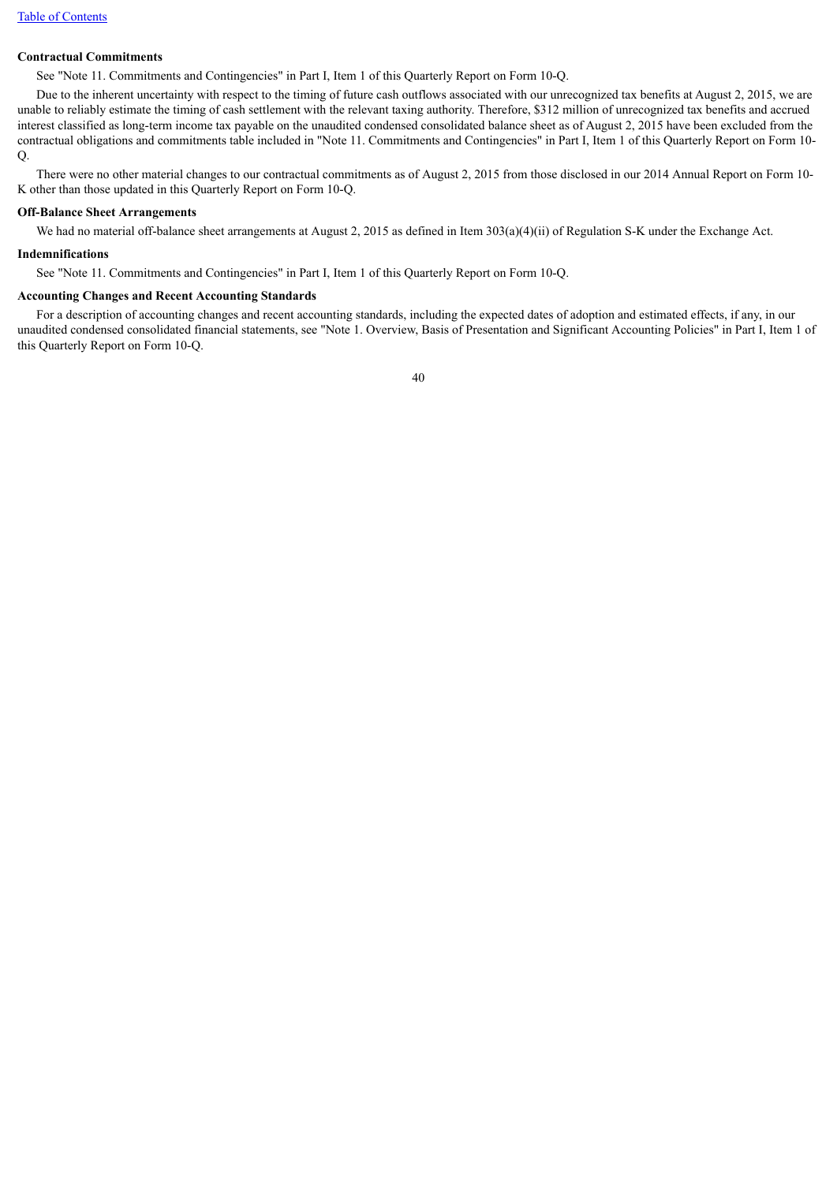**Contractual Commitments**

See "Note 11. Commitments and Contingencies" in Part I, Item 1 of this Quarterly Report on Form 10-Q.

Due to the inherent uncertainty with respect to the timing of future cash outflows associated with our unrecognized tax benefits at August 2, 2015, we are unable to reliably estimate the timing of cash settlement with the relevant taxing authority. Therefore, $312 million of unrecognized tax benefits and accrued interest classified as long-term income tax payable on the unaudited condensed consolidated balance sheet as of August 2, 2015 have been excluded from the contractual obligations and commitments table included in "Note 11. Commitments and Contingencies" in Part I, Item 1 of this Quarterly Report on Form 10-Q.

There were no other material changes to our contractual commitments as of August 2, 2015 from those disclosed in our 2014 Annual Report on Form 10-K other than those updated in this Quarterly Report on Form 10-Q.

**Off-Balance Sheet Arrangements**

We had no material off-balance sheet arrangements at August 2, 2015 as defined in Item 303(a)(4)(ii) of Regulation S-K under the Exchange Act.

**Indemnifications**

See "Note 11. Commitments and Contingencies" in Part I, Item 1 of this Quarterly Report on Form 10-Q.

**Accounting Changes and Recent Accounting Standards**

For a description of accounting changes and recent accounting standards, including the expected dates of adoption and estimated effects, if any, in our unaudited condensed consolidated financial statements, see "Note 1. Overview, Basis of Presentation and Significant Accounting Policies" in Part I, Item 1 of this Quarterly Report on Form 10-Q.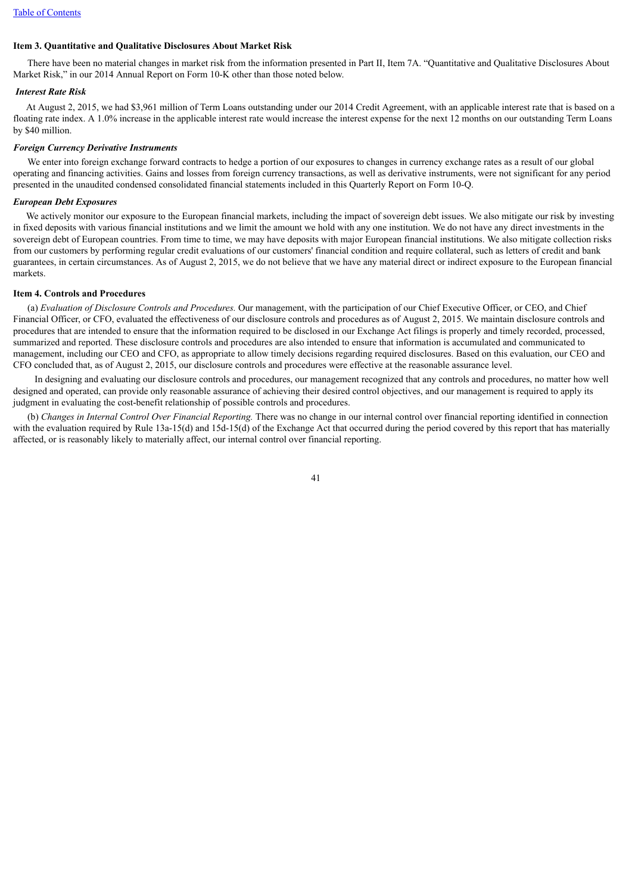**Item 3. Quantitative and Qualitative Disclosures About Market Risk**

There have been no material changes in market risk from the information presented in Part II, Item 7A. "Quantitative and Qualitative Disclosures About Market Risk," in our 2014 Annual Report on Form 10-K other than those noted below.

***Interest Rate Risk***

At August 2, 2015, we had $3,961 million of Term Loans outstanding under our 2014 Credit Agreement, with an applicable interest rate that is based on a floating rate index. A 1.0% increase in the applicable interest rate would increase the interest expense for the next 12 months on our outstanding Term Loans by $40 million.

***Foreign Currency Derivative Instruments***

We enter into foreign exchange forward contracts to hedge a portion of our exposures to changes in currency exchange rates as a result of our global operating and financing activities. Gains and losses from foreign currency transactions, as well as derivative instruments, were not significant for any period presented in the unaudited condensed consolidated financial statements included in this Quarterly Report on Form 10-Q.

***European Debt Exposures***

We actively monitor our exposure to the European financial markets, including the impact of sovereign debt issues. We also mitigate our risk by investing in fixed deposits with various financial institutions and we limit the amount we hold with any one institution. We do not have any direct investments in the sovereign debt of European countries. From time to time, we may have deposits with major European financial institutions. We also mitigate collection risks from our customers by performing regular credit evaluations of our customers' financial condition and require collateral, such as letters of credit and bank guarantees, in certain circumstances. As of August 2, 2015, we do not believe that we have any material direct or indirect exposure to the European financial markets.

**Item 4. Controls and Procedures**

(a) *Evaluation of Disclosure Controls and Procedures.* Our management, with the participation of our Chief Executive Officer, or CEO, and Chief Financial Officer, or CFO, evaluated the effectiveness of our disclosure controls and procedures as of August 2, 2015. We maintain disclosure controls and procedures that are intended to ensure that the information required to be disclosed in our Exchange Act filings is properly and timely recorded, processed, summarized and reported. These disclosure controls and procedures are also intended to ensure that information is accumulated and communicated to management, including our CEO and CFO, as appropriate to allow timely decisions regarding required disclosures. Based on this evaluation, our CEO and CFO concluded that, as of August 2, 2015, our disclosure controls and procedures were effective at the reasonable assurance level.

In designing and evaluating our disclosure controls and procedures, our management recognized that any controls and procedures, no matter how well designed and operated, can provide only reasonable assurance of achieving their desired control objectives, and our management is required to apply its judgment in evaluating the cost-benefit relationship of possible controls and procedures.

(b) *Changes in Internal Control Over Financial Reporting.* There was no change in our internal control over financial reporting identified in connection with the evaluation required by Rule 13a-15(d) and 15d-15(d) of the Exchange Act that occurred during the period covered by this report that has materially affected, or is reasonably likely to materially affect, our internal control over financial reporting.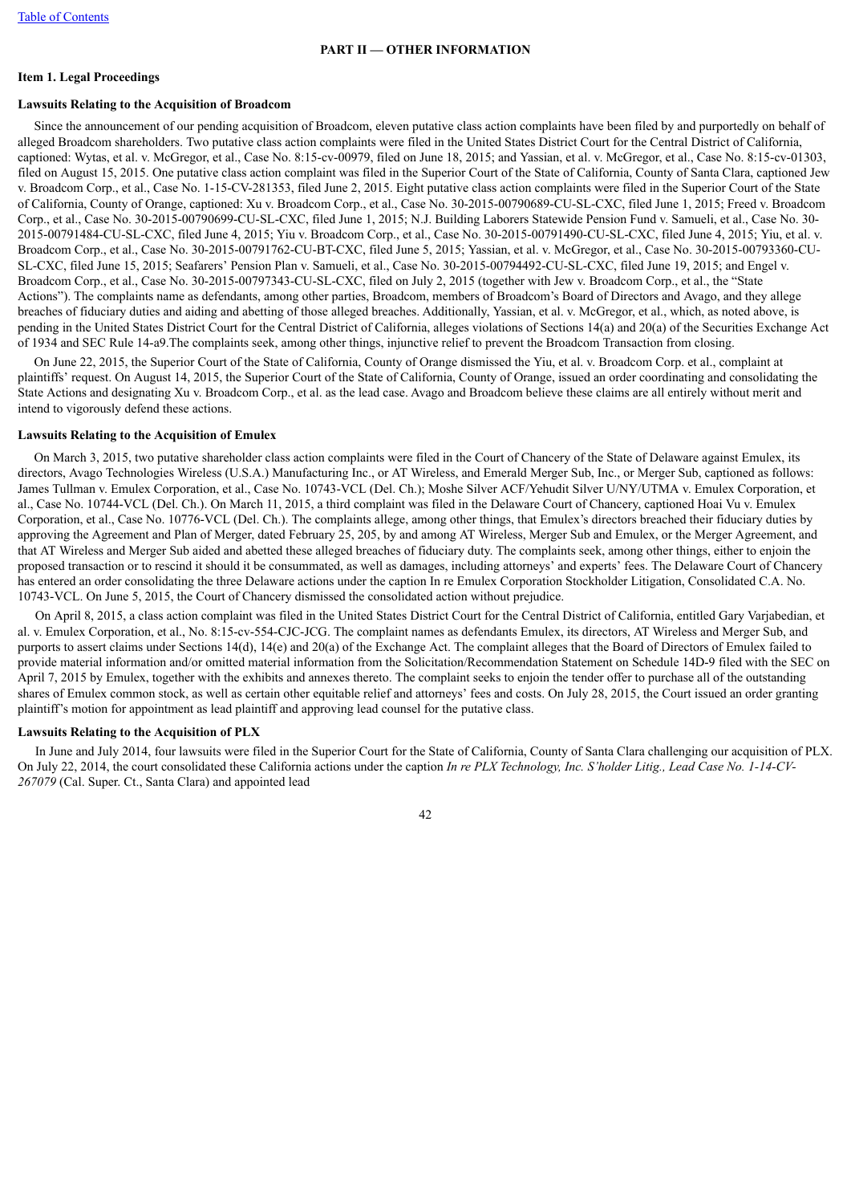## PART II — OTHER INFORMATION

### Item 1. Legal Proceedings

**Lawsuits Relating to the Acquisition of Broadcom**

Since the announcement of our pending acquisition of Broadcom, eleven putative class action complaints have been filed by and purportedly on behalf of alleged Broadcom shareholders. Two putative class action complaints were filed in the United States District Court for the Central District of California, captioned: Wytas, et al. v. McGregor, et al., Case No. 8:15-cv-00979, filed on June 18, 2015; and Yassian, et al. v. McGregor, et al., Case No. 8:15-cv-01303, filed on August 15, 2015. One putative class action complaint was filed in the Superior Court of the State of California, County of Santa Clara, captioned Jew v. Broadcom Corp., et al., Case No. 1-15-CV-281353, filed June 2, 2015. Eight putative class action complaints were filed in the Superior Court of the State of California, County of Orange, captioned: Xu v. Broadcom Corp., et al., Case No. 30-2015-00790689-CU-SL-CXC, filed June 1, 2015; Freed v. Broadcom Corp., et al., Case No. 30-2015-00790699-CU-SL-CXC, filed June 1, 2015; N.J. Building Laborers Statewide Pension Fund v. Samueli, et al., Case No. 30-2015-00791484-CU-SL-CXC, filed June 4, 2015; Yiu v. Broadcom Corp., et al., Case No. 30-2015-00791490-CU-SL-CXC, filed June 4, 2015; Yiu, et al. v. Broadcom Corp., et al., Case No. 30-2015-00791762-CU-BT-CXC, filed June 5, 2015; Yassian, et al. v. McGregor, et al., Case No. 30-2015-00793360-CU-SL-CXC, filed June 15, 2015; Seafarers' Pension Plan v. Samueli, et al., Case No. 30-2015-00794492-CU-SL-CXC, filed June 19, 2015; and Engel v. Broadcom Corp., et al., Case No. 30-2015-00797343-CU-SL-CXC, filed on July 2, 2015 (together with Jew v. Broadcom Corp., et al., the "State Actions"). The complaints name as defendants, among other parties, Broadcom, members of Broadcom's Board of Directors and Avago, and they allege breaches of fiduciary duties and aiding and abetting of those alleged breaches. Additionally, Yassian, et al. v. McGregor, et al., which, as noted above, is pending in the United States District Court for the Central District of California, alleges violations of Sections 14(a) and 20(a) of the Securities Exchange Act of 1934 and SEC Rule 14-a9.The complaints seek, among other things, injunctive relief to prevent the Broadcom Transaction from closing.

On June 22, 2015, the Superior Court of the State of California, County of Orange dismissed the Yiu, et al. v. Broadcom Corp. et al., complaint at plaintiffs' request. On August 14, 2015, the Superior Court of the State of California, County of Orange, issued an order coordinating and consolidating the State Actions and designating Xu v. Broadcom Corp., et al. as the lead case. Avago and Broadcom believe these claims are all entirely without merit and intend to vigorously defend these actions.

**Lawsuits Relating to the Acquisition of Emulex**

On March 3, 2015, two putative shareholder class action complaints were filed in the Court of Chancery of the State of Delaware against Emulex, its directors, Avago Technologies Wireless (U.S.A.) Manufacturing Inc., or AT Wireless, and Emerald Merger Sub, Inc., or Merger Sub, captioned as follows: James Tullman v. Emulex Corporation, et al., Case No. 10743-VCL (Del. Ch.); Moshe Silver ACF/Yehudit Silver U/NY/UTMA v. Emulex Corporation, et al., Case No. 10744-VCL (Del. Ch.). On March 11, 2015, a third complaint was filed in the Delaware Court of Chancery, captioned Hoai Vu v. Emulex Corporation, et al., Case No. 10776-VCL (Del. Ch.). The complaints allege, among other things, that Emulex's directors breached their fiduciary duties by approving the Agreement and Plan of Merger, dated February 25, 205, by and among AT Wireless, Merger Sub and Emulex, or the Merger Agreement, and that AT Wireless and Merger Sub aided and abetted these alleged breaches of fiduciary duty. The complaints seek, among other things, either to enjoin the proposed transaction or to rescind it should it be consummated, as well as damages, including attorneys' and experts' fees. The Delaware Court of Chancery has entered an order consolidating the three Delaware actions under the caption In re Emulex Corporation Stockholder Litigation, Consolidated C.A. No. 10743-VCL. On June 5, 2015, the Court of Chancery dismissed the consolidated action without prejudice.

On April 8, 2015, a class action complaint was filed in the United States District Court for the Central District of California, entitled Gary Varjabedian, et al. v. Emulex Corporation, et al., No. 8:15-cv-554-CJC-JCG. The complaint names as defendants Emulex, its directors, AT Wireless and Merger Sub, and purports to assert claims under Sections 14(d), 14(e) and 20(a) of the Exchange Act. The complaint alleges that the Board of Directors of Emulex failed to provide material information and/or omitted material information from the Solicitation/Recommendation Statement on Schedule 14D-9 filed with the SEC on April 7, 2015 by Emulex, together with the exhibits and annexes thereto. The complaint seeks to enjoin the tender offer to purchase all of the outstanding shares of Emulex common stock, as well as certain other equitable relief and attorneys' fees and costs. On July 28, 2015, the Court issued an order granting plaintiff's motion for appointment as lead plaintiff and approving lead counsel for the putative class.

**Lawsuits Relating to the Acquisition of PLX**

In June and July 2014, four lawsuits were filed in the Superior Court for the State of California, County of Santa Clara challenging our acquisition of PLX. On July 22, 2014, the court consolidated these California actions under the caption *In re PLX Technology, Inc. S'holder Litig., Lead Case No. 1-14-CV-267079* (Cal. Super. Ct., Santa Clara) and appointed lead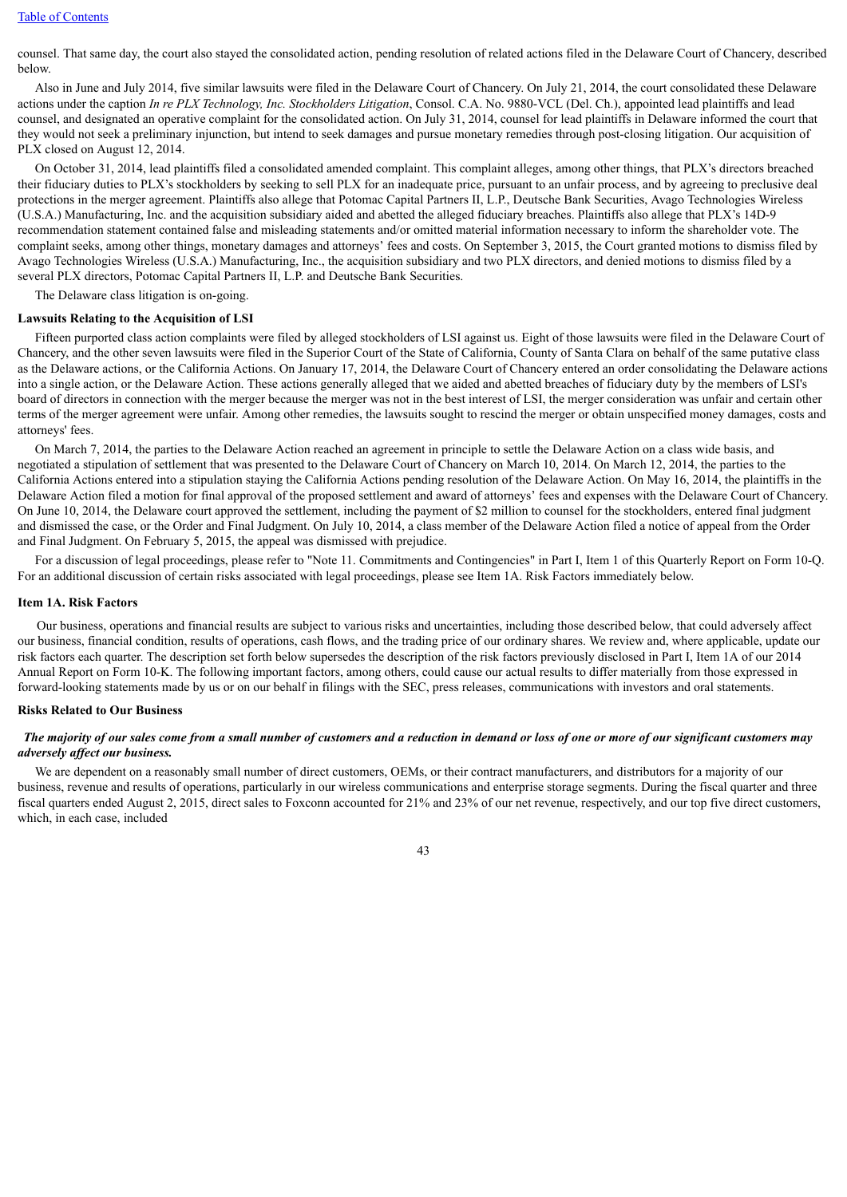counsel. That same day, the court also stayed the consolidated action, pending resolution of related actions filed in the Delaware Court of Chancery, described below.

Also in June and July 2014, five similar lawsuits were filed in the Delaware Court of Chancery. On July 21, 2014, the court consolidated these Delaware actions under the caption *In re PLX Technology, Inc. Stockholders Litigation*, Consol. C.A. No. 9880-VCL (Del. Ch.), appointed lead plaintiffs and lead counsel, and designated an operative complaint for the consolidated action. On July 31, 2014, counsel for lead plaintiffs in Delaware informed the court that they would not seek a preliminary injunction, but intend to seek damages and pursue monetary remedies through post-closing litigation. Our acquisition of PLX closed on August 12, 2014.

On October 31, 2014, lead plaintiffs filed a consolidated amended complaint. This complaint alleges, among other things, that PLX's directors breached their fiduciary duties to PLX's stockholders by seeking to sell PLX for an inadequate price, pursuant to an unfair process, and by agreeing to preclusive deal protections in the merger agreement. Plaintiffs also allege that Potomac Capital Partners II, L.P., Deutsche Bank Securities, Avago Technologies Wireless (U.S.A.) Manufacturing, Inc. and the acquisition subsidiary aided and abetted the alleged fiduciary breaches. Plaintiffs also allege that PLX's 14D-9 recommendation statement contained false and misleading statements and/or omitted material information necessary to inform the shareholder vote. The complaint seeks, among other things, monetary damages and attorneys' fees and costs. On September 3, 2015, the Court granted motions to dismiss filed by Avago Technologies Wireless (U.S.A.) Manufacturing, Inc., the acquisition subsidiary and two PLX directors, and denied motions to dismiss filed by a several PLX directors, Potomac Capital Partners II, L.P. and Deutsche Bank Securities.

The Delaware class litigation is on-going.

**Lawsuits Relating to the Acquisition of LSI**

Fifteen purported class action complaints were filed by alleged stockholders of LSI against us. Eight of those lawsuits were filed in the Delaware Court of Chancery, and the other seven lawsuits were filed in the Superior Court of the State of California, County of Santa Clara on behalf of the same putative class as the Delaware actions, or the California Actions. On January 17, 2014, the Delaware Court of Chancery entered an order consolidating the Delaware actions into a single action, or the Delaware Action. These actions generally alleged that we aided and abetted breaches of fiduciary duty by the members of LSI's board of directors in connection with the merger because the merger was not in the best interest of LSI, the merger consideration was unfair and certain other terms of the merger agreement were unfair. Among other remedies, the lawsuits sought to rescind the merger or obtain unspecified money damages, costs and attorneys' fees.

On March 7, 2014, the parties to the Delaware Action reached an agreement in principle to settle the Delaware Action on a class wide basis, and negotiated a stipulation of settlement that was presented to the Delaware Court of Chancery on March 10, 2014. On March 12, 2014, the parties to the California Actions entered into a stipulation staying the California Actions pending resolution of the Delaware Action. On May 16, 2014, the plaintiffs in the Delaware Action filed a motion for final approval of the proposed settlement and award of attorneys' fees and expenses with the Delaware Court of Chancery. On June 10, 2014, the Delaware court approved the settlement, including the payment of $2 million to counsel for the stockholders, entered final judgment and dismissed the case, or the Order and Final Judgment. On July 10, 2014, a class member of the Delaware Action filed a notice of appeal from the Order and Final Judgment. On February 5, 2015, the appeal was dismissed with prejudice.

For a discussion of legal proceedings, please refer to "Note 11. Commitments and Contingencies" in Part I, Item 1 of this Quarterly Report on Form 10-Q. For an additional discussion of certain risks associated with legal proceedings, please see Item 1A. Risk Factors immediately below.

**Item 1A. Risk Factors**

Our business, operations and financial results are subject to various risks and uncertainties, including those described below, that could adversely affect our business, financial condition, results of operations, cash flows, and the trading price of our ordinary shares. We review and, where applicable, update our risk factors each quarter. The description set forth below supersedes the description of the risk factors previously disclosed in Part I, Item 1A of our 2014 Annual Report on Form 10-K. The following important factors, among others, could cause our actual results to differ materially from those expressed in forward-looking statements made by us or on our behalf in filings with the SEC, press releases, communications with investors and oral statements.

**Risks Related to Our Business**

***The majority of our sales come from a small number of customers and a reduction in demand or loss of one or more of our significant customers may adversely affect our business.***

We are dependent on a reasonably small number of direct customers, OEMs, or their contract manufacturers, and distributors for a majority of our business, revenue and results of operations, particularly in our wireless communications and enterprise storage segments. During the fiscal quarter and three fiscal quarters ended August 2, 2015, direct sales to Foxconn accounted for 21% and 23% of our net revenue, respectively, and our top five direct customers, which, in each case, included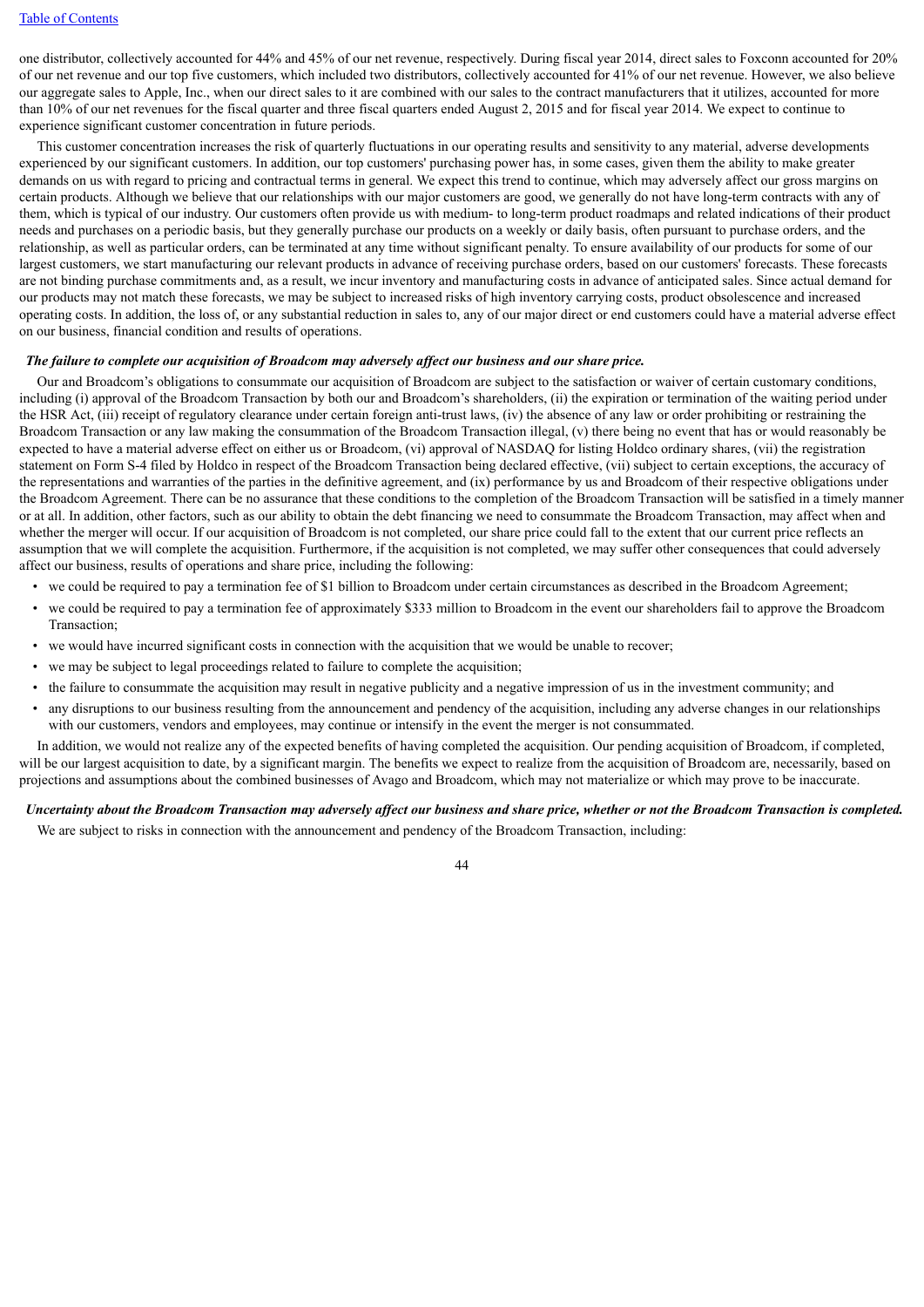one distributor, collectively accounted for 44% and 45% of our net revenue, respectively. During fiscal year 2014, direct sales to Foxconn accounted for 20% of our net revenue and our top five customers, which included two distributors, collectively accounted for 41% of our net revenue. However, we also believe our aggregate sales to Apple, Inc., when our direct sales to it are combined with our sales to the contract manufacturers that it utilizes, accounted for more than 10% of our net revenues for the fiscal quarter and three fiscal quarters ended August 2, 2015 and for fiscal year 2014. We expect to continue to experience significant customer concentration in future periods.

This customer concentration increases the risk of quarterly fluctuations in our operating results and sensitivity to any material, adverse developments experienced by our significant customers. In addition, our top customers' purchasing power has, in some cases, given them the ability to make greater demands on us with regard to pricing and contractual terms in general. We expect this trend to continue, which may adversely affect our gross margins on certain products. Although we believe that our relationships with our major customers are good, we generally do not have long-term contracts with any of them, which is typical of our industry. Our customers often provide us with medium- to long-term product roadmaps and related indications of their product needs and purchases on a periodic basis, but they generally purchase our products on a weekly or daily basis, often pursuant to purchase orders, and the relationship, as well as particular orders, can be terminated at any time without significant penalty. To ensure availability of our products for some of our largest customers, we start manufacturing our relevant products in advance of receiving purchase orders, based on our customers' forecasts. These forecasts are not binding purchase commitments and, as a result, we incur inventory and manufacturing costs in advance of anticipated sales. Since actual demand for our products may not match these forecasts, we may be subject to increased risks of high inventory carrying costs, product obsolescence and increased operating costs. In addition, the loss of, or any substantial reduction in sales to, any of our major direct or end customers could have a material adverse effect on our business, financial condition and results of operations.

***The failure to complete our acquisition of Broadcom may adversely affect our business and our share price.***

Our and Broadcom's obligations to consummate our acquisition of Broadcom are subject to the satisfaction or waiver of certain customary conditions, including (i) approval of the Broadcom Transaction by both our and Broadcom's shareholders, (ii) the expiration or termination of the waiting period under the HSR Act, (iii) receipt of regulatory clearance under certain foreign anti-trust laws, (iv) the absence of any law or order prohibiting or restraining the Broadcom Transaction or any law making the consummation of the Broadcom Transaction illegal, (v) there being no event that has or would reasonably be expected to have a material adverse effect on either us or Broadcom, (vi) approval of NASDAQ for listing Holdco ordinary shares, (vii) the registration statement on Form S-4 filed by Holdco in respect of the Broadcom Transaction being declared effective, (vii) subject to certain exceptions, the accuracy of the representations and warranties of the parties in the definitive agreement, and (ix) performance by us and Broadcom of their respective obligations under the Broadcom Agreement. There can be no assurance that these conditions to the completion of the Broadcom Transaction will be satisfied in a timely manner or at all. In addition, other factors, such as our ability to obtain the debt financing we need to consummate the Broadcom Transaction, may affect when and whether the merger will occur. If our acquisition of Broadcom is not completed, our share price could fall to the extent that our current price reflects an assumption that we will complete the acquisition. Furthermore, if the acquisition is not completed, we may suffer other consequences that could adversely affect our business, results of operations and share price, including the following:

- we could be required to pay a termination fee of $1 billion to Broadcom under certain circumstances as described in the Broadcom Agreement;
- we could be required to pay a termination fee of approximately $333 million to Broadcom in the event our shareholders fail to approve the Broadcom Transaction;
- we would have incurred significant costs in connection with the acquisition that we would be unable to recover;
- we may be subject to legal proceedings related to failure to complete the acquisition;
- the failure to consummate the acquisition may result in negative publicity and a negative impression of us in the investment community; and
- any disruptions to our business resulting from the announcement and pendency of the acquisition, including any adverse changes in our relationships with our customers, vendors and employees, may continue or intensify in the event the merger is not consummated.

In addition, we would not realize any of the expected benefits of having completed the acquisition. Our pending acquisition of Broadcom, if completed, will be our largest acquisition to date, by a significant margin. The benefits we expect to realize from the acquisition of Broadcom are, necessarily, based on projections and assumptions about the combined businesses of Avago and Broadcom, which may not materialize or which may prove to be inaccurate.

***Uncertainty about the Broadcom Transaction may adversely affect our business and share price, whether or not the Broadcom Transaction is completed.***

We are subject to risks in connection with the announcement and pendency of the Broadcom Transaction, including: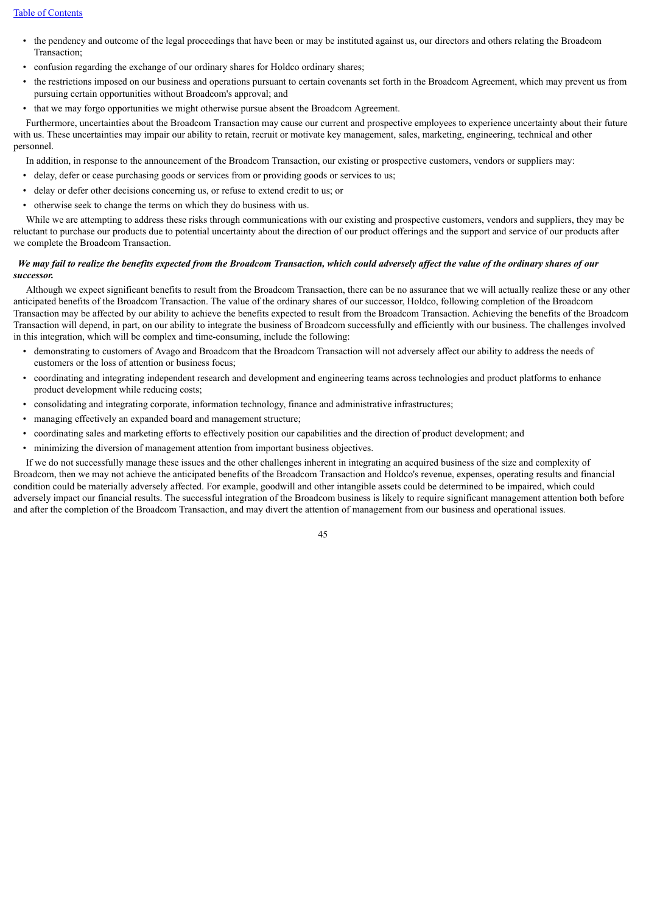- the pendency and outcome of the legal proceedings that have been or may be instituted against us, our directors and others relating the Broadcom Transaction;
- confusion regarding the exchange of our ordinary shares for Holdco ordinary shares;
- the restrictions imposed on our business and operations pursuant to certain covenants set forth in the Broadcom Agreement, which may prevent us from pursuing certain opportunities without Broadcom's approval; and
- that we may forgo opportunities we might otherwise pursue absent the Broadcom Agreement.

Furthermore, uncertainties about the Broadcom Transaction may cause our current and prospective employees to experience uncertainty about their future with us. These uncertainties may impair our ability to retain, recruit or motivate key management, sales, marketing, engineering, technical and other personnel.

In addition, in response to the announcement of the Broadcom Transaction, our existing or prospective customers, vendors or suppliers may:

- delay, defer or cease purchasing goods or services from or providing goods or services to us;
- delay or defer other decisions concerning us, or refuse to extend credit to us; or
- otherwise seek to change the terms on which they do business with us.

While we are attempting to address these risks through communications with our existing and prospective customers, vendors and suppliers, they may be reluctant to purchase our products due to potential uncertainty about the direction of our product offerings and the support and service of our products after we complete the Broadcom Transaction.

***We may fail to realize the benefits expected from the Broadcom Transaction, which could adversely affect the value of the ordinary shares of our successor.***

Although we expect significant benefits to result from the Broadcom Transaction, there can be no assurance that we will actually realize these or any other anticipated benefits of the Broadcom Transaction. The value of the ordinary shares of our successor, Holdco, following completion of the Broadcom Transaction may be affected by our ability to achieve the benefits expected to result from the Broadcom Transaction. Achieving the benefits of the Broadcom Transaction will depend, in part, on our ability to integrate the business of Broadcom successfully and efficiently with our business. The challenges involved in this integration, which will be complex and time-consuming, include the following:

- demonstrating to customers of Avago and Broadcom that the Broadcom Transaction will not adversely affect our ability to address the needs of customers or the loss of attention or business focus;
- coordinating and integrating independent research and development and engineering teams across technologies and product platforms to enhance product development while reducing costs;
- consolidating and integrating corporate, information technology, finance and administrative infrastructures;
- managing effectively an expanded board and management structure;
- coordinating sales and marketing efforts to effectively position our capabilities and the direction of product development; and
- minimizing the diversion of management attention from important business objectives.

If we do not successfully manage these issues and the other challenges inherent in integrating an acquired business of the size and complexity of Broadcom, then we may not achieve the anticipated benefits of the Broadcom Transaction and Holdco's revenue, expenses, operating results and financial condition could be materially adversely affected. For example, goodwill and other intangible assets could be determined to be impaired, which could adversely impact our financial results. The successful integration of the Broadcom business is likely to require significant management attention both before and after the completion of the Broadcom Transaction, and may divert the attention of management from our business and operational issues.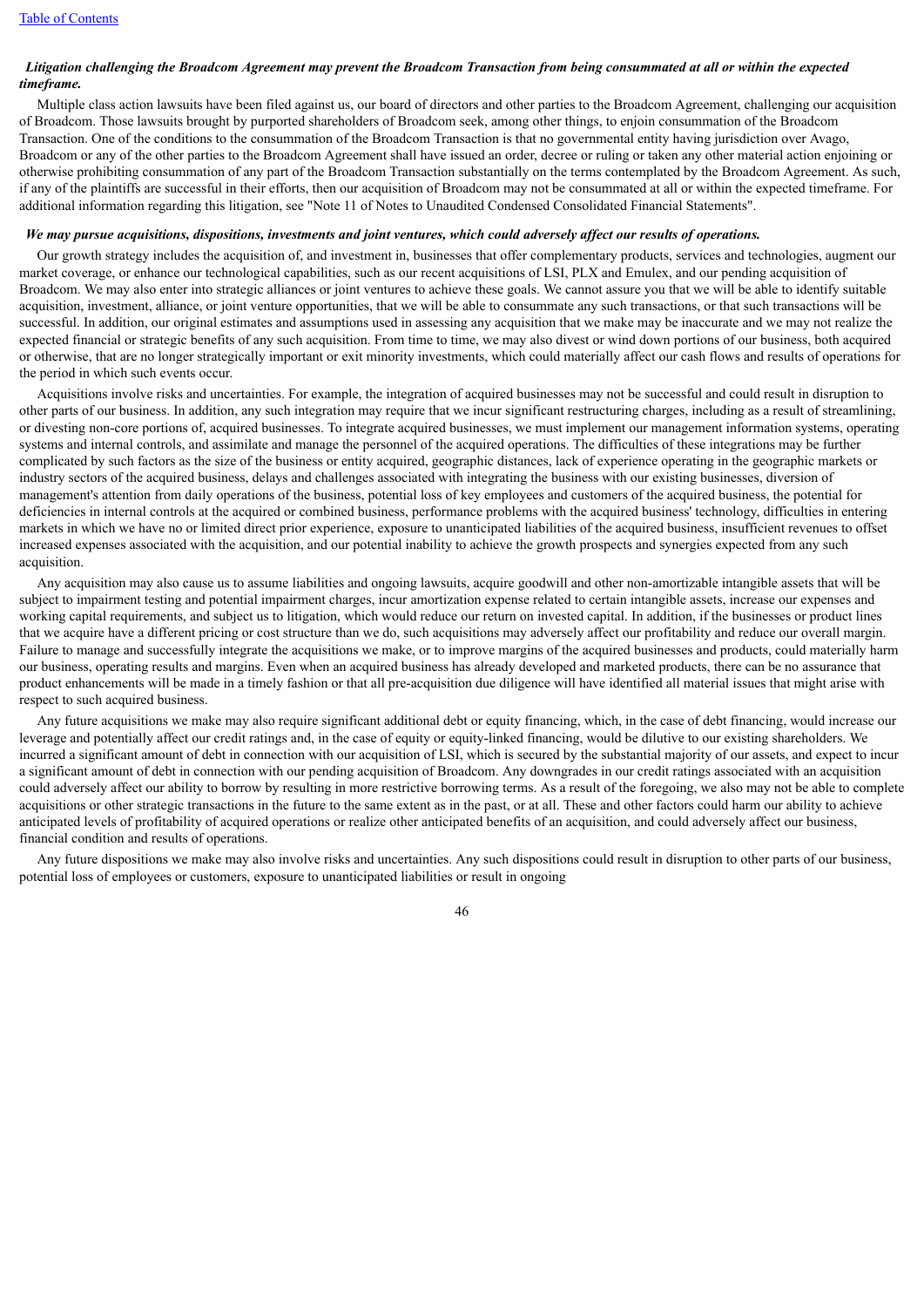***Litigation challenging the Broadcom Agreement may prevent the Broadcom Transaction from being consummated at all or within the expected timeframe.***

Multiple class action lawsuits have been filed against us, our board of directors and other parties to the Broadcom Agreement, challenging our acquisition of Broadcom. Those lawsuits brought by purported shareholders of Broadcom seek, among other things, to enjoin consummation of the Broadcom Transaction. One of the conditions to the consummation of the Broadcom Transaction is that no governmental entity having jurisdiction over Avago, Broadcom or any of the other parties to the Broadcom Agreement shall have issued an order, decree or ruling or taken any other material action enjoining or otherwise prohibiting consummation of any part of the Broadcom Transaction substantially on the terms contemplated by the Broadcom Agreement. As such, if any of the plaintiffs are successful in their efforts, then our acquisition of Broadcom may not be consummated at all or within the expected timeframe. For additional information regarding this litigation, see "Note 11 of Notes to Unaudited Condensed Consolidated Financial Statements".

***We may pursue acquisitions, dispositions, investments and joint ventures, which could adversely affect our results of operations.***

Our growth strategy includes the acquisition of, and investment in, businesses that offer complementary products, services and technologies, augment our market coverage, or enhance our technological capabilities, such as our recent acquisitions of LSI, PLX and Emulex, and our pending acquisition of Broadcom. We may also enter into strategic alliances or joint ventures to achieve these goals. We cannot assure you that we will be able to identify suitable acquisition, investment, alliance, or joint venture opportunities, that we will be able to consummate any such transactions, or that such transactions will be successful. In addition, our original estimates and assumptions used in assessing any acquisition that we make may be inaccurate and we may not realize the expected financial or strategic benefits of any such acquisition. From time to time, we may also divest or wind down portions of our business, both acquired or otherwise, that are no longer strategically important or exit minority investments, which could materially affect our cash flows and results of operations for the period in which such events occur.

Acquisitions involve risks and uncertainties. For example, the integration of acquired businesses may not be successful and could result in disruption to other parts of our business. In addition, any such integration may require that we incur significant restructuring charges, including as a result of streamlining, or divesting non-core portions of, acquired businesses. To integrate acquired businesses, we must implement our management information systems, operating systems and internal controls, and assimilate and manage the personnel of the acquired operations. The difficulties of these integrations may be further complicated by such factors as the size of the business or entity acquired, geographic distances, lack of experience operating in the geographic markets or industry sectors of the acquired business, delays and challenges associated with integrating the business with our existing businesses, diversion of management's attention from daily operations of the business, potential loss of key employees and customers of the acquired business, the potential for deficiencies in internal controls at the acquired or combined business, performance problems with the acquired business' technology, difficulties in entering markets in which we have no or limited direct prior experience, exposure to unanticipated liabilities of the acquired business, insufficient revenues to offset increased expenses associated with the acquisition, and our potential inability to achieve the growth prospects and synergies expected from any such acquisition.

Any acquisition may also cause us to assume liabilities and ongoing lawsuits, acquire goodwill and other non-amortizable intangible assets that will be subject to impairment testing and potential impairment charges, incur amortization expense related to certain intangible assets, increase our expenses and working capital requirements, and subject us to litigation, which would reduce our return on invested capital. In addition, if the businesses or product lines that we acquire have a different pricing or cost structure than we do, such acquisitions may adversely affect our profitability and reduce our overall margin. Failure to manage and successfully integrate the acquisitions we make, or to improve margins of the acquired businesses and products, could materially harm our business, operating results and margins. Even when an acquired business has already developed and marketed products, there can be no assurance that product enhancements will be made in a timely fashion or that all pre-acquisition due diligence will have identified all material issues that might arise with respect to such acquired business.

Any future acquisitions we make may also require significant additional debt or equity financing, which, in the case of debt financing, would increase our leverage and potentially affect our credit ratings and, in the case of equity or equity-linked financing, would be dilutive to our existing shareholders. We incurred a significant amount of debt in connection with our acquisition of LSI, which is secured by the substantial majority of our assets, and expect to incur a significant amount of debt in connection with our pending acquisition of Broadcom. Any downgrades in our credit ratings associated with an acquisition could adversely affect our ability to borrow by resulting in more restrictive borrowing terms. As a result of the foregoing, we also may not be able to complete acquisitions or other strategic transactions in the future to the same extent as in the past, or at all. These and other factors could harm our ability to achieve anticipated levels of profitability of acquired operations or realize other anticipated benefits of an acquisition, and could adversely affect our business, financial condition and results of operations.

Any future dispositions we make may also involve risks and uncertainties. Any such dispositions could result in disruption to other parts of our business, potential loss of employees or customers, exposure to unanticipated liabilities or result in ongoing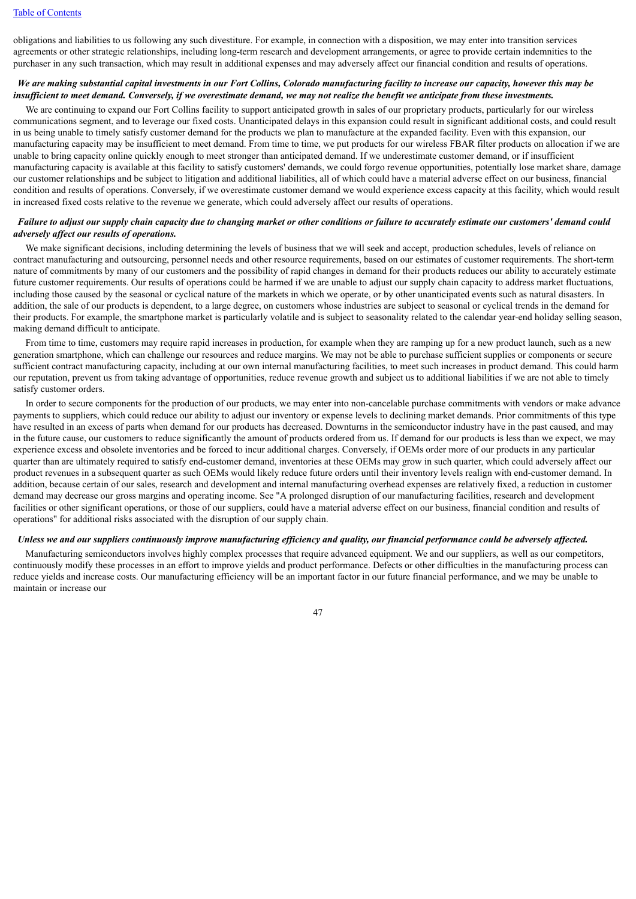obligations and liabilities to us following any such divestiture. For example, in connection with a disposition, we may enter into transition services agreements or other strategic relationships, including long-term research and development arrangements, or agree to provide certain indemnities to the purchaser in any such transaction, which may result in additional expenses and may adversely affect our financial condition and results of operations.

***We are making substantial capital investments in our Fort Collins, Colorado manufacturing facility to increase our capacity, however this may be insufficient to meet demand. Conversely, if we overestimate demand, we may not realize the benefit we anticipate from these investments.***

We are continuing to expand our Fort Collins facility to support anticipated growth in sales of our proprietary products, particularly for our wireless communications segment, and to leverage our fixed costs. Unanticipated delays in this expansion could result in significant additional costs, and could result in us being unable to timely satisfy customer demand for the products we plan to manufacture at the expanded facility. Even with this expansion, our manufacturing capacity may be insufficient to meet demand. From time to time, we put products for our wireless FBAR filter products on allocation if we are unable to bring capacity online quickly enough to meet stronger than anticipated demand. If we underestimate customer demand, or if insufficient manufacturing capacity is available at this facility to satisfy customers' demands, we could forgo revenue opportunities, potentially lose market share, damage our customer relationships and be subject to litigation and additional liabilities, all of which could have a material adverse effect on our business, financial condition and results of operations. Conversely, if we overestimate customer demand we would experience excess capacity at this facility, which would result in increased fixed costs relative to the revenue we generate, which could adversely affect our results of operations.

***Failure to adjust our supply chain capacity due to changing market or other conditions or failure to accurately estimate our customers' demand could adversely affect our results of operations.***

We make significant decisions, including determining the levels of business that we will seek and accept, production schedules, levels of reliance on contract manufacturing and outsourcing, personnel needs and other resource requirements, based on our estimates of customer requirements. The short-term nature of commitments by many of our customers and the possibility of rapid changes in demand for their products reduces our ability to accurately estimate future customer requirements. Our results of operations could be harmed if we are unable to adjust our supply chain capacity to address market fluctuations, including those caused by the seasonal or cyclical nature of the markets in which we operate, or by other unanticipated events such as natural disasters. In addition, the sale of our products is dependent, to a large degree, on customers whose industries are subject to seasonal or cyclical trends in the demand for their products. For example, the smartphone market is particularly volatile and is subject to seasonality related to the calendar year-end holiday selling season, making demand difficult to anticipate.

From time to time, customers may require rapid increases in production, for example when they are ramping up for a new product launch, such as a new generation smartphone, which can challenge our resources and reduce margins. We may not be able to purchase sufficient supplies or components or secure sufficient contract manufacturing capacity, including at our own internal manufacturing facilities, to meet such increases in product demand. This could harm our reputation, prevent us from taking advantage of opportunities, reduce revenue growth and subject us to additional liabilities if we are not able to timely satisfy customer orders.

In order to secure components for the production of our products, we may enter into non-cancelable purchase commitments with vendors or make advance payments to suppliers, which could reduce our ability to adjust our inventory or expense levels to declining market demands. Prior commitments of this type have resulted in an excess of parts when demand for our products has decreased. Downturns in the semiconductor industry have in the past caused, and may in the future cause, our customers to reduce significantly the amount of products ordered from us. If demand for our products is less than we expect, we may experience excess and obsolete inventories and be forced to incur additional charges. Conversely, if OEMs order more of our products in any particular quarter than are ultimately required to satisfy end-customer demand, inventories at these OEMs may grow in such quarter, which could adversely affect our product revenues in a subsequent quarter as such OEMs would likely reduce future orders until their inventory levels realign with end-customer demand. In addition, because certain of our sales, research and development and internal manufacturing overhead expenses are relatively fixed, a reduction in customer demand may decrease our gross margins and operating income. See "A prolonged disruption of our manufacturing facilities, research and development facilities or other significant operations, or those of our suppliers, could have a material adverse effect on our business, financial condition and results of operations" for additional risks associated with the disruption of our supply chain.

***Unless we and our suppliers continuously improve manufacturing efficiency and quality, our financial performance could be adversely affected.***

Manufacturing semiconductors involves highly complex processes that require advanced equipment. We and our suppliers, as well as our competitors, continuously modify these processes in an effort to improve yields and product performance. Defects or other difficulties in the manufacturing process can reduce yields and increase costs. Our manufacturing efficiency will be an important factor in our future financial performance, and we may be unable to maintain or increase our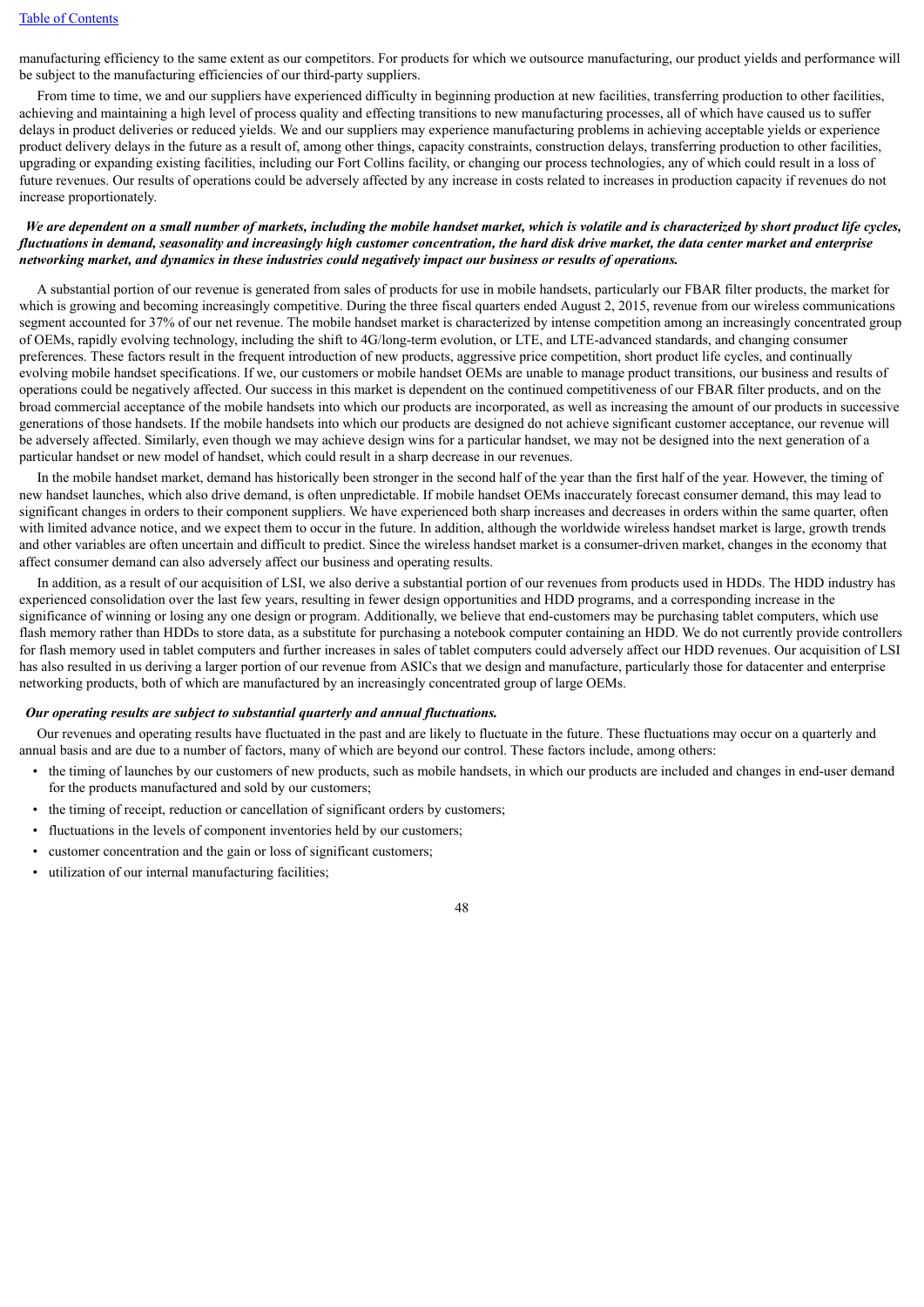manufacturing efficiency to the same extent as our competitors. For products for which we outsource manufacturing, our product yields and performance will be subject to the manufacturing efficiencies of our third-party suppliers.

From time to time, we and our suppliers have experienced difficulty in beginning production at new facilities, transferring production to other facilities, achieving and maintaining a high level of process quality and effecting transitions to new manufacturing processes, all of which have caused us to suffer delays in product deliveries or reduced yields. We and our suppliers may experience manufacturing problems in achieving acceptable yields or experience product delivery delays in the future as a result of, among other things, capacity constraints, construction delays, transferring production to other facilities, upgrading or expanding existing facilities, including our Fort Collins facility, or changing our process technologies, any of which could result in a loss of future revenues. Our results of operations could be adversely affected by any increase in costs related to increases in production capacity if revenues do not increase proportionately.

***We are dependent on a small number of markets, including the mobile handset market, which is volatile and is characterized by short product life cycles, fluctuations in demand, seasonality and increasingly high customer concentration, the hard disk drive market, the data center market and enterprise networking market, and dynamics in these industries could negatively impact our business or results of operations.***

A substantial portion of our revenue is generated from sales of products for use in mobile handsets, particularly our FBAR filter products, the market for which is growing and becoming increasingly competitive. During the three fiscal quarters ended August 2, 2015, revenue from our wireless communications segment accounted for 37% of our net revenue. The mobile handset market is characterized by intense competition among an increasingly concentrated group of OEMs, rapidly evolving technology, including the shift to 4G/long-term evolution, or LTE, and LTE-advanced standards, and changing consumer preferences. These factors result in the frequent introduction of new products, aggressive price competition, short product life cycles, and continually evolving mobile handset specifications. If we, our customers or mobile handset OEMs are unable to manage product transitions, our business and results of operations could be negatively affected. Our success in this market is dependent on the continued competitiveness of our FBAR filter products, and on the broad commercial acceptance of the mobile handsets into which our products are incorporated, as well as increasing the amount of our products in successive generations of those handsets. If the mobile handsets into which our products are designed do not achieve significant customer acceptance, our revenue will be adversely affected. Similarly, even though we may achieve design wins for a particular handset, we may not be designed into the next generation of a particular handset or new model of handset, which could result in a sharp decrease in our revenues.

In the mobile handset market, demand has historically been stronger in the second half of the year than the first half of the year. However, the timing of new handset launches, which also drive demand, is often unpredictable. If mobile handset OEMs inaccurately forecast consumer demand, this may lead to significant changes in orders to their component suppliers. We have experienced both sharp increases and decreases in orders within the same quarter, often with limited advance notice, and we expect them to occur in the future. In addition, although the worldwide wireless handset market is large, growth trends and other variables are often uncertain and difficult to predict. Since the wireless handset market is a consumer-driven market, changes in the economy that affect consumer demand can also adversely affect our business and operating results.

In addition, as a result of our acquisition of LSI, we also derive a substantial portion of our revenues from products used in HDDs. The HDD industry has experienced consolidation over the last few years, resulting in fewer design opportunities and HDD programs, and a corresponding increase in the significance of winning or losing any one design or program. Additionally, we believe that end-customers may be purchasing tablet computers, which use flash memory rather than HDDs to store data, as a substitute for purchasing a notebook computer containing an HDD. We do not currently provide controllers for flash memory used in tablet computers and further increases in sales of tablet computers could adversely affect our HDD revenues. Our acquisition of LSI has also resulted in us deriving a larger portion of our revenue from ASICs that we design and manufacture, particularly those for datacenter and enterprise networking products, both of which are manufactured by an increasingly concentrated group of large OEMs.

***Our operating results are subject to substantial quarterly and annual fluctuations.***

Our revenues and operating results have fluctuated in the past and are likely to fluctuate in the future. These fluctuations may occur on a quarterly and annual basis and are due to a number of factors, many of which are beyond our control. These factors include, among others:

- the timing of launches by our customers of new products, such as mobile handsets, in which our products are included and changes in end-user demand for the products manufactured and sold by our customers;
- the timing of receipt, reduction or cancellation of significant orders by customers;
- fluctuations in the levels of component inventories held by our customers;
- customer concentration and the gain or loss of significant customers;
- utilization of our internal manufacturing facilities;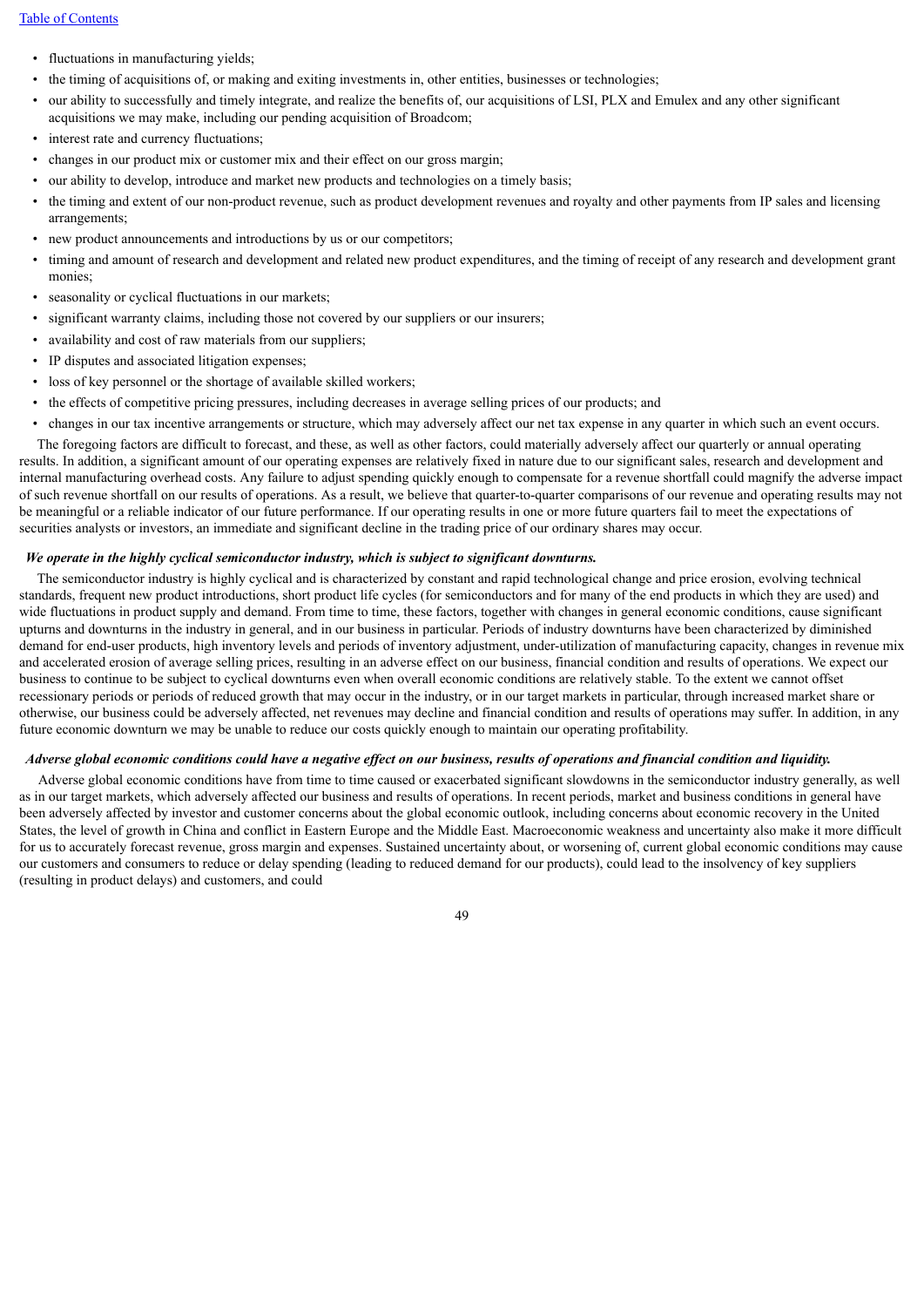- fluctuations in manufacturing yields;
- the timing of acquisitions of, or making and exiting investments in, other entities, businesses or technologies;
- our ability to successfully and timely integrate, and realize the benefits of, our acquisitions of LSI, PLX and Emulex and any other significant acquisitions we may make, including our pending acquisition of Broadcom;
- interest rate and currency fluctuations;
- changes in our product mix or customer mix and their effect on our gross margin;
- our ability to develop, introduce and market new products and technologies on a timely basis;
- the timing and extent of our non-product revenue, such as product development revenues and royalty and other payments from IP sales and licensing arrangements;
- new product announcements and introductions by us or our competitors;
- timing and amount of research and development and related new product expenditures, and the timing of receipt of any research and development grant monies;
- seasonality or cyclical fluctuations in our markets;
- significant warranty claims, including those not covered by our suppliers or our insurers;
- availability and cost of raw materials from our suppliers;
- IP disputes and associated litigation expenses;
- loss of key personnel or the shortage of available skilled workers;
- the effects of competitive pricing pressures, including decreases in average selling prices of our products; and
- changes in our tax incentive arrangements or structure, which may adversely affect our net tax expense in any quarter in which such an event occurs.

The foregoing factors are difficult to forecast, and these, as well as other factors, could materially adversely affect our quarterly or annual operating results. In addition, a significant amount of our operating expenses are relatively fixed in nature due to our significant sales, research and development and internal manufacturing overhead costs. Any failure to adjust spending quickly enough to compensate for a revenue shortfall could magnify the adverse impact of such revenue shortfall on our results of operations. As a result, we believe that quarter-to-quarter comparisons of our revenue and operating results may not be meaningful or a reliable indicator of our future performance. If our operating results in one or more future quarters fail to meet the expectations of securities analysts or investors, an immediate and significant decline in the trading price of our ordinary shares may occur.

***We operate in the highly cyclical semiconductor industry, which is subject to significant downturns.***

The semiconductor industry is highly cyclical and is characterized by constant and rapid technological change and price erosion, evolving technical standards, frequent new product introductions, short product life cycles (for semiconductors and for many of the end products in which they are used) and wide fluctuations in product supply and demand. From time to time, these factors, together with changes in general economic conditions, cause significant upturns and downturns in the industry in general, and in our business in particular. Periods of industry downturns have been characterized by diminished demand for end-user products, high inventory levels and periods of inventory adjustment, under-utilization of manufacturing capacity, changes in revenue mix and accelerated erosion of average selling prices, resulting in an adverse effect on our business, financial condition and results of operations. We expect our business to continue to be subject to cyclical downturns even when overall economic conditions are relatively stable. To the extent we cannot offset recessionary periods or periods of reduced growth that may occur in the industry, or in our target markets in particular, through increased market share or otherwise, our business could be adversely affected, net revenues may decline and financial condition and results of operations may suffer. In addition, in any future economic downturn we may be unable to reduce our costs quickly enough to maintain our operating profitability.

***Adverse global economic conditions could have a negative effect on our business, results of operations and financial condition and liquidity.***

Adverse global economic conditions have from time to time caused or exacerbated significant slowdowns in the semiconductor industry generally, as well as in our target markets, which adversely affected our business and results of operations. In recent periods, market and business conditions in general have been adversely affected by investor and customer concerns about the global economic outlook, including concerns about economic recovery in the United States, the level of growth in China and conflict in Eastern Europe and the Middle East. Macroeconomic weakness and uncertainty also make it more difficult for us to accurately forecast revenue, gross margin and expenses. Sustained uncertainty about, or worsening of, current global economic conditions may cause our customers and consumers to reduce or delay spending (leading to reduced demand for our products), could lead to the insolvency of key suppliers (resulting in product delays) and customers, and could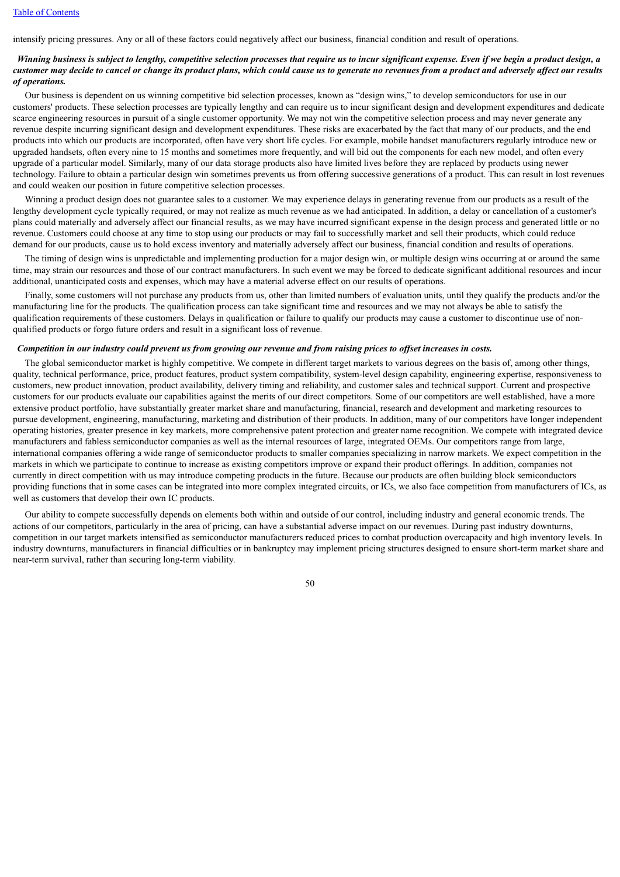intensify pricing pressures. Any or all of these factors could negatively affect our business, financial condition and result of operations.

***Winning business is subject to lengthy, competitive selection processes that require us to incur significant expense. Even if we begin a product design, a customer may decide to cancel or change its product plans, which could cause us to generate no revenues from a product and adversely affect our results of operations.***

Our business is dependent on us winning competitive bid selection processes, known as "design wins," to develop semiconductors for use in our customers' products. These selection processes are typically lengthy and can require us to incur significant design and development expenditures and dedicate scarce engineering resources in pursuit of a single customer opportunity. We may not win the competitive selection process and may never generate any revenue despite incurring significant design and development expenditures. These risks are exacerbated by the fact that many of our products, and the end products into which our products are incorporated, often have very short life cycles. For example, mobile handset manufacturers regularly introduce new or upgraded handsets, often every nine to 15 months and sometimes more frequently, and will bid out the components for each new model, and often every upgrade of a particular model. Similarly, many of our data storage products also have limited lives before they are replaced by products using newer technology. Failure to obtain a particular design win sometimes prevents us from offering successive generations of a product. This can result in lost revenues and could weaken our position in future competitive selection processes.

Winning a product design does not guarantee sales to a customer. We may experience delays in generating revenue from our products as a result of the lengthy development cycle typically required, or may not realize as much revenue as we had anticipated. In addition, a delay or cancellation of a customer's plans could materially and adversely affect our financial results, as we may have incurred significant expense in the design process and generated little or no revenue. Customers could choose at any time to stop using our products or may fail to successfully market and sell their products, which could reduce demand for our products, cause us to hold excess inventory and materially adversely affect our business, financial condition and results of operations.

The timing of design wins is unpredictable and implementing production for a major design win, or multiple design wins occurring at or around the same time, may strain our resources and those of our contract manufacturers. In such event we may be forced to dedicate significant additional resources and incur additional, unanticipated costs and expenses, which may have a material adverse effect on our results of operations.

Finally, some customers will not purchase any products from us, other than limited numbers of evaluation units, until they qualify the products and/or the manufacturing line for the products. The qualification process can take significant time and resources and we may not always be able to satisfy the qualification requirements of these customers. Delays in qualification or failure to qualify our products may cause a customer to discontinue use of non-qualified products or forgo future orders and result in a significant loss of revenue.

***Competition in our industry could prevent us from growing our revenue and from raising prices to offset increases in costs.***

The global semiconductor market is highly competitive. We compete in different target markets to various degrees on the basis of, among other things, quality, technical performance, price, product features, product system compatibility, system-level design capability, engineering expertise, responsiveness to customers, new product innovation, product availability, delivery timing and reliability, and customer sales and technical support. Current and prospective customers for our products evaluate our capabilities against the merits of our direct competitors. Some of our competitors are well established, have a more extensive product portfolio, have substantially greater market share and manufacturing, financial, research and development and marketing resources to pursue development, engineering, manufacturing, marketing and distribution of their products. In addition, many of our competitors have longer independent operating histories, greater presence in key markets, more comprehensive patent protection and greater name recognition. We compete with integrated device manufacturers and fabless semiconductor companies as well as the internal resources of large, integrated OEMs. Our competitors range from large, international companies offering a wide range of semiconductor products to smaller companies specializing in narrow markets. We expect competition in the markets in which we participate to continue to increase as existing competitors improve or expand their product offerings. In addition, companies not currently in direct competition with us may introduce competing products in the future. Because our products are often building block semiconductors providing functions that in some cases can be integrated into more complex integrated circuits, or ICs, we also face competition from manufacturers of ICs, as well as customers that develop their own IC products.

Our ability to compete successfully depends on elements both within and outside of our control, including industry and general economic trends. The actions of our competitors, particularly in the area of pricing, can have a substantial adverse impact on our revenues. During past industry downturns, competition in our target markets intensified as semiconductor manufacturers reduced prices to combat production overcapacity and high inventory levels. In industry downturns, manufacturers in financial difficulties or in bankruptcy may implement pricing structures designed to ensure short-term market share and near-term survival, rather than securing long-term viability.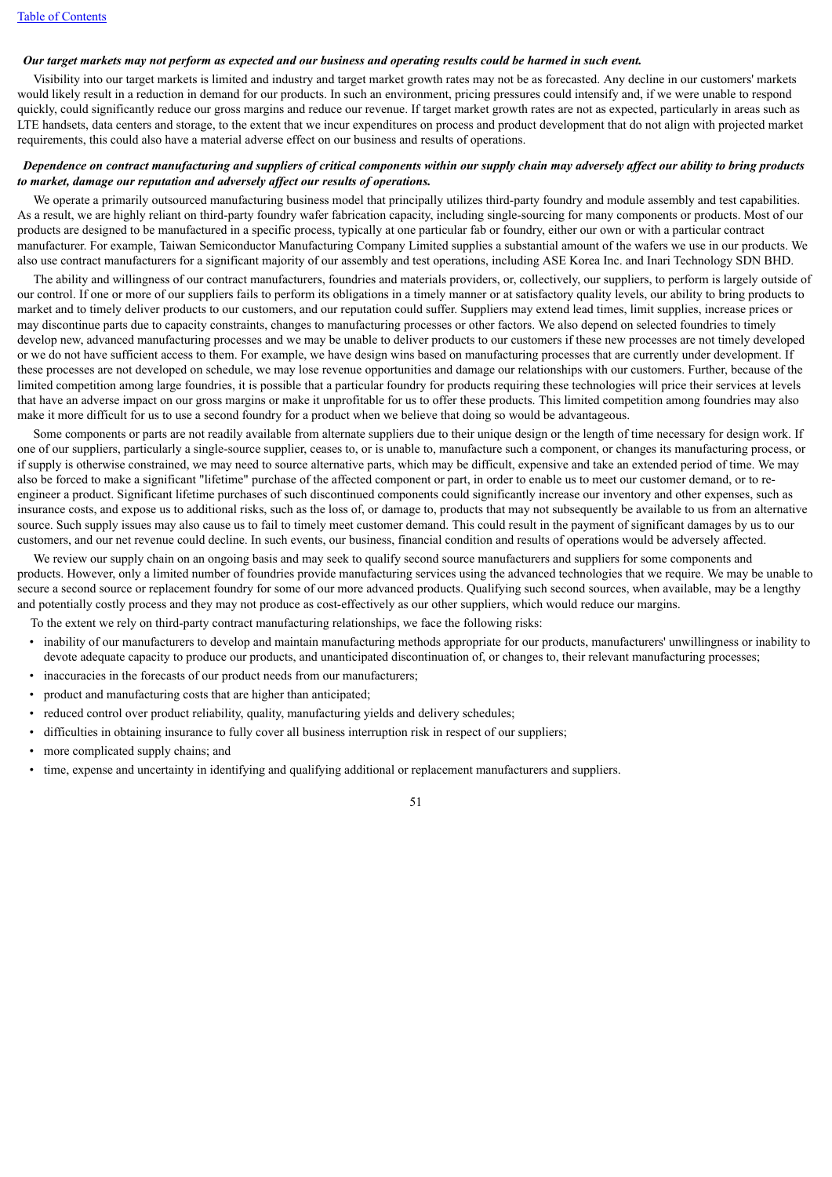***Our target markets may not perform as expected and our business and operating results could be harmed in such event.***

Visibility into our target markets is limited and industry and target market growth rates may not be as forecasted. Any decline in our customers' markets would likely result in a reduction in demand for our products. In such an environment, pricing pressures could intensify and, if we were unable to respond quickly, could significantly reduce our gross margins and reduce our revenue. If target market growth rates are not as expected, particularly in areas such as LTE handsets, data centers and storage, to the extent that we incur expenditures on process and product development that do not align with projected market requirements, this could also have a material adverse effect on our business and results of operations.

***Dependence on contract manufacturing and suppliers of critical components within our supply chain may adversely affect our ability to bring products to market, damage our reputation and adversely affect our results of operations.***

We operate a primarily outsourced manufacturing business model that principally utilizes third-party foundry and module assembly and test capabilities. As a result, we are highly reliant on third-party foundry wafer fabrication capacity, including single-sourcing for many components or products. Most of our products are designed to be manufactured in a specific process, typically at one particular fab or foundry, either our own or with a particular contract manufacturer. For example, Taiwan Semiconductor Manufacturing Company Limited supplies a substantial amount of the wafers we use in our products. We also use contract manufacturers for a significant majority of our assembly and test operations, including ASE Korea Inc. and Inari Technology SDN BHD.

The ability and willingness of our contract manufacturers, foundries and materials providers, or, collectively, our suppliers, to perform is largely outside of our control. If one or more of our suppliers fails to perform its obligations in a timely manner or at satisfactory quality levels, our ability to bring products to market and to timely deliver products to our customers, and our reputation could suffer. Suppliers may extend lead times, limit supplies, increase prices or may discontinue parts due to capacity constraints, changes to manufacturing processes or other factors. We also depend on selected foundries to timely develop new, advanced manufacturing processes and we may be unable to deliver products to our customers if these new processes are not timely developed or we do not have sufficient access to them. For example, we have design wins based on manufacturing processes that are currently under development. If these processes are not developed on schedule, we may lose revenue opportunities and damage our relationships with our customers. Further, because of the limited competition among large foundries, it is possible that a particular foundry for products requiring these technologies will price their services at levels that have an adverse impact on our gross margins or make it unprofitable for us to offer these products. This limited competition among foundries may also make it more difficult for us to use a second foundry for a product when we believe that doing so would be advantageous.

Some components or parts are not readily available from alternate suppliers due to their unique design or the length of time necessary for design work. If one of our suppliers, particularly a single-source supplier, ceases to, or is unable to, manufacture such a component, or changes its manufacturing process, or if supply is otherwise constrained, we may need to source alternative parts, which may be difficult, expensive and take an extended period of time. We may also be forced to make a significant "lifetime" purchase of the affected component or part, in order to enable us to meet our customer demand, or to re-engineer a product. Significant lifetime purchases of such discontinued components could significantly increase our inventory and other expenses, such as insurance costs, and expose us to additional risks, such as the loss of, or damage to, products that may not subsequently be available to us from an alternative source. Such supply issues may also cause us to fail to timely meet customer demand. This could result in the payment of significant damages by us to our customers, and our net revenue could decline. In such events, our business, financial condition and results of operations would be adversely affected.

We review our supply chain on an ongoing basis and may seek to qualify second source manufacturers and suppliers for some components and products. However, only a limited number of foundries provide manufacturing services using the advanced technologies that we require. We may be unable to secure a second source or replacement foundry for some of our more advanced products. Qualifying such second sources, when available, may be a lengthy and potentially costly process and they may not produce as cost-effectively as our other suppliers, which would reduce our margins.

To the extent we rely on third-party contract manufacturing relationships, we face the following risks:

- inability of our manufacturers to develop and maintain manufacturing methods appropriate for our products, manufacturers' unwillingness or inability to devote adequate capacity to produce our products, and unanticipated discontinuation of, or changes to, their relevant manufacturing processes;
- inaccuracies in the forecasts of our product needs from our manufacturers;
- product and manufacturing costs that are higher than anticipated;
- reduced control over product reliability, quality, manufacturing yields and delivery schedules;
- difficulties in obtaining insurance to fully cover all business interruption risk in respect of our suppliers;
- more complicated supply chains; and
- time, expense and uncertainty in identifying and qualifying additional or replacement manufacturers and suppliers.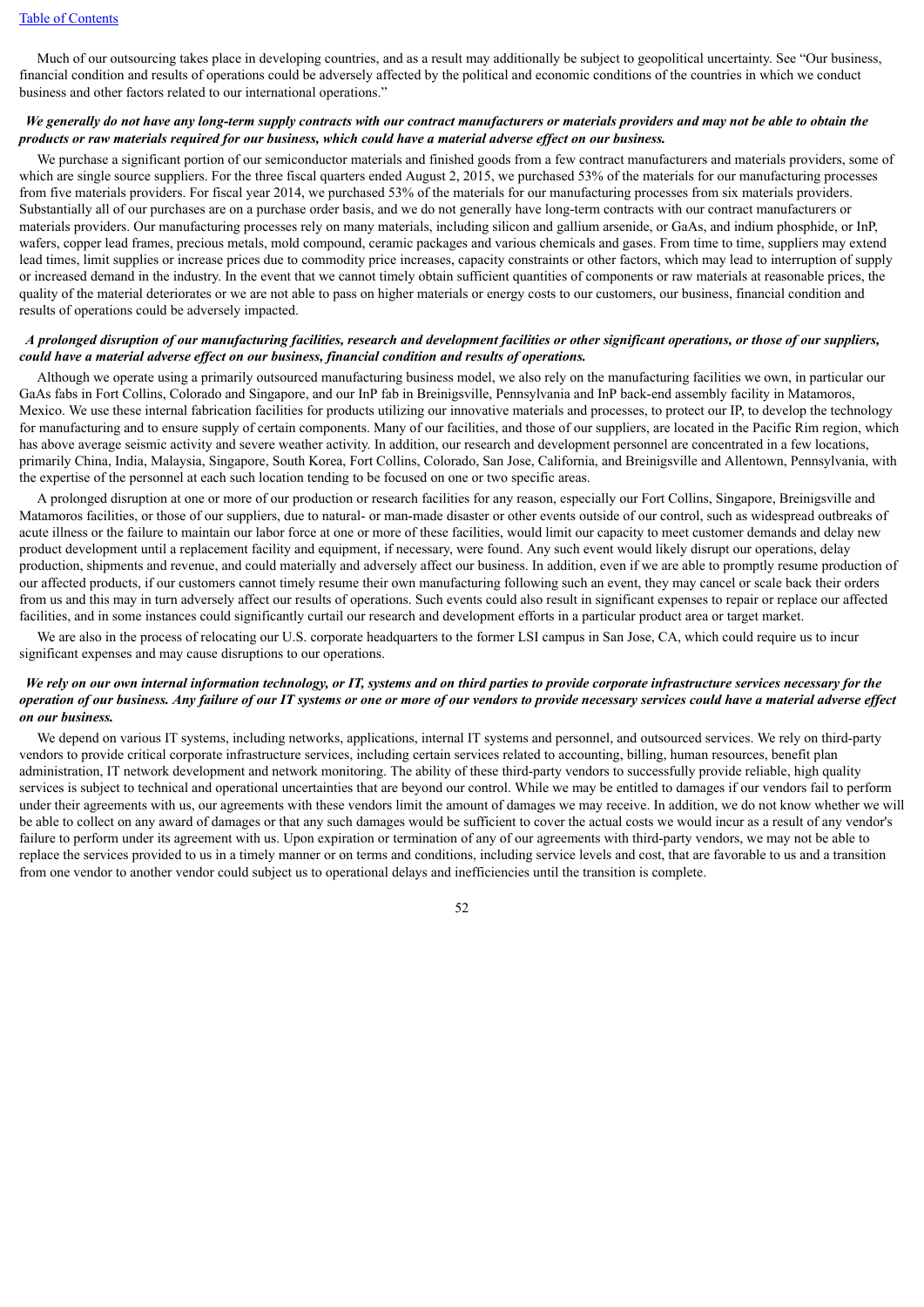Much of our outsourcing takes place in developing countries, and as a result may additionally be subject to geopolitical uncertainty. See "Our business, financial condition and results of operations could be adversely affected by the political and economic conditions of the countries in which we conduct business and other factors related to our international operations."

***We generally do not have any long-term supply contracts with our contract manufacturers or materials providers and may not be able to obtain the products or raw materials required for our business, which could have a material adverse effect on our business.***

We purchase a significant portion of our semiconductor materials and finished goods from a few contract manufacturers and materials providers, some of which are single source suppliers. For the three fiscal quarters ended August 2, 2015, we purchased 53% of the materials for our manufacturing processes from five materials providers. For fiscal year 2014, we purchased 53% of the materials for our manufacturing processes from six materials providers. Substantially all of our purchases are on a purchase order basis, and we do not generally have long-term contracts with our contract manufacturers or materials providers. Our manufacturing processes rely on many materials, including silicon and gallium arsenide, or GaAs, and indium phosphide, or InP, wafers, copper lead frames, precious metals, mold compound, ceramic packages and various chemicals and gases. From time to time, suppliers may extend lead times, limit supplies or increase prices due to commodity price increases, capacity constraints or other factors, which may lead to interruption of supply or increased demand in the industry. In the event that we cannot timely obtain sufficient quantities of components or raw materials at reasonable prices, the quality of the material deteriorates or we are not able to pass on higher materials or energy costs to our customers, our business, financial condition and results of operations could be adversely impacted.

***A prolonged disruption of our manufacturing facilities, research and development facilities or other significant operations, or those of our suppliers, could have a material adverse effect on our business, financial condition and results of operations.***

Although we operate using a primarily outsourced manufacturing business model, we also rely on the manufacturing facilities we own, in particular our GaAs fabs in Fort Collins, Colorado and Singapore, and our InP fab in Breinigsville, Pennsylvania and InP back-end assembly facility in Matamoros, Mexico. We use these internal fabrication facilities for products utilizing our innovative materials and processes, to protect our IP, to develop the technology for manufacturing and to ensure supply of certain components. Many of our facilities, and those of our suppliers, are located in the Pacific Rim region, which has above average seismic activity and severe weather activity. In addition, our research and development personnel are concentrated in a few locations, primarily China, India, Malaysia, Singapore, South Korea, Fort Collins, Colorado, San Jose, California, and Breinigsville and Allentown, Pennsylvania, with the expertise of the personnel at each such location tending to be focused on one or two specific areas.

A prolonged disruption at one or more of our production or research facilities for any reason, especially our Fort Collins, Singapore, Breinigsville and Matamoros facilities, or those of our suppliers, due to natural- or man-made disaster or other events outside of our control, such as widespread outbreaks of acute illness or the failure to maintain our labor force at one or more of these facilities, would limit our capacity to meet customer demands and delay new product development until a replacement facility and equipment, if necessary, were found. Any such event would likely disrupt our operations, delay production, shipments and revenue, and could materially and adversely affect our business. In addition, even if we are able to promptly resume production of our affected products, if our customers cannot timely resume their own manufacturing following such an event, they may cancel or scale back their orders from us and this may in turn adversely affect our results of operations. Such events could also result in significant expenses to repair or replace our affected facilities, and in some instances could significantly curtail our research and development efforts in a particular product area or target market.

We are also in the process of relocating our U.S. corporate headquarters to the former LSI campus in San Jose, CA, which could require us to incur significant expenses and may cause disruptions to our operations.

***We rely on our own internal information technology, or IT, systems and on third parties to provide corporate infrastructure services necessary for the operation of our business. Any failure of our IT systems or one or more of our vendors to provide necessary services could have a material adverse effect on our business.***

We depend on various IT systems, including networks, applications, internal IT systems and personnel, and outsourced services. We rely on third-party vendors to provide critical corporate infrastructure services, including certain services related to accounting, billing, human resources, benefit plan administration, IT network development and network monitoring. The ability of these third-party vendors to successfully provide reliable, high quality services is subject to technical and operational uncertainties that are beyond our control. While we may be entitled to damages if our vendors fail to perform under their agreements with us, our agreements with these vendors limit the amount of damages we may receive. In addition, we do not know whether we will be able to collect on any award of damages or that any such damages would be sufficient to cover the actual costs we would incur as a result of any vendor's failure to perform under its agreement with us. Upon expiration or termination of any of our agreements with third-party vendors, we may not be able to replace the services provided to us in a timely manner or on terms and conditions, including service levels and cost, that are favorable to us and a transition from one vendor to another vendor could subject us to operational delays and inefficiencies until the transition is complete.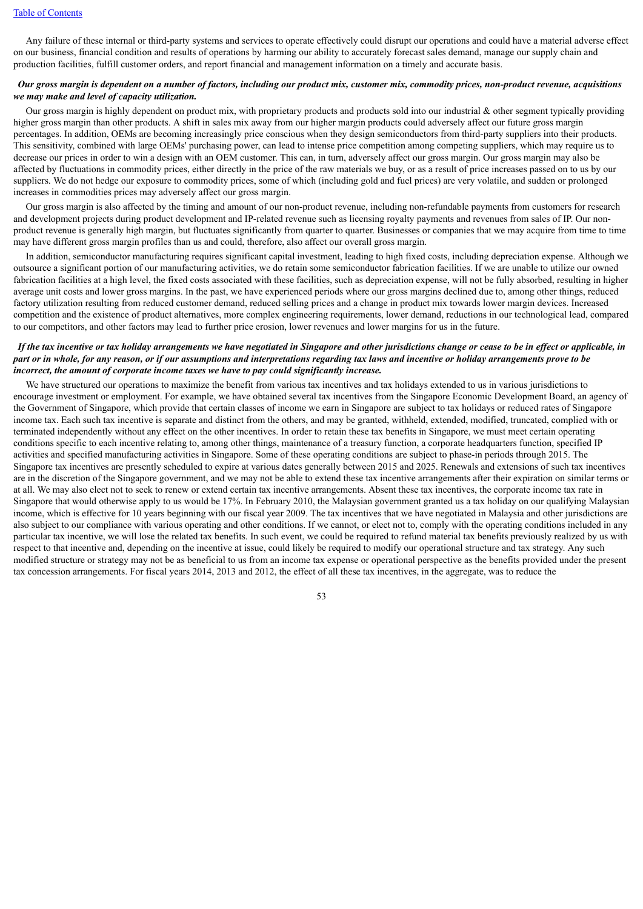Any failure of these internal or third-party systems and services to operate effectively could disrupt our operations and could have a material adverse effect on our business, financial condition and results of operations by harming our ability to accurately forecast sales demand, manage our supply chain and production facilities, fulfill customer orders, and report financial and management information on a timely and accurate basis.

***Our gross margin is dependent on a number of factors, including our product mix, customer mix, commodity prices, non-product revenue, acquisitions we may make and level of capacity utilization.***

Our gross margin is highly dependent on product mix, with proprietary products and products sold into our industrial & other segment typically providing higher gross margin than other products. A shift in sales mix away from our higher margin products could adversely affect our future gross margin percentages. In addition, OEMs are becoming increasingly price conscious when they design semiconductors from third-party suppliers into their products. This sensitivity, combined with large OEMs' purchasing power, can lead to intense price competition among competing suppliers, which may require us to decrease our prices in order to win a design with an OEM customer. This can, in turn, adversely affect our gross margin. Our gross margin may also be affected by fluctuations in commodity prices, either directly in the price of the raw materials we buy, or as a result of price increases passed on to us by our suppliers. We do not hedge our exposure to commodity prices, some of which (including gold and fuel prices) are very volatile, and sudden or prolonged increases in commodities prices may adversely affect our gross margin.

Our gross margin is also affected by the timing and amount of our non-product revenue, including non-refundable payments from customers for research and development projects during product development and IP-related revenue such as licensing royalty payments and revenues from sales of IP. Our non-product revenue is generally high margin, but fluctuates significantly from quarter to quarter. Businesses or companies that we may acquire from time to time may have different gross margin profiles than us and could, therefore, also affect our overall gross margin.

In addition, semiconductor manufacturing requires significant capital investment, leading to high fixed costs, including depreciation expense. Although we outsource a significant portion of our manufacturing activities, we do retain some semiconductor fabrication facilities. If we are unable to utilize our owned fabrication facilities at a high level, the fixed costs associated with these facilities, such as depreciation expense, will not be fully absorbed, resulting in higher average unit costs and lower gross margins. In the past, we have experienced periods where our gross margins declined due to, among other things, reduced factory utilization resulting from reduced customer demand, reduced selling prices and a change in product mix towards lower margin devices. Increased competition and the existence of product alternatives, more complex engineering requirements, lower demand, reductions in our technological lead, compared to our competitors, and other factors may lead to further price erosion, lower revenues and lower margins for us in the future.

***If the tax incentive or tax holiday arrangements we have negotiated in Singapore and other jurisdictions change or cease to be in effect or applicable, in part or in whole, for any reason, or if our assumptions and interpretations regarding tax laws and incentive or holiday arrangements prove to be incorrect, the amount of corporate income taxes we have to pay could significantly increase.***

We have structured our operations to maximize the benefit from various tax incentives and tax holidays extended to us in various jurisdictions to encourage investment or employment. For example, we have obtained several tax incentives from the Singapore Economic Development Board, an agency of the Government of Singapore, which provide that certain classes of income we earn in Singapore are subject to tax holidays or reduced rates of Singapore income tax. Each such tax incentive is separate and distinct from the others, and may be granted, withheld, extended, modified, truncated, complied with or terminated independently without any effect on the other incentives. In order to retain these tax benefits in Singapore, we must meet certain operating conditions specific to each incentive relating to, among other things, maintenance of a treasury function, a corporate headquarters function, specified IP activities and specified manufacturing activities in Singapore. Some of these operating conditions are subject to phase-in periods through 2015. The Singapore tax incentives are presently scheduled to expire at various dates generally between 2015 and 2025. Renewals and extensions of such tax incentives are in the discretion of the Singapore government, and we may not be able to extend these tax incentive arrangements after their expiration on similar terms or at all. We may also elect not to seek to renew or extend certain tax incentive arrangements. Absent these tax incentives, the corporate income tax rate in Singapore that would otherwise apply to us would be 17%. In February 2010, the Malaysian government granted us a tax holiday on our qualifying Malaysian income, which is effective for 10 years beginning with our fiscal year 2009. The tax incentives that we have negotiated in Malaysia and other jurisdictions are also subject to our compliance with various operating and other conditions. If we cannot, or elect not to, comply with the operating conditions included in any particular tax incentive, we will lose the related tax benefits. In such event, we could be required to refund material tax benefits previously realized by us with respect to that incentive and, depending on the incentive at issue, could likely be required to modify our operational structure and tax strategy. Any such modified structure or strategy may not be as beneficial to us from an income tax expense or operational perspective as the benefits provided under the present tax concession arrangements. For fiscal years 2014, 2013 and 2012, the effect of all these tax incentives, in the aggregate, was to reduce the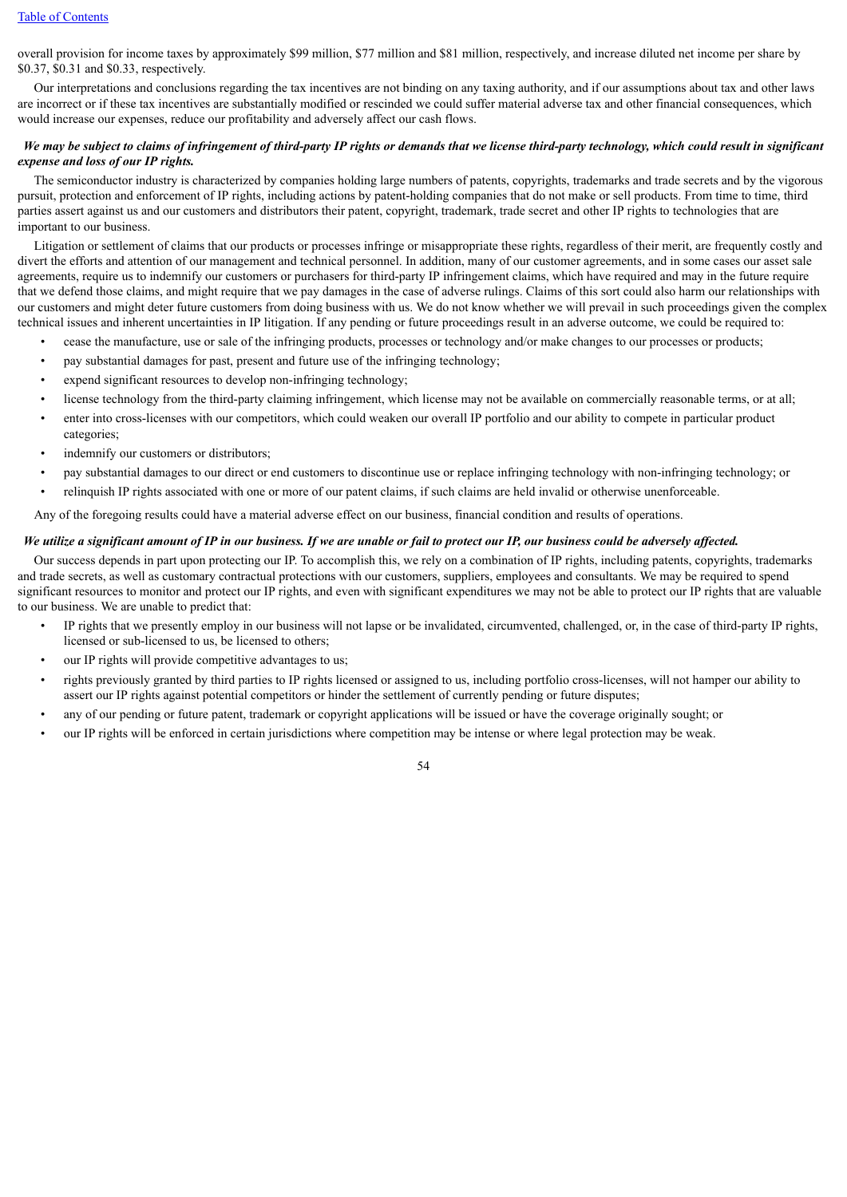overall provision for income taxes by approximately $99 million, $77 million and $81 million, respectively, and increase diluted net income per share by $0.37, $0.31 and $0.33, respectively.

Our interpretations and conclusions regarding the tax incentives are not binding on any taxing authority, and if our assumptions about tax and other laws are incorrect or if these tax incentives are substantially modified or rescinded we could suffer material adverse tax and other financial consequences, which would increase our expenses, reduce our profitability and adversely affect our cash flows.

***We may be subject to claims of infringement of third-party IP rights or demands that we license third-party technology, which could result in significant expense and loss of our IP rights.***

The semiconductor industry is characterized by companies holding large numbers of patents, copyrights, trademarks and trade secrets and by the vigorous pursuit, protection and enforcement of IP rights, including actions by patent-holding companies that do not make or sell products. From time to time, third parties assert against us and our customers and distributors their patent, copyright, trademark, trade secret and other IP rights to technologies that are important to our business.

Litigation or settlement of claims that our products or processes infringe or misappropriate these rights, regardless of their merit, are frequently costly and divert the efforts and attention of our management and technical personnel. In addition, many of our customer agreements, and in some cases our asset sale agreements, require us to indemnify our customers or purchasers for third-party IP infringement claims, which have required and may in the future require that we defend those claims, and might require that we pay damages in the case of adverse rulings. Claims of this sort could also harm our relationships with our customers and might deter future customers from doing business with us. We do not know whether we will prevail in such proceedings given the complex technical issues and inherent uncertainties in IP litigation. If any pending or future proceedings result in an adverse outcome, we could be required to:

- cease the manufacture, use or sale of the infringing products, processes or technology and/or make changes to our processes or products;
- pay substantial damages for past, present and future use of the infringing technology;
- expend significant resources to develop non-infringing technology;
- license technology from the third-party claiming infringement, which license may not be available on commercially reasonable terms, or at all;
- enter into cross-licenses with our competitors, which could weaken our overall IP portfolio and our ability to compete in particular product categories;
- indemnify our customers or distributors;
- pay substantial damages to our direct or end customers to discontinue use or replace infringing technology with non-infringing technology; or
- relinquish IP rights associated with one or more of our patent claims, if such claims are held invalid or otherwise unenforceable.

Any of the foregoing results could have a material adverse effect on our business, financial condition and results of operations.

***We utilize a significant amount of IP in our business. If we are unable or fail to protect our IP, our business could be adversely affected.***

Our success depends in part upon protecting our IP. To accomplish this, we rely on a combination of IP rights, including patents, copyrights, trademarks and trade secrets, as well as customary contractual protections with our customers, suppliers, employees and consultants. We may be required to spend significant resources to monitor and protect our IP rights, and even with significant expenditures we may not be able to protect our IP rights that are valuable to our business. We are unable to predict that:

- IP rights that we presently employ in our business will not lapse or be invalidated, circumvented, challenged, or, in the case of third-party IP rights, licensed or sub-licensed to us, be licensed to others;
- our IP rights will provide competitive advantages to us;
- rights previously granted by third parties to IP rights licensed or assigned to us, including portfolio cross-licenses, will not hamper our ability to assert our IP rights against potential competitors or hinder the settlement of currently pending or future disputes;
- any of our pending or future patent, trademark or copyright applications will be issued or have the coverage originally sought; or
- our IP rights will be enforced in certain jurisdictions where competition may be intense or where legal protection may be weak.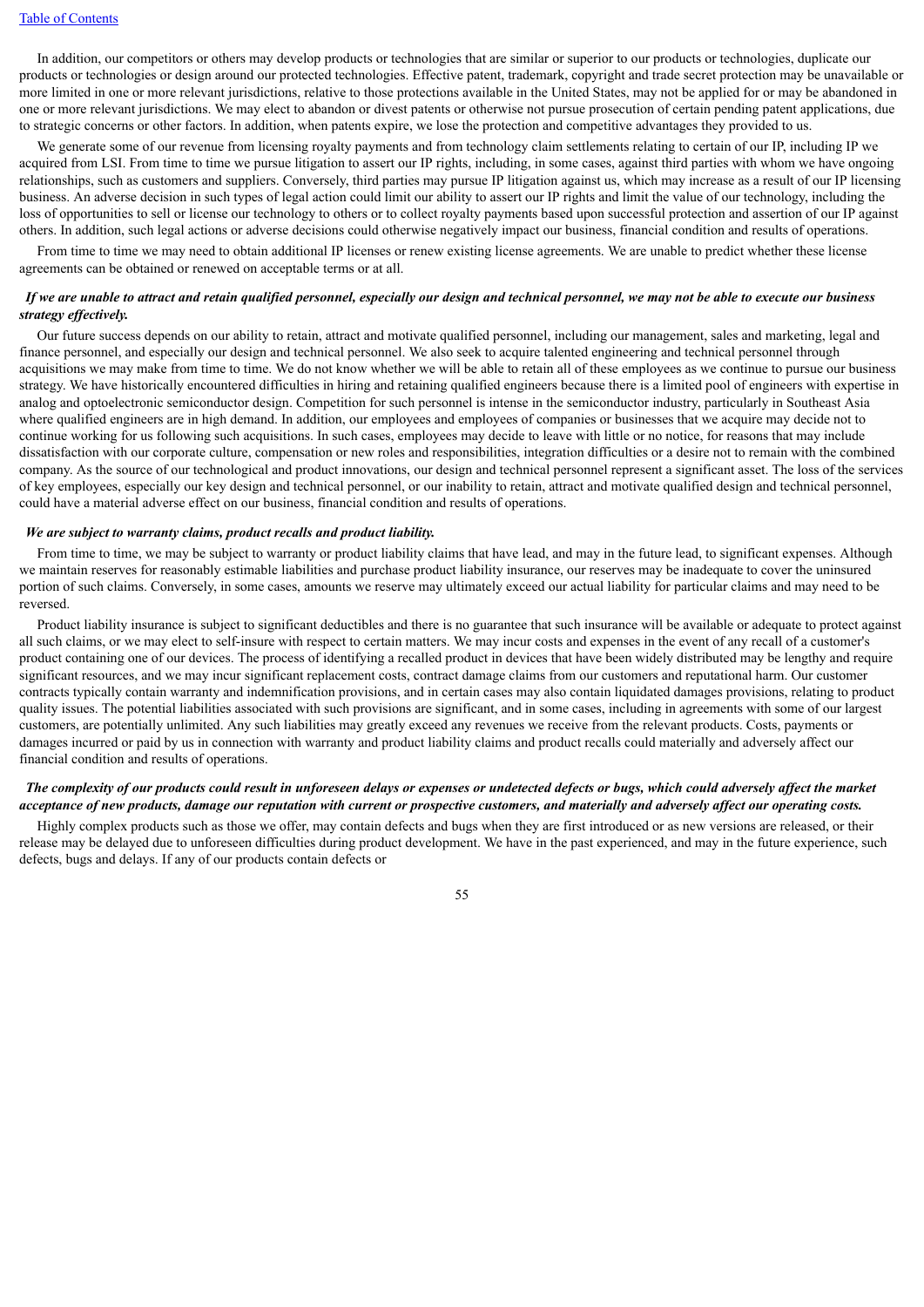In addition, our competitors or others may develop products or technologies that are similar or superior to our products or technologies, duplicate our products or technologies or design around our protected technologies. Effective patent, trademark, copyright and trade secret protection may be unavailable or more limited in one or more relevant jurisdictions, relative to those protections available in the United States, may not be applied for or may be abandoned in one or more relevant jurisdictions. We may elect to abandon or divest patents or otherwise not pursue prosecution of certain pending patent applications, due to strategic concerns or other factors. In addition, when patents expire, we lose the protection and competitive advantages they provided to us.

We generate some of our revenue from licensing royalty payments and from technology claim settlements relating to certain of our IP, including IP we acquired from LSI. From time to time we pursue litigation to assert our IP rights, including, in some cases, against third parties with whom we have ongoing relationships, such as customers and suppliers. Conversely, third parties may pursue IP litigation against us, which may increase as a result of our IP licensing business. An adverse decision in such types of legal action could limit our ability to assert our IP rights and limit the value of our technology, including the loss of opportunities to sell or license our technology to others or to collect royalty payments based upon successful protection and assertion of our IP against others. In addition, such legal actions or adverse decisions could otherwise negatively impact our business, financial condition and results of operations.

From time to time we may need to obtain additional IP licenses or renew existing license agreements. We are unable to predict whether these license agreements can be obtained or renewed on acceptable terms or at all.

***If we are unable to attract and retain qualified personnel, especially our design and technical personnel, we may not be able to execute our business strategy effectively.***

Our future success depends on our ability to retain, attract and motivate qualified personnel, including our management, sales and marketing, legal and finance personnel, and especially our design and technical personnel. We also seek to acquire talented engineering and technical personnel through acquisitions we may make from time to time. We do not know whether we will be able to retain all of these employees as we continue to pursue our business strategy. We have historically encountered difficulties in hiring and retaining qualified engineers because there is a limited pool of engineers with expertise in analog and optoelectronic semiconductor design. Competition for such personnel is intense in the semiconductor industry, particularly in Southeast Asia where qualified engineers are in high demand. In addition, our employees and employees of companies or businesses that we acquire may decide not to continue working for us following such acquisitions. In such cases, employees may decide to leave with little or no notice, for reasons that may include dissatisfaction with our corporate culture, compensation or new roles and responsibilities, integration difficulties or a desire not to remain with the combined company. As the source of our technological and product innovations, our design and technical personnel represent a significant asset. The loss of the services of key employees, especially our key design and technical personnel, or our inability to retain, attract and motivate qualified design and technical personnel, could have a material adverse effect on our business, financial condition and results of operations.

***We are subject to warranty claims, product recalls and product liability.***

From time to time, we may be subject to warranty or product liability claims that have lead, and may in the future lead, to significant expenses. Although we maintain reserves for reasonably estimable liabilities and purchase product liability insurance, our reserves may be inadequate to cover the uninsured portion of such claims. Conversely, in some cases, amounts we reserve may ultimately exceed our actual liability for particular claims and may need to be reversed.

Product liability insurance is subject to significant deductibles and there is no guarantee that such insurance will be available or adequate to protect against all such claims, or we may elect to self-insure with respect to certain matters. We may incur costs and expenses in the event of any recall of a customer's product containing one of our devices. The process of identifying a recalled product in devices that have been widely distributed may be lengthy and require significant resources, and we may incur significant replacement costs, contract damage claims from our customers and reputational harm. Our customer contracts typically contain warranty and indemnification provisions, and in certain cases may also contain liquidated damages provisions, relating to product quality issues. The potential liabilities associated with such provisions are significant, and in some cases, including in agreements with some of our largest customers, are potentially unlimited. Any such liabilities may greatly exceed any revenues we receive from the relevant products. Costs, payments or damages incurred or paid by us in connection with warranty and product liability claims and product recalls could materially and adversely affect our financial condition and results of operations.

***The complexity of our products could result in unforeseen delays or expenses or undetected defects or bugs, which could adversely affect the market acceptance of new products, damage our reputation with current or prospective customers, and materially and adversely affect our operating costs.***

Highly complex products such as those we offer, may contain defects and bugs when they are first introduced or as new versions are released, or their release may be delayed due to unforeseen difficulties during product development. We have in the past experienced, and may in the future experience, such defects, bugs and delays. If any of our products contain defects or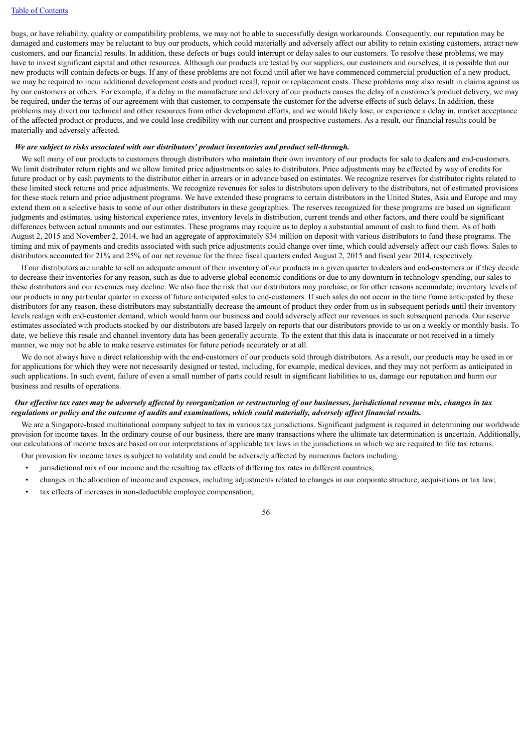bugs, or have reliability, quality or compatibility problems, we may not be able to successfully design workarounds. Consequently, our reputation may be damaged and customers may be reluctant to buy our products, which could materially and adversely affect our ability to retain existing customers, attract new customers, and our financial results. In addition, these defects or bugs could interrupt or delay sales to our customers. To resolve these problems, we may have to invest significant capital and other resources. Although our products are tested by our suppliers, our customers and ourselves, it is possible that our new products will contain defects or bugs. If any of these problems are not found until after we have commenced commercial production of a new product, we may be required to incur additional development costs and product recall, repair or replacement costs. These problems may also result in claims against us by our customers or others. For example, if a delay in the manufacture and delivery of our products causes the delay of a customer's product delivery, we may be required, under the terms of our agreement with that customer, to compensate the customer for the adverse effects of such delays. In addition, these problems may divert our technical and other resources from other development efforts, and we would likely lose, or experience a delay in, market acceptance of the affected product or products, and we could lose credibility with our current and prospective customers. As a result, our financial results could be materially and adversely affected.

***We are subject to risks associated with our distributors' product inventories and product sell-through.***

We sell many of our products to customers through distributors who maintain their own inventory of our products for sale to dealers and end-customers. We limit distributor return rights and we allow limited price adjustments on sales to distributors. Price adjustments may be effected by way of credits for future product or by cash payments to the distributor either in arrears or in advance based on estimates. We recognize reserves for distributor rights related to these limited stock returns and price adjustments. We recognize revenues for sales to distributors upon delivery to the distributors, net of estimated provisions for these stock return and price adjustment programs. We have extended these programs to certain distributors in the United States, Asia and Europe and may extend them on a selective basis to some of our other distributors in these geographies. The reserves recognized for these programs are based on significant judgments and estimates, using historical experience rates, inventory levels in distribution, current trends and other factors, and there could be significant differences between actual amounts and our estimates. These programs may require us to deploy a substantial amount of cash to fund them. As of both August 2, 2015 and November 2, 2014, we had an aggregate of approximately $34 million on deposit with various distributors to fund these programs. The timing and mix of payments and credits associated with such price adjustments could change over time, which could adversely affect our cash flows. Sales to distributors accounted for 21% and 25% of our net revenue for the three fiscal quarters ended August 2, 2015 and fiscal year 2014, respectively.

If our distributors are unable to sell an adequate amount of their inventory of our products in a given quarter to dealers and end-customers or if they decide to decrease their inventories for any reason, such as due to adverse global economic conditions or due to any downturn in technology spending, our sales to these distributors and our revenues may decline. We also face the risk that our distributors may purchase, or for other reasons accumulate, inventory levels of our products in any particular quarter in excess of future anticipated sales to end-customers. If such sales do not occur in the time frame anticipated by these distributors for any reason, these distributors may substantially decrease the amount of product they order from us in subsequent periods until their inventory levels realign with end-customer demand, which would harm our business and could adversely affect our revenues in such subsequent periods. Our reserve estimates associated with products stocked by our distributors are based largely on reports that our distributors provide to us on a weekly or monthly basis. To date, we believe this resale and channel inventory data has been generally accurate. To the extent that this data is inaccurate or not received in a timely manner, we may not be able to make reserve estimates for future periods accurately or at all.

We do not always have a direct relationship with the end-customers of our products sold through distributors. As a result, our products may be used in or for applications for which they were not necessarily designed or tested, including, for example, medical devices, and they may not perform as anticipated in such applications. In such event, failure of even a small number of parts could result in significant liabilities to us, damage our reputation and harm our business and results of operations.

***Our effective tax rates may be adversely affected by reorganization or restructuring of our businesses, jurisdictional revenue mix, changes in tax regulations or policy and the outcome of audits and examinations, which could materially, adversely affect financial results.***

We are a Singapore-based multinational company subject to tax in various tax jurisdictions. Significant judgment is required in determining our worldwide provision for income taxes. In the ordinary course of our business, there are many transactions where the ultimate tax determination is uncertain. Additionally, our calculations of income taxes are based on our interpretations of applicable tax laws in the jurisdictions in which we are required to file tax returns.

Our provision for income taxes is subject to volatility and could be adversely affected by numerous factors including:

- jurisdictional mix of our income and the resulting tax effects of differing tax rates in different countries;
- changes in the allocation of income and expenses, including adjustments related to changes in our corporate structure, acquisitions or tax law;
- tax effects of increases in non-deductible employee compensation;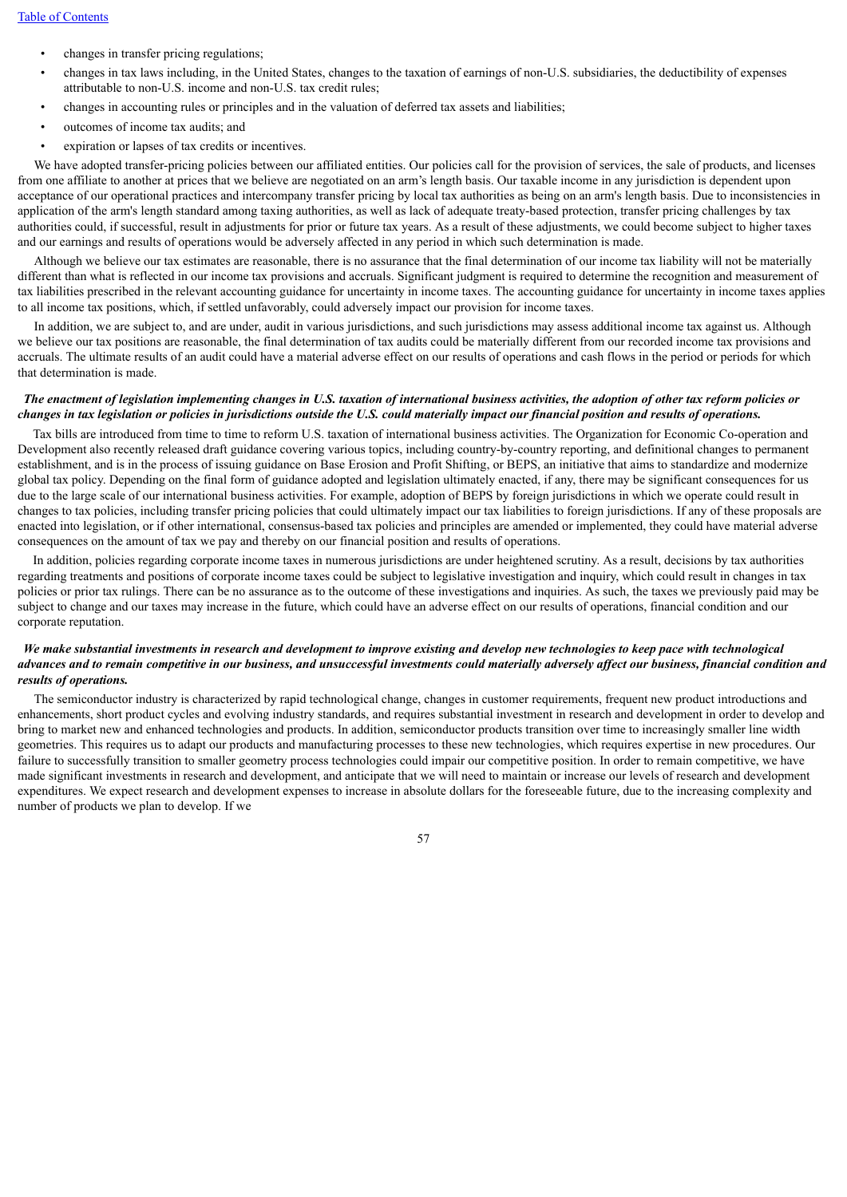- changes in transfer pricing regulations;
- changes in tax laws including, in the United States, changes to the taxation of earnings of non-U.S. subsidiaries, the deductibility of expenses attributable to non-U.S. income and non-U.S. tax credit rules;
- changes in accounting rules or principles and in the valuation of deferred tax assets and liabilities;
- outcomes of income tax audits; and
- expiration or lapses of tax credits or incentives.

We have adopted transfer-pricing policies between our affiliated entities. Our policies call for the provision of services, the sale of products, and licenses from one affiliate to another at prices that we believe are negotiated on an arm's length basis. Our taxable income in any jurisdiction is dependent upon acceptance of our operational practices and intercompany transfer pricing by local tax authorities as being on an arm's length basis. Due to inconsistencies in application of the arm's length standard among taxing authorities, as well as lack of adequate treaty-based protection, transfer pricing challenges by tax authorities could, if successful, result in adjustments for prior or future tax years. As a result of these adjustments, we could become subject to higher taxes and our earnings and results of operations would be adversely affected in any period in which such determination is made.

Although we believe our tax estimates are reasonable, there is no assurance that the final determination of our income tax liability will not be materially different than what is reflected in our income tax provisions and accruals. Significant judgment is required to determine the recognition and measurement of tax liabilities prescribed in the relevant accounting guidance for uncertainty in income taxes. The accounting guidance for uncertainty in income taxes applies to all income tax positions, which, if settled unfavorably, could adversely impact our provision for income taxes.

In addition, we are subject to, and are under, audit in various jurisdictions, and such jurisdictions may assess additional income tax against us. Although we believe our tax positions are reasonable, the final determination of tax audits could be materially different from our recorded income tax provisions and accruals. The ultimate results of an audit could have a material adverse effect on our results of operations and cash flows in the period or periods for which that determination is made.

***The enactment of legislation implementing changes in U.S. taxation of international business activities, the adoption of other tax reform policies or changes in tax legislation or policies in jurisdictions outside the U.S. could materially impact our financial position and results of operations.***

Tax bills are introduced from time to time to reform U.S. taxation of international business activities. The Organization for Economic Co-operation and Development also recently released draft guidance covering various topics, including country-by-country reporting, and definitional changes to permanent establishment, and is in the process of issuing guidance on Base Erosion and Profit Shifting, or BEPS, an initiative that aims to standardize and modernize global tax policy. Depending on the final form of guidance adopted and legislation ultimately enacted, if any, there may be significant consequences for us due to the large scale of our international business activities. For example, adoption of BEPS by foreign jurisdictions in which we operate could result in changes to tax policies, including transfer pricing policies that could ultimately impact our tax liabilities to foreign jurisdictions. If any of these proposals are enacted into legislation, or if other international, consensus-based tax policies and principles are amended or implemented, they could have material adverse consequences on the amount of tax we pay and thereby on our financial position and results of operations.

In addition, policies regarding corporate income taxes in numerous jurisdictions are under heightened scrutiny. As a result, decisions by tax authorities regarding treatments and positions of corporate income taxes could be subject to legislative investigation and inquiry, which could result in changes in tax policies or prior tax rulings. There can be no assurance as to the outcome of these investigations and inquiries. As such, the taxes we previously paid may be subject to change and our taxes may increase in the future, which could have an adverse effect on our results of operations, financial condition and our corporate reputation.

***We make substantial investments in research and development to improve existing and develop new technologies to keep pace with technological advances and to remain competitive in our business, and unsuccessful investments could materially adversely affect our business, financial condition and results of operations.***

The semiconductor industry is characterized by rapid technological change, changes in customer requirements, frequent new product introductions and enhancements, short product cycles and evolving industry standards, and requires substantial investment in research and development in order to develop and bring to market new and enhanced technologies and products. In addition, semiconductor products transition over time to increasingly smaller line width geometries. This requires us to adapt our products and manufacturing processes to these new technologies, which requires expertise in new procedures. Our failure to successfully transition to smaller geometry process technologies could impair our competitive position. In order to remain competitive, we have made significant investments in research and development, and anticipate that we will need to maintain or increase our levels of research and development expenditures. We expect research and development expenses to increase in absolute dollars for the foreseeable future, due to the increasing complexity and number of products we plan to develop. If we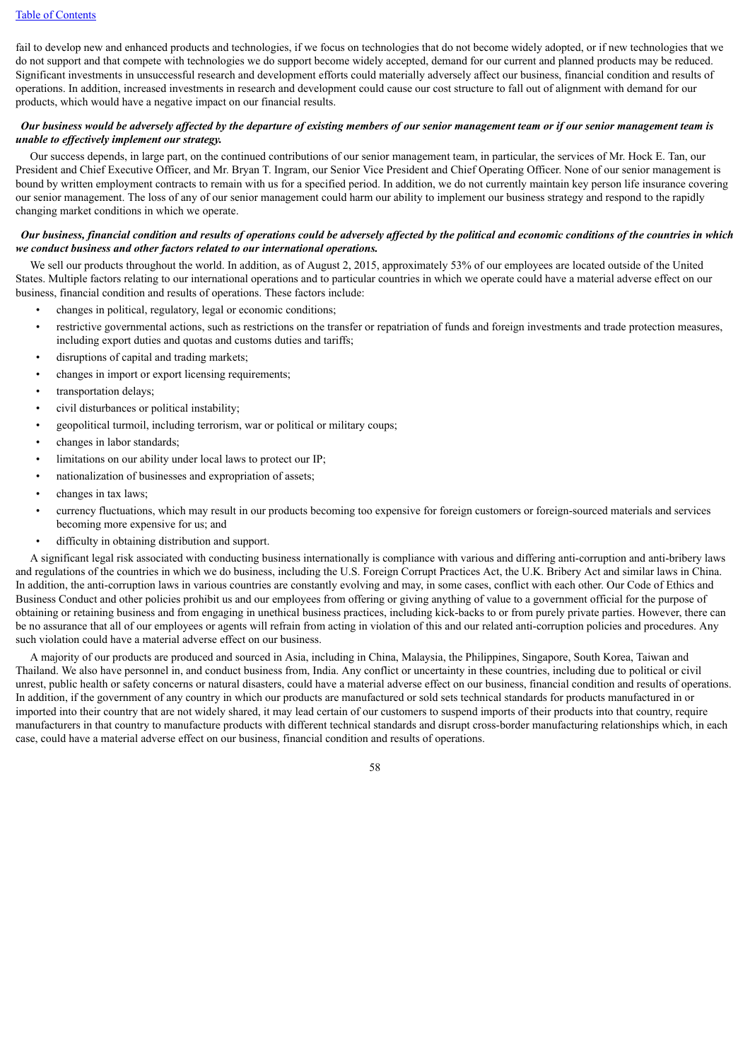fail to develop new and enhanced products and technologies, if we focus on technologies that do not become widely adopted, or if new technologies that we do not support and that compete with technologies we do support become widely accepted, demand for our current and planned products may be reduced. Significant investments in unsuccessful research and development efforts could materially adversely affect our business, financial condition and results of operations. In addition, increased investments in research and development could cause our cost structure to fall out of alignment with demand for our products, which would have a negative impact on our financial results.

***Our business would be adversely affected by the departure of existing members of our senior management team or if our senior management team is unable to effectively implement our strategy.***

Our success depends, in large part, on the continued contributions of our senior management team, in particular, the services of Mr. Hock E. Tan, our President and Chief Executive Officer, and Mr. Bryan T. Ingram, our Senior Vice President and Chief Operating Officer. None of our senior management is bound by written employment contracts to remain with us for a specified period. In addition, we do not currently maintain key person life insurance covering our senior management. The loss of any of our senior management could harm our ability to implement our business strategy and respond to the rapidly changing market conditions in which we operate.

***Our business, financial condition and results of operations could be adversely affected by the political and economic conditions of the countries in which we conduct business and other factors related to our international operations.***

We sell our products throughout the world. In addition, as of August 2, 2015, approximately 53% of our employees are located outside of the United States. Multiple factors relating to our international operations and to particular countries in which we operate could have a material adverse effect on our business, financial condition and results of operations. These factors include:

- changes in political, regulatory, legal or economic conditions;
- restrictive governmental actions, such as restrictions on the transfer or repatriation of funds and foreign investments and trade protection measures, including export duties and quotas and customs duties and tariffs;
- disruptions of capital and trading markets;
- changes in import or export licensing requirements;
- transportation delays;
- civil disturbances or political instability;
- geopolitical turmoil, including terrorism, war or political or military coups;
- changes in labor standards;
- limitations on our ability under local laws to protect our IP;
- nationalization of businesses and expropriation of assets;
- changes in tax laws;
- currency fluctuations, which may result in our products becoming too expensive for foreign customers or foreign-sourced materials and services becoming more expensive for us; and
- difficulty in obtaining distribution and support.

A significant legal risk associated with conducting business internationally is compliance with various and differing anti-corruption and anti-bribery laws and regulations of the countries in which we do business, including the U.S. Foreign Corrupt Practices Act, the U.K. Bribery Act and similar laws in China. In addition, the anti-corruption laws in various countries are constantly evolving and may, in some cases, conflict with each other. Our Code of Ethics and Business Conduct and other policies prohibit us and our employees from offering or giving anything of value to a government official for the purpose of obtaining or retaining business and from engaging in unethical business practices, including kick-backs to or from purely private parties. However, there can be no assurance that all of our employees or agents will refrain from acting in violation of this and our related anti-corruption policies and procedures. Any such violation could have a material adverse effect on our business.

A majority of our products are produced and sourced in Asia, including in China, Malaysia, the Philippines, Singapore, South Korea, Taiwan and Thailand. We also have personnel in, and conduct business from, India. Any conflict or uncertainty in these countries, including due to political or civil unrest, public health or safety concerns or natural disasters, could have a material adverse effect on our business, financial condition and results of operations. In addition, if the government of any country in which our products are manufactured or sold sets technical standards for products manufactured in or imported into their country that are not widely shared, it may lead certain of our customers to suspend imports of their products into that country, require manufacturers in that country to manufacture products with different technical standards and disrupt cross-border manufacturing relationships which, in each case, could have a material adverse effect on our business, financial condition and results of operations.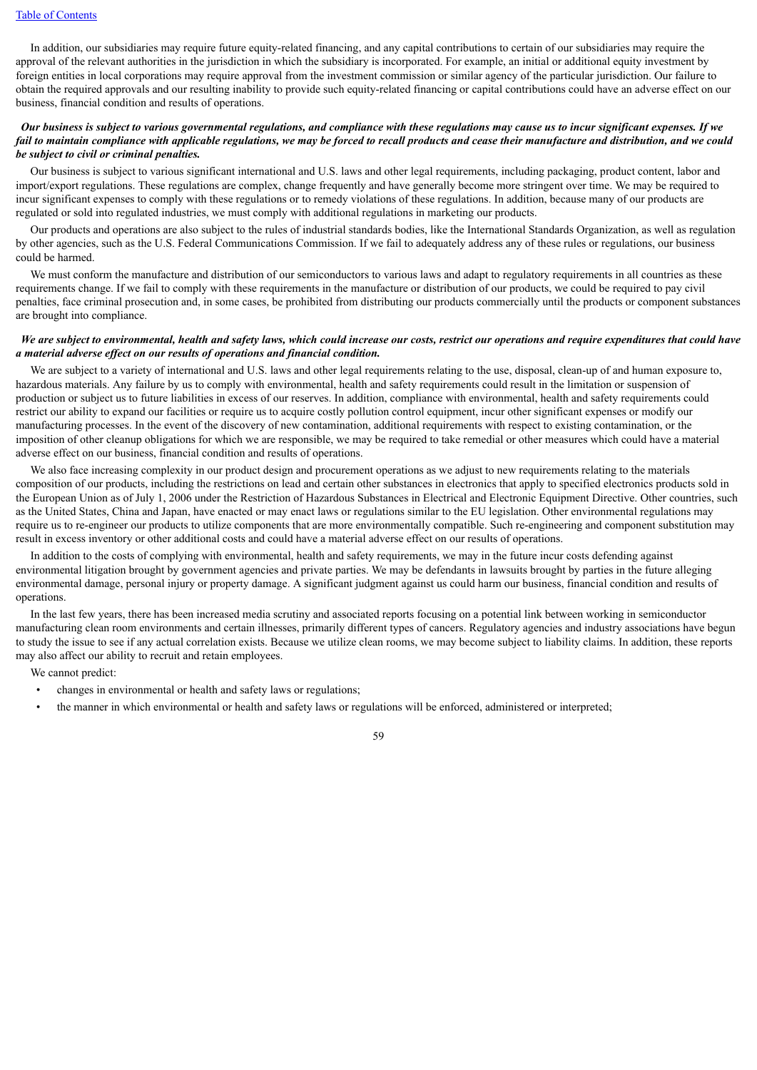In addition, our subsidiaries may require future equity-related financing, and any capital contributions to certain of our subsidiaries may require the approval of the relevant authorities in the jurisdiction in which the subsidiary is incorporated. For example, an initial or additional equity investment by foreign entities in local corporations may require approval from the investment commission or similar agency of the particular jurisdiction. Our failure to obtain the required approvals and our resulting inability to provide such equity-related financing or capital contributions could have an adverse effect on our business, financial condition and results of operations.

***Our business is subject to various governmental regulations, and compliance with these regulations may cause us to incur significant expenses. If we fail to maintain compliance with applicable regulations, we may be forced to recall products and cease their manufacture and distribution, and we could be subject to civil or criminal penalties.***

Our business is subject to various significant international and U.S. laws and other legal requirements, including packaging, product content, labor and import/export regulations. These regulations are complex, change frequently and have generally become more stringent over time. We may be required to incur significant expenses to comply with these regulations or to remedy violations of these regulations. In addition, because many of our products are regulated or sold into regulated industries, we must comply with additional regulations in marketing our products.

Our products and operations are also subject to the rules of industrial standards bodies, like the International Standards Organization, as well as regulation by other agencies, such as the U.S. Federal Communications Commission. If we fail to adequately address any of these rules or regulations, our business could be harmed.

We must conform the manufacture and distribution of our semiconductors to various laws and adapt to regulatory requirements in all countries as these requirements change. If we fail to comply with these requirements in the manufacture or distribution of our products, we could be required to pay civil penalties, face criminal prosecution and, in some cases, be prohibited from distributing our products commercially until the products or component substances are brought into compliance.

***We are subject to environmental, health and safety laws, which could increase our costs, restrict our operations and require expenditures that could have a material adverse effect on our results of operations and financial condition.***

We are subject to a variety of international and U.S. laws and other legal requirements relating to the use, disposal, clean-up of and human exposure to, hazardous materials. Any failure by us to comply with environmental, health and safety requirements could result in the limitation or suspension of production or subject us to future liabilities in excess of our reserves. In addition, compliance with environmental, health and safety requirements could restrict our ability to expand our facilities or require us to acquire costly pollution control equipment, incur other significant expenses or modify our manufacturing processes. In the event of the discovery of new contamination, additional requirements with respect to existing contamination, or the imposition of other cleanup obligations for which we are responsible, we may be required to take remedial or other measures which could have a material adverse effect on our business, financial condition and results of operations.

We also face increasing complexity in our product design and procurement operations as we adjust to new requirements relating to the materials composition of our products, including the restrictions on lead and certain other substances in electronics that apply to specified electronics products sold in the European Union as of July 1, 2006 under the Restriction of Hazardous Substances in Electrical and Electronic Equipment Directive. Other countries, such as the United States, China and Japan, have enacted or may enact laws or regulations similar to the EU legislation. Other environmental regulations may require us to re-engineer our products to utilize components that are more environmentally compatible. Such re-engineering and component substitution may result in excess inventory or other additional costs and could have a material adverse effect on our results of operations.

In addition to the costs of complying with environmental, health and safety requirements, we may in the future incur costs defending against environmental litigation brought by government agencies and private parties. We may be defendants in lawsuits brought by parties in the future alleging environmental damage, personal injury or property damage. A significant judgment against us could harm our business, financial condition and results of operations.

In the last few years, there has been increased media scrutiny and associated reports focusing on a potential link between working in semiconductor manufacturing clean room environments and certain illnesses, primarily different types of cancers. Regulatory agencies and industry associations have begun to study the issue to see if any actual correlation exists. Because we utilize clean rooms, we may become subject to liability claims. In addition, these reports may also affect our ability to recruit and retain employees.

We cannot predict:

- changes in environmental or health and safety laws or regulations;
- the manner in which environmental or health and safety laws or regulations will be enforced, administered or interpreted;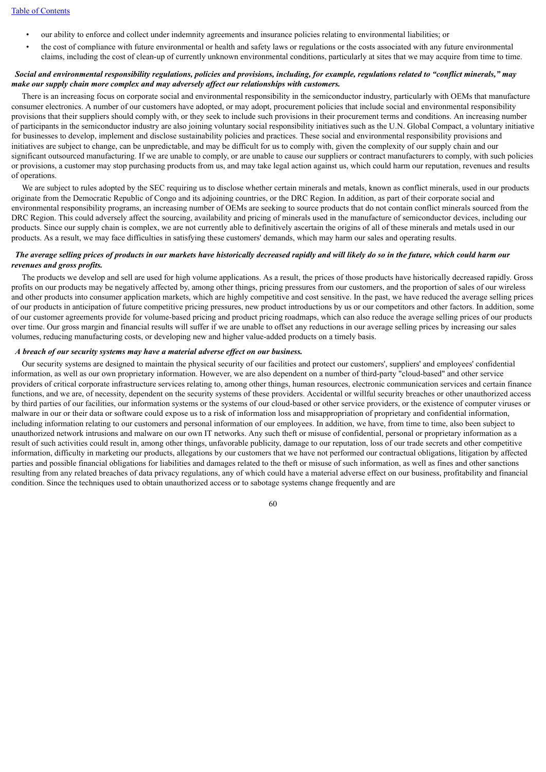- our ability to enforce and collect under indemnity agreements and insurance policies relating to environmental liabilities; or
- the cost of compliance with future environmental or health and safety laws or regulations or the costs associated with any future environmental claims, including the cost of clean-up of currently unknown environmental conditions, particularly at sites that we may acquire from time to time.

***Social and environmental responsibility regulations, policies and provisions, including, for example, regulations related to "conflict minerals," may make our supply chain more complex and may adversely affect our relationships with customers.***

There is an increasing focus on corporate social and environmental responsibility in the semiconductor industry, particularly with OEMs that manufacture consumer electronics. A number of our customers have adopted, or may adopt, procurement policies that include social and environmental responsibility provisions that their suppliers should comply with, or they seek to include such provisions in their procurement terms and conditions. An increasing number of participants in the semiconductor industry are also joining voluntary social responsibility initiatives such as the U.N. Global Compact, a voluntary initiative for businesses to develop, implement and disclose sustainability policies and practices. These social and environmental responsibility provisions and initiatives are subject to change, can be unpredictable, and may be difficult for us to comply with, given the complexity of our supply chain and our significant outsourced manufacturing. If we are unable to comply, or are unable to cause our suppliers or contract manufacturers to comply, with such policies or provisions, a customer may stop purchasing products from us, and may take legal action against us, which could harm our reputation, revenues and results of operations.

We are subject to rules adopted by the SEC requiring us to disclose whether certain minerals and metals, known as conflict minerals, used in our products originate from the Democratic Republic of Congo and its adjoining countries, or the DRC Region. In addition, as part of their corporate social and environmental responsibility programs, an increasing number of OEMs are seeking to source products that do not contain conflict minerals sourced from the DRC Region. This could adversely affect the sourcing, availability and pricing of minerals used in the manufacture of semiconductor devices, including our products. Since our supply chain is complex, we are not currently able to definitively ascertain the origins of all of these minerals and metals used in our products. As a result, we may face difficulties in satisfying these customers' demands, which may harm our sales and operating results.

***The average selling prices of products in our markets have historically decreased rapidly and will likely do so in the future, which could harm our revenues and gross profits.***

The products we develop and sell are used for high volume applications. As a result, the prices of those products have historically decreased rapidly. Gross profits on our products may be negatively affected by, among other things, pricing pressures from our customers, and the proportion of sales of our wireless and other products into consumer application markets, which are highly competitive and cost sensitive. In the past, we have reduced the average selling prices of our products in anticipation of future competitive pricing pressures, new product introductions by us or our competitors and other factors. In addition, some of our customer agreements provide for volume-based pricing and product pricing roadmaps, which can also reduce the average selling prices of our products over time. Our gross margin and financial results will suffer if we are unable to offset any reductions in our average selling prices by increasing our sales volumes, reducing manufacturing costs, or developing new and higher value-added products on a timely basis.

***A breach of our security systems may have a material adverse effect on our business.***

Our security systems are designed to maintain the physical security of our facilities and protect our customers', suppliers' and employees' confidential information, as well as our own proprietary information. However, we are also dependent on a number of third-party "cloud-based" and other service providers of critical corporate infrastructure services relating to, among other things, human resources, electronic communication services and certain finance functions, and we are, of necessity, dependent on the security systems of these providers. Accidental or willful security breaches or other unauthorized access by third parties of our facilities, our information systems or the systems of our cloud-based or other service providers, or the existence of computer viruses or malware in our or their data or software could expose us to a risk of information loss and misappropriation of proprietary and confidential information, including information relating to our customers and personal information of our employees. In addition, we have, from time to time, also been subject to unauthorized network intrusions and malware on our own IT networks. Any such theft or misuse of confidential, personal or proprietary information as a result of such activities could result in, among other things, unfavorable publicity, damage to our reputation, loss of our trade secrets and other competitive information, difficulty in marketing our products, allegations by our customers that we have not performed our contractual obligations, litigation by affected parties and possible financial obligations for liabilities and damages related to the theft or misuse of such information, as well as fines and other sanctions resulting from any related breaches of data privacy regulations, any of which could have a material adverse effect on our business, profitability and financial condition. Since the techniques used to obtain unauthorized access or to sabotage systems change frequently and are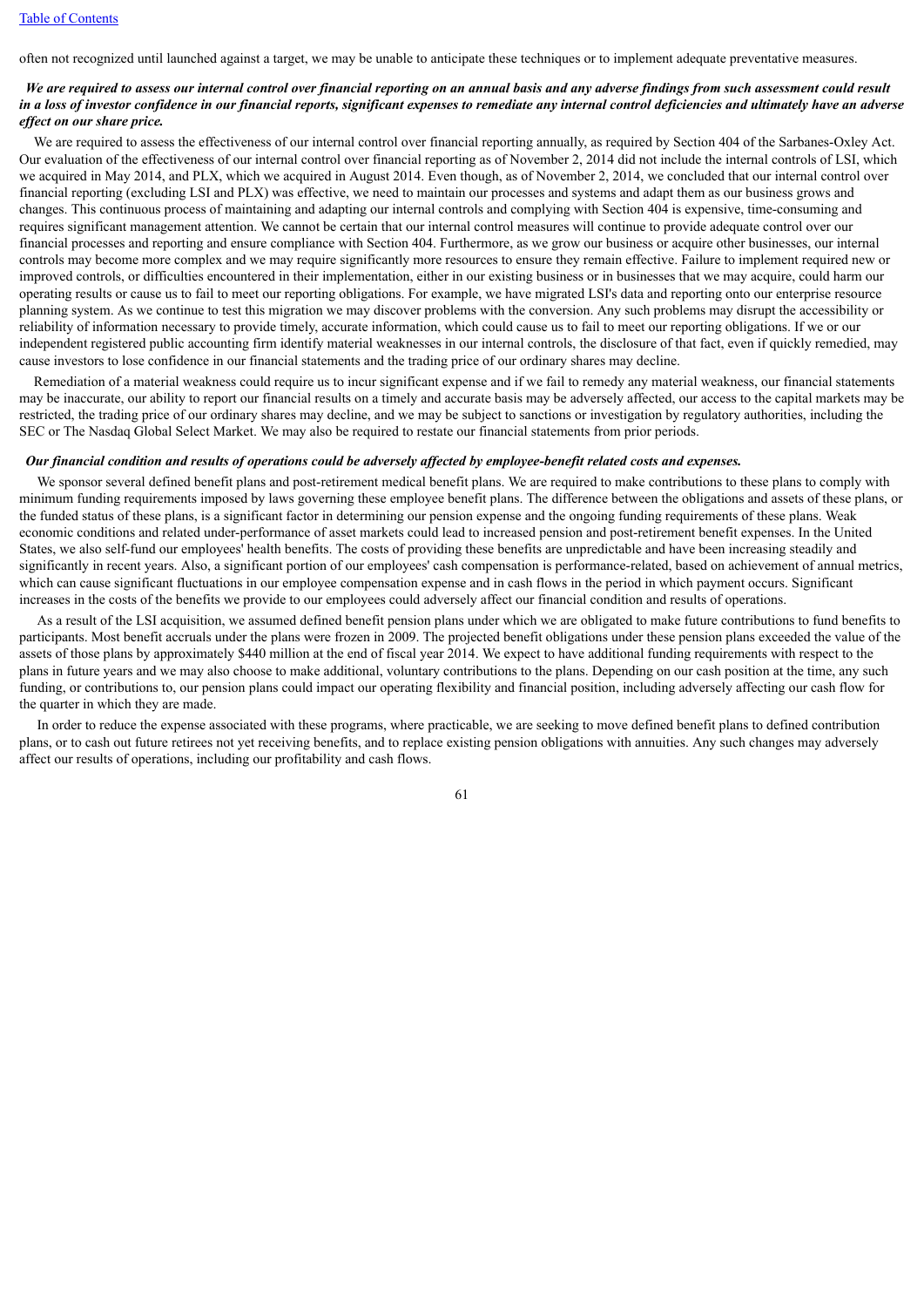often not recognized until launched against a target, we may be unable to anticipate these techniques or to implement adequate preventative measures.

***We are required to assess our internal control over financial reporting on an annual basis and any adverse findings from such assessment could result in a loss of investor confidence in our financial reports, significant expenses to remediate any internal control deficiencies and ultimately have an adverse effect on our share price.***

We are required to assess the effectiveness of our internal control over financial reporting annually, as required by Section 404 of the Sarbanes-Oxley Act. Our evaluation of the effectiveness of our internal control over financial reporting as of November 2, 2014 did not include the internal controls of LSI, which we acquired in May 2014, and PLX, which we acquired in August 2014. Even though, as of November 2, 2014, we concluded that our internal control over financial reporting (excluding LSI and PLX) was effective, we need to maintain our processes and systems and adapt them as our business grows and changes. This continuous process of maintaining and adapting our internal controls and complying with Section 404 is expensive, time-consuming and requires significant management attention. We cannot be certain that our internal control measures will continue to provide adequate control over our financial processes and reporting and ensure compliance with Section 404. Furthermore, as we grow our business or acquire other businesses, our internal controls may become more complex and we may require significantly more resources to ensure they remain effective. Failure to implement required new or improved controls, or difficulties encountered in their implementation, either in our existing business or in businesses that we may acquire, could harm our operating results or cause us to fail to meet our reporting obligations. For example, we have migrated LSI's data and reporting onto our enterprise resource planning system. As we continue to test this migration we may discover problems with the conversion. Any such problems may disrupt the accessibility or reliability of information necessary to provide timely, accurate information, which could cause us to fail to meet our reporting obligations. If we or our independent registered public accounting firm identify material weaknesses in our internal controls, the disclosure of that fact, even if quickly remedied, may cause investors to lose confidence in our financial statements and the trading price of our ordinary shares may decline.

Remediation of a material weakness could require us to incur significant expense and if we fail to remedy any material weakness, our financial statements may be inaccurate, our ability to report our financial results on a timely and accurate basis may be adversely affected, our access to the capital markets may be restricted, the trading price of our ordinary shares may decline, and we may be subject to sanctions or investigation by regulatory authorities, including the SEC or The Nasdaq Global Select Market. We may also be required to restate our financial statements from prior periods.

***Our financial condition and results of operations could be adversely affected by employee-benefit related costs and expenses.***

We sponsor several defined benefit plans and post-retirement medical benefit plans. We are required to make contributions to these plans to comply with minimum funding requirements imposed by laws governing these employee benefit plans. The difference between the obligations and assets of these plans, or the funded status of these plans, is a significant factor in determining our pension expense and the ongoing funding requirements of these plans. Weak economic conditions and related under-performance of asset markets could lead to increased pension and post-retirement benefit expenses. In the United States, we also self-fund our employees' health benefits. The costs of providing these benefits are unpredictable and have been increasing steadily and significantly in recent years. Also, a significant portion of our employees' cash compensation is performance-related, based on achievement of annual metrics, which can cause significant fluctuations in our employee compensation expense and in cash flows in the period in which payment occurs. Significant increases in the costs of the benefits we provide to our employees could adversely affect our financial condition and results of operations.

As a result of the LSI acquisition, we assumed defined benefit pension plans under which we are obligated to make future contributions to fund benefits to participants. Most benefit accruals under the plans were frozen in 2009. The projected benefit obligations under these pension plans exceeded the value of the assets of those plans by approximately $440 million at the end of fiscal year 2014. We expect to have additional funding requirements with respect to the plans in future years and we may also choose to make additional, voluntary contributions to the plans. Depending on our cash position at the time, any such funding, or contributions to, our pension plans could impact our operating flexibility and financial position, including adversely affecting our cash flow for the quarter in which they are made.

In order to reduce the expense associated with these programs, where practicable, we are seeking to move defined benefit plans to defined contribution plans, or to cash out future retirees not yet receiving benefits, and to replace existing pension obligations with annuities. Any such changes may adversely affect our results of operations, including our profitability and cash flows.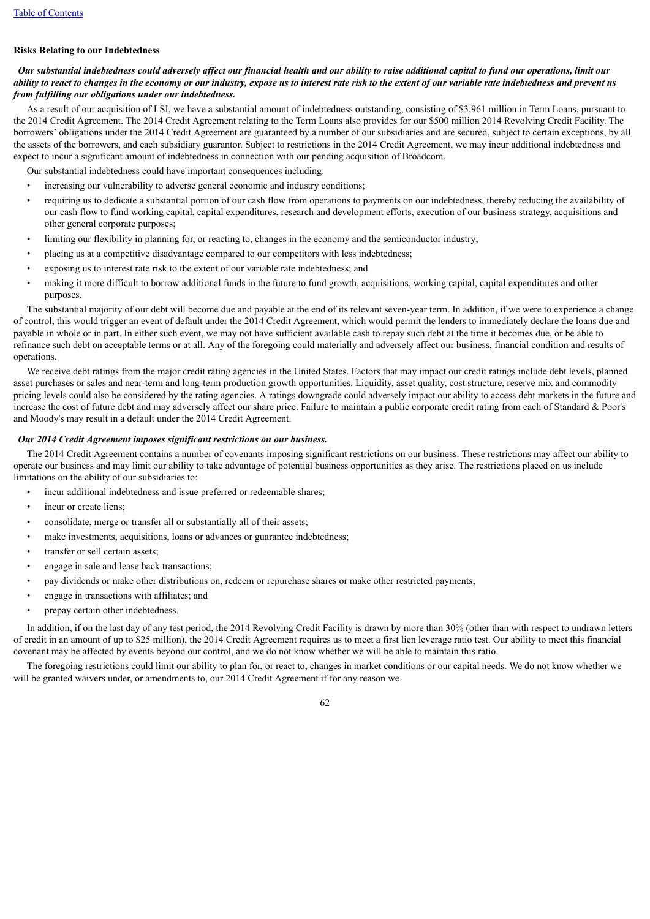### Risks Relating to our Indebtedness

***Our substantial indebtedness could adversely affect our financial health and our ability to raise additional capital to fund our operations, limit our ability to react to changes in the economy or our industry, expose us to interest rate risk to the extent of our variable rate indebtedness and prevent us from fulfilling our obligations under our indebtedness.***

As a result of our acquisition of LSI, we have a substantial amount of indebtedness outstanding, consisting of $3,961 million in Term Loans, pursuant to the 2014 Credit Agreement. The 2014 Credit Agreement relating to the Term Loans also provides for our $500 million 2014 Revolving Credit Facility. The borrowers' obligations under the 2014 Credit Agreement are guaranteed by a number of our subsidiaries and are secured, subject to certain exceptions, by all the assets of the borrowers, and each subsidiary guarantor. Subject to restrictions in the 2014 Credit Agreement, we may incur additional indebtedness and expect to incur a significant amount of indebtedness in connection with our pending acquisition of Broadcom.

Our substantial indebtedness could have important consequences including:

- increasing our vulnerability to adverse general economic and industry conditions;
- requiring us to dedicate a substantial portion of our cash flow from operations to payments on our indebtedness, thereby reducing the availability of our cash flow to fund working capital, capital expenditures, research and development efforts, execution of our business strategy, acquisitions and other general corporate purposes;
- limiting our flexibility in planning for, or reacting to, changes in the economy and the semiconductor industry;
- placing us at a competitive disadvantage compared to our competitors with less indebtedness;
- exposing us to interest rate risk to the extent of our variable rate indebtedness; and
- making it more difficult to borrow additional funds in the future to fund growth, acquisitions, working capital, capital expenditures and other purposes.

The substantial majority of our debt will become due and payable at the end of its relevant seven-year term. In addition, if we were to experience a change of control, this would trigger an event of default under the 2014 Credit Agreement, which would permit the lenders to immediately declare the loans due and payable in whole or in part. In either such event, we may not have sufficient available cash to repay such debt at the time it becomes due, or be able to refinance such debt on acceptable terms or at all. Any of the foregoing could materially and adversely affect our business, financial condition and results of operations.

We receive debt ratings from the major credit rating agencies in the United States. Factors that may impact our credit ratings include debt levels, planned asset purchases or sales and near-term and long-term production growth opportunities. Liquidity, asset quality, cost structure, reserve mix and commodity pricing levels could also be considered by the rating agencies. A ratings downgrade could adversely impact our ability to access debt markets in the future and increase the cost of future debt and may adversely affect our share price. Failure to maintain a public corporate credit rating from each of Standard & Poor's and Moody's may result in a default under the 2014 Credit Agreement.

***Our 2014 Credit Agreement imposes significant restrictions on our business.***

The 2014 Credit Agreement contains a number of covenants imposing significant restrictions on our business. These restrictions may affect our ability to operate our business and may limit our ability to take advantage of potential business opportunities as they arise. The restrictions placed on us include limitations on the ability of our subsidiaries to:

- incur additional indebtedness and issue preferred or redeemable shares;
- incur or create liens;
- consolidate, merge or transfer all or substantially all of their assets;
- make investments, acquisitions, loans or advances or guarantee indebtedness;
- transfer or sell certain assets;
- engage in sale and lease back transactions;
- pay dividends or make other distributions on, redeem or repurchase shares or make other restricted payments;
- engage in transactions with affiliates; and
- prepay certain other indebtedness.

In addition, if on the last day of any test period, the 2014 Revolving Credit Facility is drawn by more than 30% (other than with respect to undrawn letters of credit in an amount of up to $25 million), the 2014 Credit Agreement requires us to meet a first lien leverage ratio test. Our ability to meet this financial covenant may be affected by events beyond our control, and we do not know whether we will be able to maintain this ratio.

The foregoing restrictions could limit our ability to plan for, or react to, changes in market conditions or our capital needs. We do not know whether we will be granted waivers under, or amendments to, our 2014 Credit Agreement if for any reason we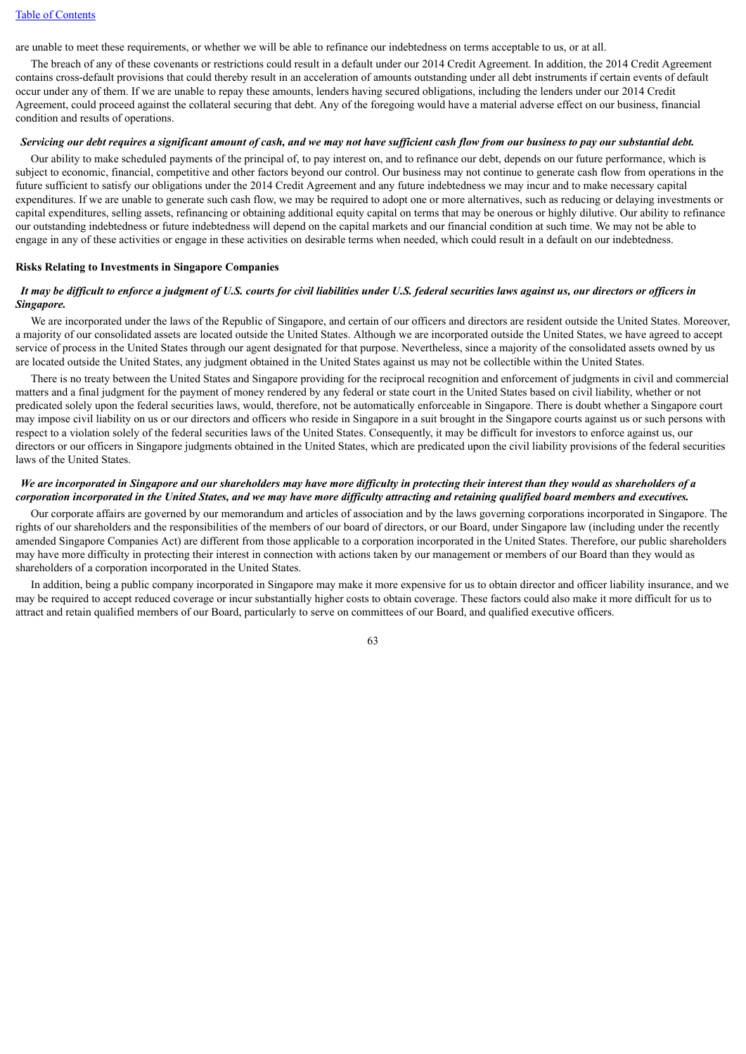are unable to meet these requirements, or whether we will be able to refinance our indebtedness on terms acceptable to us, or at all.

The breach of any of these covenants or restrictions could result in a default under our 2014 Credit Agreement. In addition, the 2014 Credit Agreement contains cross-default provisions that could thereby result in an acceleration of amounts outstanding under all debt instruments if certain events of default occur under any of them. If we are unable to repay these amounts, lenders having secured obligations, including the lenders under our 2014 Credit Agreement, could proceed against the collateral securing that debt. Any of the foregoing would have a material adverse effect on our business, financial condition and results of operations.

***Servicing our debt requires a significant amount of cash, and we may not have sufficient cash flow from our business to pay our substantial debt.***

Our ability to make scheduled payments of the principal of, to pay interest on, and to refinance our debt, depends on our future performance, which is subject to economic, financial, competitive and other factors beyond our control. Our business may not continue to generate cash flow from operations in the future sufficient to satisfy our obligations under the 2014 Credit Agreement and any future indebtedness we may incur and to make necessary capital expenditures. If we are unable to generate such cash flow, we may be required to adopt one or more alternatives, such as reducing or delaying investments or capital expenditures, selling assets, refinancing or obtaining additional equity capital on terms that may be onerous or highly dilutive. Our ability to refinance our outstanding indebtedness or future indebtedness will depend on the capital markets and our financial condition at such time. We may not be able to engage in any of these activities or engage in these activities on desirable terms when needed, which could result in a default on our indebtedness.

**Risks Relating to Investments in Singapore Companies**

***It may be difficult to enforce a judgment of U.S. courts for civil liabilities under U.S. federal securities laws against us, our directors or officers in Singapore.***

We are incorporated under the laws of the Republic of Singapore, and certain of our officers and directors are resident outside the United States. Moreover, a majority of our consolidated assets are located outside the United States. Although we are incorporated outside the United States, we have agreed to accept service of process in the United States through our agent designated for that purpose. Nevertheless, since a majority of the consolidated assets owned by us are located outside the United States, any judgment obtained in the United States against us may not be collectible within the United States.

There is no treaty between the United States and Singapore providing for the reciprocal recognition and enforcement of judgments in civil and commercial matters and a final judgment for the payment of money rendered by any federal or state court in the United States based on civil liability, whether or not predicated solely upon the federal securities laws, would, therefore, not be automatically enforceable in Singapore. There is doubt whether a Singapore court may impose civil liability on us or our directors and officers who reside in Singapore in a suit brought in the Singapore courts against us or such persons with respect to a violation solely of the federal securities laws of the United States. Consequently, it may be difficult for investors to enforce against us, our directors or our officers in Singapore judgments obtained in the United States, which are predicated upon the civil liability provisions of the federal securities laws of the United States.

***We are incorporated in Singapore and our shareholders may have more difficulty in protecting their interest than they would as shareholders of a corporation incorporated in the United States, and we may have more difficulty attracting and retaining qualified board members and executives.***

Our corporate affairs are governed by our memorandum and articles of association and by the laws governing corporations incorporated in Singapore. The rights of our shareholders and the responsibilities of the members of our board of directors, or our Board, under Singapore law (including under the recently amended Singapore Companies Act) are different from those applicable to a corporation incorporated in the United States. Therefore, our public shareholders may have more difficulty in protecting their interest in connection with actions taken by our management or members of our Board than they would as shareholders of a corporation incorporated in the United States.

In addition, being a public company incorporated in Singapore may make it more expensive for us to obtain director and officer liability insurance, and we may be required to accept reduced coverage or incur substantially higher costs to obtain coverage. These factors could also make it more difficult for us to attract and retain qualified members of our Board, particularly to serve on committees of our Board, and qualified executive officers.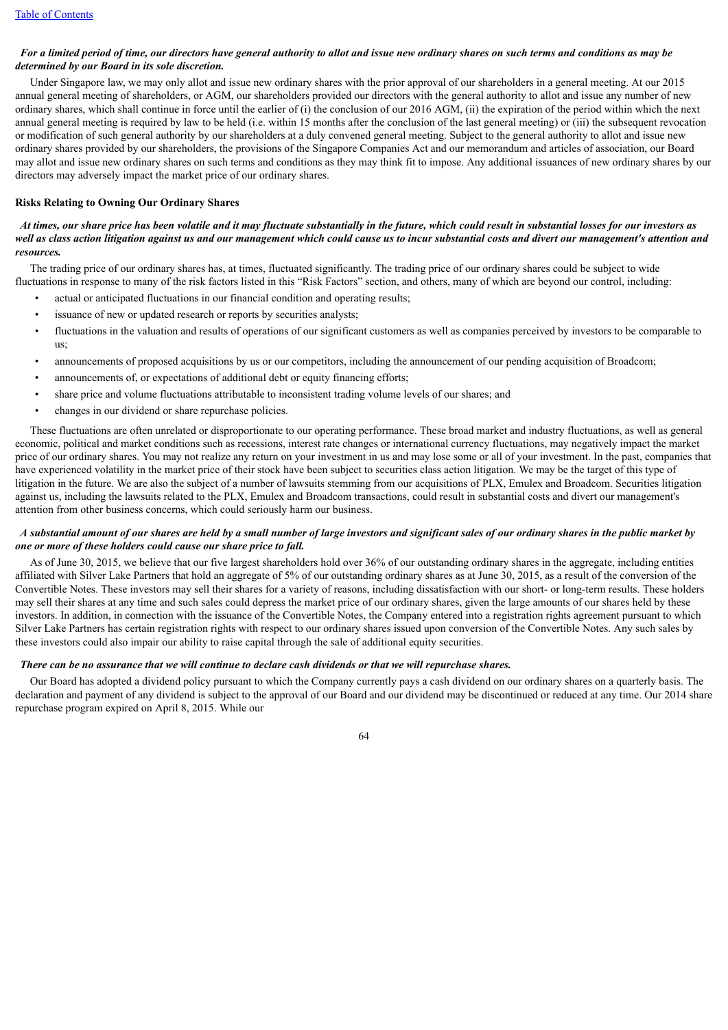***For a limited period of time, our directors have general authority to allot and issue new ordinary shares on such terms and conditions as may be determined by our Board in its sole discretion.***

Under Singapore law, we may only allot and issue new ordinary shares with the prior approval of our shareholders in a general meeting. At our 2015 annual general meeting of shareholders, or AGM, our shareholders provided our directors with the general authority to allot and issue any number of new ordinary shares, which shall continue in force until the earlier of (i) the conclusion of our 2016 AGM, (ii) the expiration of the period within which the next annual general meeting is required by law to be held (i.e. within 15 months after the conclusion of the last general meeting) or (iii) the subsequent revocation or modification of such general authority by our shareholders at a duly convened general meeting. Subject to the general authority to allot and issue new ordinary shares provided by our shareholders, the provisions of the Singapore Companies Act and our memorandum and articles of association, our Board may allot and issue new ordinary shares on such terms and conditions as they may think fit to impose. Any additional issuances of new ordinary shares by our directors may adversely impact the market price of our ordinary shares.

**Risks Relating to Owning Our Ordinary Shares**

***At times, our share price has been volatile and it may fluctuate substantially in the future, which could result in substantial losses for our investors as well as class action litigation against us and our management which could cause us to incur substantial costs and divert our management's attention and resources.***

The trading price of our ordinary shares has, at times, fluctuated significantly. The trading price of our ordinary shares could be subject to wide fluctuations in response to many of the risk factors listed in this "Risk Factors" section, and others, many of which are beyond our control, including:

- actual or anticipated fluctuations in our financial condition and operating results;
- issuance of new or updated research or reports by securities analysts;
- fluctuations in the valuation and results of operations of our significant customers as well as companies perceived by investors to be comparable to us;
- announcements of proposed acquisitions by us or our competitors, including the announcement of our pending acquisition of Broadcom;
- announcements of, or expectations of additional debt or equity financing efforts;
- share price and volume fluctuations attributable to inconsistent trading volume levels of our shares; and
- changes in our dividend or share repurchase policies.

These fluctuations are often unrelated or disproportionate to our operating performance. These broad market and industry fluctuations, as well as general economic, political and market conditions such as recessions, interest rate changes or international currency fluctuations, may negatively impact the market price of our ordinary shares. You may not realize any return on your investment in us and may lose some or all of your investment. In the past, companies that have experienced volatility in the market price of their stock have been subject to securities class action litigation. We may be the target of this type of litigation in the future. We are also the subject of a number of lawsuits stemming from our acquisitions of PLX, Emulex and Broadcom. Securities litigation against us, including the lawsuits related to the PLX, Emulex and Broadcom transactions, could result in substantial costs and divert our management's attention from other business concerns, which could seriously harm our business.

***A substantial amount of our shares are held by a small number of large investors and significant sales of our ordinary shares in the public market by one or more of these holders could cause our share price to fall.***

As of June 30, 2015, we believe that our five largest shareholders hold over 36% of our outstanding ordinary shares in the aggregate, including entities affiliated with Silver Lake Partners that hold an aggregate of 5% of our outstanding ordinary shares as at June 30, 2015, as a result of the conversion of the Convertible Notes. These investors may sell their shares for a variety of reasons, including dissatisfaction with our short- or long-term results. These holders may sell their shares at any time and such sales could depress the market price of our ordinary shares, given the large amounts of our shares held by these investors. In addition, in connection with the issuance of the Convertible Notes, the Company entered into a registration rights agreement pursuant to which Silver Lake Partners has certain registration rights with respect to our ordinary shares issued upon conversion of the Convertible Notes. Any such sales by these investors could also impair our ability to raise capital through the sale of additional equity securities.

***There can be no assurance that we will continue to declare cash dividends or that we will repurchase shares.***

Our Board has adopted a dividend policy pursuant to which the Company currently pays a cash dividend on our ordinary shares on a quarterly basis. The declaration and payment of any dividend is subject to the approval of our Board and our dividend may be discontinued or reduced at any time. Our 2014 share repurchase program expired on April 8, 2015. While our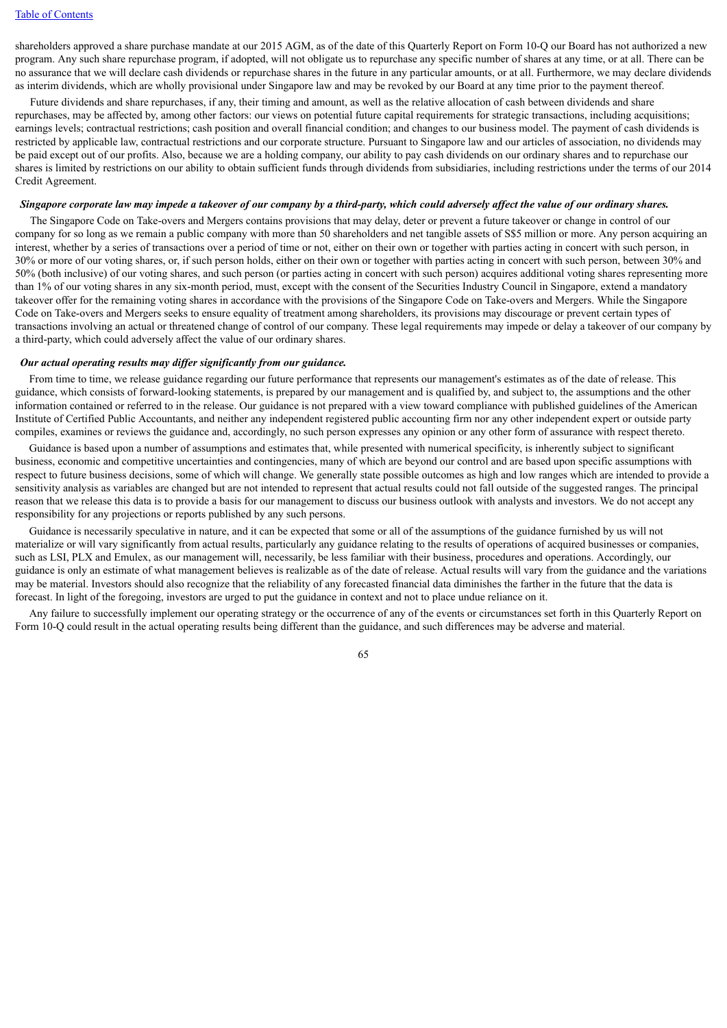shareholders approved a share purchase mandate at our 2015 AGM, as of the date of this Quarterly Report on Form 10-Q our Board has not authorized a new program. Any such share repurchase program, if adopted, will not obligate us to repurchase any specific number of shares at any time, or at all. There can be no assurance that we will declare cash dividends or repurchase shares in the future in any particular amounts, or at all. Furthermore, we may declare dividends as interim dividends, which are wholly provisional under Singapore law and may be revoked by our Board at any time prior to the payment thereof.

Future dividends and share repurchases, if any, their timing and amount, as well as the relative allocation of cash between dividends and share repurchases, may be affected by, among other factors: our views on potential future capital requirements for strategic transactions, including acquisitions; earnings levels; contractual restrictions; cash position and overall financial condition; and changes to our business model. The payment of cash dividends is restricted by applicable law, contractual restrictions and our corporate structure. Pursuant to Singapore law and our articles of association, no dividends may be paid except out of our profits. Also, because we are a holding company, our ability to pay cash dividends on our ordinary shares and to repurchase our shares is limited by restrictions on our ability to obtain sufficient funds through dividends from subsidiaries, including restrictions under the terms of our 2014 Credit Agreement.

***Singapore corporate law may impede a takeover of our company by a third-party, which could adversely affect the value of our ordinary shares.***

The Singapore Code on Take-overs and Mergers contains provisions that may delay, deter or prevent a future takeover or change in control of our company for so long as we remain a public company with more than 50 shareholders and net tangible assets of S$5 million or more. Any person acquiring an interest, whether by a series of transactions over a period of time or not, either on their own or together with parties acting in concert with such person, in 30% or more of our voting shares, or, if such person holds, either on their own or together with parties acting in concert with such person, between 30% and 50% (both inclusive) of our voting shares, and such person (or parties acting in concert with such person) acquires additional voting shares representing more than 1% of our voting shares in any six-month period, must, except with the consent of the Securities Industry Council in Singapore, extend a mandatory takeover offer for the remaining voting shares in accordance with the provisions of the Singapore Code on Take-overs and Mergers. While the Singapore Code on Take-overs and Mergers seeks to ensure equality of treatment among shareholders, its provisions may discourage or prevent certain types of transactions involving an actual or threatened change of control of our company. These legal requirements may impede or delay a takeover of our company by a third-party, which could adversely affect the value of our ordinary shares.

***Our actual operating results may differ significantly from our guidance.***

From time to time, we release guidance regarding our future performance that represents our management's estimates as of the date of release. This guidance, which consists of forward-looking statements, is prepared by our management and is qualified by, and subject to, the assumptions and the other information contained or referred to in the release. Our guidance is not prepared with a view toward compliance with published guidelines of the American Institute of Certified Public Accountants, and neither any independent registered public accounting firm nor any other independent expert or outside party compiles, examines or reviews the guidance and, accordingly, no such person expresses any opinion or any other form of assurance with respect thereto.

Guidance is based upon a number of assumptions and estimates that, while presented with numerical specificity, is inherently subject to significant business, economic and competitive uncertainties and contingencies, many of which are beyond our control and are based upon specific assumptions with respect to future business decisions, some of which will change. We generally state possible outcomes as high and low ranges which are intended to provide a sensitivity analysis as variables are changed but are not intended to represent that actual results could not fall outside of the suggested ranges. The principal reason that we release this data is to provide a basis for our management to discuss our business outlook with analysts and investors. We do not accept any responsibility for any projections or reports published by any such persons.

Guidance is necessarily speculative in nature, and it can be expected that some or all of the assumptions of the guidance furnished by us will not materialize or will vary significantly from actual results, particularly any guidance relating to the results of operations of acquired businesses or companies, such as LSI, PLX and Emulex, as our management will, necessarily, be less familiar with their business, procedures and operations. Accordingly, our guidance is only an estimate of what management believes is realizable as of the date of release. Actual results will vary from the guidance and the variations may be material. Investors should also recognize that the reliability of any forecasted financial data diminishes the farther in the future that the data is forecast. In light of the foregoing, investors are urged to put the guidance in context and not to place undue reliance on it.

Any failure to successfully implement our operating strategy or the occurrence of any of the events or circumstances set forth in this Quarterly Report on Form 10-Q could result in the actual operating results being different than the guidance, and such differences may be adverse and material.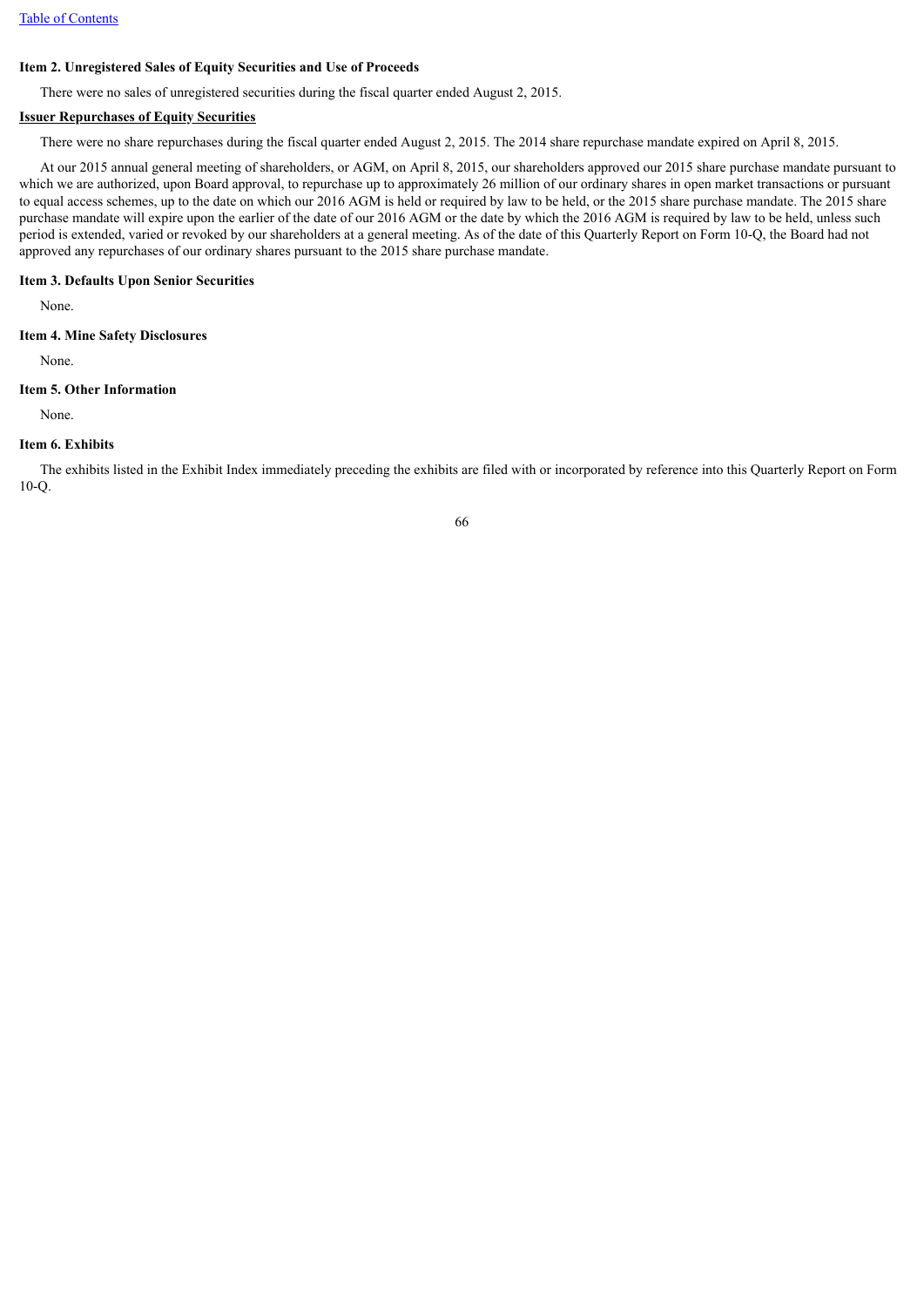**Item 2. Unregistered Sales of Equity Securities and Use of Proceeds**

There were no sales of unregistered securities during the fiscal quarter ended August 2, 2015.

**Issuer Repurchases of Equity Securities**

There were no share repurchases during the fiscal quarter ended August 2, 2015. The 2014 share repurchase mandate expired on April 8, 2015.

At our 2015 annual general meeting of shareholders, or AGM, on April 8, 2015, our shareholders approved our 2015 share purchase mandate pursuant to which we are authorized, upon Board approval, to repurchase up to approximately 26 million of our ordinary shares in open market transactions or pursuant to equal access schemes, up to the date on which our 2016 AGM is held or required by law to be held, or the 2015 share purchase mandate. The 2015 share purchase mandate will expire upon the earlier of the date of our 2016 AGM or the date by which the 2016 AGM is required by law to be held, unless such period is extended, varied or revoked by our shareholders at a general meeting. As of the date of this Quarterly Report on Form 10-Q, the Board had not approved any repurchases of our ordinary shares pursuant to the 2015 share purchase mandate.

**Item 3. Defaults Upon Senior Securities**

None.

**Item 4. Mine Safety Disclosures**

None.

**Item 5. Other Information**

None.

**Item 6. Exhibits**

The exhibits listed in the Exhibit Index immediately preceding the exhibits are filed with or incorporated by reference into this Quarterly Report on Form 10-Q.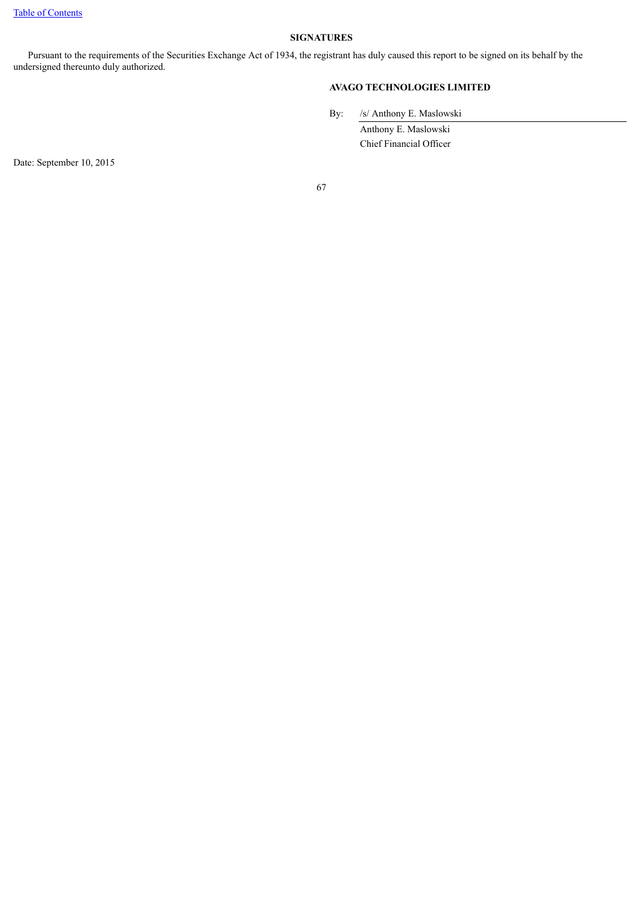## SIGNATURES

Pursuant to the requirements of the Securities Exchange Act of 1934, the registrant has duly caused this report to be signed on its behalf by the undersigned thereunto duly authorized.

**AVAGO TECHNOLOGIES LIMITED**

By: /s/ Anthony E. Maslowski

Anthony E. Maslowski
Chief Financial Officer

Date: September 10, 2015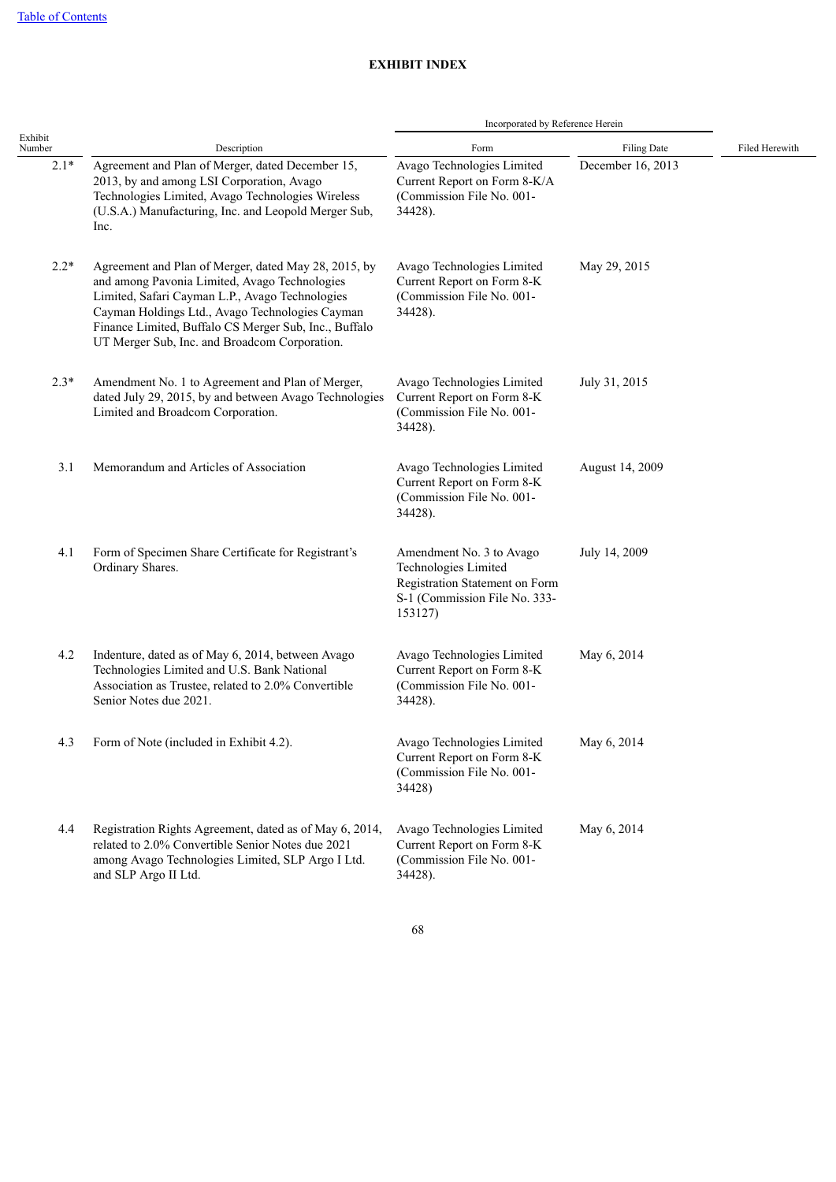[Table of Contents](#)

**EXHIBIT INDEX**

| Exhibit Number | Description | Incorporated by Reference Herein | | Filed Herewith |
|---|---|---|---|---|
| | | Form | Filing Date | |
| 2.1* | Agreement and Plan of Merger, dated December 15, 2013, by and among LSI Corporation, Avago Technologies Limited, Avago Technologies Wireless (U.S.A.) Manufacturing, Inc. and Leopold Merger Sub, Inc. | Avago Technologies Limited Current Report on Form 8-K/A (Commission File No. 001-34428). | December 16, 2013 | |
| 2.2* | Agreement and Plan of Merger, dated May 28, 2015, by and among Pavonia Limited, Avago Technologies Limited, Safari Cayman L.P., Avago Technologies Cayman Holdings Ltd., Avago Technologies Cayman Finance Limited, Buffalo CS Merger Sub, Inc., Buffalo UT Merger Sub, Inc. and Broadcom Corporation. | Avago Technologies Limited Current Report on Form 8-K (Commission File No. 001-34428). | May 29, 2015 | |
| 2.3* | Amendment No. 1 to Agreement and Plan of Merger, dated July 29, 2015, by and between Avago Technologies Limited and Broadcom Corporation. | Avago Technologies Limited Current Report on Form 8-K (Commission File No. 001-34428). | July 31, 2015 | |
| 3.1 | Memorandum and Articles of Association | Avago Technologies Limited Current Report on Form 8-K (Commission File No. 001-34428). | August 14, 2009 | |
| 4.1 | Form of Specimen Share Certificate for Registrant's Ordinary Shares. | Amendment No. 3 to Avago Technologies Limited Registration Statement on Form S-1 (Commission File No. 333-153127) | July 14, 2009 | |
| 4.2 | Indenture, dated as of May 6, 2014, between Avago Technologies Limited and U.S. Bank National Association as Trustee, related to 2.0% Convertible Senior Notes due 2021. | Avago Technologies Limited Current Report on Form 8-K (Commission File No. 001-34428). | May 6, 2014 | |
| 4.3 | Form of Note (included in Exhibit 4.2). | Avago Technologies Limited Current Report on Form 8-K (Commission File No. 001-34428) | May 6, 2014 | |
| 4.4 | Registration Rights Agreement, dated as of May 6, 2014, related to 2.0% Convertible Senior Notes due 2021 among Avago Technologies Limited, SLP Argo I Ltd. and SLP Argo II Ltd. | Avago Technologies Limited Current Report on Form 8-K (Commission File No. 001-34428). | May 6, 2014 | |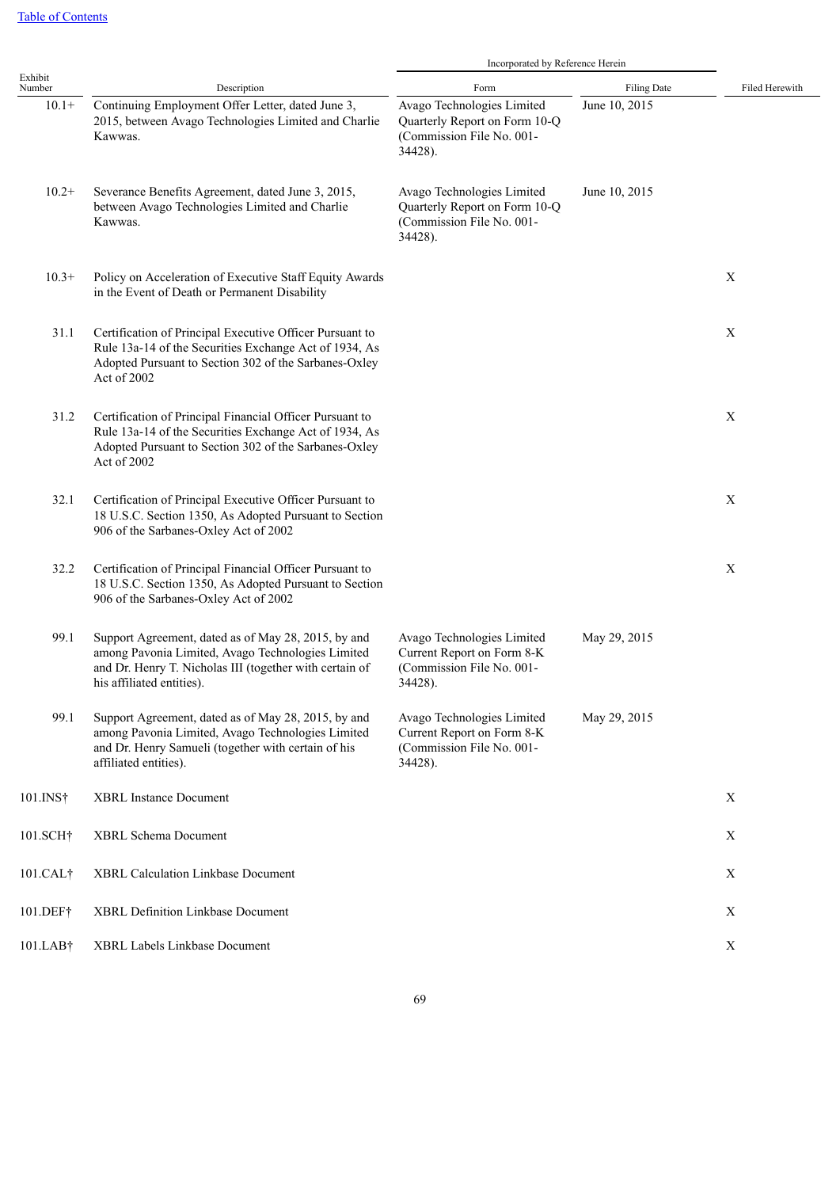[Table of Contents](#)

| Exhibit Number | Description | Incorporated by Reference Herein | | Filed Herewith |
|---|---|---|---|---|
| | | Form | Filing Date | |
| 10.1+ | Continuing Employment Offer Letter, dated June 3, 2015, between Avago Technologies Limited and Charlie Kawwas. | Avago Technologies Limited Quarterly Report on Form 10-Q (Commission File No. 001-34428). | June 10, 2015 | |
| 10.2+ | Severance Benefits Agreement, dated June 3, 2015, between Avago Technologies Limited and Charlie Kawwas. | Avago Technologies Limited Quarterly Report on Form 10-Q (Commission File No. 001-34428). | June 10, 2015 | |
| 10.3+ | Policy on Acceleration of Executive Staff Equity Awards in the Event of Death or Permanent Disability | | | X |
| 31.1 | Certification of Principal Executive Officer Pursuant to Rule 13a-14 of the Securities Exchange Act of 1934, As Adopted Pursuant to Section 302 of the Sarbanes-Oxley Act of 2002 | | | X |
| 31.2 | Certification of Principal Financial Officer Pursuant to Rule 13a-14 of the Securities Exchange Act of 1934, As Adopted Pursuant to Section 302 of the Sarbanes-Oxley Act of 2002 | | | X |
| 32.1 | Certification of Principal Executive Officer Pursuant to 18 U.S.C. Section 1350, As Adopted Pursuant to Section 906 of the Sarbanes-Oxley Act of 2002 | | | X |
| 32.2 | Certification of Principal Financial Officer Pursuant to 18 U.S.C. Section 1350, As Adopted Pursuant to Section 906 of the Sarbanes-Oxley Act of 2002 | | | X |
| 99.1 | Support Agreement, dated as of May 28, 2015, by and among Pavonia Limited, Avago Technologies Limited and Dr. Henry T. Nicholas III (together with certain of his affiliated entities). | Avago Technologies Limited Current Report on Form 8-K (Commission File No. 001-34428). | May 29, 2015 | |
| 99.1 | Support Agreement, dated as of May 28, 2015, by and among Pavonia Limited, Avago Technologies Limited and Dr. Henry Samueli (together with certain of his affiliated entities). | Avago Technologies Limited Current Report on Form 8-K (Commission File No. 001-34428). | May 29, 2015 | |
| 101.INS† | XBRL Instance Document | | | X |
| 101.SCH† | XBRL Schema Document | | | X |
| 101.CAL† | XBRL Calculation Linkbase Document | | | X |
| 101.DEF† | XBRL Definition Linkbase Document | | | X |
| 101.LAB† | XBRL Labels Linkbase Document | | | X |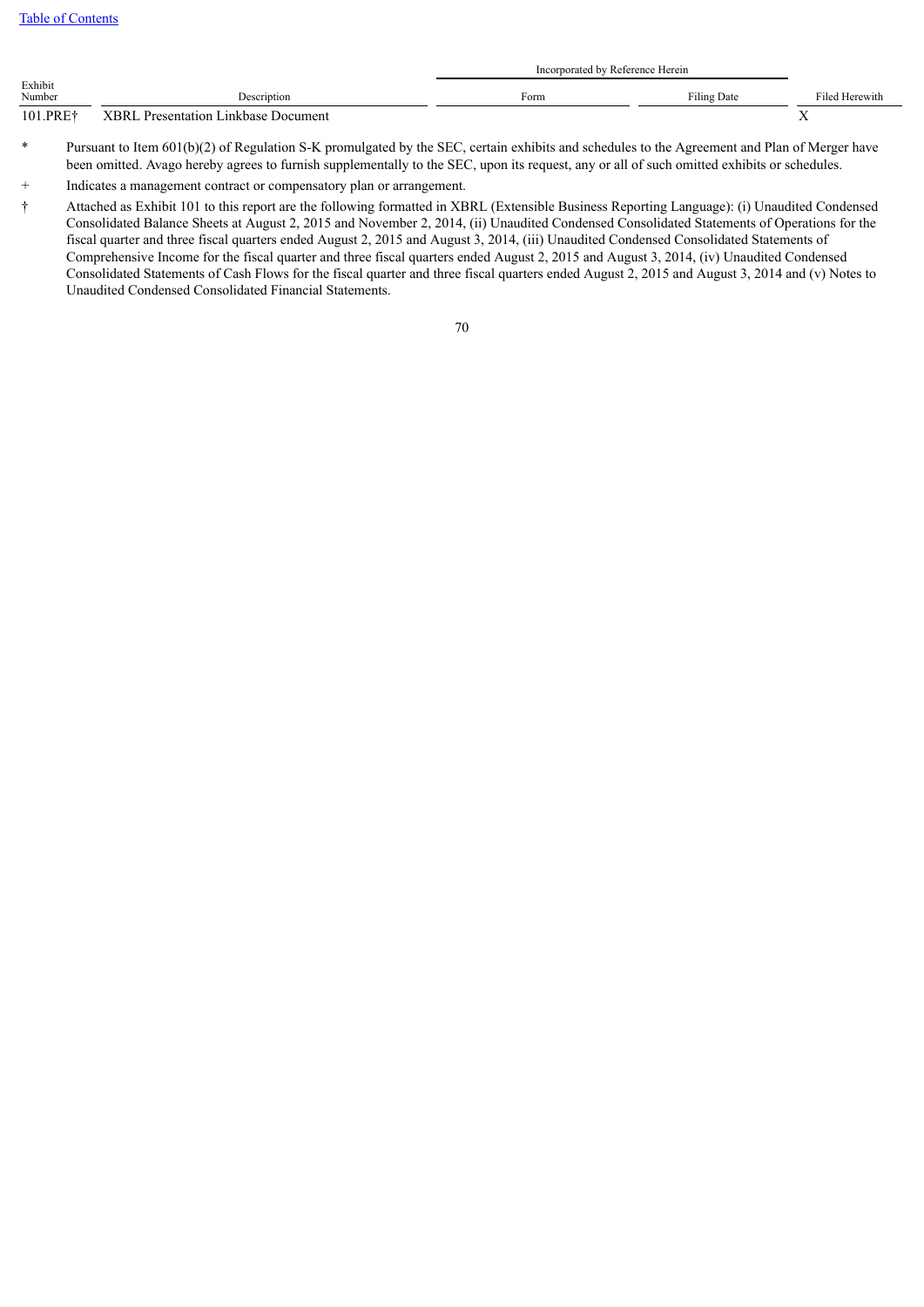| Exhibit Number | Description | Incorporated by Reference Herein | | Filed Herewith |
|---|---|---|---|---|
| | | Form | Filing Date | |
| 101.PRE† | XBRL Presentation Linkbase Document | | | X |

\* Pursuant to Item 601(b)(2) of Regulation S-K promulgated by the SEC, certain exhibits and schedules to the Agreement and Plan of Merger have been omitted. Avago hereby agrees to furnish supplementally to the SEC, upon its request, any or all of such omitted exhibits or schedules.

\+ Indicates a management contract or compensatory plan or arrangement.

† Attached as Exhibit 101 to this report are the following formatted in XBRL (Extensible Business Reporting Language): (i) Unaudited Condensed Consolidated Balance Sheets at August 2, 2015 and November 2, 2014, (ii) Unaudited Condensed Consolidated Statements of Operations for the fiscal quarter and three fiscal quarters ended August 2, 2015 and August 3, 2014, (iii) Unaudited Condensed Consolidated Statements of Comprehensive Income for the fiscal quarter and three fiscal quarters ended August 2, 2015 and August 3, 2014, (iv) Unaudited Condensed Consolidated Statements of Cash Flows for the fiscal quarter and three fiscal quarters ended August 2, 2015 and August 3, 2014 and (v) Notes to Unaudited Condensed Consolidated Financial Statements.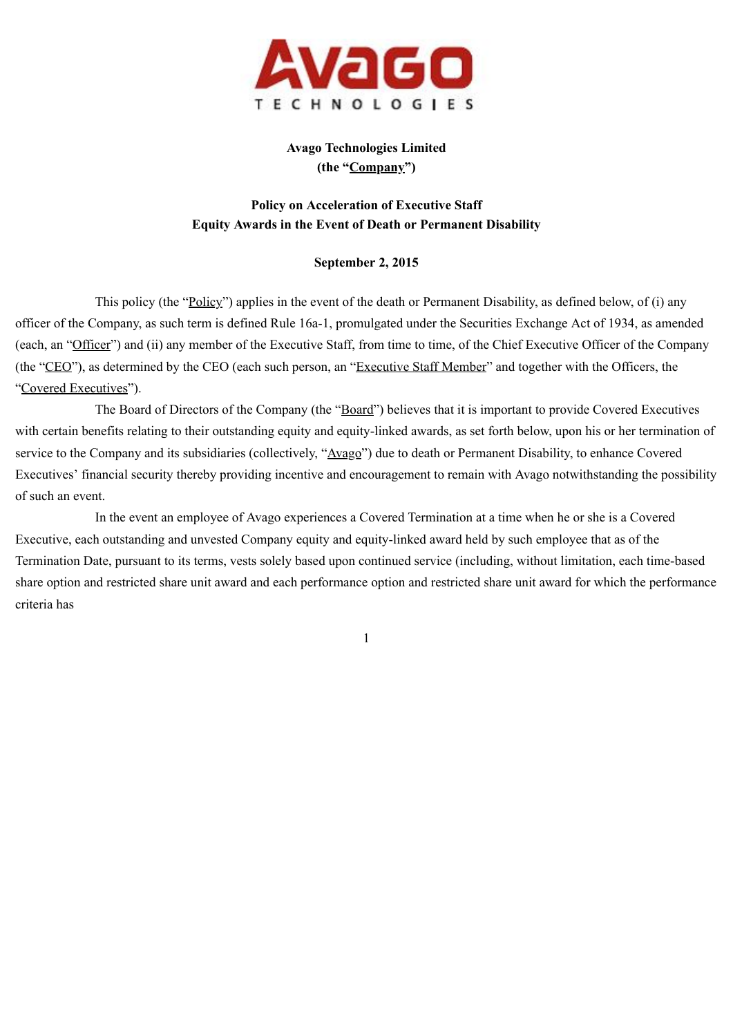**Avago Technologies Limited**
**(the "Company")**

**Policy on Acceleration of Executive Staff**
**Equity Awards in the Event of Death or Permanent Disability**

**September 2, 2015**

This policy (the "Policy") applies in the event of the death or Permanent Disability, as defined below, of (i) any officer of the Company, as such term is defined Rule 16a-1, promulgated under the Securities Exchange Act of 1934, as amended (each, an "Officer") and (ii) any member of the Executive Staff, from time to time, of the Chief Executive Officer of the Company (the "CEO"), as determined by the CEO (each such person, an "Executive Staff Member" and together with the Officers, the "Covered Executives").

The Board of Directors of the Company (the "Board") believes that it is important to provide Covered Executives with certain benefits relating to their outstanding equity and equity-linked awards, as set forth below, upon his or her termination of service to the Company and its subsidiaries (collectively, "Avago") due to death or Permanent Disability, to enhance Covered Executives' financial security thereby providing incentive and encouragement to remain with Avago notwithstanding the possibility of such an event.

In the event an employee of Avago experiences a Covered Termination at a time when he or she is a Covered Executive, each outstanding and unvested Company equity and equity-linked award held by such employee that as of the Termination Date, pursuant to its terms, vests solely based upon continued service (including, without limitation, each time-based share option and restricted share unit award and each performance option and restricted share unit award for which the performance criteria has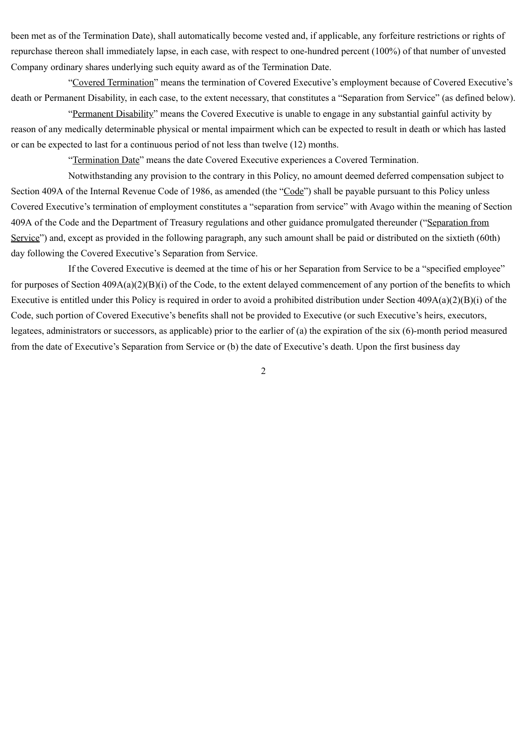been met as of the Termination Date), shall automatically become vested and, if applicable, any forfeiture restrictions or rights of repurchase thereon shall immediately lapse, in each case, with respect to one-hundred percent (100%) of that number of unvested Company ordinary shares underlying such equity award as of the Termination Date.

"Covered Termination" means the termination of Covered Executive's employment because of Covered Executive's death or Permanent Disability, in each case, to the extent necessary, that constitutes a "Separation from Service" (as defined below).

"Permanent Disability" means the Covered Executive is unable to engage in any substantial gainful activity by reason of any medically determinable physical or mental impairment which can be expected to result in death or which has lasted or can be expected to last for a continuous period of not less than twelve (12) months.

"Termination Date" means the date Covered Executive experiences a Covered Termination.

Notwithstanding any provision to the contrary in this Policy, no amount deemed deferred compensation subject to Section 409A of the Internal Revenue Code of 1986, as amended (the "Code") shall be payable pursuant to this Policy unless Covered Executive's termination of employment constitutes a "separation from service" with Avago within the meaning of Section 409A of the Code and the Department of Treasury regulations and other guidance promulgated thereunder ("Separation from Service") and, except as provided in the following paragraph, any such amount shall be paid or distributed on the sixtieth (60th) day following the Covered Executive's Separation from Service.

If the Covered Executive is deemed at the time of his or her Separation from Service to be a "specified employee" for purposes of Section 409A(a)(2)(B)(i) of the Code, to the extent delayed commencement of any portion of the benefits to which Executive is entitled under this Policy is required in order to avoid a prohibited distribution under Section 409A(a)(2)(B)(i) of the Code, such portion of Covered Executive's benefits shall not be provided to Executive (or such Executive's heirs, executors, legatees, administrators or successors, as applicable) prior to the earlier of (a) the expiration of the six (6)-month period measured from the date of Executive's Separation from Service or (b) the date of Executive's death. Upon the first business day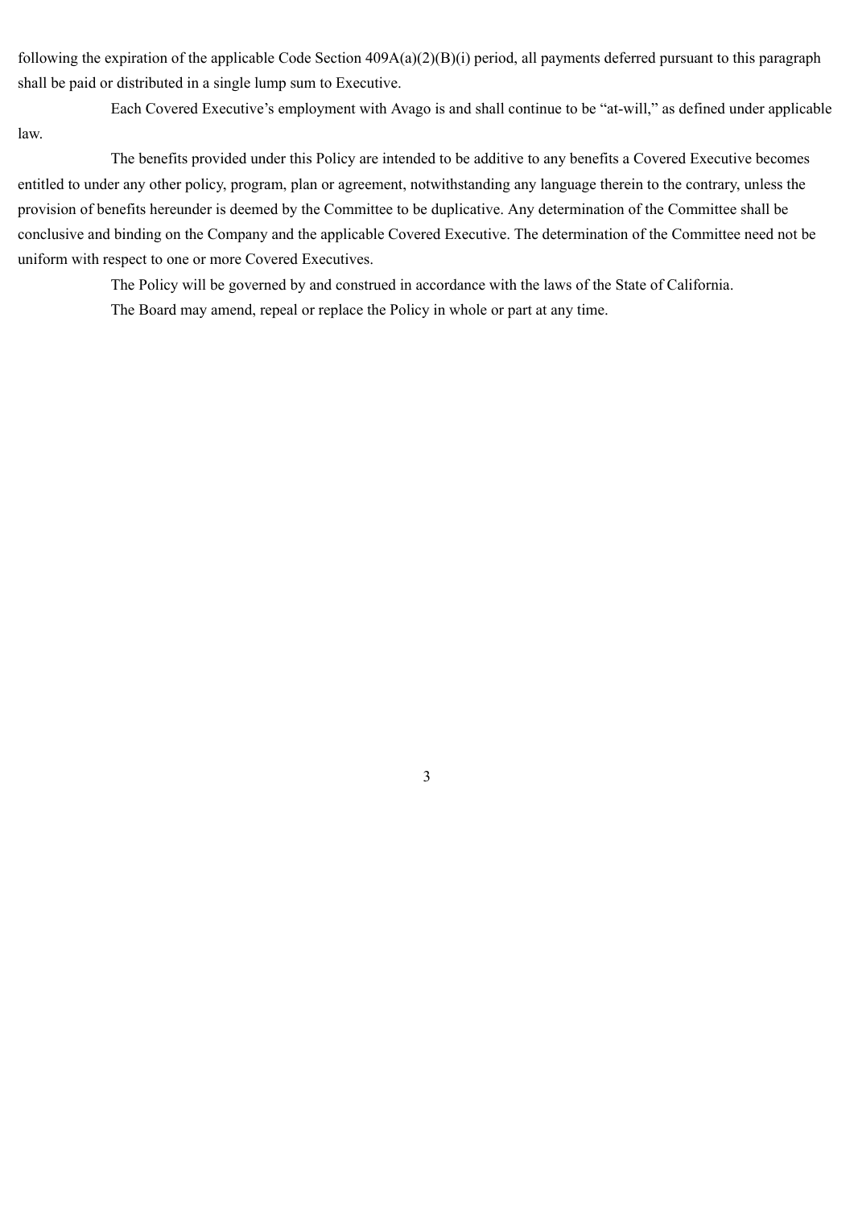following the expiration of the applicable Code Section 409A(a)(2)(B)(i) period, all payments deferred pursuant to this paragraph shall be paid or distributed in a single lump sum to Executive.

Each Covered Executive's employment with Avago is and shall continue to be "at-will," as defined under applicable law.

The benefits provided under this Policy are intended to be additive to any benefits a Covered Executive becomes entitled to under any other policy, program, plan or agreement, notwithstanding any language therein to the contrary, unless the provision of benefits hereunder is deemed by the Committee to be duplicative. Any determination of the Committee shall be conclusive and binding on the Company and the applicable Covered Executive. The determination of the Committee need not be uniform with respect to one or more Covered Executives.

The Policy will be governed by and construed in accordance with the laws of the State of California.

The Board may amend, repeal or replace the Policy in whole or part at any time.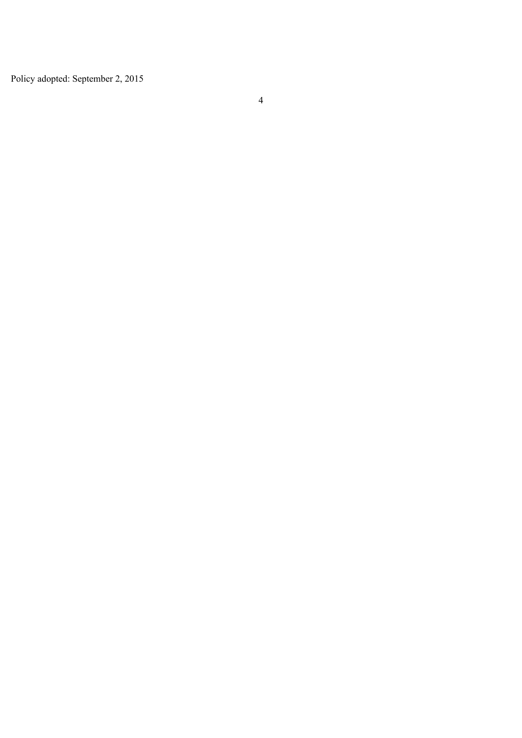Policy adopted: September 2, 2015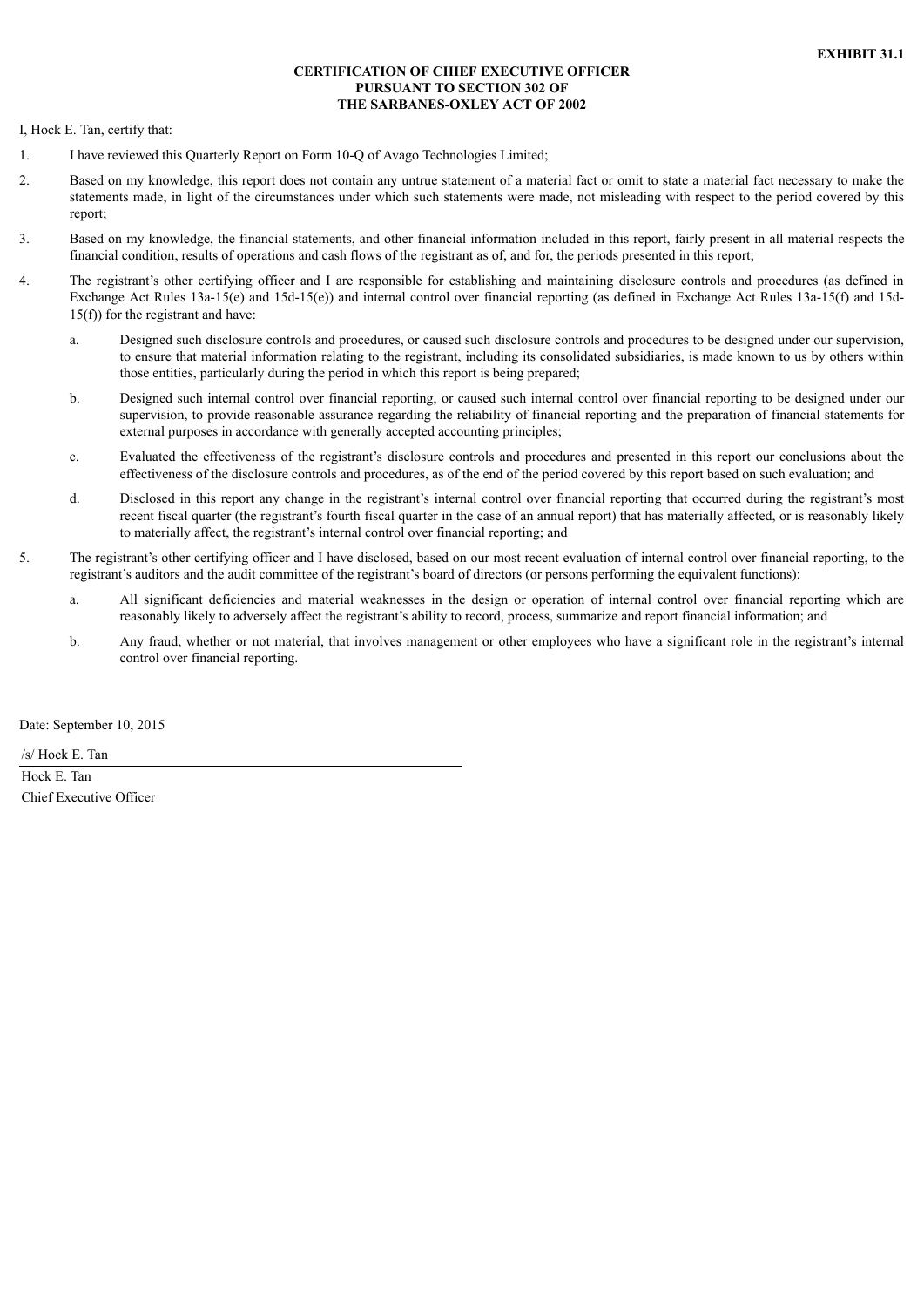**EXHIBIT 31.1**

**CERTIFICATION OF CHIEF EXECUTIVE OFFICER PURSUANT TO SECTION 302 OF THE SARBANES-OXLEY ACT OF 2002**

I, Hock E. Tan, certify that:

1. I have reviewed this Quarterly Report on Form 10-Q of Avago Technologies Limited;

2. Based on my knowledge, this report does not contain any untrue statement of a material fact or omit to state a material fact necessary to make the statements made, in light of the circumstances under which such statements were made, not misleading with respect to the period covered by this report;

3. Based on my knowledge, the financial statements, and other financial information included in this report, fairly present in all material respects the financial condition, results of operations and cash flows of the registrant as of, and for, the periods presented in this report;

4. The registrant's other certifying officer and I are responsible for establishing and maintaining disclosure controls and procedures (as defined in Exchange Act Rules 13a-15(e) and 15d-15(e)) and internal control over financial reporting (as defined in Exchange Act Rules 13a-15(f) and 15d-15(f)) for the registrant and have:

   a. Designed such disclosure controls and procedures, or caused such disclosure controls and procedures to be designed under our supervision, to ensure that material information relating to the registrant, including its consolidated subsidiaries, is made known to us by others within those entities, particularly during the period in which this report is being prepared;

   b. Designed such internal control over financial reporting, or caused such internal control over financial reporting to be designed under our supervision, to provide reasonable assurance regarding the reliability of financial reporting and the preparation of financial statements for external purposes in accordance with generally accepted accounting principles;

   c. Evaluated the effectiveness of the registrant's disclosure controls and procedures and presented in this report our conclusions about the effectiveness of the disclosure controls and procedures, as of the end of the period covered by this report based on such evaluation; and

   d. Disclosed in this report any change in the registrant's internal control over financial reporting that occurred during the registrant's most recent fiscal quarter (the registrant's fourth fiscal quarter in the case of an annual report) that has materially affected, or is reasonably likely to materially affect, the registrant's internal control over financial reporting; and

5. The registrant's other certifying officer and I have disclosed, based on our most recent evaluation of internal control over financial reporting, to the registrant's auditors and the audit committee of the registrant's board of directors (or persons performing the equivalent functions):

   a. All significant deficiencies and material weaknesses in the design or operation of internal control over financial reporting which are reasonably likely to adversely affect the registrant's ability to record, process, summarize and report financial information; and

   b. Any fraud, whether or not material, that involves management or other employees who have a significant role in the registrant's internal control over financial reporting.

Date: September 10, 2015

/s/ Hock E. Tan

Hock E. Tan
Chief Executive Officer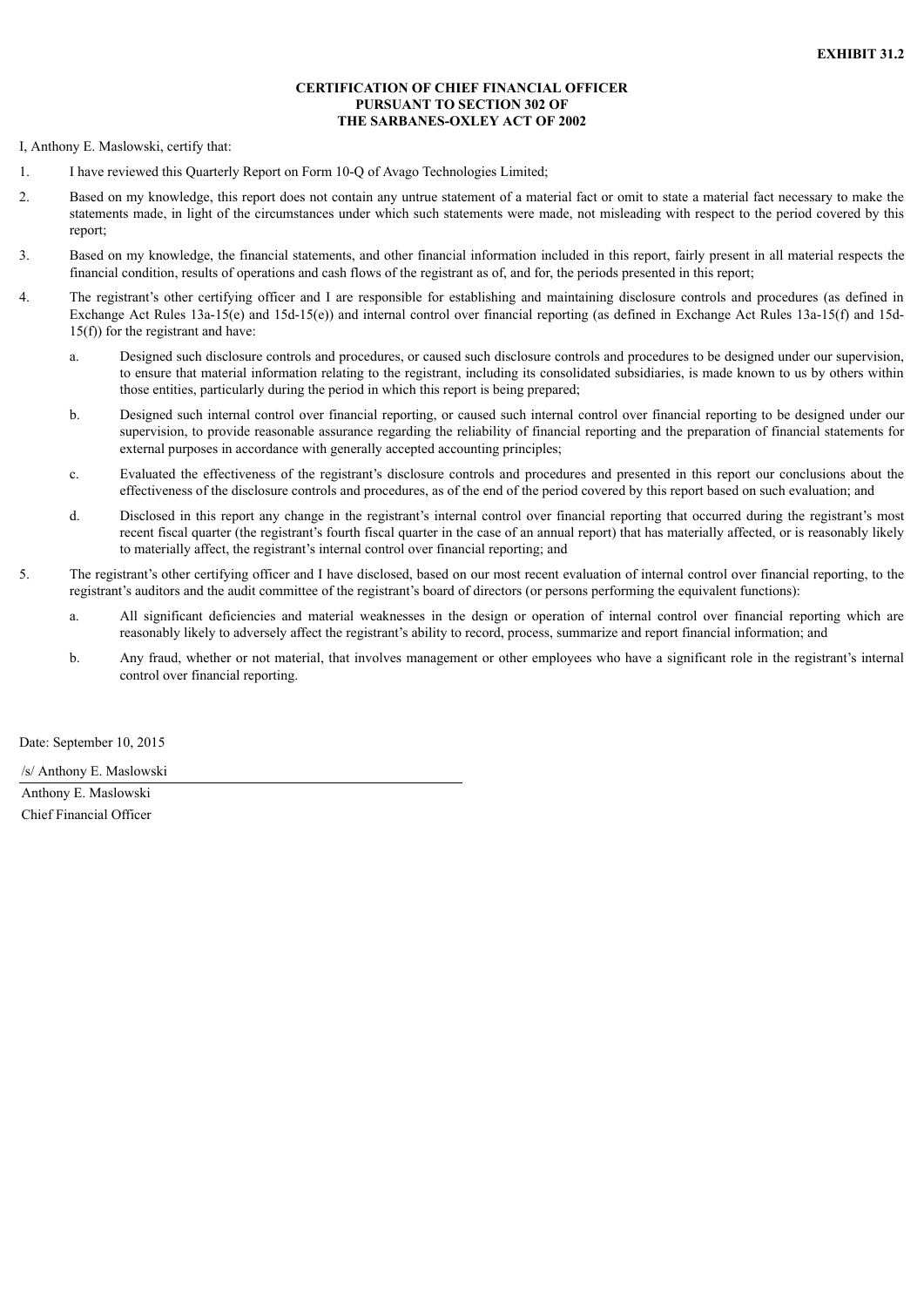**EXHIBIT 31.2**

**CERTIFICATION OF CHIEF FINANCIAL OFFICER**
**PURSUANT TO SECTION 302 OF**
**THE SARBANES-OXLEY ACT OF 2002**

I, Anthony E. Maslowski, certify that:

1. I have reviewed this Quarterly Report on Form 10-Q of Avago Technologies Limited;

2. Based on my knowledge, this report does not contain any untrue statement of a material fact or omit to state a material fact necessary to make the statements made, in light of the circumstances under which such statements were made, not misleading with respect to the period covered by this report;

3. Based on my knowledge, the financial statements, and other financial information included in this report, fairly present in all material respects the financial condition, results of operations and cash flows of the registrant as of, and for, the periods presented in this report;

4. The registrant's other certifying officer and I are responsible for establishing and maintaining disclosure controls and procedures (as defined in Exchange Act Rules 13a-15(e) and 15d-15(e)) and internal control over financial reporting (as defined in Exchange Act Rules 13a-15(f) and 15d-15(f)) for the registrant and have:

   a. Designed such disclosure controls and procedures, or caused such disclosure controls and procedures to be designed under our supervision, to ensure that material information relating to the registrant, including its consolidated subsidiaries, is made known to us by others within those entities, particularly during the period in which this report is being prepared;

   b. Designed such internal control over financial reporting, or caused such internal control over financial reporting to be designed under our supervision, to provide reasonable assurance regarding the reliability of financial reporting and the preparation of financial statements for external purposes in accordance with generally accepted accounting principles;

   c. Evaluated the effectiveness of the registrant's disclosure controls and procedures and presented in this report our conclusions about the effectiveness of the disclosure controls and procedures, as of the end of the period covered by this report based on such evaluation; and

   d. Disclosed in this report any change in the registrant's internal control over financial reporting that occurred during the registrant's most recent fiscal quarter (the registrant's fourth fiscal quarter in the case of an annual report) that has materially affected, or is reasonably likely to materially affect, the registrant's internal control over financial reporting; and

5. The registrant's other certifying officer and I have disclosed, based on our most recent evaluation of internal control over financial reporting, to the registrant's auditors and the audit committee of the registrant's board of directors (or persons performing the equivalent functions):

   a. All significant deficiencies and material weaknesses in the design or operation of internal control over financial reporting which are reasonably likely to adversely affect the registrant's ability to record, process, summarize and report financial information; and

   b. Any fraud, whether or not material, that involves management or other employees who have a significant role in the registrant's internal control over financial reporting.

Date: September 10, 2015

/s/ Anthony E. Maslowski

Anthony E. Maslowski
Chief Financial Officer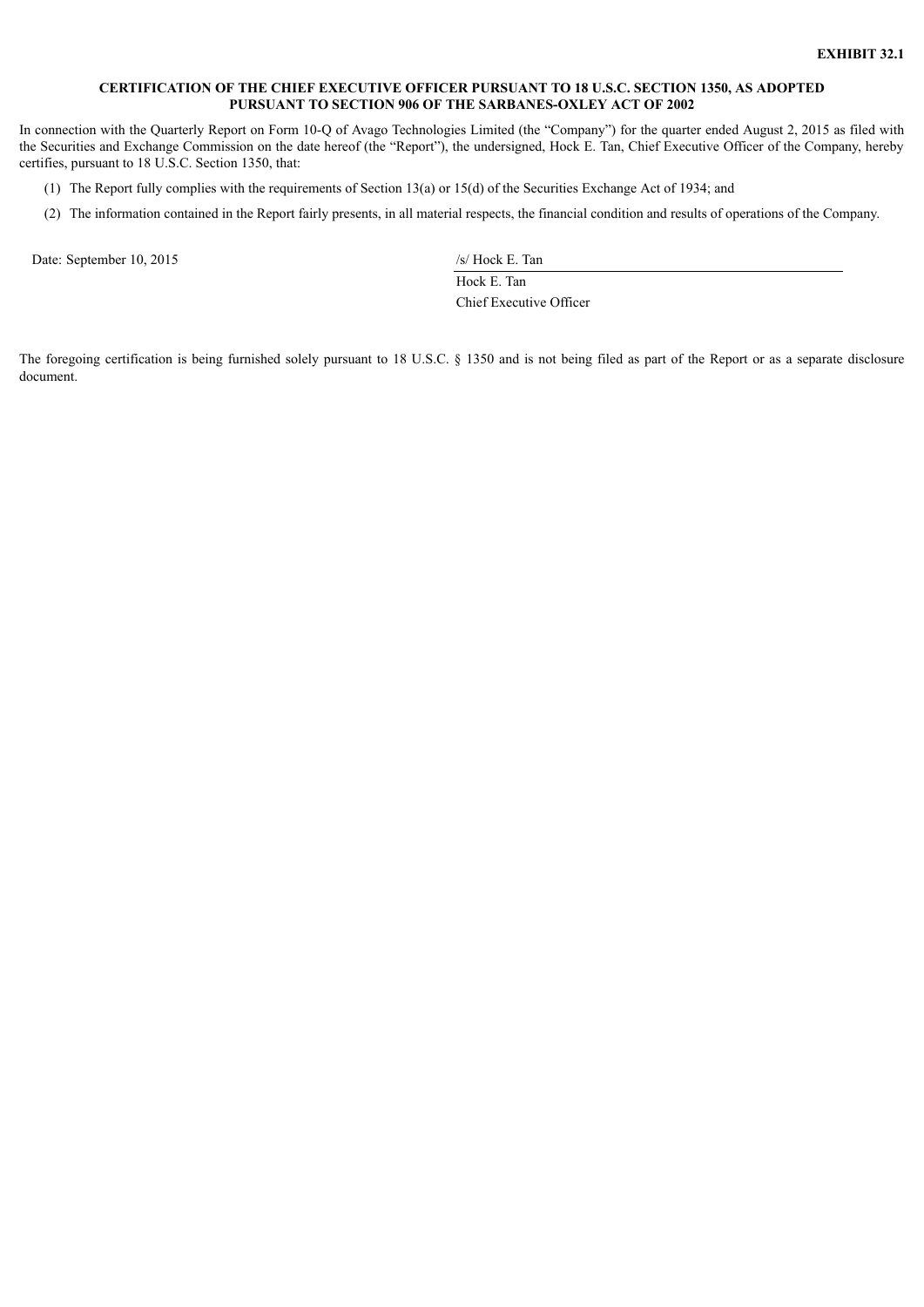**EXHIBIT 32.1**

**CERTIFICATION OF THE CHIEF EXECUTIVE OFFICER PURSUANT TO 18 U.S.C. SECTION 1350, AS ADOPTED PURSUANT TO SECTION 906 OF THE SARBANES-OXLEY ACT OF 2002**

In connection with the Quarterly Report on Form 10-Q of Avago Technologies Limited (the "Company") for the quarter ended August 2, 2015 as filed with the Securities and Exchange Commission on the date hereof (the "Report"), the undersigned, Hock E. Tan, Chief Executive Officer of the Company, hereby certifies, pursuant to 18 U.S.C. Section 1350, that:

(1) The Report fully complies with the requirements of Section 13(a) or 15(d) of the Securities Exchange Act of 1934; and

(2) The information contained in the Report fairly presents, in all material respects, the financial condition and results of operations of the Company.

Date: September 10, 2015

/s/ Hock E. Tan

Hock E. Tan

Chief Executive Officer

The foregoing certification is being furnished solely pursuant to 18 U.S.C. § 1350 and is not being filed as part of the Report or as a separate disclosure document.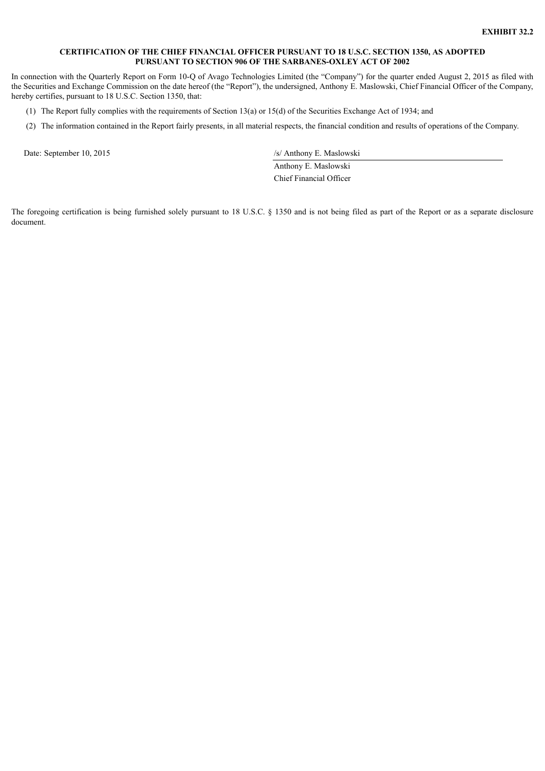**EXHIBIT 32.2**

**CERTIFICATION OF THE CHIEF FINANCIAL OFFICER PURSUANT TO 18 U.S.C. SECTION 1350, AS ADOPTED PURSUANT TO SECTION 906 OF THE SARBANES-OXLEY ACT OF 2002**

In connection with the Quarterly Report on Form 10-Q of Avago Technologies Limited (the "Company") for the quarter ended August 2, 2015 as filed with the Securities and Exchange Commission on the date hereof (the "Report"), the undersigned, Anthony E. Maslowski, Chief Financial Officer of the Company, hereby certifies, pursuant to 18 U.S.C. Section 1350, that:

(1) The Report fully complies with the requirements of Section 13(a) or 15(d) of the Securities Exchange Act of 1934; and

(2) The information contained in the Report fairly presents, in all material respects, the financial condition and results of operations of the Company.

Date: September 10, 2015

/s/ Anthony E. Maslowski

Anthony E. Maslowski

Chief Financial Officer

The foregoing certification is being furnished solely pursuant to 18 U.S.C. § 1350 and is not being filed as part of the Report or as a separate disclosure document.